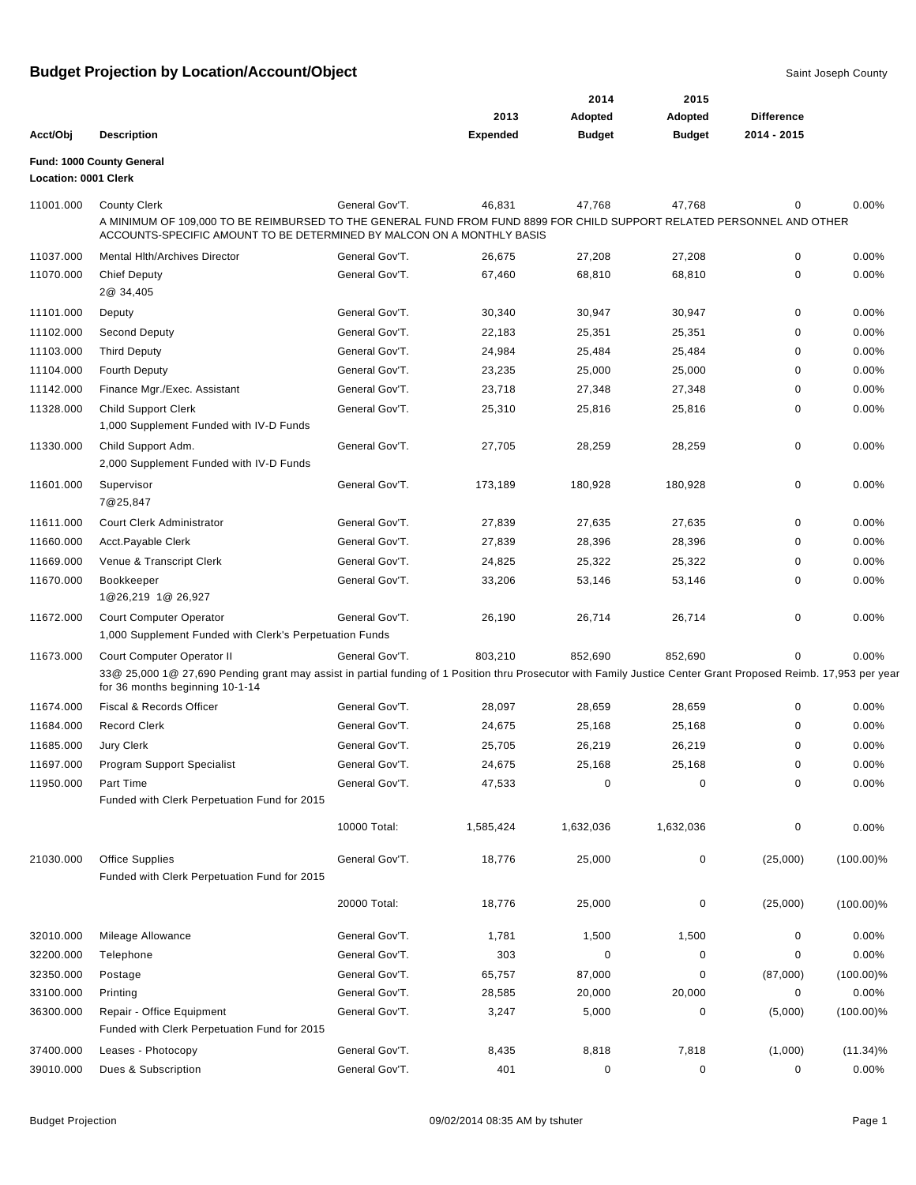# Budget Projection by Location/Account/Object

Saint Joseph County

| Acct/Obj | Description | | 2013 Expended | 2014 Adopted Budget | 2015 Adopted Budget | Difference 2014 - 2015 | |
|---|---|---|---|---|---|---|---|
| **Fund: 1000 County General** | | | | | | | |
| **Location: 0001 Clerk** | | | | | | | |
| 11001.000 | County Clerk | General Gov'T. | 46,831 | 47,768 | 47,768 | 0 | 0.00% |
| | A MINIMUM OF 109,000 TO BE REIMBURSED TO THE GENERAL FUND FROM FUND 8899 FOR CHILD SUPPORT RELATED PERSONNEL AND OTHER ACCOUNTS-SPECIFIC AMOUNT TO BE DETERMINED BY MALCON ON A MONTHLY BASIS | | | | | | |
| 11037.000 | Mental Hlth/Archives Director | General Gov'T. | 26,675 | 27,208 | 27,208 | 0 | 0.00% |
| 11070.000 | Chief Deputy<br>2@ 34,405 | General Gov'T. | 67,460 | 68,810 | 68,810 | 0 | 0.00% |
| 11101.000 | Deputy | General Gov'T. | 30,340 | 30,947 | 30,947 | 0 | 0.00% |
| 11102.000 | Second Deputy | General Gov'T. | 22,183 | 25,351 | 25,351 | 0 | 0.00% |
| 11103.000 | Third Deputy | General Gov'T. | 24,984 | 25,484 | 25,484 | 0 | 0.00% |
| 11104.000 | Fourth Deputy | General Gov'T. | 23,235 | 25,000 | 25,000 | 0 | 0.00% |
| 11142.000 | Finance Mgr./Exec. Assistant | General Gov'T. | 23,718 | 27,348 | 27,348 | 0 | 0.00% |
| 11328.000 | Child Support Clerk<br>1,000 Supplement Funded with IV-D Funds | General Gov'T. | 25,310 | 25,816 | 25,816 | 0 | 0.00% |
| 11330.000 | Child Support Adm.<br>2,000 Supplement Funded with IV-D Funds | General Gov'T. | 27,705 | 28,259 | 28,259 | 0 | 0.00% |
| 11601.000 | Supervisor<br>7@25,847 | General Gov'T. | 173,189 | 180,928 | 180,928 | 0 | 0.00% |
| 11611.000 | Court Clerk Administrator | General Gov'T. | 27,839 | 27,635 | 27,635 | 0 | 0.00% |
| 11660.000 | Acct.Payable Clerk | General Gov'T. | 27,839 | 28,396 | 28,396 | 0 | 0.00% |
| 11669.000 | Venue & Transcript Clerk | General Gov'T. | 24,825 | 25,322 | 25,322 | 0 | 0.00% |
| 11670.000 | Bookkeeper<br>1@26,219 1@ 26,927 | General Gov'T. | 33,206 | 53,146 | 53,146 | 0 | 0.00% |
| 11672.000 | Court Computer Operator<br>1,000 Supplement Funded with Clerk's Perpetuation Funds | General Gov'T. | 26,190 | 26,714 | 26,714 | 0 | 0.00% |
| 11673.000 | Court Computer Operator II | General Gov'T. | 803,210 | 852,690 | 852,690 | 0 | 0.00% |
| | 33@ 25,000 1@ 27,690 Pending grant may assist in partial funding of 1 Position thru Prosecutor with Family Justice Center Grant Proposed Reimb. 17,953 per year for 36 months beginning 10-1-14 | | | | | | |
| 11674.000 | Fiscal & Records Officer | General Gov'T. | 28,097 | 28,659 | 28,659 | 0 | 0.00% |
| 11684.000 | Record Clerk | General Gov'T. | 24,675 | 25,168 | 25,168 | 0 | 0.00% |
| 11685.000 | Jury Clerk | General Gov'T. | 25,705 | 26,219 | 26,219 | 0 | 0.00% |
| 11697.000 | Program Support Specialist | General Gov'T. | 24,675 | 25,168 | 25,168 | 0 | 0.00% |
| 11950.000 | Part Time<br>Funded with Clerk Perpetuation Fund for 2015 | General Gov'T. | 47,533 | 0 | 0 | 0 | 0.00% |
| | | 10000 Total: | 1,585,424 | 1,632,036 | 1,632,036 | 0 | 0.00% |
| 21030.000 | Office Supplies<br>Funded with Clerk Perpetuation Fund for 2015 | General Gov'T. | 18,776 | 25,000 | 0 | (25,000) | (100.00)% |
| | | 20000 Total: | 18,776 | 25,000 | 0 | (25,000) | (100.00)% |
| 32010.000 | Mileage Allowance | General Gov'T. | 1,781 | 1,500 | 1,500 | 0 | 0.00% |
| 32200.000 | Telephone | General Gov'T. | 303 | 0 | 0 | 0 | 0.00% |
| 32350.000 | Postage | General Gov'T. | 65,757 | 87,000 | 0 | (87,000) | (100.00)% |
| 33100.000 | Printing | General Gov'T. | 28,585 | 20,000 | 20,000 | 0 | 0.00% |
| 36300.000 | Repair - Office Equipment<br>Funded with Clerk Perpetuation Fund for 2015 | General Gov'T. | 3,247 | 5,000 | 0 | (5,000) | (100.00)% |
| 37400.000 | Leases - Photocopy | General Gov'T. | 8,435 | 8,818 | 7,818 | (1,000) | (11.34)% |
| 39010.000 | Dues & Subscription | General Gov'T. | 401 | 0 | 0 | 0 | 0.00% |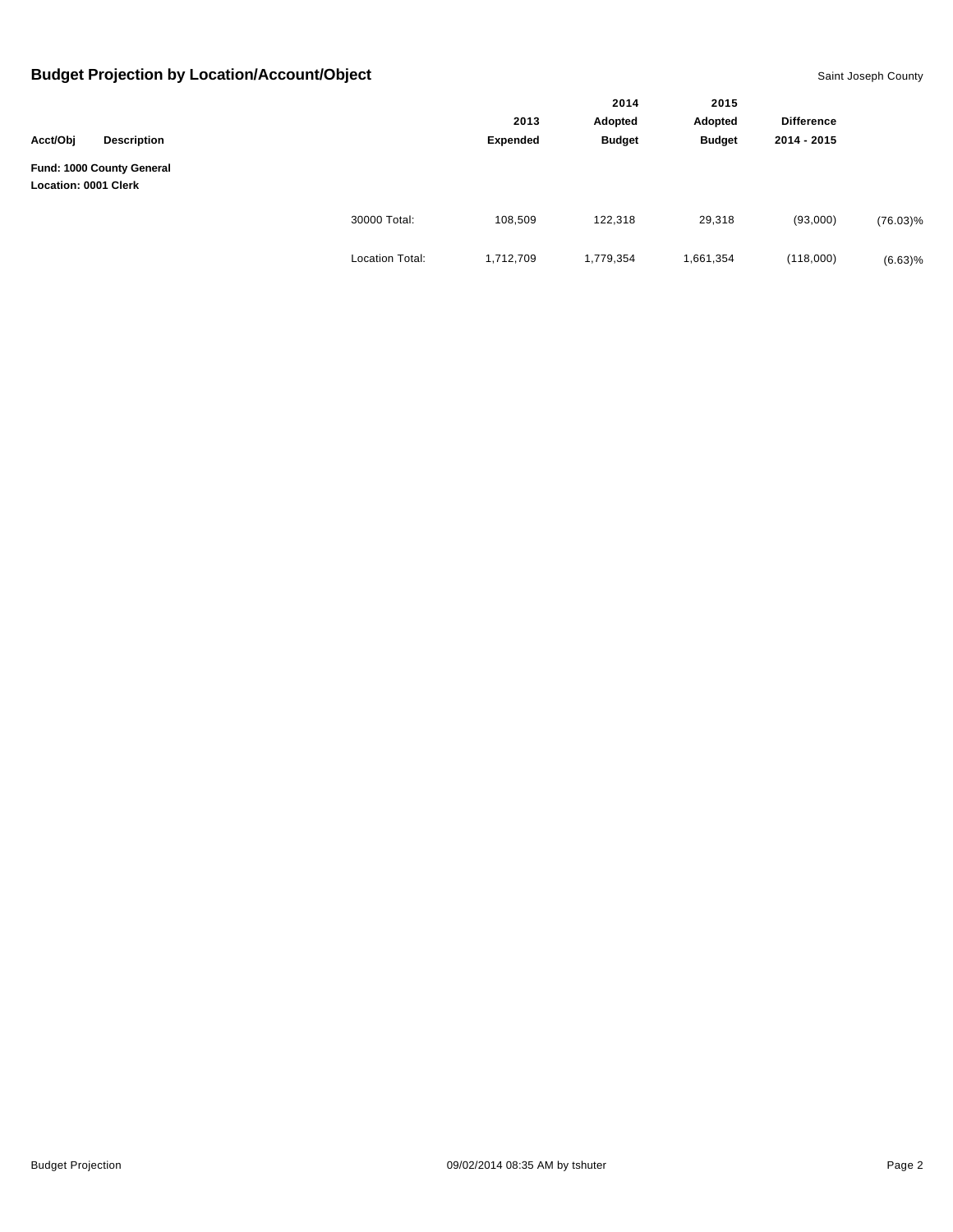## Budget Projection by Location/Account/Object

Saint Joseph County

| Acct/Obj | Description | | 2013 Expended | 2014 Adopted Budget | 2015 Adopted Budget | Difference 2014 - 2015 | |
|---|---|---|---|---|---|---|---|
| **Fund: 1000 County General** | | | | | | | |
| **Location: 0001 Clerk** | | | | | | | |
| | | 30000 Total: | 108,509 | 122,318 | 29,318 | (93,000) | (76.03)% |
| | | Location Total: | 1,712,709 | 1,779,354 | 1,661,354 | (118,000) | (6.63)% |

Budget Projection

09/02/2014 08:35 AM by tshuter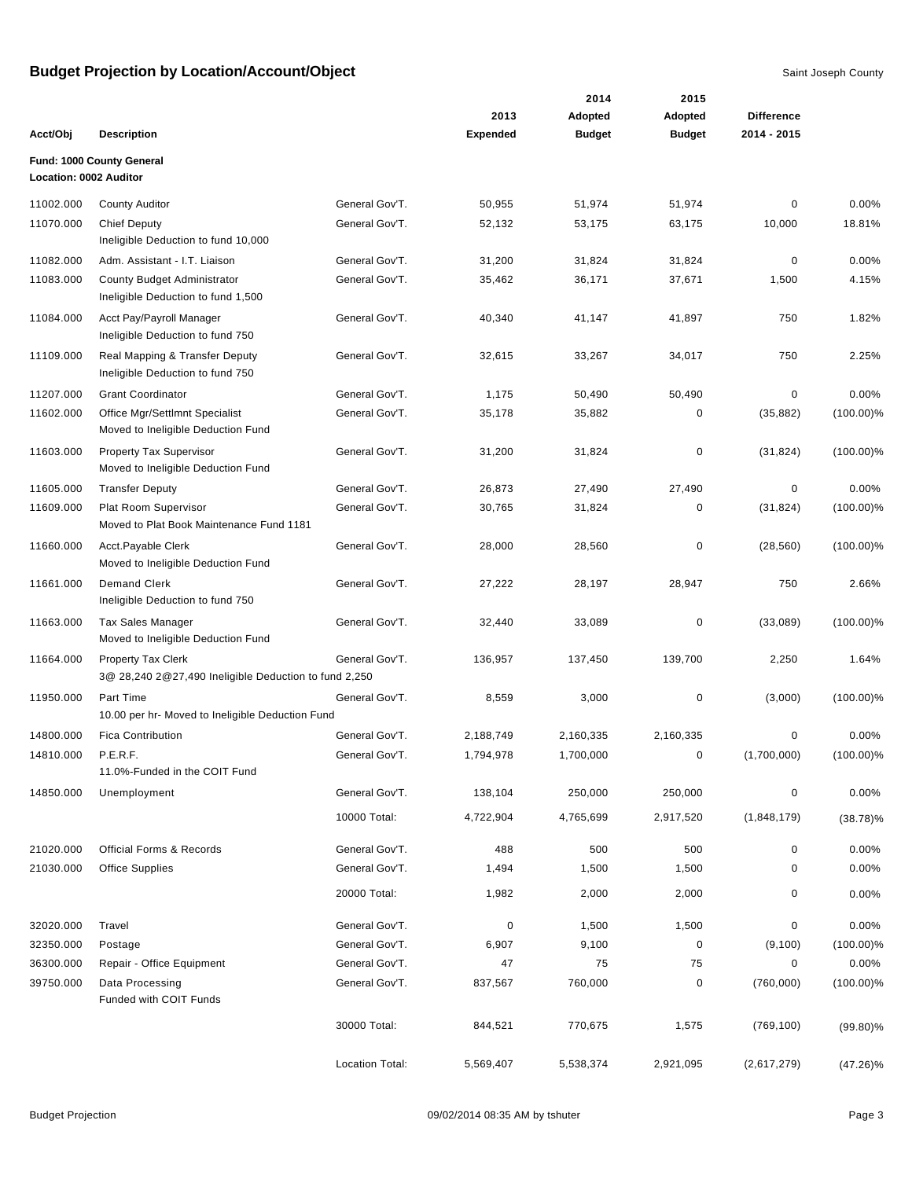# Budget Projection by Location/Account/Object

Saint Joseph County

| Acct/Obj | Description | | 2013 Expended | 2014 Adopted Budget | 2015 Adopted Budget | Difference 2014 - 2015 | |
|---|---|---|---|---|---|---|---|
| **Fund: 1000 County General** | | | | | | | |
| **Location: 0002 Auditor** | | | | | | | |
| 11002.000 | County Auditor | General Gov'T. | 50,955 | 51,974 | 51,974 | 0 | 0.00% |
| 11070.000 | Chief Deputy<br>Ineligible Deduction to fund 10,000 | General Gov'T. | 52,132 | 53,175 | 63,175 | 10,000 | 18.81% |
| 11082.000 | Adm. Assistant - I.T. Liaison | General Gov'T. | 31,200 | 31,824 | 31,824 | 0 | 0.00% |
| 11083.000 | County Budget Administrator<br>Ineligible Deduction to fund 1,500 | General Gov'T. | 35,462 | 36,171 | 37,671 | 1,500 | 4.15% |
| 11084.000 | Acct Pay/Payroll Manager<br>Ineligible Deduction to fund 750 | General Gov'T. | 40,340 | 41,147 | 41,897 | 750 | 1.82% |
| 11109.000 | Real Mapping & Transfer Deputy<br>Ineligible Deduction to fund 750 | General Gov'T. | 32,615 | 33,267 | 34,017 | 750 | 2.25% |
| 11207.000 | Grant Coordinator | General Gov'T. | 1,175 | 50,490 | 50,490 | 0 | 0.00% |
| 11602.000 | Office Mgr/Settlmnt Specialist<br>Moved to Ineligible Deduction Fund | General Gov'T. | 35,178 | 35,882 | 0 | (35,882) | (100.00)% |
| 11603.000 | Property Tax Supervisor<br>Moved to Ineligible Deduction Fund | General Gov'T. | 31,200 | 31,824 | 0 | (31,824) | (100.00)% |
| 11605.000 | Transfer Deputy | General Gov'T. | 26,873 | 27,490 | 27,490 | 0 | 0.00% |
| 11609.000 | Plat Room Supervisor<br>Moved to Plat Book Maintenance Fund 1181 | General Gov'T. | 30,765 | 31,824 | 0 | (31,824) | (100.00)% |
| 11660.000 | Acct.Payable Clerk<br>Moved to Ineligible Deduction Fund | General Gov'T. | 28,000 | 28,560 | 0 | (28,560) | (100.00)% |
| 11661.000 | Demand Clerk<br>Ineligible Deduction to fund 750 | General Gov'T. | 27,222 | 28,197 | 28,947 | 750 | 2.66% |
| 11663.000 | Tax Sales Manager<br>Moved to Ineligible Deduction Fund | General Gov'T. | 32,440 | 33,089 | 0 | (33,089) | (100.00)% |
| 11664.000 | Property Tax Clerk<br>3@ 28,240 2@27,490 Ineligible Deduction to fund 2,250 | General Gov'T. | 136,957 | 137,450 | 139,700 | 2,250 | 1.64% |
| 11950.000 | Part Time<br>10.00 per hr- Moved to Ineligible Deduction Fund | General Gov'T. | 8,559 | 3,000 | 0 | (3,000) | (100.00)% |
| 14800.000 | Fica Contribution | General Gov'T. | 2,188,749 | 2,160,335 | 2,160,335 | 0 | 0.00% |
| 14810.000 | P.E.R.F.<br>11.0%-Funded in the COIT Fund | General Gov'T. | 1,794,978 | 1,700,000 | 0 | (1,700,000) | (100.00)% |
| 14850.000 | Unemployment | General Gov'T. | 138,104 | 250,000 | 250,000 | 0 | 0.00% |
| | | 10000 Total: | 4,722,904 | 4,765,699 | 2,917,520 | (1,848,179) | (38.78)% |
| 21020.000 | Official Forms & Records | General Gov'T. | 488 | 500 | 500 | 0 | 0.00% |
| 21030.000 | Office Supplies | General Gov'T. | 1,494 | 1,500 | 1,500 | 0 | 0.00% |
| | | 20000 Total: | 1,982 | 2,000 | 2,000 | 0 | 0.00% |
| 32020.000 | Travel | General Gov'T. | 0 | 1,500 | 1,500 | 0 | 0.00% |
| 32350.000 | Postage | General Gov'T. | 6,907 | 9,100 | 0 | (9,100) | (100.00)% |
| 36300.000 | Repair - Office Equipment | General Gov'T. | 47 | 75 | 75 | 0 | 0.00% |
| 39750.000 | Data Processing<br>Funded with COIT Funds | General Gov'T. | 837,567 | 760,000 | 0 | (760,000) | (100.00)% |
| | | 30000 Total: | 844,521 | 770,675 | 1,575 | (769,100) | (99.80)% |
| | | Location Total: | 5,569,407 | 5,538,374 | 2,921,095 | (2,617,279) | (47.26)% |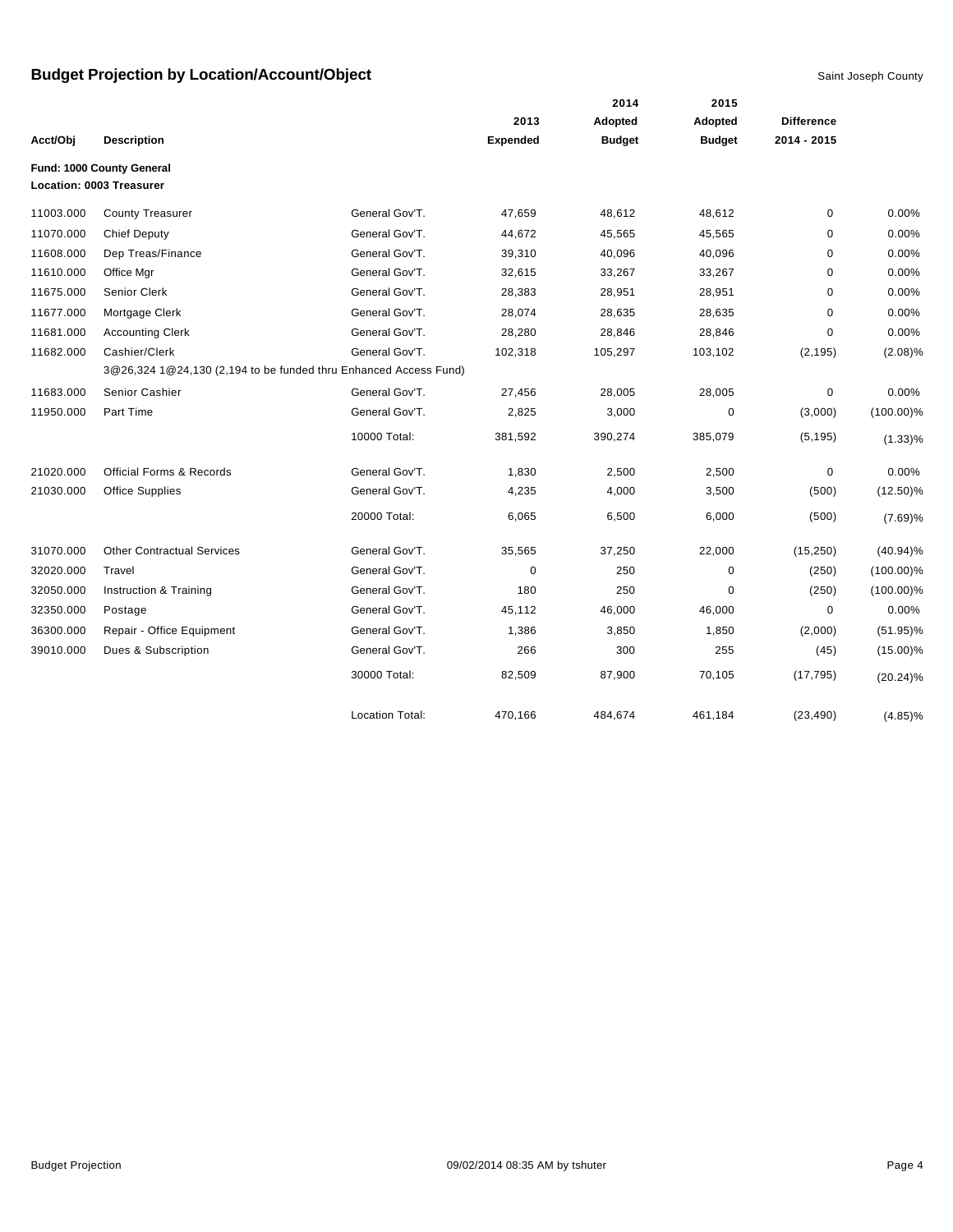# Budget Projection by Location/Account/Object

Saint Joseph County

| Acct/Obj | Description | | 2013 Expended | 2014 Adopted Budget | 2015 Adopted Budget | Difference 2014 - 2015 | |
|---|---|---|---|---|---|---|---|
| **Fund: 1000 County General** | | | | | | | |
| **Location: 0003 Treasurer** | | | | | | | |
| 11003.000 | County Treasurer | General Gov'T. | 47,659 | 48,612 | 48,612 | 0 | 0.00% |
| 11070.000 | Chief Deputy | General Gov'T. | 44,672 | 45,565 | 45,565 | 0 | 0.00% |
| 11608.000 | Dep Treas/Finance | General Gov'T. | 39,310 | 40,096 | 40,096 | 0 | 0.00% |
| 11610.000 | Office Mgr | General Gov'T. | 32,615 | 33,267 | 33,267 | 0 | 0.00% |
| 11675.000 | Senior Clerk | General Gov'T. | 28,383 | 28,951 | 28,951 | 0 | 0.00% |
| 11677.000 | Mortgage Clerk | General Gov'T. | 28,074 | 28,635 | 28,635 | 0 | 0.00% |
| 11681.000 | Accounting Clerk | General Gov'T. | 28,280 | 28,846 | 28,846 | 0 | 0.00% |
| 11682.000 | Cashier/Clerk | General Gov'T. | 102,318 | 105,297 | 103,102 | (2,195) | (2.08)% |
| | 3@26,324 1@24,130 (2,194 to be funded thru Enhanced Access Fund) | | | | | | |
| 11683.000 | Senior Cashier | General Gov'T. | 27,456 | 28,005 | 28,005 | 0 | 0.00% |
| 11950.000 | Part Time | General Gov'T. | 2,825 | 3,000 | 0 | (3,000) | (100.00)% |
| | | 10000 Total: | 381,592 | 390,274 | 385,079 | (5,195) | (1.33)% |
| 21020.000 | Official Forms & Records | General Gov'T. | 1,830 | 2,500 | 2,500 | 0 | 0.00% |
| 21030.000 | Office Supplies | General Gov'T. | 4,235 | 4,000 | 3,500 | (500) | (12.50)% |
| | | 20000 Total: | 6,065 | 6,500 | 6,000 | (500) | (7.69)% |
| 31070.000 | Other Contractual Services | General Gov'T. | 35,565 | 37,250 | 22,000 | (15,250) | (40.94)% |
| 32020.000 | Travel | General Gov'T. | 0 | 250 | 0 | (250) | (100.00)% |
| 32050.000 | Instruction & Training | General Gov'T. | 180 | 250 | 0 | (250) | (100.00)% |
| 32350.000 | Postage | General Gov'T. | 45,112 | 46,000 | 46,000 | 0 | 0.00% |
| 36300.000 | Repair - Office Equipment | General Gov'T. | 1,386 | 3,850 | 1,850 | (2,000) | (51.95)% |
| 39010.000 | Dues & Subscription | General Gov'T. | 266 | 300 | 255 | (45) | (15.00)% |
| | | 30000 Total: | 82,509 | 87,900 | 70,105 | (17,795) | (20.24)% |
| | | Location Total: | 470,166 | 484,674 | 461,184 | (23,490) | (4.85)% |

Budget Projection 09/02/2014 08:35 AM by tshuter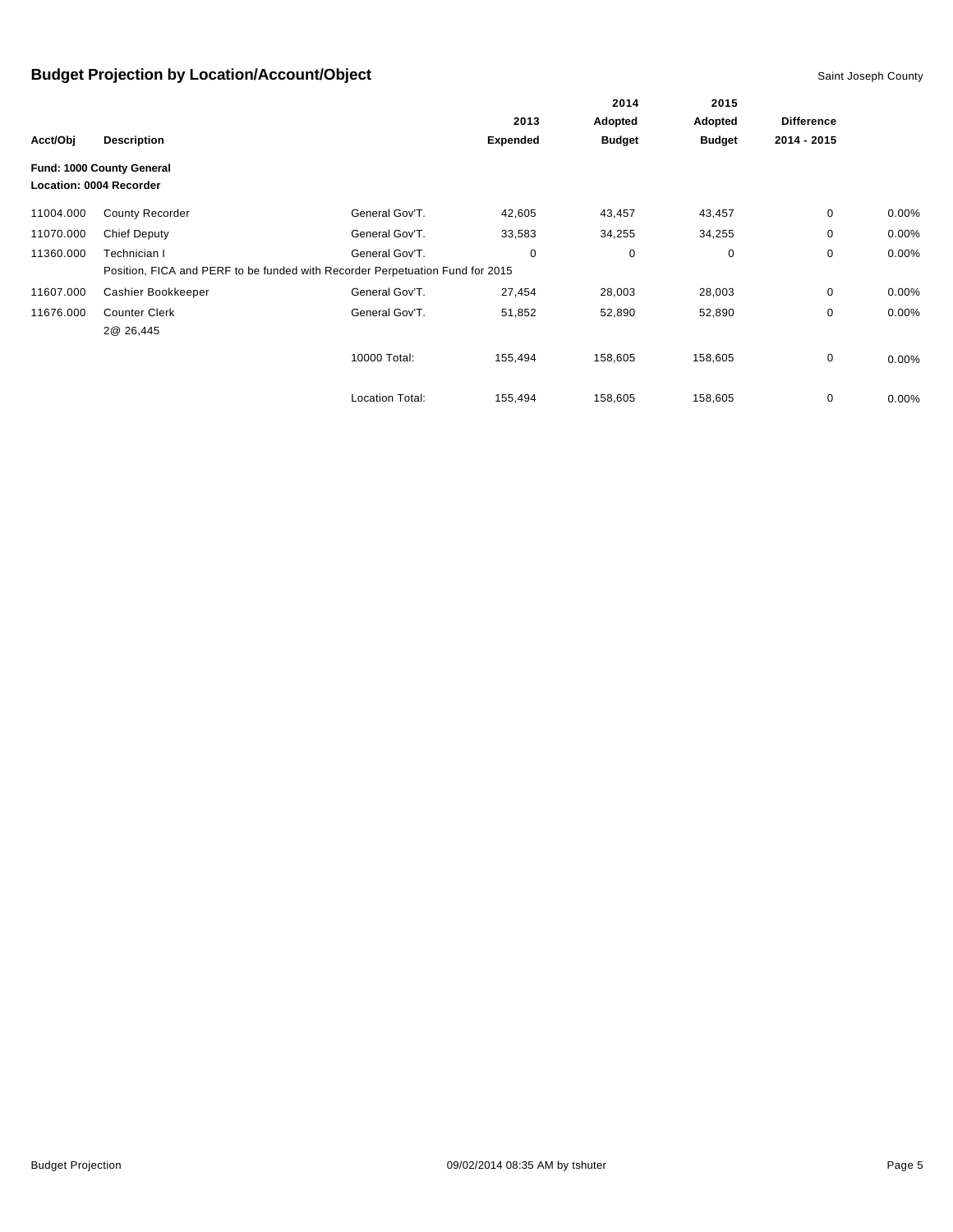## Budget Projection by Location/Account/Object

Saint Joseph County

| Acct/Obj | Description | | 2013 Expended | 2014 Adopted Budget | 2015 Adopted Budget | Difference 2014 - 2015 | |
|---|---|---|---|---|---|---|---|
| **Fund: 1000 County General** | | | | | | | |
| **Location: 0004 Recorder** | | | | | | | |
| 11004.000 | County Recorder | General Gov'T. | 42,605 | 43,457 | 43,457 | 0 | 0.00% |
| 11070.000 | Chief Deputy | General Gov'T. | 33,583 | 34,255 | 34,255 | 0 | 0.00% |
| 11360.000 | Technician I | General Gov'T. | 0 | 0 | 0 | 0 | 0.00% |
| | Position, FICA and PERF to be funded with Recorder Perpetuation Fund for 2015 | | | | | | |
| 11607.000 | Cashier Bookkeeper | General Gov'T. | 27,454 | 28,003 | 28,003 | 0 | 0.00% |
| 11676.000 | Counter Clerk | General Gov'T. | 51,852 | 52,890 | 52,890 | 0 | 0.00% |
| | 2@ 26,445 | | | | | | |
| | | 10000 Total: | 155,494 | 158,605 | 158,605 | 0 | 0.00% |
| | | Location Total: | 155,494 | 158,605 | 158,605 | 0 | 0.00% |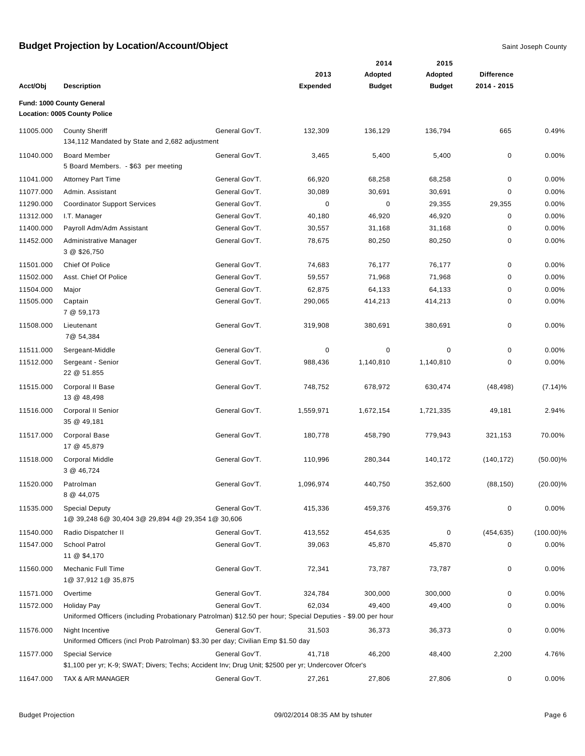# Budget Projection by Location/Account/Object

Saint Joseph County

| Acct/Obj | Description | | 2013 Expended | 2014 Adopted Budget | 2015 Adopted Budget | Difference 2014 - 2015 | |
|---|---|---|---|---|---|---|---|
| **Fund: 1000 County General** | | | | | | | |
| **Location: 0005 County Police** | | | | | | | |
| 11005.000 | County Sheriff<br>134,112 Mandated by State and 2,682 adjustment | General Gov'T. | 132,309 | 136,129 | 136,794 | 665 | 0.49% |
| 11040.000 | Board Member<br>5 Board Members. - $63 per meeting | General Gov'T. | 3,465 | 5,400 | 5,400 | 0 | 0.00% |
| 11041.000 | Attorney Part Time | General Gov'T. | 66,920 | 68,258 | 68,258 | 0 | 0.00% |
| 11077.000 | Admin. Assistant | General Gov'T. | 30,089 | 30,691 | 30,691 | 0 | 0.00% |
| 11290.000 | Coordinator Support Services | General Gov'T. | 0 | 0 | 29,355 | 29,355 | 0.00% |
| 11312.000 | I.T. Manager | General Gov'T. | 40,180 | 46,920 | 46,920 | 0 | 0.00% |
| 11400.000 | Payroll Adm/Adm Assistant | General Gov'T. | 30,557 | 31,168 | 31,168 | 0 | 0.00% |
| 11452.000 | Administrative Manager<br>3 @ $26,750 | General Gov'T. | 78,675 | 80,250 | 80,250 | 0 | 0.00% |
| 11501.000 | Chief Of Police | General Gov'T. | 74,683 | 76,177 | 76,177 | 0 | 0.00% |
| 11502.000 | Asst. Chief Of Police | General Gov'T. | 59,557 | 71,968 | 71,968 | 0 | 0.00% |
| 11504.000 | Major | General Gov'T. | 62,875 | 64,133 | 64,133 | 0 | 0.00% |
| 11505.000 | Captain<br>7 @ 59,173 | General Gov'T. | 290,065 | 414,213 | 414,213 | 0 | 0.00% |
| 11508.000 | Lieutenant<br>7@ 54,384 | General Gov'T. | 319,908 | 380,691 | 380,691 | 0 | 0.00% |
| 11511.000 | Sergeant-Middle | General Gov'T. | 0 | 0 | 0 | 0 | 0.00% |
| 11512.000 | Sergeant - Senior<br>22 @ 51.855 | General Gov'T. | 988,436 | 1,140,810 | 1,140,810 | 0 | 0.00% |
| 11515.000 | Corporal II Base<br>13 @ 48,498 | General Gov'T. | 748,752 | 678,972 | 630,474 | (48,498) | (7.14)% |
| 11516.000 | Corporal II Senior<br>35 @ 49,181 | General Gov'T. | 1,559,971 | 1,672,154 | 1,721,335 | 49,181 | 2.94% |
| 11517.000 | Corporal Base<br>17 @ 45,879 | General Gov'T. | 180,778 | 458,790 | 779,943 | 321,153 | 70.00% |
| 11518.000 | Corporal Middle<br>3 @ 46,724 | General Gov'T. | 110,996 | 280,344 | 140,172 | (140,172) | (50.00)% |
| 11520.000 | Patrolman<br>8 @ 44,075 | General Gov'T. | 1,096,974 | 440,750 | 352,600 | (88,150) | (20.00)% |
| 11535.000 | Special Deputy<br>1@ 39,248 6@ 30,404 3@ 29,894 4@ 29,354 1@ 30,606 | General Gov'T. | 415,336 | 459,376 | 459,376 | 0 | 0.00% |
| 11540.000 | Radio Dispatcher II | General Gov'T. | 413,552 | 454,635 | 0 | (454,635) | (100.00)% |
| 11547.000 | School Patrol<br>11 @ $4,170 | General Gov'T. | 39,063 | 45,870 | 45,870 | 0 | 0.00% |
| 11560.000 | Mechanic Full Time<br>1@ 37,912 1@ 35,875 | General Gov'T. | 72,341 | 73,787 | 73,787 | 0 | 0.00% |
| 11571.000 | Overtime | General Gov'T. | 324,784 | 300,000 | 300,000 | 0 | 0.00% |
| 11572.000 | Holiday Pay<br>Uniformed Officers (including Probationary Patrolman) $12.50 per hour; Special Deputies - $9.00 per hour | General Gov'T. | 62,034 | 49,400 | 49,400 | 0 | 0.00% |
| 11576.000 | Night Incentive<br>Uniformed Officers (incl Prob Patrolman) $3.30 per day; Civilian Emp $1.50 day | General Gov'T. | 31,503 | 36,373 | 36,373 | 0 | 0.00% |
| 11577.000 | Special Service<br>$1,100 per yr; K-9; SWAT; Divers; Techs; Accident Inv; Drug Unit; $2500 per yr; Undercover Ofcer's | General Gov'T. | 41,718 | 46,200 | 48,400 | 2,200 | 4.76% |
| 11647.000 | TAX & A/R MANAGER | General Gov'T. | 27,261 | 27,806 | 27,806 | 0 | 0.00% |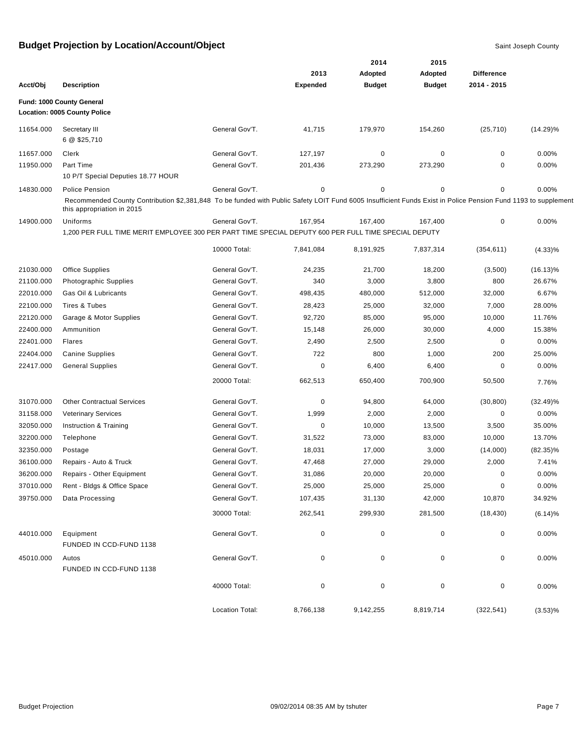# Budget Projection by Location/Account/Object

Saint Joseph County

| Acct/Obj | Description | | 2013 Expended | 2014 Adopted Budget | 2015 Adopted Budget | Difference 2014 - 2015 | |
|---|---|---|---|---|---|---|---|
| **Fund: 1000 County General** | | | | | | | |
| **Location: 0005 County Police** | | | | | | | |
| 11654.000 | Secretary III<br>6 @ $25,710 | General Gov'T. | 41,715 | 179,970 | 154,260 | (25,710) | (14.29)% |
| 11657.000 | Clerk | General Gov'T. | 127,197 | 0 | 0 | 0 | 0.00% |
| 11950.000 | Part Time<br>10 P/T Special Deputies 18.77 HOUR | General Gov'T. | 201,436 | 273,290 | 273,290 | 0 | 0.00% |
| 14830.000 | Police Pension<br>Recommended County Contribution $2,381,848 To be funded with Public Safety LOIT Fund 6005 Insufficient Funds Exist in Police Pension Fund 1193 to supplement this appropriation in 2015 | General Gov'T. | 0 | 0 | 0 | 0 | 0.00% |
| 14900.000 | Uniforms<br>1,200 PER FULL TIME MERIT EMPLOYEE 300 PER PART TIME SPECIAL DEPUTY 600 PER FULL TIME SPECIAL DEPUTY | General Gov'T. | 167,954 | 167,400 | 167,400 | 0 | 0.00% |
| | | 10000 Total: | 7,841,084 | 8,191,925 | 7,837,314 | (354,611) | (4.33)% |
| 21030.000 | Office Supplies | General Gov'T. | 24,235 | 21,700 | 18,200 | (3,500) | (16.13)% |
| 21100.000 | Photographic Supplies | General Gov'T. | 340 | 3,000 | 3,800 | 800 | 26.67% |
| 22010.000 | Gas Oil & Lubricants | General Gov'T. | 498,435 | 480,000 | 512,000 | 32,000 | 6.67% |
| 22100.000 | Tires & Tubes | General Gov'T. | 28,423 | 25,000 | 32,000 | 7,000 | 28.00% |
| 22120.000 | Garage & Motor Supplies | General Gov'T. | 92,720 | 85,000 | 95,000 | 10,000 | 11.76% |
| 22400.000 | Ammunition | General Gov'T. | 15,148 | 26,000 | 30,000 | 4,000 | 15.38% |
| 22401.000 | Flares | General Gov'T. | 2,490 | 2,500 | 2,500 | 0 | 0.00% |
| 22404.000 | Canine Supplies | General Gov'T. | 722 | 800 | 1,000 | 200 | 25.00% |
| 22417.000 | General Supplies | General Gov'T. | 0 | 6,400 | 6,400 | 0 | 0.00% |
| | | 20000 Total: | 662,513 | 650,400 | 700,900 | 50,500 | 7.76% |
| 31070.000 | Other Contractual Services | General Gov'T. | 0 | 94,800 | 64,000 | (30,800) | (32.49)% |
| 31158.000 | Veterinary Services | General Gov'T. | 1,999 | 2,000 | 2,000 | 0 | 0.00% |
| 32050.000 | Instruction & Training | General Gov'T. | 0 | 10,000 | 13,500 | 3,500 | 35.00% |
| 32200.000 | Telephone | General Gov'T. | 31,522 | 73,000 | 83,000 | 10,000 | 13.70% |
| 32350.000 | Postage | General Gov'T. | 18,031 | 17,000 | 3,000 | (14,000) | (82.35)% |
| 36100.000 | Repairs - Auto & Truck | General Gov'T. | 47,468 | 27,000 | 29,000 | 2,000 | 7.41% |
| 36200.000 | Repairs - Other Equipment | General Gov'T. | 31,086 | 20,000 | 20,000 | 0 | 0.00% |
| 37010.000 | Rent - Bldgs & Office Space | General Gov'T. | 25,000 | 25,000 | 25,000 | 0 | 0.00% |
| 39750.000 | Data Processing | General Gov'T. | 107,435 | 31,130 | 42,000 | 10,870 | 34.92% |
| | | 30000 Total: | 262,541 | 299,930 | 281,500 | (18,430) | (6.14)% |
| 44010.000 | Equipment<br>FUNDED IN CCD-FUND 1138 | General Gov'T. | 0 | 0 | 0 | 0 | 0.00% |
| 45010.000 | Autos<br>FUNDED IN CCD-FUND 1138 | General Gov'T. | 0 | 0 | 0 | 0 | 0.00% |
| | | 40000 Total: | 0 | 0 | 0 | 0 | 0.00% |
| | | Location Total: | 8,766,138 | 9,142,255 | 8,819,714 | (322,541) | (3.53)% |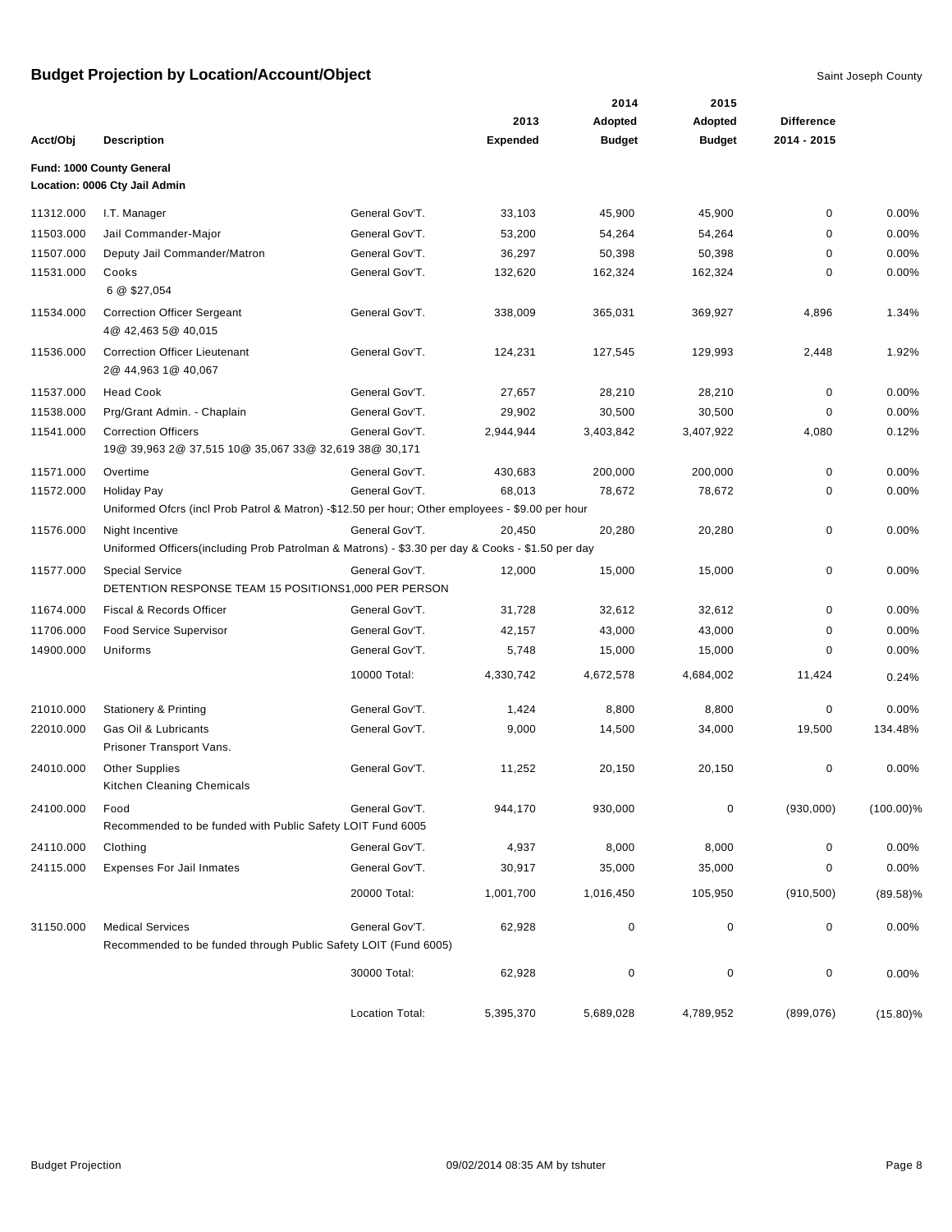# Budget Projection by Location/Account/Object

Saint Joseph County

**Fund: 1000 County General**
**Location: 0006 Cty Jail Admin**

| Acct/Obj | Description | | 2013 Expended | 2014 Adopted Budget | 2015 Adopted Budget | Difference 2014 - 2015 | |
|---|---|---|---|---|---|---|---|
| 11312.000 | I.T. Manager | General Gov'T. | 33,103 | 45,900 | 45,900 | 0 | 0.00% |
| 11503.000 | Jail Commander-Major | General Gov'T. | 53,200 | 54,264 | 54,264 | 0 | 0.00% |
| 11507.000 | Deputy Jail Commander/Matron | General Gov'T. | 36,297 | 50,398 | 50,398 | 0 | 0.00% |
| 11531.000 | Cooks<br>6 @ $27,054 | General Gov'T. | 132,620 | 162,324 | 162,324 | 0 | 0.00% |
| 11534.000 | Correction Officer Sergeant<br>4@ 42,463 5@ 40,015 | General Gov'T. | 338,009 | 365,031 | 369,927 | 4,896 | 1.34% |
| 11536.000 | Correction Officer Lieutenant<br>2@ 44,963 1@ 40,067 | General Gov'T. | 124,231 | 127,545 | 129,993 | 2,448 | 1.92% |
| 11537.000 | Head Cook | General Gov'T. | 27,657 | 28,210 | 28,210 | 0 | 0.00% |
| 11538.000 | Prg/Grant Admin. - Chaplain | General Gov'T. | 29,902 | 30,500 | 30,500 | 0 | 0.00% |
| 11541.000 | Correction Officers<br>19@ 39,963 2@ 37,515 10@ 35,067 33@ 32,619 38@ 30,171 | General Gov'T. | 2,944,944 | 3,403,842 | 3,407,922 | 4,080 | 0.12% |
| 11571.000 | Overtime | General Gov'T. | 430,683 | 200,000 | 200,000 | 0 | 0.00% |
| 11572.000 | Holiday Pay<br>Uniformed Ofcrs (incl Prob Patrol & Matron) -$12.50 per hour; Other employees - $9.00 per hour | General Gov'T. | 68,013 | 78,672 | 78,672 | 0 | 0.00% |
| 11576.000 | Night Incentive<br>Uniformed Officers(including Prob Patrolman & Matrons) - $3.30 per day & Cooks - $1.50 per day | General Gov'T. | 20,450 | 20,280 | 20,280 | 0 | 0.00% |
| 11577.000 | Special Service<br>DETENTION RESPONSE TEAM 15 POSITIONS1,000 PER PERSON | General Gov'T. | 12,000 | 15,000 | 15,000 | 0 | 0.00% |
| 11674.000 | Fiscal & Records Officer | General Gov'T. | 31,728 | 32,612 | 32,612 | 0 | 0.00% |
| 11706.000 | Food Service Supervisor | General Gov'T. | 42,157 | 43,000 | 43,000 | 0 | 0.00% |
| 14900.000 | Uniforms | General Gov'T. | 5,748 | 15,000 | 15,000 | 0 | 0.00% |
| | | 10000 Total: | 4,330,742 | 4,672,578 | 4,684,002 | 11,424 | 0.24% |
| 21010.000 | Stationery & Printing | General Gov'T. | 1,424 | 8,800 | 8,800 | 0 | 0.00% |
| 22010.000 | Gas Oil & Lubricants<br>Prisoner Transport Vans. | General Gov'T. | 9,000 | 14,500 | 34,000 | 19,500 | 134.48% |
| 24010.000 | Other Supplies<br>Kitchen Cleaning Chemicals | General Gov'T. | 11,252 | 20,150 | 20,150 | 0 | 0.00% |
| 24100.000 | Food<br>Recommended to be funded with Public Safety LOIT Fund 6005 | General Gov'T. | 944,170 | 930,000 | 0 | (930,000) | (100.00)% |
| 24110.000 | Clothing | General Gov'T. | 4,937 | 8,000 | 8,000 | 0 | 0.00% |
| 24115.000 | Expenses For Jail Inmates | General Gov'T. | 30,917 | 35,000 | 35,000 | 0 | 0.00% |
| | | 20000 Total: | 1,001,700 | 1,016,450 | 105,950 | (910,500) | (89.58)% |
| 31150.000 | Medical Services<br>Recommended to be funded through Public Safety LOIT (Fund 6005) | General Gov'T. | 62,928 | 0 | 0 | 0 | 0.00% |
| | | 30000 Total: | 62,928 | 0 | 0 | 0 | 0.00% |
| | | Location Total: | 5,395,370 | 5,689,028 | 4,789,952 | (899,076) | (15.80)% |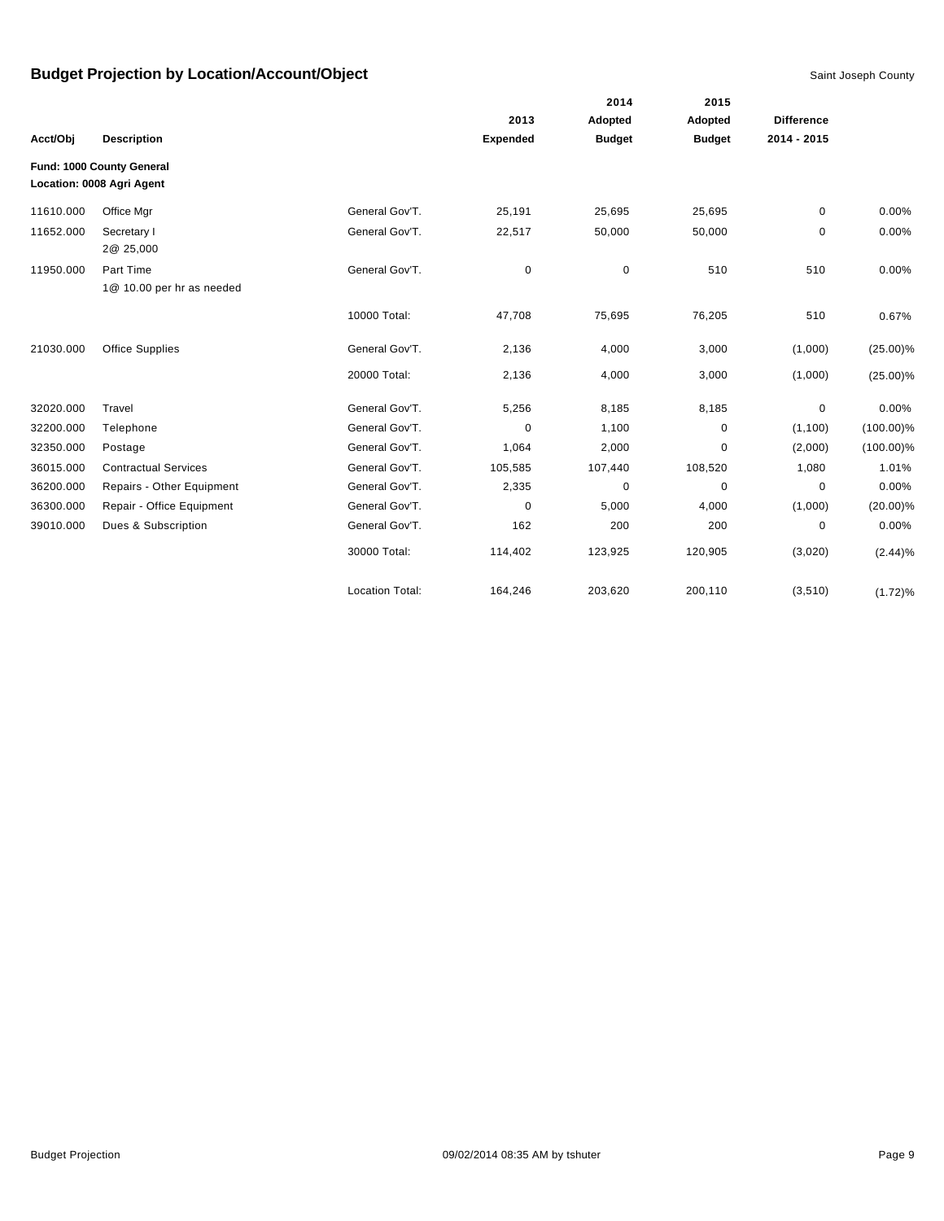# Budget Projection by Location/Account/Object

Saint Joseph County

| Acct/Obj | Description | | 2013 Expended | 2014 Adopted Budget | 2015 Adopted Budget | Difference 2014 - 2015 | |
|---|---|---|---|---|---|---|---|
| **Fund: 1000 County General** | | | | | | | |
| **Location: 0008 Agri Agent** | | | | | | | |
| 11610.000 | Office Mgr | General Gov'T. | 25,191 | 25,695 | 25,695 | 0 | 0.00% |
| 11652.000 | Secretary I<br>2@ 25,000 | General Gov'T. | 22,517 | 50,000 | 50,000 | 0 | 0.00% |
| 11950.000 | Part Time<br>1@ 10.00 per hr as needed | General Gov'T. | 0 | 0 | 510 | 510 | 0.00% |
| | | 10000 Total: | 47,708 | 75,695 | 76,205 | 510 | 0.67% |
| 21030.000 | Office Supplies | General Gov'T. | 2,136 | 4,000 | 3,000 | (1,000) | (25.00)% |
| | | 20000 Total: | 2,136 | 4,000 | 3,000 | (1,000) | (25.00)% |
| 32020.000 | Travel | General Gov'T. | 5,256 | 8,185 | 8,185 | 0 | 0.00% |
| 32200.000 | Telephone | General Gov'T. | 0 | 1,100 | 0 | (1,100) | (100.00)% |
| 32350.000 | Postage | General Gov'T. | 1,064 | 2,000 | 0 | (2,000) | (100.00)% |
| 36015.000 | Contractual Services | General Gov'T. | 105,585 | 107,440 | 108,520 | 1,080 | 1.01% |
| 36200.000 | Repairs - Other Equipment | General Gov'T. | 2,335 | 0 | 0 | 0 | 0.00% |
| 36300.000 | Repair - Office Equipment | General Gov'T. | 0 | 5,000 | 4,000 | (1,000) | (20.00)% |
| 39010.000 | Dues & Subscription | General Gov'T. | 162 | 200 | 200 | 0 | 0.00% |
| | | 30000 Total: | 114,402 | 123,925 | 120,905 | (3,020) | (2.44)% |
| | | Location Total: | 164,246 | 203,620 | 200,110 | (3,510) | (1.72)% |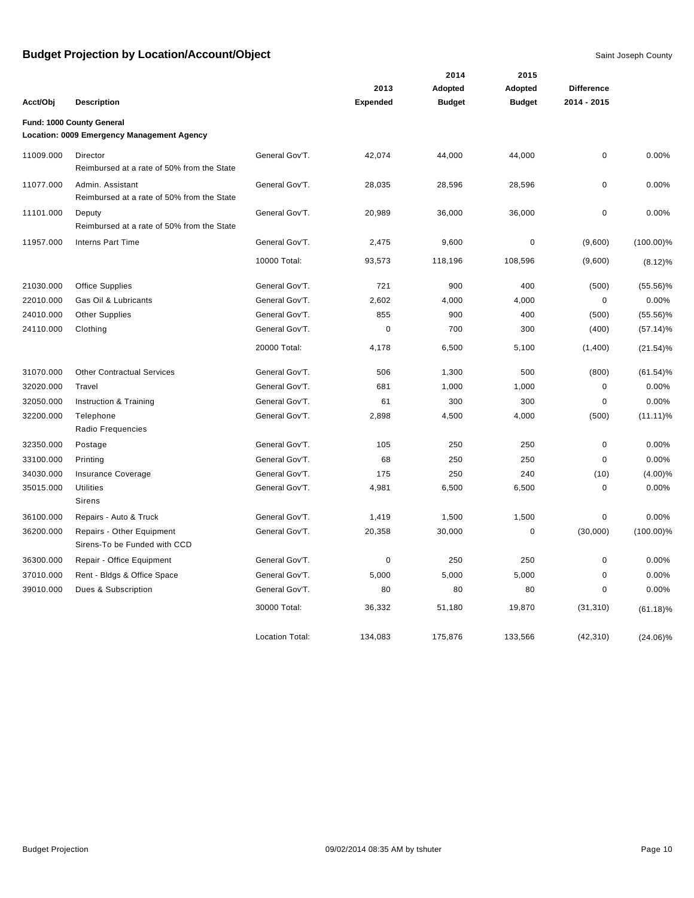# Budget Projection by Location/Account/Object

Saint Joseph County

| Acct/Obj | Description | | 2013 Expended | 2014 Adopted Budget | 2015 Adopted Budget | Difference 2014 - 2015 | |
|---|---|---|---|---|---|---|---|
| **Fund: 1000 County General** | | | | | | | |
| **Location: 0009 Emergency Management Agency** | | | | | | | |
| 11009.000 | Director<br>Reimbursed at a rate of 50% from the State | General Gov'T. | 42,074 | 44,000 | 44,000 | 0 | 0.00% |
| 11077.000 | Admin. Assistant<br>Reimbursed at a rate of 50% from the State | General Gov'T. | 28,035 | 28,596 | 28,596 | 0 | 0.00% |
| 11101.000 | Deputy<br>Reimbursed at a rate of 50% from the State | General Gov'T. | 20,989 | 36,000 | 36,000 | 0 | 0.00% |
| 11957.000 | Interns Part Time | General Gov'T. | 2,475 | 9,600 | 0 | (9,600) | (100.00)% |
| | | 10000 Total: | 93,573 | 118,196 | 108,596 | (9,600) | (8.12)% |
| 21030.000 | Office Supplies | General Gov'T. | 721 | 900 | 400 | (500) | (55.56)% |
| 22010.000 | Gas Oil & Lubricants | General Gov'T. | 2,602 | 4,000 | 4,000 | 0 | 0.00% |
| 24010.000 | Other Supplies | General Gov'T. | 855 | 900 | 400 | (500) | (55.56)% |
| 24110.000 | Clothing | General Gov'T. | 0 | 700 | 300 | (400) | (57.14)% |
| | | 20000 Total: | 4,178 | 6,500 | 5,100 | (1,400) | (21.54)% |
| 31070.000 | Other Contractual Services | General Gov'T. | 506 | 1,300 | 500 | (800) | (61.54)% |
| 32020.000 | Travel | General Gov'T. | 681 | 1,000 | 1,000 | 0 | 0.00% |
| 32050.000 | Instruction & Training | General Gov'T. | 61 | 300 | 300 | 0 | 0.00% |
| 32200.000 | Telephone<br>Radio Frequencies | General Gov'T. | 2,898 | 4,500 | 4,000 | (500) | (11.11)% |
| 32350.000 | Postage | General Gov'T. | 105 | 250 | 250 | 0 | 0.00% |
| 33100.000 | Printing | General Gov'T. | 68 | 250 | 250 | 0 | 0.00% |
| 34030.000 | Insurance Coverage | General Gov'T. | 175 | 250 | 240 | (10) | (4.00)% |
| 35015.000 | Utilities<br>Sirens | General Gov'T. | 4,981 | 6,500 | 6,500 | 0 | 0.00% |
| 36100.000 | Repairs - Auto & Truck | General Gov'T. | 1,419 | 1,500 | 1,500 | 0 | 0.00% |
| 36200.000 | Repairs - Other Equipment<br>Sirens-To be Funded with CCD | General Gov'T. | 20,358 | 30,000 | 0 | (30,000) | (100.00)% |
| 36300.000 | Repair - Office Equipment | General Gov'T. | 0 | 250 | 250 | 0 | 0.00% |
| 37010.000 | Rent - Bldgs & Office Space | General Gov'T. | 5,000 | 5,000 | 5,000 | 0 | 0.00% |
| 39010.000 | Dues & Subscription | General Gov'T. | 80 | 80 | 80 | 0 | 0.00% |
| | | 30000 Total: | 36,332 | 51,180 | 19,870 | (31,310) | (61.18)% |
| | | Location Total: | 134,083 | 175,876 | 133,566 | (42,310) | (24.06)% |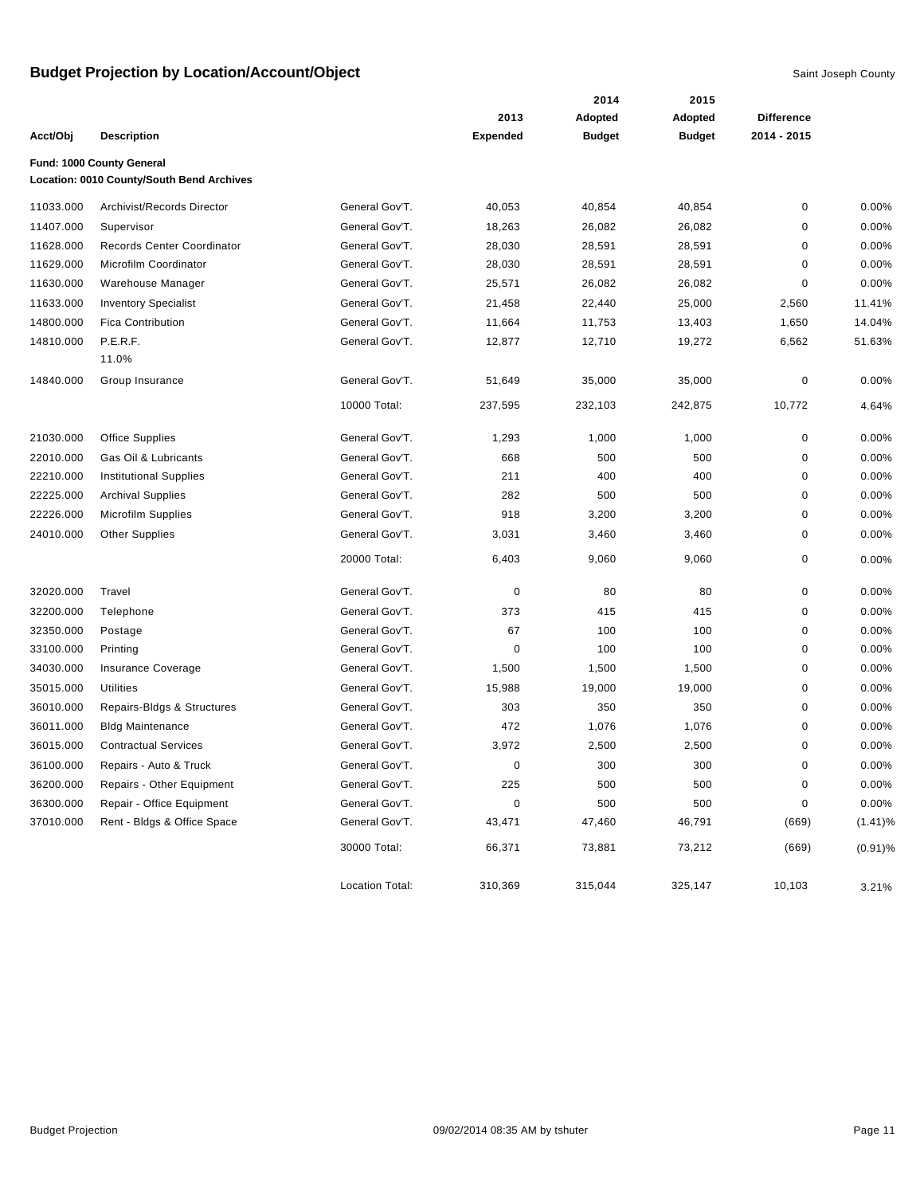# Budget Projection by Location/Account/Object

Saint Joseph County

**Fund: 1000 County General**
**Location: 0010 County/South Bend Archives**

| Acct/Obj | Description | | 2013 Expended | 2014 Adopted Budget | 2015 Adopted Budget | Difference 2014 - 2015 | |
|---|---|---|---|---|---|---|---|
| 11033.000 | Archivist/Records Director | General Gov'T. | 40,053 | 40,854 | 40,854 | 0 | 0.00% |
| 11407.000 | Supervisor | General Gov'T. | 18,263 | 26,082 | 26,082 | 0 | 0.00% |
| 11628.000 | Records Center Coordinator | General Gov'T. | 28,030 | 28,591 | 28,591 | 0 | 0.00% |
| 11629.000 | Microfilm Coordinator | General Gov'T. | 28,030 | 28,591 | 28,591 | 0 | 0.00% |
| 11630.000 | Warehouse Manager | General Gov'T. | 25,571 | 26,082 | 26,082 | 0 | 0.00% |
| 11633.000 | Inventory Specialist | General Gov'T. | 21,458 | 22,440 | 25,000 | 2,560 | 11.41% |
| 14800.000 | Fica Contribution | General Gov'T. | 11,664 | 11,753 | 13,403 | 1,650 | 14.04% |
| 14810.000 | P.E.R.F. 11.0% | General Gov'T. | 12,877 | 12,710 | 19,272 | 6,562 | 51.63% |
| 14840.000 | Group Insurance | General Gov'T. | 51,649 | 35,000 | 35,000 | 0 | 0.00% |
| | | 10000 Total: | 237,595 | 232,103 | 242,875 | 10,772 | 4.64% |
| 21030.000 | Office Supplies | General Gov'T. | 1,293 | 1,000 | 1,000 | 0 | 0.00% |
| 22010.000 | Gas Oil & Lubricants | General Gov'T. | 668 | 500 | 500 | 0 | 0.00% |
| 22210.000 | Institutional Supplies | General Gov'T. | 211 | 400 | 400 | 0 | 0.00% |
| 22225.000 | Archival Supplies | General Gov'T. | 282 | 500 | 500 | 0 | 0.00% |
| 22226.000 | Microfilm Supplies | General Gov'T. | 918 | 3,200 | 3,200 | 0 | 0.00% |
| 24010.000 | Other Supplies | General Gov'T. | 3,031 | 3,460 | 3,460 | 0 | 0.00% |
| | | 20000 Total: | 6,403 | 9,060 | 9,060 | 0 | 0.00% |
| 32020.000 | Travel | General Gov'T. | 0 | 80 | 80 | 0 | 0.00% |
| 32200.000 | Telephone | General Gov'T. | 373 | 415 | 415 | 0 | 0.00% |
| 32350.000 | Postage | General Gov'T. | 67 | 100 | 100 | 0 | 0.00% |
| 33100.000 | Printing | General Gov'T. | 0 | 100 | 100 | 0 | 0.00% |
| 34030.000 | Insurance Coverage | General Gov'T. | 1,500 | 1,500 | 1,500 | 0 | 0.00% |
| 35015.000 | Utilities | General Gov'T. | 15,988 | 19,000 | 19,000 | 0 | 0.00% |
| 36010.000 | Repairs-Bldgs & Structures | General Gov'T. | 303 | 350 | 350 | 0 | 0.00% |
| 36011.000 | Bldg Maintenance | General Gov'T. | 472 | 1,076 | 1,076 | 0 | 0.00% |
| 36015.000 | Contractual Services | General Gov'T. | 3,972 | 2,500 | 2,500 | 0 | 0.00% |
| 36100.000 | Repairs - Auto & Truck | General Gov'T. | 0 | 300 | 300 | 0 | 0.00% |
| 36200.000 | Repairs - Other Equipment | General Gov'T. | 225 | 500 | 500 | 0 | 0.00% |
| 36300.000 | Repair - Office Equipment | General Gov'T. | 0 | 500 | 500 | 0 | 0.00% |
| 37010.000 | Rent - Bldgs & Office Space | General Gov'T. | 43,471 | 47,460 | 46,791 | (669) | (1.41)% |
| | | 30000 Total: | 66,371 | 73,881 | 73,212 | (669) | (0.91)% |
| | | Location Total: | 310,369 | 315,044 | 325,147 | 10,103 | 3.21% |

Budget Projection 09/02/2014 08:35 AM by tshuter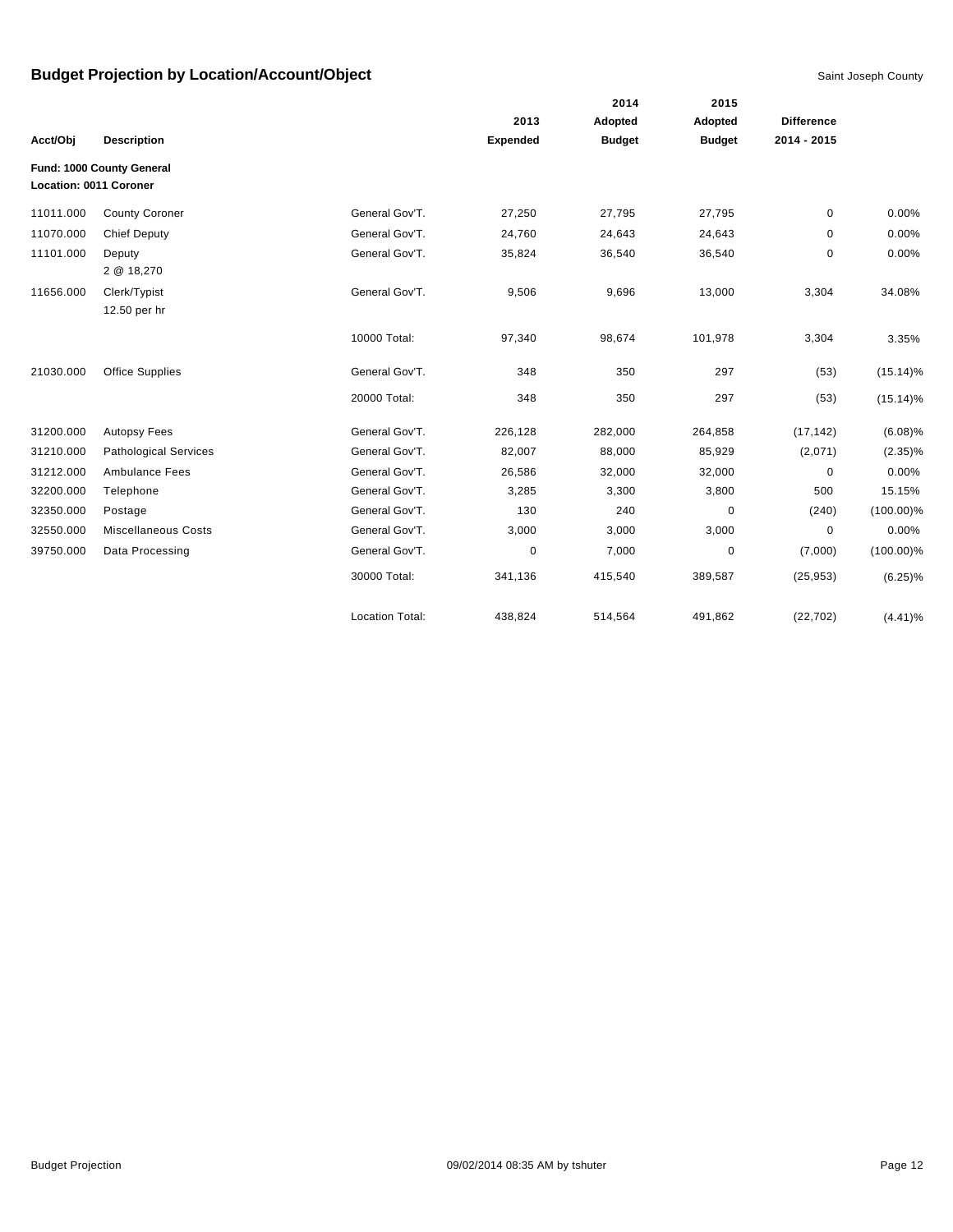# Budget Projection by Location/Account/Object

Saint Joseph County

| Acct/Obj | Description | | 2013 Expended | 2014 Adopted Budget | 2015 Adopted Budget | Difference 2014 - 2015 | |
|---|---|---|---|---|---|---|---|
| **Fund: 1000 County General** | | | | | | | |
| **Location: 0011 Coroner** | | | | | | | |
| 11011.000 | County Coroner | General Gov'T. | 27,250 | 27,795 | 27,795 | 0 | 0.00% |
| 11070.000 | Chief Deputy | General Gov'T. | 24,760 | 24,643 | 24,643 | 0 | 0.00% |
| 11101.000 | Deputy 2 @ 18,270 | General Gov'T. | 35,824 | 36,540 | 36,540 | 0 | 0.00% |
| 11656.000 | Clerk/Typist 12.50 per hr | General Gov'T. | 9,506 | 9,696 | 13,000 | 3,304 | 34.08% |
| | | 10000 Total: | 97,340 | 98,674 | 101,978 | 3,304 | 3.35% |
| 21030.000 | Office Supplies | General Gov'T. | 348 | 350 | 297 | (53) | (15.14)% |
| | | 20000 Total: | 348 | 350 | 297 | (53) | (15.14)% |
| 31200.000 | Autopsy Fees | General Gov'T. | 226,128 | 282,000 | 264,858 | (17,142) | (6.08)% |
| 31210.000 | Pathological Services | General Gov'T. | 82,007 | 88,000 | 85,929 | (2,071) | (2.35)% |
| 31212.000 | Ambulance Fees | General Gov'T. | 26,586 | 32,000 | 32,000 | 0 | 0.00% |
| 32200.000 | Telephone | General Gov'T. | 3,285 | 3,300 | 3,800 | 500 | 15.15% |
| 32350.000 | Postage | General Gov'T. | 130 | 240 | 0 | (240) | (100.00)% |
| 32550.000 | Miscellaneous Costs | General Gov'T. | 3,000 | 3,000 | 3,000 | 0 | 0.00% |
| 39750.000 | Data Processing | General Gov'T. | 0 | 7,000 | 0 | (7,000) | (100.00)% |
| | | 30000 Total: | 341,136 | 415,540 | 389,587 | (25,953) | (6.25)% |
| | | Location Total: | 438,824 | 514,564 | 491,862 | (22,702) | (4.41)% |

Budget Projection 09/02/2014 08:35 AM by tshuter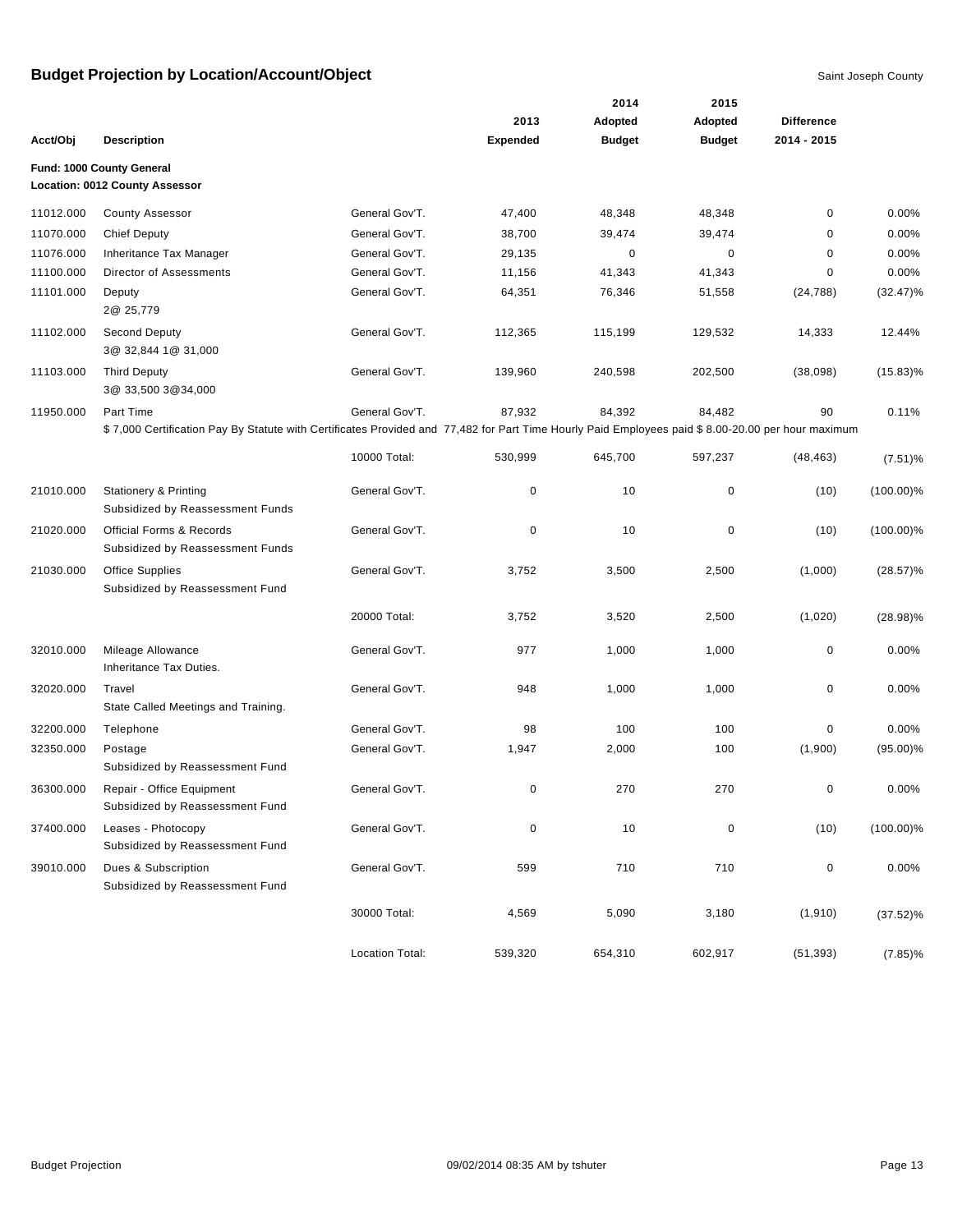# Budget Projection by Location/Account/Object

Saint Joseph County

| Acct/Obj | Description | | 2013 Expended | 2014 Adopted Budget | 2015 Adopted Budget | Difference 2014 - 2015 | |
|---|---|---|---|---|---|---|---|
| **Fund: 1000 County General** | | | | | | | |
| **Location: 0012 County Assessor** | | | | | | | |
| 11012.000 | County Assessor | General Gov'T. | 47,400 | 48,348 | 48,348 | 0 | 0.00% |
| 11070.000 | Chief Deputy | General Gov'T. | 38,700 | 39,474 | 39,474 | 0 | 0.00% |
| 11076.000 | Inheritance Tax Manager | General Gov'T. | 29,135 | 0 | 0 | 0 | 0.00% |
| 11100.000 | Director of Assessments | General Gov'T. | 11,156 | 41,343 | 41,343 | 0 | 0.00% |
| 11101.000 | Deputy<br>2@ 25,779 | General Gov'T. | 64,351 | 76,346 | 51,558 | (24,788) | (32.47)% |
| 11102.000 | Second Deputy<br>3@ 32,844 1@ 31,000 | General Gov'T. | 112,365 | 115,199 | 129,532 | 14,333 | 12.44% |
| 11103.000 | Third Deputy<br>3@ 33,500 3@34,000 | General Gov'T. | 139,960 | 240,598 | 202,500 | (38,098) | (15.83)% |
| 11950.000 | Part Time<br>$ 7,000 Certification Pay By Statute with Certificates Provided and 77,482 for Part Time Hourly Paid Employees paid $ 8.00-20.00 per hour maximum | General Gov'T. | 87,932 | 84,392 | 84,482 | 90 | 0.11% |
| | | 10000 Total: | 530,999 | 645,700 | 597,237 | (48,463) | (7.51)% |
| 21010.000 | Stationery & Printing<br>Subsidized by Reassessment Funds | General Gov'T. | 0 | 10 | 0 | (10) | (100.00)% |
| 21020.000 | Official Forms & Records<br>Subsidized by Reassessment Funds | General Gov'T. | 0 | 10 | 0 | (10) | (100.00)% |
| 21030.000 | Office Supplies<br>Subsidized by Reassessment Fund | General Gov'T. | 3,752 | 3,500 | 2,500 | (1,000) | (28.57)% |
| | | 20000 Total: | 3,752 | 3,520 | 2,500 | (1,020) | (28.98)% |
| 32010.000 | Mileage Allowance<br>Inheritance Tax Duties. | General Gov'T. | 977 | 1,000 | 1,000 | 0 | 0.00% |
| 32020.000 | Travel<br>State Called Meetings and Training. | General Gov'T. | 948 | 1,000 | 1,000 | 0 | 0.00% |
| 32200.000 | Telephone | General Gov'T. | 98 | 100 | 100 | 0 | 0.00% |
| 32350.000 | Postage<br>Subsidized by Reassessment Fund | General Gov'T. | 1,947 | 2,000 | 100 | (1,900) | (95.00)% |
| 36300.000 | Repair - Office Equipment<br>Subsidized by Reassessment Fund | General Gov'T. | 0 | 270 | 270 | 0 | 0.00% |
| 37400.000 | Leases - Photocopy<br>Subsidized by Reassessment Fund | General Gov'T. | 0 | 10 | 0 | (10) | (100.00)% |
| 39010.000 | Dues & Subscription<br>Subsidized by Reassessment Fund | General Gov'T. | 599 | 710 | 710 | 0 | 0.00% |
| | | 30000 Total: | 4,569 | 5,090 | 3,180 | (1,910) | (37.52)% |
| | | Location Total: | 539,320 | 654,310 | 602,917 | (51,393) | (7.85)% |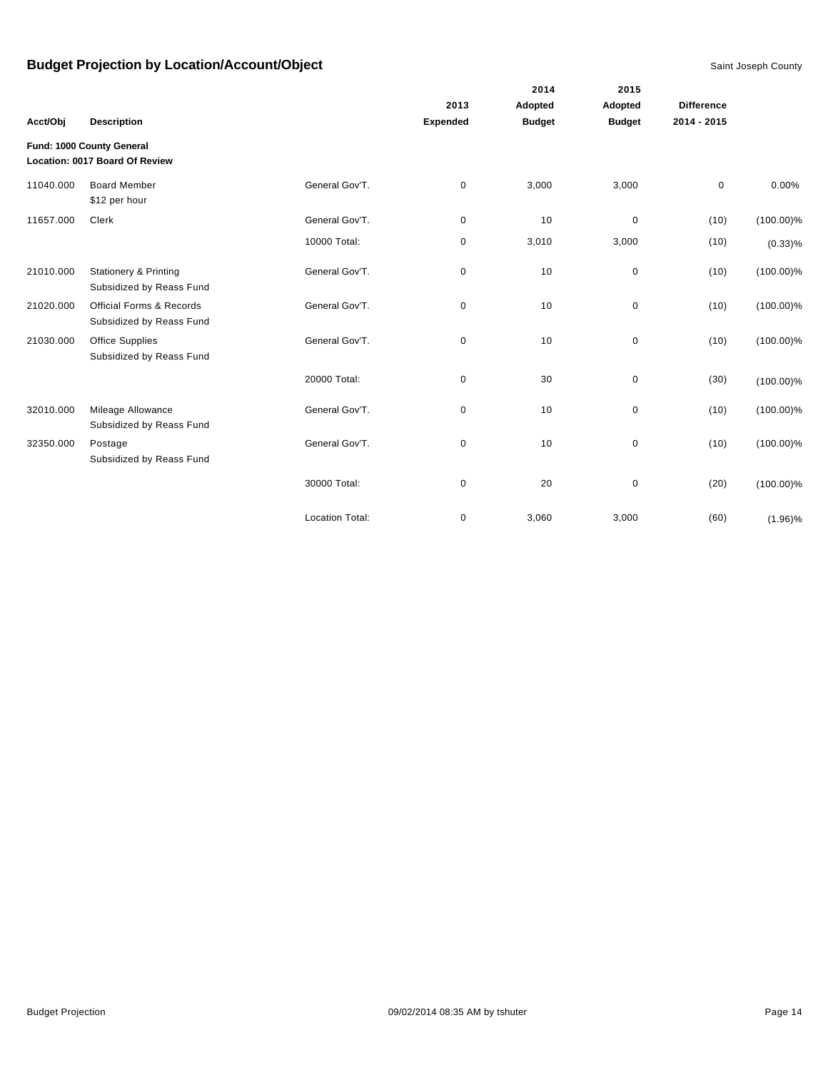# Budget Projection by Location/Account/Object

Saint Joseph County

**Fund: 1000 County General**
**Location: 0017 Board Of Review**

| Acct/Obj | Description | | 2013 Expended | 2014 Adopted Budget | 2015 Adopted Budget | Difference 2014 - 2015 | |
|---|---|---|---|---|---|---|---|
| 11040.000 | Board Member<br>$12 per hour | General Gov'T. | 0 | 3,000 | 3,000 | 0 | 0.00% |
| 11657.000 | Clerk | General Gov'T. | 0 | 10 | 0 | (10) | (100.00)% |
| | | 10000 Total: | 0 | 3,010 | 3,000 | (10) | (0.33)% |
| 21010.000 | Stationery & Printing<br>Subsidized by Reass Fund | General Gov'T. | 0 | 10 | 0 | (10) | (100.00)% |
| 21020.000 | Official Forms & Records<br>Subsidized by Reass Fund | General Gov'T. | 0 | 10 | 0 | (10) | (100.00)% |
| 21030.000 | Office Supplies<br>Subsidized by Reass Fund | General Gov'T. | 0 | 10 | 0 | (10) | (100.00)% |
| | | 20000 Total: | 0 | 30 | 0 | (30) | (100.00)% |
| 32010.000 | Mileage Allowance<br>Subsidized by Reass Fund | General Gov'T. | 0 | 10 | 0 | (10) | (100.00)% |
| 32350.000 | Postage<br>Subsidized by Reass Fund | General Gov'T. | 0 | 10 | 0 | (10) | (100.00)% |
| | | 30000 Total: | 0 | 20 | 0 | (20) | (100.00)% |
| | | Location Total: | 0 | 3,060 | 3,000 | (60) | (1.96)% |

Budget Projection 09/02/2014 08:35 AM by tshuter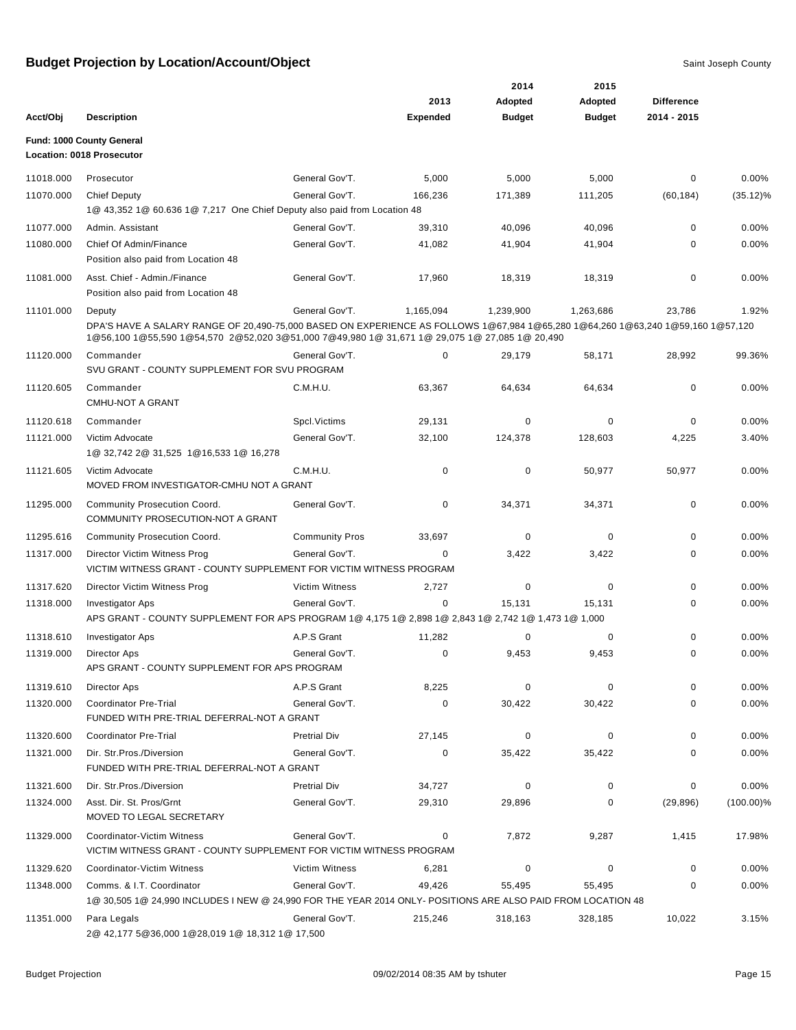# Budget Projection by Location/Account/Object

Saint Joseph County

**Fund: 1000 County General**
**Location: 0018 Prosecutor**

| Acct/Obj | Description | | 2013 Expended | 2014 Adopted Budget | 2015 Adopted Budget | Difference 2014 - 2015 | |
|---|---|---|---|---|---|---|---|
| 11018.000 | Prosecutor | General Gov'T. | 5,000 | 5,000 | 5,000 | 0 | 0.00% |
| 11070.000 | Chief Deputy<br>1@ 43,352 1@ 60.636 1@ 7,217 One Chief Deputy also paid from Location 48 | General Gov'T. | 166,236 | 171,389 | 111,205 | (60,184) | (35.12)% |
| 11077.000 | Admin. Assistant | General Gov'T. | 39,310 | 40,096 | 40,096 | 0 | 0.00% |
| 11080.000 | Chief Of Admin/Finance<br>Position also paid from Location 48 | General Gov'T. | 41,082 | 41,904 | 41,904 | 0 | 0.00% |
| 11081.000 | Asst. Chief - Admin./Finance<br>Position also paid from Location 48 | General Gov'T. | 17,960 | 18,319 | 18,319 | 0 | 0.00% |
| 11101.000 | Deputy<br>DPA'S HAVE A SALARY RANGE OF 20,490-75,000 BASED ON EXPERIENCE AS FOLLOWS 1@67,984 1@65,280 1@64,260 1@63,240 1@59,160 1@57,120 1@56,100 1@55,590 1@54,570 2@52,020 3@51,000 7@49,980 1@ 31,671 1@ 29,075 1@ 27,085 1@ 20,490 | General Gov'T. | 1,165,094 | 1,239,900 | 1,263,686 | 23,786 | 1.92% |
| 11120.000 | Commander<br>SVU GRANT - COUNTY SUPPLEMENT FOR SVU PROGRAM | General Gov'T. | 0 | 29,179 | 58,171 | 28,992 | 99.36% |
| 11120.605 | Commander<br>CMHU-NOT A GRANT | C.M.H.U. | 63,367 | 64,634 | 64,634 | 0 | 0.00% |
| 11120.618 | Commander | Spcl.Victims | 29,131 | 0 | 0 | 0 | 0.00% |
| 11121.000 | Victim Advocate<br>1@ 32,742 2@ 31,525 1@16,533 1@ 16,278 | General Gov'T. | 32,100 | 124,378 | 128,603 | 4,225 | 3.40% |
| 11121.605 | Victim Advocate<br>MOVED FROM INVESTIGATOR-CMHU NOT A GRANT | C.M.H.U. | 0 | 0 | 50,977 | 50,977 | 0.00% |
| 11295.000 | Community Prosecution Coord.<br>COMMUNITY PROSECUTION-NOT A GRANT | General Gov'T. | 0 | 34,371 | 34,371 | 0 | 0.00% |
| 11295.616 | Community Prosecution Coord. | Community Pros | 33,697 | 0 | 0 | 0 | 0.00% |
| 11317.000 | Director Victim Witness Prog<br>VICTIM WITNESS GRANT - COUNTY SUPPLEMENT FOR VICTIM WITNESS PROGRAM | General Gov'T. | 0 | 3,422 | 3,422 | 0 | 0.00% |
| 11317.620 | Director Victim Witness Prog | Victim Witness | 2,727 | 0 | 0 | 0 | 0.00% |
| 11318.000 | Investigator Aps<br>APS GRANT - COUNTY SUPPLEMENT FOR APS PROGRAM 1@ 4,175 1@ 2,898 1@ 2,843 1@ 2,742 1@ 1,473 1@ 1,000 | General Gov'T. | 0 | 15,131 | 15,131 | 0 | 0.00% |
| 11318.610 | Investigator Aps | A.P.S Grant | 11,282 | 0 | 0 | 0 | 0.00% |
| 11319.000 | Director Aps<br>APS GRANT - COUNTY SUPPLEMENT FOR APS PROGRAM | General Gov'T. | 0 | 9,453 | 9,453 | 0 | 0.00% |
| 11319.610 | Director Aps | A.P.S Grant | 8,225 | 0 | 0 | 0 | 0.00% |
| 11320.000 | Coordinator Pre-Trial<br>FUNDED WITH PRE-TRIAL DEFERRAL-NOT A GRANT | General Gov'T. | 0 | 30,422 | 30,422 | 0 | 0.00% |
| 11320.600 | Coordinator Pre-Trial | Pretrial Div | 27,145 | 0 | 0 | 0 | 0.00% |
| 11321.000 | Dir. Str.Pros./Diversion<br>FUNDED WITH PRE-TRIAL DEFERRAL-NOT A GRANT | General Gov'T. | 0 | 35,422 | 35,422 | 0 | 0.00% |
| 11321.600 | Dir. Str.Pros./Diversion | Pretrial Div | 34,727 | 0 | 0 | 0 | 0.00% |
| 11324.000 | Asst. Dir. St. Pros/Grnt<br>MOVED TO LEGAL SECRETARY | General Gov'T. | 29,310 | 29,896 | 0 | (29,896) | (100.00)% |
| 11329.000 | Coordinator-Victim Witness<br>VICTIM WITNESS GRANT - COUNTY SUPPLEMENT FOR VICTIM WITNESS PROGRAM | General Gov'T. | 0 | 7,872 | 9,287 | 1,415 | 17.98% |
| 11329.620 | Coordinator-Victim Witness | Victim Witness | 6,281 | 0 | 0 | 0 | 0.00% |
| 11348.000 | Comms. & I.T. Coordinator<br>1@ 30,505 1@ 24,990 INCLUDES I NEW @ 24,990 FOR THE YEAR 2014 ONLY- POSITIONS ARE ALSO PAID FROM LOCATION 48 | General Gov'T. | 49,426 | 55,495 | 55,495 | 0 | 0.00% |
| 11351.000 | Para Legals<br>2@ 42,177 5@36,000 1@28,019 1@ 18,312 1@ 17,500 | General Gov'T. | 215,246 | 318,163 | 328,185 | 10,022 | 3.15% |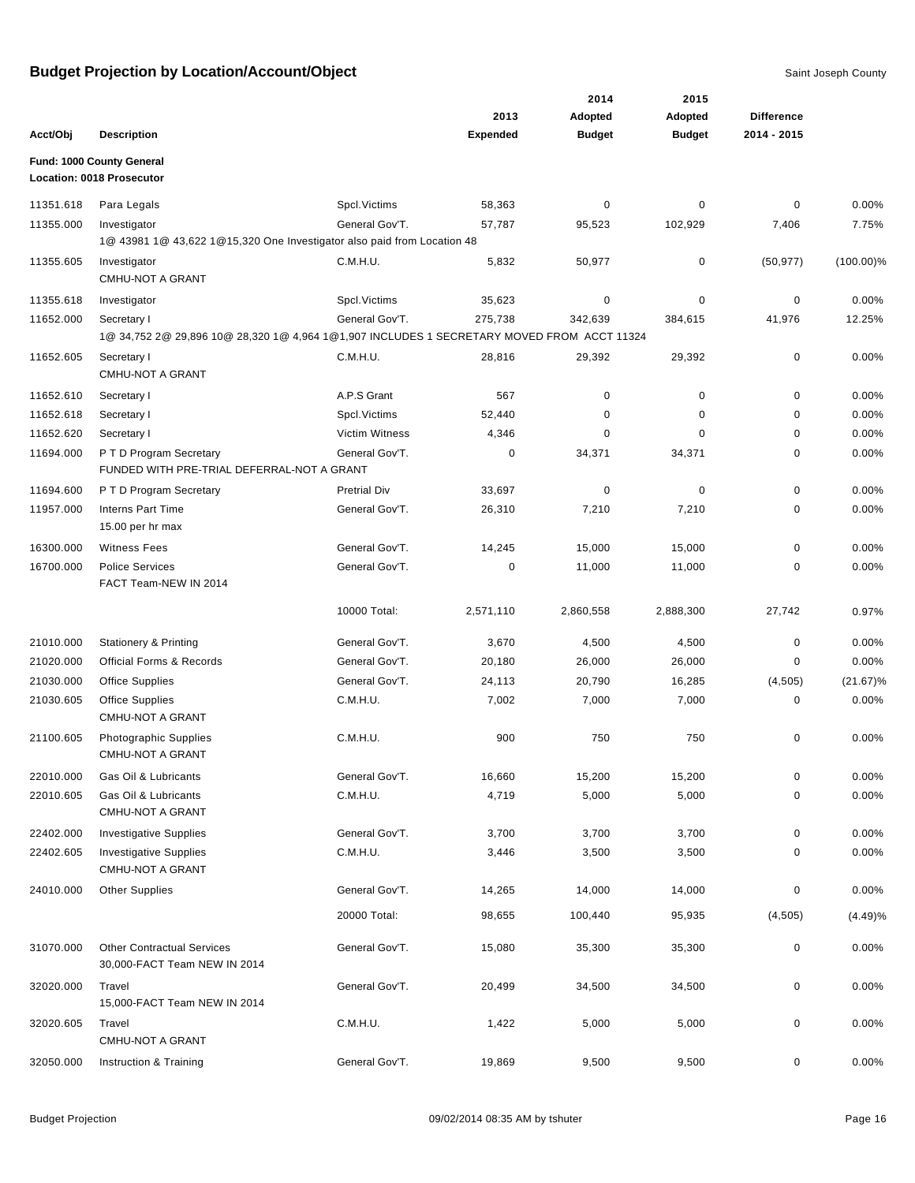# Budget Projection by Location/Account/Object

Saint Joseph County

**Fund: 1000 County General**
**Location: 0018 Prosecutor**

| Acct/Obj | Description | | 2013 Expended | 2014 Adopted Budget | 2015 Adopted Budget | Difference 2014 - 2015 | |
|---|---|---|---|---|---|---|---|
| 11351.618 | Para Legals | Spcl.Victims | 58,363 | 0 | 0 | 0 | 0.00% |
| 11355.000 | Investigator<br>1@ 43981 1@ 43,622 1@15,320 One Investigator also paid from Location 48 | General Gov'T. | 57,787 | 95,523 | 102,929 | 7,406 | 7.75% |
| 11355.605 | Investigator<br>CMHU-NOT A GRANT | C.M.H.U. | 5,832 | 50,977 | 0 | (50,977) | (100.00)% |
| 11355.618 | Investigator | Spcl.Victims | 35,623 | 0 | 0 | 0 | 0.00% |
| 11652.000 | Secretary I<br>1@ 34,752 2@ 29,896 10@ 28,320 1@ 4,964 1@1,907 INCLUDES 1 SECRETARY MOVED FROM ACCT 11324 | General Gov'T. | 275,738 | 342,639 | 384,615 | 41,976 | 12.25% |
| 11652.605 | Secretary I<br>CMHU-NOT A GRANT | C.M.H.U. | 28,816 | 29,392 | 29,392 | 0 | 0.00% |
| 11652.610 | Secretary I | A.P.S Grant | 567 | 0 | 0 | 0 | 0.00% |
| 11652.618 | Secretary I | Spcl.Victims | 52,440 | 0 | 0 | 0 | 0.00% |
| 11652.620 | Secretary I | Victim Witness | 4,346 | 0 | 0 | 0 | 0.00% |
| 11694.000 | P T D Program Secretary<br>FUNDED WITH PRE-TRIAL DEFERRAL-NOT A GRANT | General Gov'T. | 0 | 34,371 | 34,371 | 0 | 0.00% |
| 11694.600 | P T D Program Secretary | Pretrial Div | 33,697 | 0 | 0 | 0 | 0.00% |
| 11957.000 | Interns Part Time<br>15.00 per hr max | General Gov'T. | 26,310 | 7,210 | 7,210 | 0 | 0.00% |
| 16300.000 | Witness Fees | General Gov'T. | 14,245 | 15,000 | 15,000 | 0 | 0.00% |
| 16700.000 | Police Services<br>FACT Team-NEW IN 2014 | General Gov'T. | 0 | 11,000 | 11,000 | 0 | 0.00% |
| | | 10000 Total: | 2,571,110 | 2,860,558 | 2,888,300 | 27,742 | 0.97% |
| 21010.000 | Stationery & Printing | General Gov'T. | 3,670 | 4,500 | 4,500 | 0 | 0.00% |
| 21020.000 | Official Forms & Records | General Gov'T. | 20,180 | 26,000 | 26,000 | 0 | 0.00% |
| 21030.000 | Office Supplies | General Gov'T. | 24,113 | 20,790 | 16,285 | (4,505) | (21.67)% |
| 21030.605 | Office Supplies<br>CMHU-NOT A GRANT | C.M.H.U. | 7,002 | 7,000 | 7,000 | 0 | 0.00% |
| 21100.605 | Photographic Supplies<br>CMHU-NOT A GRANT | C.M.H.U. | 900 | 750 | 750 | 0 | 0.00% |
| 22010.000 | Gas Oil & Lubricants | General Gov'T. | 16,660 | 15,200 | 15,200 | 0 | 0.00% |
| 22010.605 | Gas Oil & Lubricants<br>CMHU-NOT A GRANT | C.M.H.U. | 4,719 | 5,000 | 5,000 | 0 | 0.00% |
| 22402.000 | Investigative Supplies | General Gov'T. | 3,700 | 3,700 | 3,700 | 0 | 0.00% |
| 22402.605 | Investigative Supplies<br>CMHU-NOT A GRANT | C.M.H.U. | 3,446 | 3,500 | 3,500 | 0 | 0.00% |
| 24010.000 | Other Supplies | General Gov'T. | 14,265 | 14,000 | 14,000 | 0 | 0.00% |
| | | 20000 Total: | 98,655 | 100,440 | 95,935 | (4,505) | (4.49)% |
| 31070.000 | Other Contractual Services<br>30,000-FACT Team NEW IN 2014 | General Gov'T. | 15,080 | 35,300 | 35,300 | 0 | 0.00% |
| 32020.000 | Travel<br>15,000-FACT Team NEW IN 2014 | General Gov'T. | 20,499 | 34,500 | 34,500 | 0 | 0.00% |
| 32020.605 | Travel<br>CMHU-NOT A GRANT | C.M.H.U. | 1,422 | 5,000 | 5,000 | 0 | 0.00% |
| 32050.000 | Instruction & Training | General Gov'T. | 19,869 | 9,500 | 9,500 | 0 | 0.00% |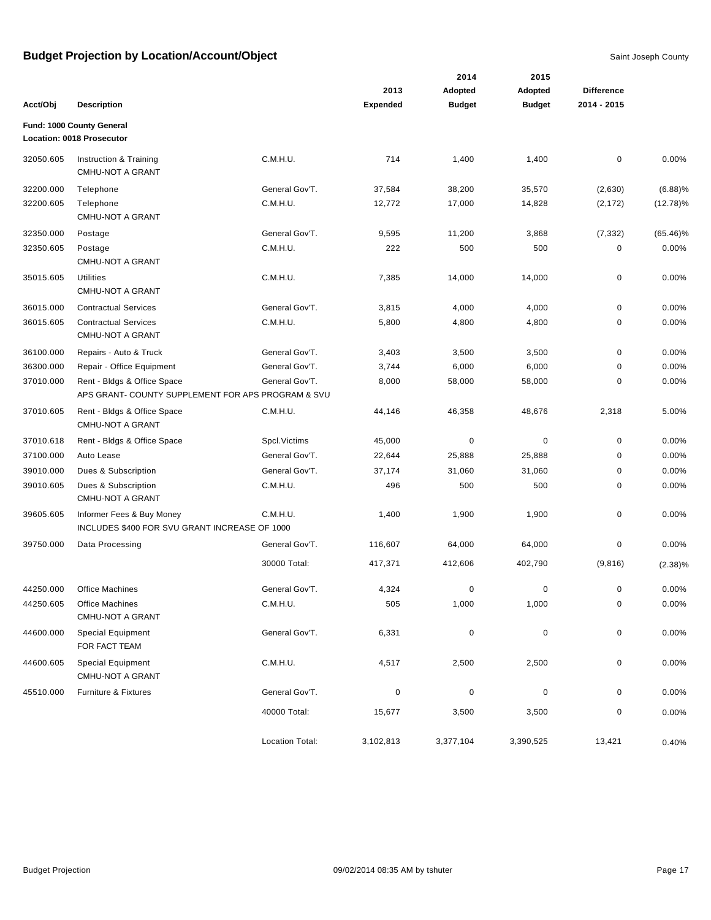# Budget Projection by Location/Account/Object

Saint Joseph County

| Acct/Obj | Description | | 2013 Expended | 2014 Adopted Budget | 2015 Adopted Budget | Difference 2014 - 2015 | |
|---|---|---|---|---|---|---|---|
| **Fund: 1000 County General** | | | | | | | |
| **Location: 0018 Prosecutor** | | | | | | | |
| 32050.605 | Instruction & Training CMHU-NOT A GRANT | C.M.H.U. | 714 | 1,400 | 1,400 | 0 | 0.00% |
| 32200.000 | Telephone | General Gov'T. | 37,584 | 38,200 | 35,570 | (2,630) | (6.88)% |
| 32200.605 | Telephone CMHU-NOT A GRANT | C.M.H.U. | 12,772 | 17,000 | 14,828 | (2,172) | (12.78)% |
| 32350.000 | Postage | General Gov'T. | 9,595 | 11,200 | 3,868 | (7,332) | (65.46)% |
| 32350.605 | Postage CMHU-NOT A GRANT | C.M.H.U. | 222 | 500 | 500 | 0 | 0.00% |
| 35015.605 | Utilities CMHU-NOT A GRANT | C.M.H.U. | 7,385 | 14,000 | 14,000 | 0 | 0.00% |
| 36015.000 | Contractual Services | General Gov'T. | 3,815 | 4,000 | 4,000 | 0 | 0.00% |
| 36015.605 | Contractual Services CMHU-NOT A GRANT | C.M.H.U. | 5,800 | 4,800 | 4,800 | 0 | 0.00% |
| 36100.000 | Repairs - Auto & Truck | General Gov'T. | 3,403 | 3,500 | 3,500 | 0 | 0.00% |
| 36300.000 | Repair - Office Equipment | General Gov'T. | 3,744 | 6,000 | 6,000 | 0 | 0.00% |
| 37010.000 | Rent - Bldgs & Office Space APS GRANT- COUNTY SUPPLEMENT FOR APS PROGRAM & SVU | General Gov'T. | 8,000 | 58,000 | 58,000 | 0 | 0.00% |
| 37010.605 | Rent - Bldgs & Office Space CMHU-NOT A GRANT | C.M.H.U. | 44,146 | 46,358 | 48,676 | 2,318 | 5.00% |
| 37010.618 | Rent - Bldgs & Office Space | Spcl.Victims | 45,000 | 0 | 0 | 0 | 0.00% |
| 37100.000 | Auto Lease | General Gov'T. | 22,644 | 25,888 | 25,888 | 0 | 0.00% |
| 39010.000 | Dues & Subscription | General Gov'T. | 37,174 | 31,060 | 31,060 | 0 | 0.00% |
| 39010.605 | Dues & Subscription CMHU-NOT A GRANT | C.M.H.U. | 496 | 500 | 500 | 0 | 0.00% |
| 39605.605 | Informer Fees & Buy Money INCLUDES $400 FOR SVU GRANT INCREASE OF 1000 | C.M.H.U. | 1,400 | 1,900 | 1,900 | 0 | 0.00% |
| 39750.000 | Data Processing | General Gov'T. | 116,607 | 64,000 | 64,000 | 0 | 0.00% |
| | | 30000 Total: | 417,371 | 412,606 | 402,790 | (9,816) | (2.38)% |
| 44250.000 | Office Machines | General Gov'T. | 4,324 | 0 | 0 | 0 | 0.00% |
| 44250.605 | Office Machines CMHU-NOT A GRANT | C.M.H.U. | 505 | 1,000 | 1,000 | 0 | 0.00% |
| 44600.000 | Special Equipment FOR FACT TEAM | General Gov'T. | 6,331 | 0 | 0 | 0 | 0.00% |
| 44600.605 | Special Equipment CMHU-NOT A GRANT | C.M.H.U. | 4,517 | 2,500 | 2,500 | 0 | 0.00% |
| 45510.000 | Furniture & Fixtures | General Gov'T. | 0 | 0 | 0 | 0 | 0.00% |
| | | 40000 Total: | 15,677 | 3,500 | 3,500 | 0 | 0.00% |
| | | Location Total: | 3,102,813 | 3,377,104 | 3,390,525 | 13,421 | 0.40% |

Budget Projection 09/02/2014 08:35 AM by tshuter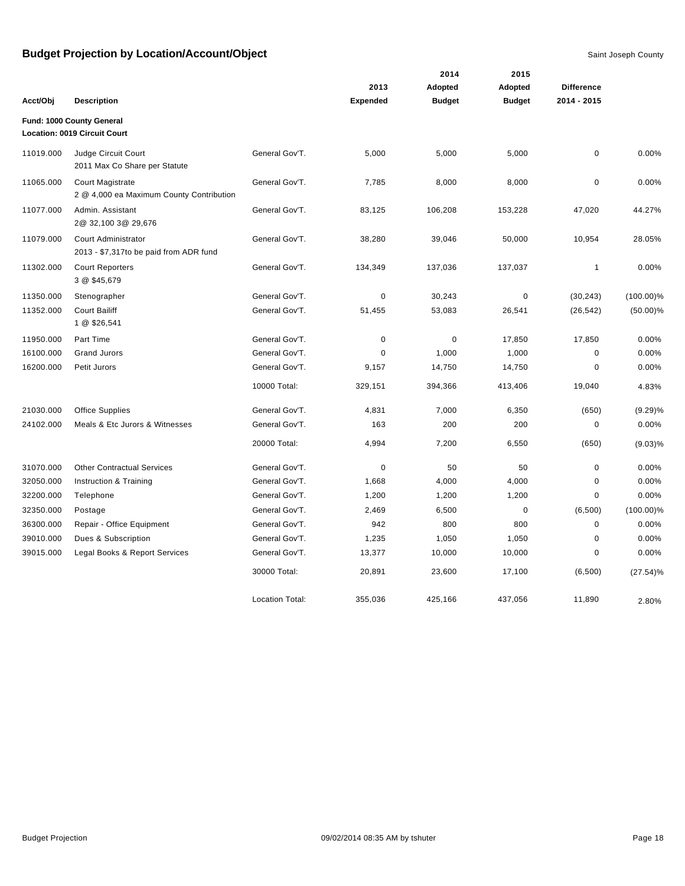## Budget Projection by Location/Account/Object

Saint Joseph County

| Acct/Obj | Description | | 2013 Expended | 2014 Adopted Budget | 2015 Adopted Budget | Difference 2014 - 2015 | |
|---|---|---|---|---|---|---|---|
| **Fund: 1000 County General** | | | | | | | |
| **Location: 0019 Circuit Court** | | | | | | | |
| 11019.000 | Judge Circuit Court<br>2011 Max Co Share per Statute | General Gov'T. | 5,000 | 5,000 | 5,000 | 0 | 0.00% |
| 11065.000 | Court Magistrate<br>2 @ 4,000 ea Maximum County Contribution | General Gov'T. | 7,785 | 8,000 | 8,000 | 0 | 0.00% |
| 11077.000 | Admin. Assistant<br>2@ 32,100 3@ 29,676 | General Gov'T. | 83,125 | 106,208 | 153,228 | 47,020 | 44.27% |
| 11079.000 | Court Administrator<br>2013 - $7,317to be paid from ADR fund | General Gov'T. | 38,280 | 39,046 | 50,000 | 10,954 | 28.05% |
| 11302.000 | Court Reporters<br>3 @ $45,679 | General Gov'T. | 134,349 | 137,036 | 137,037 | 1 | 0.00% |
| 11350.000 | Stenographer | General Gov'T. | 0 | 30,243 | 0 | (30,243) | (100.00)% |
| 11352.000 | Court Bailiff<br>1 @ $26,541 | General Gov'T. | 51,455 | 53,083 | 26,541 | (26,542) | (50.00)% |
| 11950.000 | Part Time | General Gov'T. | 0 | 0 | 17,850 | 17,850 | 0.00% |
| 16100.000 | Grand Jurors | General Gov'T. | 0 | 1,000 | 1,000 | 0 | 0.00% |
| 16200.000 | Petit Jurors | General Gov'T. | 9,157 | 14,750 | 14,750 | 0 | 0.00% |
| | | 10000 Total: | 329,151 | 394,366 | 413,406 | 19,040 | 4.83% |
| 21030.000 | Office Supplies | General Gov'T. | 4,831 | 7,000 | 6,350 | (650) | (9.29)% |
| 24102.000 | Meals & Etc Jurors & Witnesses | General Gov'T. | 163 | 200 | 200 | 0 | 0.00% |
| | | 20000 Total: | 4,994 | 7,200 | 6,550 | (650) | (9.03)% |
| 31070.000 | Other Contractual Services | General Gov'T. | 0 | 50 | 50 | 0 | 0.00% |
| 32050.000 | Instruction & Training | General Gov'T. | 1,668 | 4,000 | 4,000 | 0 | 0.00% |
| 32200.000 | Telephone | General Gov'T. | 1,200 | 1,200 | 1,200 | 0 | 0.00% |
| 32350.000 | Postage | General Gov'T. | 2,469 | 6,500 | 0 | (6,500) | (100.00)% |
| 36300.000 | Repair - Office Equipment | General Gov'T. | 942 | 800 | 800 | 0 | 0.00% |
| 39010.000 | Dues & Subscription | General Gov'T. | 1,235 | 1,050 | 1,050 | 0 | 0.00% |
| 39015.000 | Legal Books & Report Services | General Gov'T. | 13,377 | 10,000 | 10,000 | 0 | 0.00% |
| | | 30000 Total: | 20,891 | 23,600 | 17,100 | (6,500) | (27.54)% |
| | | Location Total: | 355,036 | 425,166 | 437,056 | 11,890 | 2.80% |

Budget Projection 09/02/2014 08:35 AM by tshuter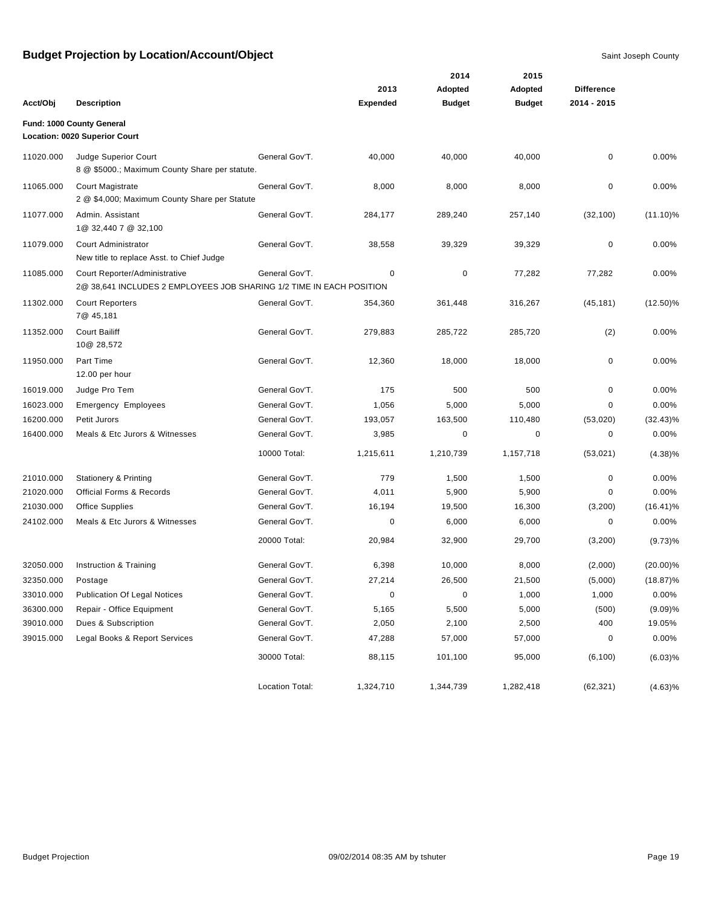# Budget Projection by Location/Account/Object

Saint Joseph County

| Acct/Obj | Description | | 2013 Expended | 2014 Adopted Budget | 2015 Adopted Budget | Difference 2014 - 2015 | |
|---|---|---|---|---|---|---|---|
| **Fund: 1000 County General** | | | | | | | |
| **Location: 0020 Superior Court** | | | | | | | |
| 11020.000 | Judge Superior Court<br>8 @ $5000.; Maximum County Share per statute. | General Gov'T. | 40,000 | 40,000 | 40,000 | 0 | 0.00% |
| 11065.000 | Court Magistrate<br>2 @ $4,000; Maximum County Share per Statute | General Gov'T. | 8,000 | 8,000 | 8,000 | 0 | 0.00% |
| 11077.000 | Admin. Assistant<br>1@ 32,440 7 @ 32,100 | General Gov'T. | 284,177 | 289,240 | 257,140 | (32,100) | (11.10)% |
| 11079.000 | Court Administrator<br>New title to replace Asst. to Chief Judge | General Gov'T. | 38,558 | 39,329 | 39,329 | 0 | 0.00% |
| 11085.000 | Court Reporter/Administrative<br>2@ 38,641 INCLUDES 2 EMPLOYEES JOB SHARING 1/2 TIME IN EACH POSITION | General Gov'T. | 0 | 0 | 77,282 | 77,282 | 0.00% |
| 11302.000 | Court Reporters<br>7@ 45,181 | General Gov'T. | 354,360 | 361,448 | 316,267 | (45,181) | (12.50)% |
| 11352.000 | Court Bailiff<br>10@ 28,572 | General Gov'T. | 279,883 | 285,722 | 285,720 | (2) | 0.00% |
| 11950.000 | Part Time<br>12.00 per hour | General Gov'T. | 12,360 | 18,000 | 18,000 | 0 | 0.00% |
| 16019.000 | Judge Pro Tem | General Gov'T. | 175 | 500 | 500 | 0 | 0.00% |
| 16023.000 | Emergency Employees | General Gov'T. | 1,056 | 5,000 | 5,000 | 0 | 0.00% |
| 16200.000 | Petit Jurors | General Gov'T. | 193,057 | 163,500 | 110,480 | (53,020) | (32.43)% |
| 16400.000 | Meals & Etc Jurors & Witnesses | General Gov'T. | 3,985 | 0 | 0 | 0 | 0.00% |
| | | 10000 Total: | 1,215,611 | 1,210,739 | 1,157,718 | (53,021) | (4.38)% |
| 21010.000 | Stationery & Printing | General Gov'T. | 779 | 1,500 | 1,500 | 0 | 0.00% |
| 21020.000 | Official Forms & Records | General Gov'T. | 4,011 | 5,900 | 5,900 | 0 | 0.00% |
| 21030.000 | Office Supplies | General Gov'T. | 16,194 | 19,500 | 16,300 | (3,200) | (16.41)% |
| 24102.000 | Meals & Etc Jurors & Witnesses | General Gov'T. | 0 | 6,000 | 6,000 | 0 | 0.00% |
| | | 20000 Total: | 20,984 | 32,900 | 29,700 | (3,200) | (9.73)% |
| 32050.000 | Instruction & Training | General Gov'T. | 6,398 | 10,000 | 8,000 | (2,000) | (20.00)% |
| 32350.000 | Postage | General Gov'T. | 27,214 | 26,500 | 21,500 | (5,000) | (18.87)% |
| 33010.000 | Publication Of Legal Notices | General Gov'T. | 0 | 0 | 1,000 | 1,000 | 0.00% |
| 36300.000 | Repair - Office Equipment | General Gov'T. | 5,165 | 5,500 | 5,000 | (500) | (9.09)% |
| 39010.000 | Dues & Subscription | General Gov'T. | 2,050 | 2,100 | 2,500 | 400 | 19.05% |
| 39015.000 | Legal Books & Report Services | General Gov'T. | 47,288 | 57,000 | 57,000 | 0 | 0.00% |
| | | 30000 Total: | 88,115 | 101,100 | 95,000 | (6,100) | (6.03)% |
| | | Location Total: | 1,324,710 | 1,344,739 | 1,282,418 | (62,321) | (4.63)% |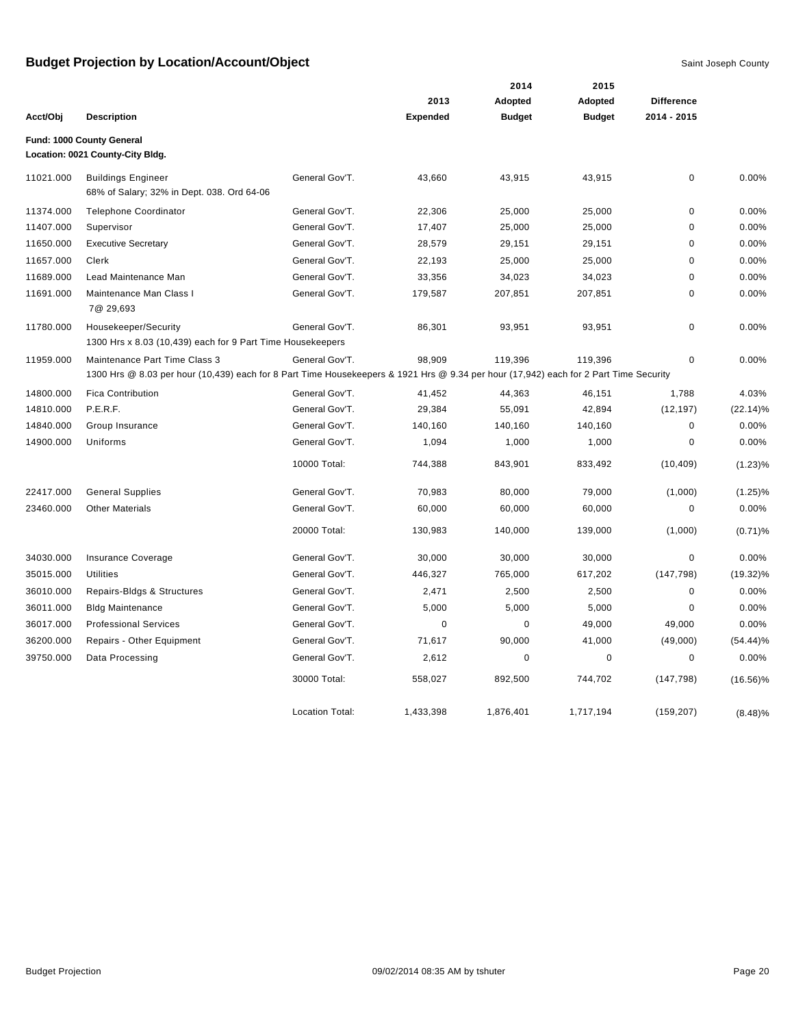# Budget Projection by Location/Account/Object

Saint Joseph County

| Acct/Obj | Description | | 2013 Expended | 2014 Adopted Budget | 2015 Adopted Budget | Difference 2014 - 2015 | |
|---|---|---|---|---|---|---|---|
| **Fund: 1000 County General** | | | | | | | |
| **Location: 0021 County-City Bldg.** | | | | | | | |
| 11021.000 | Buildings Engineer<br>68% of Salary; 32% in Dept. 038. Ord 64-06 | General Gov'T. | 43,660 | 43,915 | 43,915 | 0 | 0.00% |
| 11374.000 | Telephone Coordinator | General Gov'T. | 22,306 | 25,000 | 25,000 | 0 | 0.00% |
| 11407.000 | Supervisor | General Gov'T. | 17,407 | 25,000 | 25,000 | 0 | 0.00% |
| 11650.000 | Executive Secretary | General Gov'T. | 28,579 | 29,151 | 29,151 | 0 | 0.00% |
| 11657.000 | Clerk | General Gov'T. | 22,193 | 25,000 | 25,000 | 0 | 0.00% |
| 11689.000 | Lead Maintenance Man | General Gov'T. | 33,356 | 34,023 | 34,023 | 0 | 0.00% |
| 11691.000 | Maintenance Man Class I<br>7@ 29,693 | General Gov'T. | 179,587 | 207,851 | 207,851 | 0 | 0.00% |
| 11780.000 | Housekeeper/Security<br>1300 Hrs x 8.03 (10,439) each for 9 Part Time Housekeepers | General Gov'T. | 86,301 | 93,951 | 93,951 | 0 | 0.00% |
| 11959.000 | Maintenance Part Time Class 3<br>1300 Hrs @ 8.03 per hour (10,439) each for 8 Part Time Housekeepers & 1921 Hrs @ 9.34 per hour (17,942) each for 2 Part Time Security | General Gov'T. | 98,909 | 119,396 | 119,396 | 0 | 0.00% |
| 14800.000 | Fica Contribution | General Gov'T. | 41,452 | 44,363 | 46,151 | 1,788 | 4.03% |
| 14810.000 | P.E.R.F. | General Gov'T. | 29,384 | 55,091 | 42,894 | (12,197) | (22.14)% |
| 14840.000 | Group Insurance | General Gov'T. | 140,160 | 140,160 | 140,160 | 0 | 0.00% |
| 14900.000 | Uniforms | General Gov'T. | 1,094 | 1,000 | 1,000 | 0 | 0.00% |
| | | 10000 Total: | 744,388 | 843,901 | 833,492 | (10,409) | (1.23)% |
| 22417.000 | General Supplies | General Gov'T. | 70,983 | 80,000 | 79,000 | (1,000) | (1.25)% |
| 23460.000 | Other Materials | General Gov'T. | 60,000 | 60,000 | 60,000 | 0 | 0.00% |
| | | 20000 Total: | 130,983 | 140,000 | 139,000 | (1,000) | (0.71)% |
| 34030.000 | Insurance Coverage | General Gov'T. | 30,000 | 30,000 | 30,000 | 0 | 0.00% |
| 35015.000 | Utilities | General Gov'T. | 446,327 | 765,000 | 617,202 | (147,798) | (19.32)% |
| 36010.000 | Repairs-Bldgs & Structures | General Gov'T. | 2,471 | 2,500 | 2,500 | 0 | 0.00% |
| 36011.000 | Bldg Maintenance | General Gov'T. | 5,000 | 5,000 | 5,000 | 0 | 0.00% |
| 36017.000 | Professional Services | General Gov'T. | 0 | 0 | 49,000 | 49,000 | 0.00% |
| 36200.000 | Repairs - Other Equipment | General Gov'T. | 71,617 | 90,000 | 41,000 | (49,000) | (54.44)% |
| 39750.000 | Data Processing | General Gov'T. | 2,612 | 0 | 0 | 0 | 0.00% |
| | | 30000 Total: | 558,027 | 892,500 | 744,702 | (147,798) | (16.56)% |
| | | Location Total: | 1,433,398 | 1,876,401 | 1,717,194 | (159,207) | (8.48)% |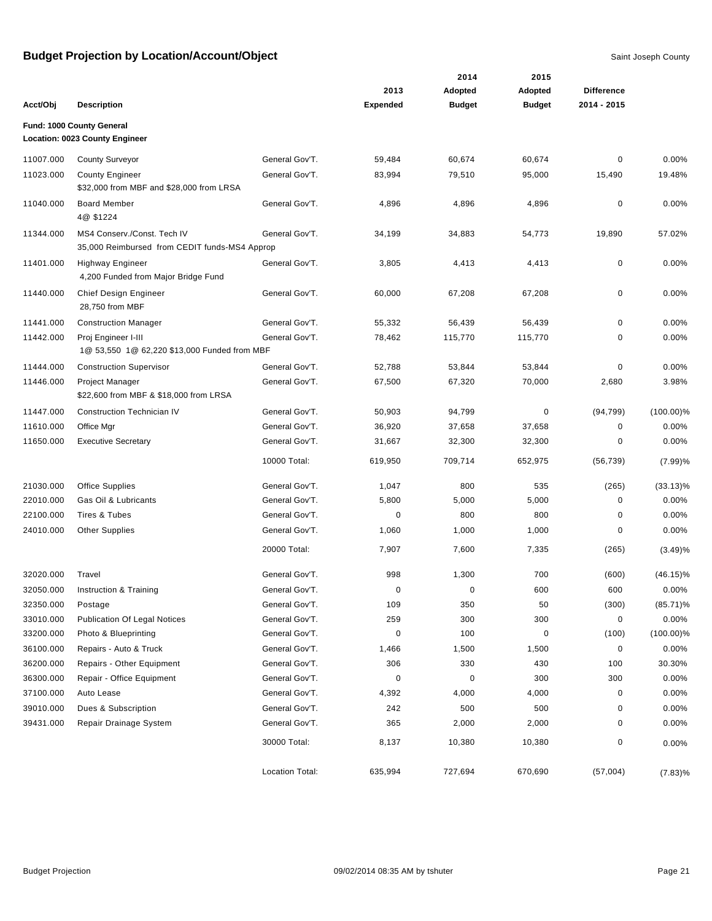# Budget Projection by Location/Account/Object

Saint Joseph County

| Acct/Obj | Description | | 2013 Expended | 2014 Adopted Budget | 2015 Adopted Budget | Difference 2014 - 2015 | |
|---|---|---|---|---|---|---|---|
| **Fund: 1000 County General** | | | | | | | |
| **Location: 0023 County Engineer** | | | | | | | |
| 11007.000 | County Surveyor | General Gov'T. | 59,484 | 60,674 | 60,674 | 0 | 0.00% |
| 11023.000 | County Engineer<br>$32,000 from MBF and $28,000 from LRSA | General Gov'T. | 83,994 | 79,510 | 95,000 | 15,490 | 19.48% |
| 11040.000 | Board Member<br>4@ $1224 | General Gov'T. | 4,896 | 4,896 | 4,896 | 0 | 0.00% |
| 11344.000 | MS4 Conserv./Const. Tech IV<br>35,000 Reimbursed from CEDIT funds-MS4 Approp | General Gov'T. | 34,199 | 34,883 | 54,773 | 19,890 | 57.02% |
| 11401.000 | Highway Engineer<br>4,200 Funded from Major Bridge Fund | General Gov'T. | 3,805 | 4,413 | 4,413 | 0 | 0.00% |
| 11440.000 | Chief Design Engineer<br>28,750 from MBF | General Gov'T. | 60,000 | 67,208 | 67,208 | 0 | 0.00% |
| 11441.000 | Construction Manager | General Gov'T. | 55,332 | 56,439 | 56,439 | 0 | 0.00% |
| 11442.000 | Proj Engineer I-III<br>1@ 53,550 1@ 62,220 $13,000 Funded from MBF | General Gov'T. | 78,462 | 115,770 | 115,770 | 0 | 0.00% |
| 11444.000 | Construction Supervisor | General Gov'T. | 52,788 | 53,844 | 53,844 | 0 | 0.00% |
| 11446.000 | Project Manager<br>$22,600 from MBF & $18,000 from LRSA | General Gov'T. | 67,500 | 67,320 | 70,000 | 2,680 | 3.98% |
| 11447.000 | Construction Technician IV | General Gov'T. | 50,903 | 94,799 | 0 | (94,799) | (100.00)% |
| 11610.000 | Office Mgr | General Gov'T. | 36,920 | 37,658 | 37,658 | 0 | 0.00% |
| 11650.000 | Executive Secretary | General Gov'T. | 31,667 | 32,300 | 32,300 | 0 | 0.00% |
| | | 10000 Total: | 619,950 | 709,714 | 652,975 | (56,739) | (7.99)% |
| 21030.000 | Office Supplies | General Gov'T. | 1,047 | 800 | 535 | (265) | (33.13)% |
| 22010.000 | Gas Oil & Lubricants | General Gov'T. | 5,800 | 5,000 | 5,000 | 0 | 0.00% |
| 22100.000 | Tires & Tubes | General Gov'T. | 0 | 800 | 800 | 0 | 0.00% |
| 24010.000 | Other Supplies | General Gov'T. | 1,060 | 1,000 | 1,000 | 0 | 0.00% |
| | | 20000 Total: | 7,907 | 7,600 | 7,335 | (265) | (3.49)% |
| 32020.000 | Travel | General Gov'T. | 998 | 1,300 | 700 | (600) | (46.15)% |
| 32050.000 | Instruction & Training | General Gov'T. | 0 | 0 | 600 | 600 | 0.00% |
| 32350.000 | Postage | General Gov'T. | 109 | 350 | 50 | (300) | (85.71)% |
| 33010.000 | Publication Of Legal Notices | General Gov'T. | 259 | 300 | 300 | 0 | 0.00% |
| 33200.000 | Photo & Blueprinting | General Gov'T. | 0 | 100 | 0 | (100) | (100.00)% |
| 36100.000 | Repairs - Auto & Truck | General Gov'T. | 1,466 | 1,500 | 1,500 | 0 | 0.00% |
| 36200.000 | Repairs - Other Equipment | General Gov'T. | 306 | 330 | 430 | 100 | 30.30% |
| 36300.000 | Repair - Office Equipment | General Gov'T. | 0 | 0 | 300 | 300 | 0.00% |
| 37100.000 | Auto Lease | General Gov'T. | 4,392 | 4,000 | 4,000 | 0 | 0.00% |
| 39010.000 | Dues & Subscription | General Gov'T. | 242 | 500 | 500 | 0 | 0.00% |
| 39431.000 | Repair Drainage System | General Gov'T. | 365 | 2,000 | 2,000 | 0 | 0.00% |
| | | 30000 Total: | 8,137 | 10,380 | 10,380 | 0 | 0.00% |
| | | Location Total: | 635,994 | 727,694 | 670,690 | (57,004) | (7.83)% |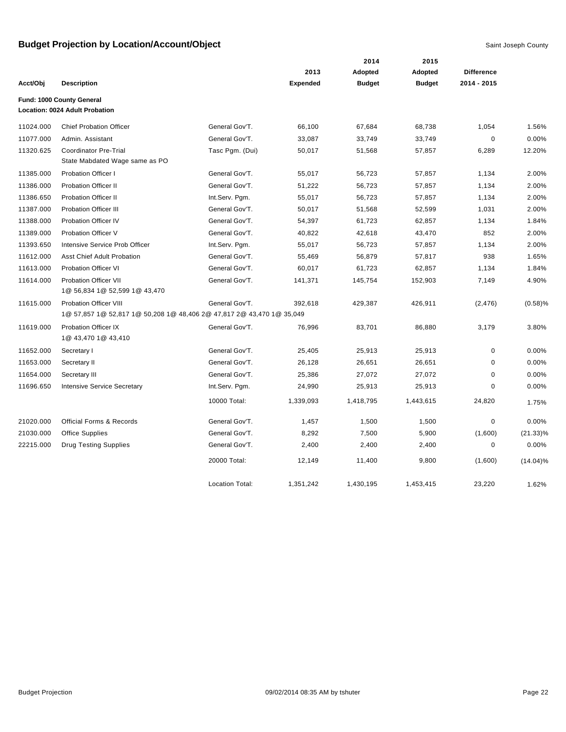# Budget Projection by Location/Account/Object

Saint Joseph County

| Acct/Obj | Description | | 2013 Expended | 2014 Adopted Budget | 2015 Adopted Budget | Difference 2014 - 2015 | |
|---|---|---|---|---|---|---|---|
| **Fund: 1000 County General** | | | | | | | |
| **Location: 0024 Adult Probation** | | | | | | | |
| 11024.000 | Chief Probation Officer | General Gov'T. | 66,100 | 67,684 | 68,738 | 1,054 | 1.56% |
| 11077.000 | Admin. Assistant | General Gov'T. | 33,087 | 33,749 | 33,749 | 0 | 0.00% |
| 11320.625 | Coordinator Pre-Trial<br>State Mabdated Wage same as PO | Tasc Pgm. (Dui) | 50,017 | 51,568 | 57,857 | 6,289 | 12.20% |
| 11385.000 | Probation Officer I | General Gov'T. | 55,017 | 56,723 | 57,857 | 1,134 | 2.00% |
| 11386.000 | Probation Officer II | General Gov'T. | 51,222 | 56,723 | 57,857 | 1,134 | 2.00% |
| 11386.650 | Probation Officer II | Int.Serv. Pgm. | 55,017 | 56,723 | 57,857 | 1,134 | 2.00% |
| 11387.000 | Probation Officer III | General Gov'T. | 50,017 | 51,568 | 52,599 | 1,031 | 2.00% |
| 11388.000 | Probation Officer IV | General Gov'T. | 54,397 | 61,723 | 62,857 | 1,134 | 1.84% |
| 11389.000 | Probation Officer V | General Gov'T. | 40,822 | 42,618 | 43,470 | 852 | 2.00% |
| 11393.650 | Intensive Service Prob Officer | Int.Serv. Pgm. | 55,017 | 56,723 | 57,857 | 1,134 | 2.00% |
| 11612.000 | Asst Chief Adult Probation | General Gov'T. | 55,469 | 56,879 | 57,817 | 938 | 1.65% |
| 11613.000 | Probation Officer VI | General Gov'T. | 60,017 | 61,723 | 62,857 | 1,134 | 1.84% |
| 11614.000 | Probation Officer VII<br>1@ 56,834 1@ 52,599 1@ 43,470 | General Gov'T. | 141,371 | 145,754 | 152,903 | 7,149 | 4.90% |
| 11615.000 | Probation Officer VIII<br>1@ 57,857 1@ 52,817 1@ 50,208 1@ 48,406 2@ 47,817 2@ 43,470 1@ 35,049 | General Gov'T. | 392,618 | 429,387 | 426,911 | (2,476) | (0.58)% |
| 11619.000 | Probation Officer IX<br>1@ 43,470 1@ 43,410 | General Gov'T. | 76,996 | 83,701 | 86,880 | 3,179 | 3.80% |
| 11652.000 | Secretary I | General Gov'T. | 25,405 | 25,913 | 25,913 | 0 | 0.00% |
| 11653.000 | Secretary II | General Gov'T. | 26,128 | 26,651 | 26,651 | 0 | 0.00% |
| 11654.000 | Secretary III | General Gov'T. | 25,386 | 27,072 | 27,072 | 0 | 0.00% |
| 11696.650 | Intensive Service Secretary | Int.Serv. Pgm. | 24,990 | 25,913 | 25,913 | 0 | 0.00% |
| | | 10000 Total: | 1,339,093 | 1,418,795 | 1,443,615 | 24,820 | 1.75% |
| 21020.000 | Official Forms & Records | General Gov'T. | 1,457 | 1,500 | 1,500 | 0 | 0.00% |
| 21030.000 | Office Supplies | General Gov'T. | 8,292 | 7,500 | 5,900 | (1,600) | (21.33)% |
| 22215.000 | Drug Testing Supplies | General Gov'T. | 2,400 | 2,400 | 2,400 | 0 | 0.00% |
| | | 20000 Total: | 12,149 | 11,400 | 9,800 | (1,600) | (14.04)% |
| | | Location Total: | 1,351,242 | 1,430,195 | 1,453,415 | 23,220 | 1.62% |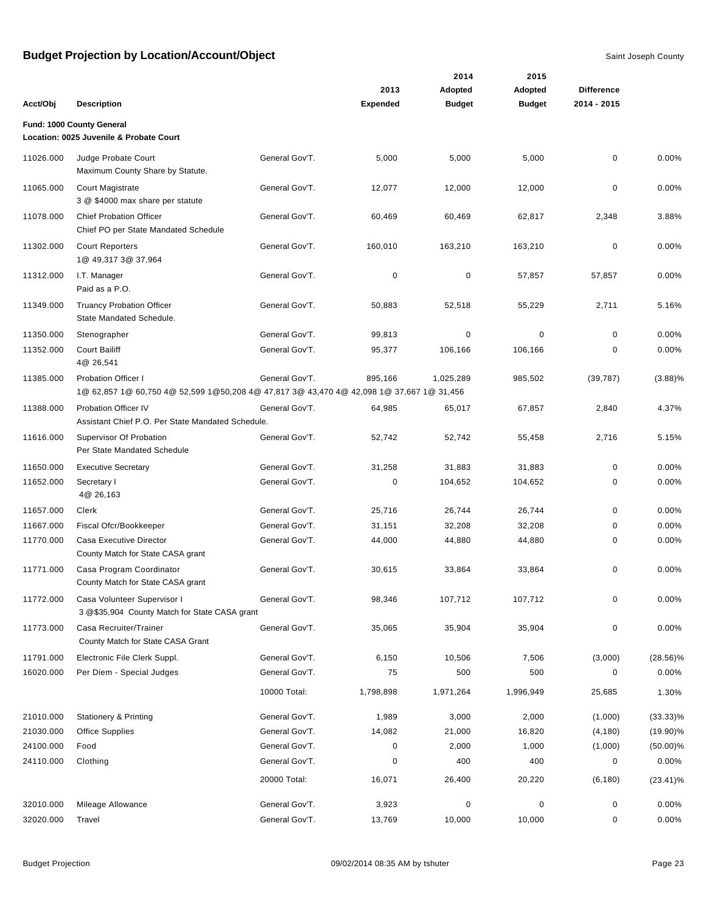# Budget Projection by Location/Account/Object

Saint Joseph County

**Fund: 1000 County General**
**Location: 0025 Juvenile & Probate Court**

| Acct/Obj | Description | | 2013 Expended | 2014 Adopted Budget | 2015 Adopted Budget | Difference 2014 - 2015 | |
|---|---|---|---|---|---|---|---|
| 11026.000 | Judge Probate Court<br>Maximum County Share by Statute. | General Gov'T. | 5,000 | 5,000 | 5,000 | 0 | 0.00% |
| 11065.000 | Court Magistrate<br>3 @ $4000 max share per statute | General Gov'T. | 12,077 | 12,000 | 12,000 | 0 | 0.00% |
| 11078.000 | Chief Probation Officer<br>Chief PO per State Mandated Schedule | General Gov'T. | 60,469 | 60,469 | 62,817 | 2,348 | 3.88% |
| 11302.000 | Court Reporters<br>1@ 49,317 3@ 37,964 | General Gov'T. | 160,010 | 163,210 | 163,210 | 0 | 0.00% |
| 11312.000 | I.T. Manager<br>Paid as a P.O. | General Gov'T. | 0 | 0 | 57,857 | 57,857 | 0.00% |
| 11349.000 | Truancy Probation Officer<br>State Mandated Schedule. | General Gov'T. | 50,883 | 52,518 | 55,229 | 2,711 | 5.16% |
| 11350.000 | Stenographer | General Gov'T. | 99,813 | 0 | 0 | 0 | 0.00% |
| 11352.000 | Court Bailiff<br>4@ 26,541 | General Gov'T. | 95,377 | 106,166 | 106,166 | 0 | 0.00% |
| 11385.000 | Probation Officer I<br>1@ 62,857 1@ 60,750 4@ 52,599 1@50,208 4@ 47,817 3@ 43,470 4@ 42,098 1@ 37,667 1@ 31,456 | General Gov'T. | 895,166 | 1,025,289 | 985,502 | (39,787) | (3.88)% |
| 11388.000 | Probation Officer IV<br>Assistant Chief P.O. Per State Mandated Schedule. | General Gov'T. | 64,985 | 65,017 | 67,857 | 2,840 | 4.37% |
| 11616.000 | Supervisor Of Probation<br>Per State Mandated Schedule | General Gov'T. | 52,742 | 52,742 | 55,458 | 2,716 | 5.15% |
| 11650.000 | Executive Secretary | General Gov'T. | 31,258 | 31,883 | 31,883 | 0 | 0.00% |
| 11652.000 | Secretary I<br>4@ 26,163 | General Gov'T. | 0 | 104,652 | 104,652 | 0 | 0.00% |
| 11657.000 | Clerk | General Gov'T. | 25,716 | 26,744 | 26,744 | 0 | 0.00% |
| 11667.000 | Fiscal Ofcr/Bookkeeper | General Gov'T. | 31,151 | 32,208 | 32,208 | 0 | 0.00% |
| 11770.000 | Casa Executive Director<br>County Match for State CASA grant | General Gov'T. | 44,000 | 44,880 | 44,880 | 0 | 0.00% |
| 11771.000 | Casa Program Coordinator<br>County Match for State CASA grant | General Gov'T. | 30,615 | 33,864 | 33,864 | 0 | 0.00% |
| 11772.000 | Casa Volunteer Supervisor I<br>3 @$35,904 County Match for State CASA grant | General Gov'T. | 98,346 | 107,712 | 107,712 | 0 | 0.00% |
| 11773.000 | Casa Recruiter/Trainer<br>County Match for State CASA Grant | General Gov'T. | 35,065 | 35,904 | 35,904 | 0 | 0.00% |
| 11791.000 | Electronic File Clerk Suppl. | General Gov'T. | 6,150 | 10,506 | 7,506 | (3,000) | (28.56)% |
| 16020.000 | Per Diem - Special Judges | General Gov'T. | 75 | 500 | 500 | 0 | 0.00% |
| | | 10000 Total: | 1,798,898 | 1,971,264 | 1,996,949 | 25,685 | 1.30% |
| 21010.000 | Stationery & Printing | General Gov'T. | 1,989 | 3,000 | 2,000 | (1,000) | (33.33)% |
| 21030.000 | Office Supplies | General Gov'T. | 14,082 | 21,000 | 16,820 | (4,180) | (19.90)% |
| 24100.000 | Food | General Gov'T. | 0 | 2,000 | 1,000 | (1,000) | (50.00)% |
| 24110.000 | Clothing | General Gov'T. | 0 | 400 | 400 | 0 | 0.00% |
| | | 20000 Total: | 16,071 | 26,400 | 20,220 | (6,180) | (23.41)% |
| 32010.000 | Mileage Allowance | General Gov'T. | 3,923 | 0 | 0 | 0 | 0.00% |
| 32020.000 | Travel | General Gov'T. | 13,769 | 10,000 | 10,000 | 0 | 0.00% |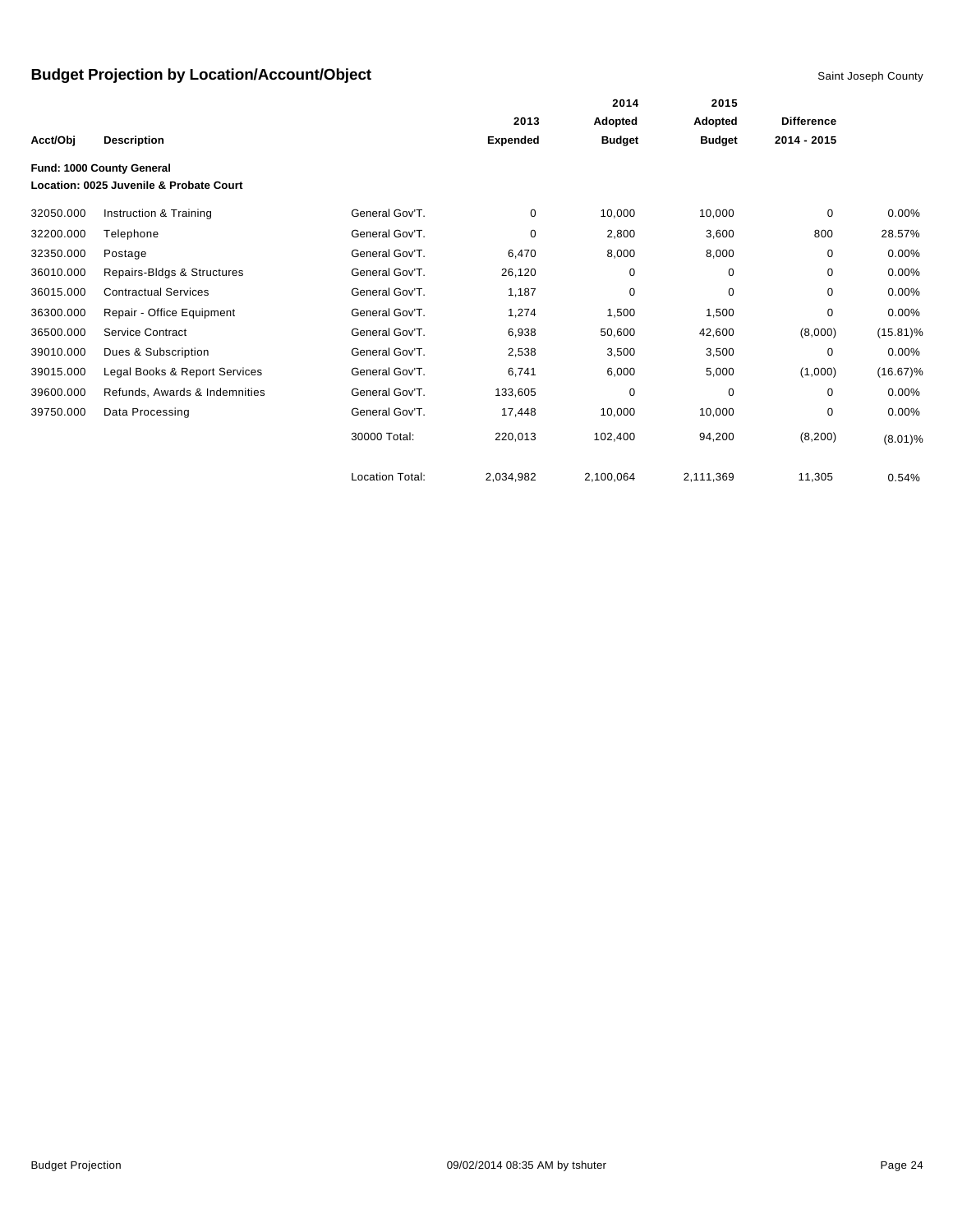## Budget Projection by Location/Account/Object

Saint Joseph County

| Acct/Obj | Description | | 2013 Expended | 2014 Adopted Budget | 2015 Adopted Budget | Difference 2014 - 2015 | |
|---|---|---|---|---|---|---|---|
| **Fund: 1000 County General** | | | | | | | |
| **Location: 0025 Juvenile & Probate Court** | | | | | | | |
| 32050.000 | Instruction & Training | General Gov'T. | 0 | 10,000 | 10,000 | 0 | 0.00% |
| 32200.000 | Telephone | General Gov'T. | 0 | 2,800 | 3,600 | 800 | 28.57% |
| 32350.000 | Postage | General Gov'T. | 6,470 | 8,000 | 8,000 | 0 | 0.00% |
| 36010.000 | Repairs-Bldgs & Structures | General Gov'T. | 26,120 | 0 | 0 | 0 | 0.00% |
| 36015.000 | Contractual Services | General Gov'T. | 1,187 | 0 | 0 | 0 | 0.00% |
| 36300.000 | Repair - Office Equipment | General Gov'T. | 1,274 | 1,500 | 1,500 | 0 | 0.00% |
| 36500.000 | Service Contract | General Gov'T. | 6,938 | 50,600 | 42,600 | (8,000) | (15.81)% |
| 39010.000 | Dues & Subscription | General Gov'T. | 2,538 | 3,500 | 3,500 | 0 | 0.00% |
| 39015.000 | Legal Books & Report Services | General Gov'T. | 6,741 | 6,000 | 5,000 | (1,000) | (16.67)% |
| 39600.000 | Refunds, Awards & Indemnities | General Gov'T. | 133,605 | 0 | 0 | 0 | 0.00% |
| 39750.000 | Data Processing | General Gov'T. | 17,448 | 10,000 | 10,000 | 0 | 0.00% |
| | | 30000 Total: | 220,013 | 102,400 | 94,200 | (8,200) | (8.01)% |
| | | Location Total: | 2,034,982 | 2,100,064 | 2,111,369 | 11,305 | 0.54% |

Budget Projection 09/02/2014 08:35 AM by tshuter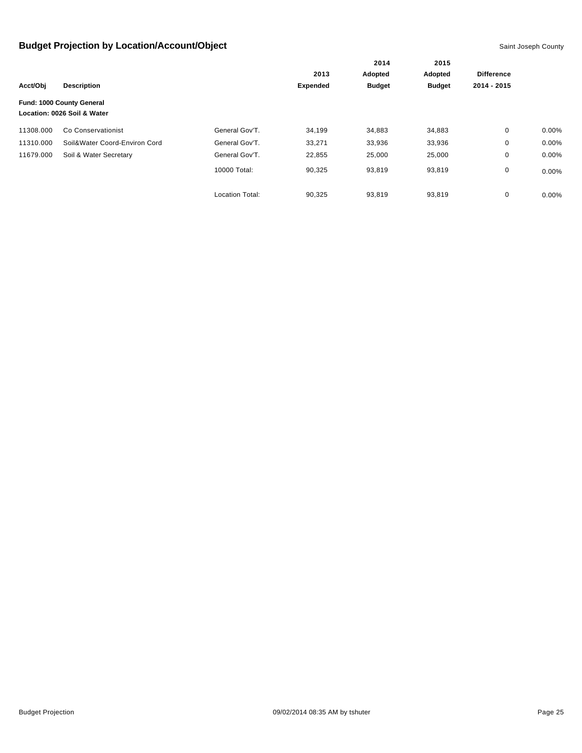## Budget Projection by Location/Account/Object

Saint Joseph County

| Acct/Obj | Description | | 2013 Expended | 2014 Adopted Budget | 2015 Adopted Budget | Difference 2014 - 2015 | |
|---|---|---|---|---|---|---|---|
| **Fund: 1000 County General** | | | | | | | |
| **Location: 0026 Soil & Water** | | | | | | | |
| 11308.000 | Co Conservationist | General Gov'T. | 34,199 | 34,883 | 34,883 | 0 | 0.00% |
| 11310.000 | Soil&Water Coord-Environ Cord | General Gov'T. | 33,271 | 33,936 | 33,936 | 0 | 0.00% |
| 11679.000 | Soil & Water Secretary | General Gov'T. | 22,855 | 25,000 | 25,000 | 0 | 0.00% |
| | | 10000 Total: | 90,325 | 93,819 | 93,819 | 0 | 0.00% |
| | | Location Total: | 90,325 | 93,819 | 93,819 | 0 | 0.00% |

Budget Projection 09/02/2014 08:35 AM by tshuter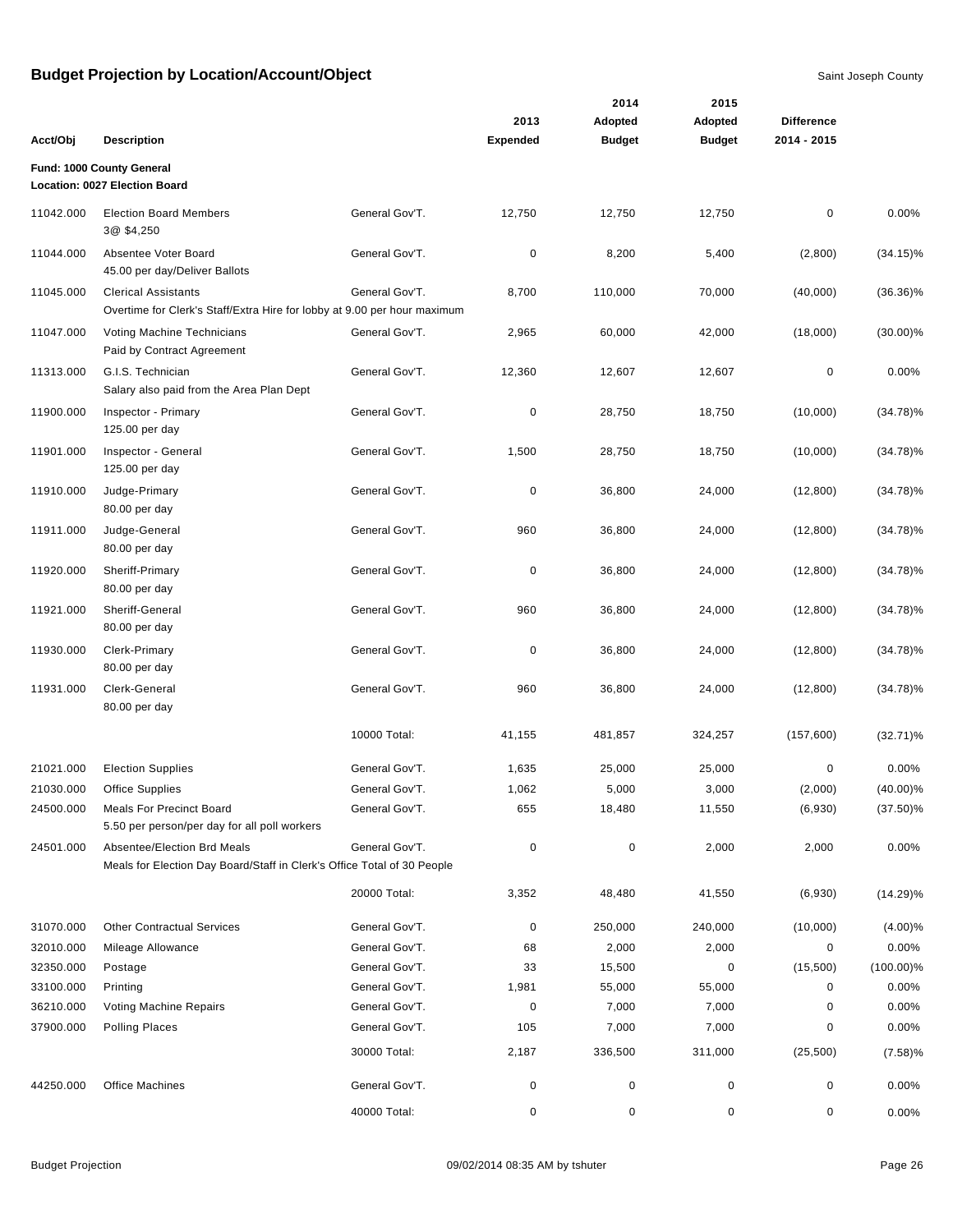# Budget Projection by Location/Account/Object

Saint Joseph County

| Acct/Obj | Description | | 2013 Expended | 2014 Adopted Budget | 2015 Adopted Budget | Difference 2014 - 2015 | |
|---|---|---|---|---|---|---|---|
| **Fund: 1000 County General** | | | | | | | |
| **Location: 0027 Election Board** | | | | | | | |
| 11042.000 | Election Board Members<br>3@ $4,250 | General Gov'T. | 12,750 | 12,750 | 12,750 | 0 | 0.00% |
| 11044.000 | Absentee Voter Board<br>45.00 per day/Deliver Ballots | General Gov'T. | 0 | 8,200 | 5,400 | (2,800) | (34.15)% |
| 11045.000 | Clerical Assistants<br>Overtime for Clerk's Staff/Extra Hire for lobby at 9.00 per hour maximum | General Gov'T. | 8,700 | 110,000 | 70,000 | (40,000) | (36.36)% |
| 11047.000 | Voting Machine Technicians<br>Paid by Contract Agreement | General Gov'T. | 2,965 | 60,000 | 42,000 | (18,000) | (30.00)% |
| 11313.000 | G.I.S. Technician<br>Salary also paid from the Area Plan Dept | General Gov'T. | 12,360 | 12,607 | 12,607 | 0 | 0.00% |
| 11900.000 | Inspector - Primary<br>125.00 per day | General Gov'T. | 0 | 28,750 | 18,750 | (10,000) | (34.78)% |
| 11901.000 | Inspector - General<br>125.00 per day | General Gov'T. | 1,500 | 28,750 | 18,750 | (10,000) | (34.78)% |
| 11910.000 | Judge-Primary<br>80.00 per day | General Gov'T. | 0 | 36,800 | 24,000 | (12,800) | (34.78)% |
| 11911.000 | Judge-General<br>80.00 per day | General Gov'T. | 960 | 36,800 | 24,000 | (12,800) | (34.78)% |
| 11920.000 | Sheriff-Primary<br>80.00 per day | General Gov'T. | 0 | 36,800 | 24,000 | (12,800) | (34.78)% |
| 11921.000 | Sheriff-General<br>80.00 per day | General Gov'T. | 960 | 36,800 | 24,000 | (12,800) | (34.78)% |
| 11930.000 | Clerk-Primary<br>80.00 per day | General Gov'T. | 0 | 36,800 | 24,000 | (12,800) | (34.78)% |
| 11931.000 | Clerk-General<br>80.00 per day | General Gov'T. | 960 | 36,800 | 24,000 | (12,800) | (34.78)% |
| | | 10000 Total: | 41,155 | 481,857 | 324,257 | (157,600) | (32.71)% |
| 21021.000 | Election Supplies | General Gov'T. | 1,635 | 25,000 | 25,000 | 0 | 0.00% |
| 21030.000 | Office Supplies | General Gov'T. | 1,062 | 5,000 | 3,000 | (2,000) | (40.00)% |
| 24500.000 | Meals For Precinct Board<br>5.50 per person/per day for all poll workers | General Gov'T. | 655 | 18,480 | 11,550 | (6,930) | (37.50)% |
| 24501.000 | Absentee/Election Brd Meals<br>Meals for Election Day Board/Staff in Clerk's Office Total of 30 People | General Gov'T. | 0 | 0 | 2,000 | 2,000 | 0.00% |
| | | 20000 Total: | 3,352 | 48,480 | 41,550 | (6,930) | (14.29)% |
| 31070.000 | Other Contractual Services | General Gov'T. | 0 | 250,000 | 240,000 | (10,000) | (4.00)% |
| 32010.000 | Mileage Allowance | General Gov'T. | 68 | 2,000 | 2,000 | 0 | 0.00% |
| 32350.000 | Postage | General Gov'T. | 33 | 15,500 | 0 | (15,500) | (100.00)% |
| 33100.000 | Printing | General Gov'T. | 1,981 | 55,000 | 55,000 | 0 | 0.00% |
| 36210.000 | Voting Machine Repairs | General Gov'T. | 0 | 7,000 | 7,000 | 0 | 0.00% |
| 37900.000 | Polling Places | General Gov'T. | 105 | 7,000 | 7,000 | 0 | 0.00% |
| | | 30000 Total: | 2,187 | 336,500 | 311,000 | (25,500) | (7.58)% |
| 44250.000 | Office Machines | General Gov'T. | 0 | 0 | 0 | 0 | 0.00% |
| | | 40000 Total: | 0 | 0 | 0 | 0 | 0.00% |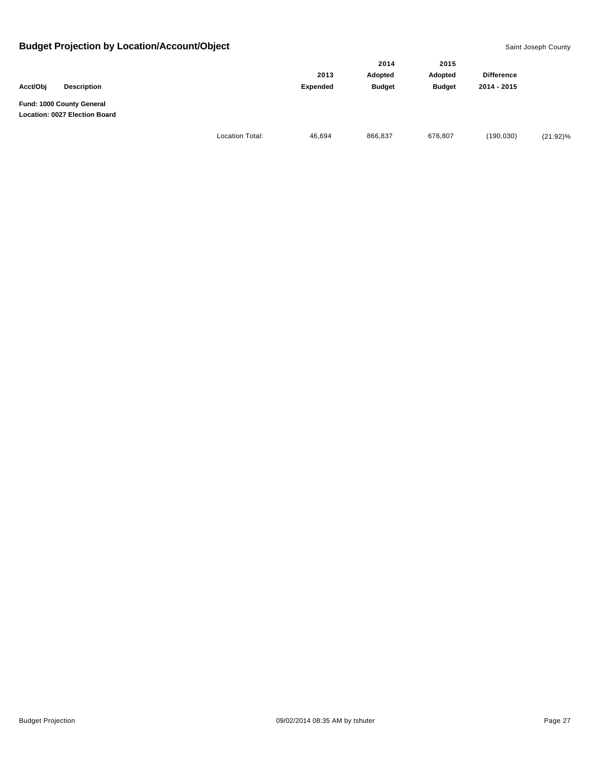## Budget Projection by Location/Account/Object

Saint Joseph County

| Acct/Obj | Description | | 2013 Expended | 2014 Adopted Budget | 2015 Adopted Budget | Difference 2014 - 2015 | |
|---|---|---|---|---|---|---|---|
| **Fund: 1000 County General** | | | | | | | |
| **Location: 0027 Election Board** | | | | | | | |
| | | Location Total: | 46,694 | 866,837 | 676,807 | (190,030) | (21.92)% |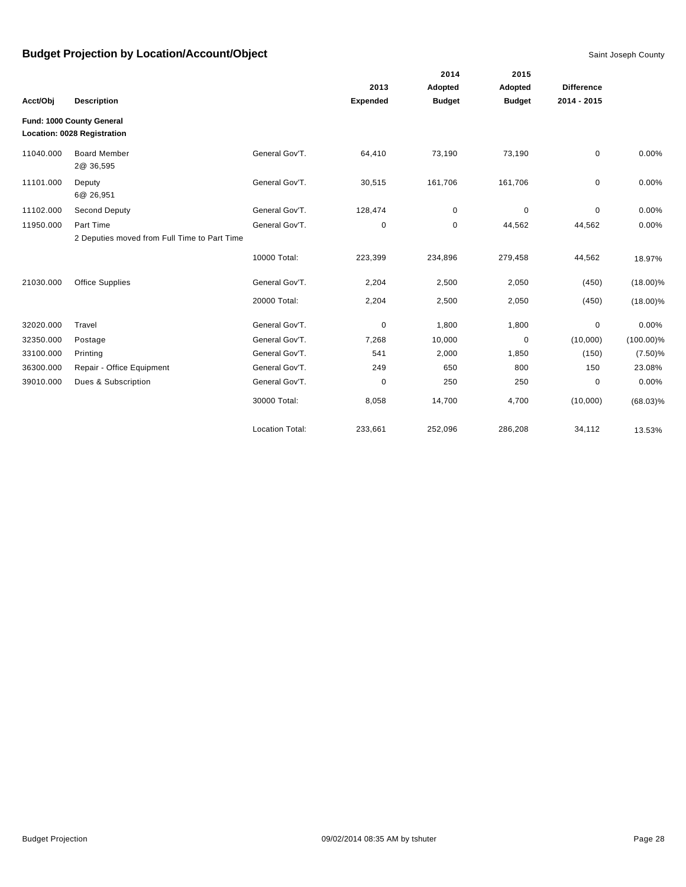# Budget Projection by Location/Account/Object

Saint Joseph County

| Acct/Obj | Description | | 2013 Expended | 2014 Adopted Budget | 2015 Adopted Budget | Difference 2014 - 2015 | |
|---|---|---|---|---|---|---|---|
| **Fund: 1000 County General** | | | | | | | |
| **Location: 0028 Registration** | | | | | | | |
| 11040.000 | Board Member<br>2@ 36,595 | General Gov'T. | 64,410 | 73,190 | 73,190 | 0 | 0.00% |
| 11101.000 | Deputy<br>6@ 26,951 | General Gov'T. | 30,515 | 161,706 | 161,706 | 0 | 0.00% |
| 11102.000 | Second Deputy | General Gov'T. | 128,474 | 0 | 0 | 0 | 0.00% |
| 11950.000 | Part Time<br>2 Deputies moved from Full Time to Part Time | General Gov'T. | 0 | 0 | 44,562 | 44,562 | 0.00% |
| | | 10000 Total: | 223,399 | 234,896 | 279,458 | 44,562 | 18.97% |
| 21030.000 | Office Supplies | General Gov'T. | 2,204 | 2,500 | 2,050 | (450) | (18.00)% |
| | | 20000 Total: | 2,204 | 2,500 | 2,050 | (450) | (18.00)% |
| 32020.000 | Travel | General Gov'T. | 0 | 1,800 | 1,800 | 0 | 0.00% |
| 32350.000 | Postage | General Gov'T. | 7,268 | 10,000 | 0 | (10,000) | (100.00)% |
| 33100.000 | Printing | General Gov'T. | 541 | 2,000 | 1,850 | (150) | (7.50)% |
| 36300.000 | Repair - Office Equipment | General Gov'T. | 249 | 650 | 800 | 150 | 23.08% |
| 39010.000 | Dues & Subscription | General Gov'T. | 0 | 250 | 250 | 0 | 0.00% |
| | | 30000 Total: | 8,058 | 14,700 | 4,700 | (10,000) | (68.03)% |
| | | Location Total: | 233,661 | 252,096 | 286,208 | 34,112 | 13.53% |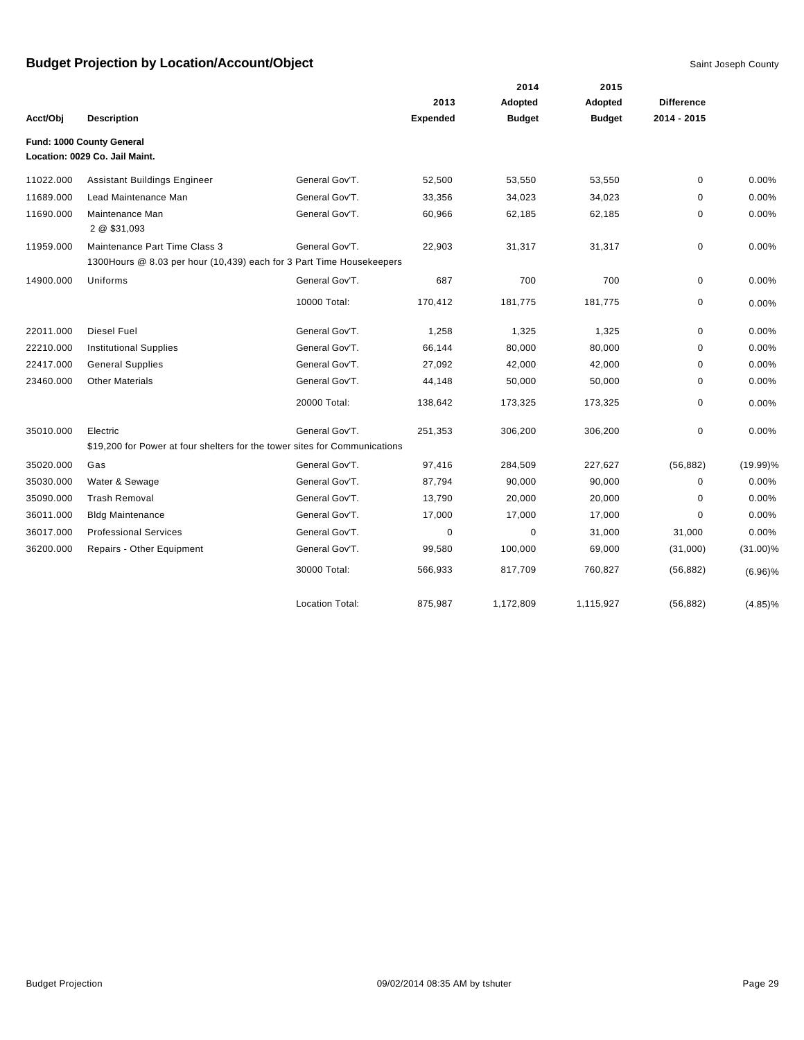# Budget Projection by Location/Account/Object

Saint Joseph County

| Acct/Obj | Description | | 2013 Expended | 2014 Adopted Budget | 2015 Adopted Budget | Difference 2014 - 2015 | |
|---|---|---|---|---|---|---|---|
| **Fund: 1000 County General** | | | | | | | |
| **Location: 0029 Co. Jail Maint.** | | | | | | | |
| 11022.000 | Assistant Buildings Engineer | General Gov'T. | 52,500 | 53,550 | 53,550 | 0 | 0.00% |
| 11689.000 | Lead Maintenance Man | General Gov'T. | 33,356 | 34,023 | 34,023 | 0 | 0.00% |
| 11690.000 | Maintenance Man<br>2 @ $31,093 | General Gov'T. | 60,966 | 62,185 | 62,185 | 0 | 0.00% |
| 11959.000 | Maintenance Part Time Class 3<br>1300Hours @ 8.03 per hour (10,439) each for 3 Part Time Housekeepers | General Gov'T. | 22,903 | 31,317 | 31,317 | 0 | 0.00% |
| 14900.000 | Uniforms | General Gov'T. | 687 | 700 | 700 | 0 | 0.00% |
| | | 10000 Total: | 170,412 | 181,775 | 181,775 | 0 | 0.00% |
| 22011.000 | Diesel Fuel | General Gov'T. | 1,258 | 1,325 | 1,325 | 0 | 0.00% |
| 22210.000 | Institutional Supplies | General Gov'T. | 66,144 | 80,000 | 80,000 | 0 | 0.00% |
| 22417.000 | General Supplies | General Gov'T. | 27,092 | 42,000 | 42,000 | 0 | 0.00% |
| 23460.000 | Other Materials | General Gov'T. | 44,148 | 50,000 | 50,000 | 0 | 0.00% |
| | | 20000 Total: | 138,642 | 173,325 | 173,325 | 0 | 0.00% |
| 35010.000 | Electric<br>$19,200 for Power at four shelters for the tower sites for Communications | General Gov'T. | 251,353 | 306,200 | 306,200 | 0 | 0.00% |
| 35020.000 | Gas | General Gov'T. | 97,416 | 284,509 | 227,627 | (56,882) | (19.99)% |
| 35030.000 | Water & Sewage | General Gov'T. | 87,794 | 90,000 | 90,000 | 0 | 0.00% |
| 35090.000 | Trash Removal | General Gov'T. | 13,790 | 20,000 | 20,000 | 0 | 0.00% |
| 36011.000 | Bldg Maintenance | General Gov'T. | 17,000 | 17,000 | 17,000 | 0 | 0.00% |
| 36017.000 | Professional Services | General Gov'T. | 0 | 0 | 31,000 | 31,000 | 0.00% |
| 36200.000 | Repairs - Other Equipment | General Gov'T. | 99,580 | 100,000 | 69,000 | (31,000) | (31.00)% |
| | | 30000 Total: | 566,933 | 817,709 | 760,827 | (56,882) | (6.96)% |
| | | Location Total: | 875,987 | 1,172,809 | 1,115,927 | (56,882) | (4.85)% |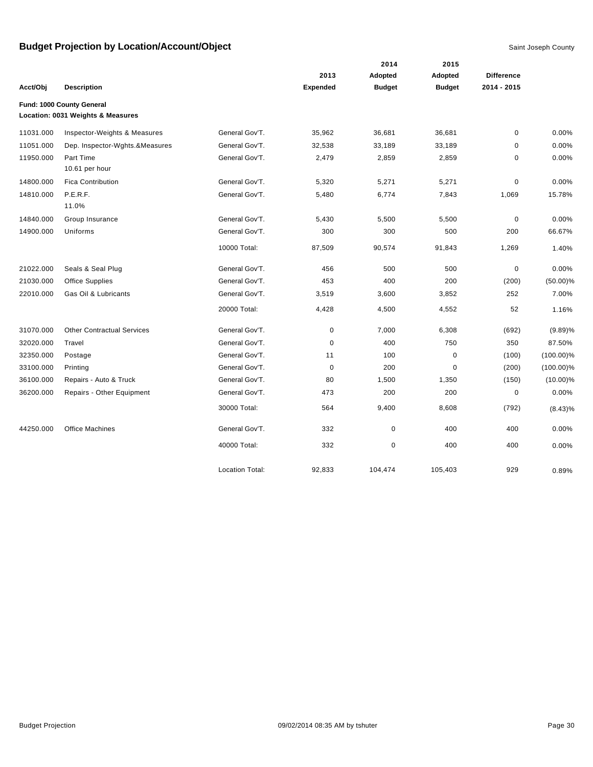# Budget Projection by Location/Account/Object

Saint Joseph County

**Fund: 1000 County General**
**Location: 0031 Weights & Measures**

| Acct/Obj | Description | | 2013 Expended | 2014 Adopted Budget | 2015 Adopted Budget | Difference 2014 - 2015 | |
|---|---|---|---|---|---|---|---|
| 11031.000 | Inspector-Weights & Measures | General Gov'T. | 35,962 | 36,681 | 36,681 | 0 | 0.00% |
| 11051.000 | Dep. Inspector-Wghts.&Measures | General Gov'T. | 32,538 | 33,189 | 33,189 | 0 | 0.00% |
| 11950.000 | Part Time<br>10.61 per hour | General Gov'T. | 2,479 | 2,859 | 2,859 | 0 | 0.00% |
| 14800.000 | Fica Contribution | General Gov'T. | 5,320 | 5,271 | 5,271 | 0 | 0.00% |
| 14810.000 | P.E.R.F.<br>11.0% | General Gov'T. | 5,480 | 6,774 | 7,843 | 1,069 | 15.78% |
| 14840.000 | Group Insurance | General Gov'T. | 5,430 | 5,500 | 5,500 | 0 | 0.00% |
| 14900.000 | Uniforms | General Gov'T. | 300 | 300 | 500 | 200 | 66.67% |
| | | 10000 Total: | 87,509 | 90,574 | 91,843 | 1,269 | 1.40% |
| 21022.000 | Seals & Seal Plug | General Gov'T. | 456 | 500 | 500 | 0 | 0.00% |
| 21030.000 | Office Supplies | General Gov'T. | 453 | 400 | 200 | (200) | (50.00)% |
| 22010.000 | Gas Oil & Lubricants | General Gov'T. | 3,519 | 3,600 | 3,852 | 252 | 7.00% |
| | | 20000 Total: | 4,428 | 4,500 | 4,552 | 52 | 1.16% |
| 31070.000 | Other Contractual Services | General Gov'T. | 0 | 7,000 | 6,308 | (692) | (9.89)% |
| 32020.000 | Travel | General Gov'T. | 0 | 400 | 750 | 350 | 87.50% |
| 32350.000 | Postage | General Gov'T. | 11 | 100 | 0 | (100) | (100.00)% |
| 33100.000 | Printing | General Gov'T. | 0 | 200 | 0 | (200) | (100.00)% |
| 36100.000 | Repairs - Auto & Truck | General Gov'T. | 80 | 1,500 | 1,350 | (150) | (10.00)% |
| 36200.000 | Repairs - Other Equipment | General Gov'T. | 473 | 200 | 200 | 0 | 0.00% |
| | | 30000 Total: | 564 | 9,400 | 8,608 | (792) | (8.43)% |
| 44250.000 | Office Machines | General Gov'T. | 332 | 0 | 400 | 400 | 0.00% |
| | | 40000 Total: | 332 | 0 | 400 | 400 | 0.00% |
| | | Location Total: | 92,833 | 104,474 | 105,403 | 929 | 0.89% |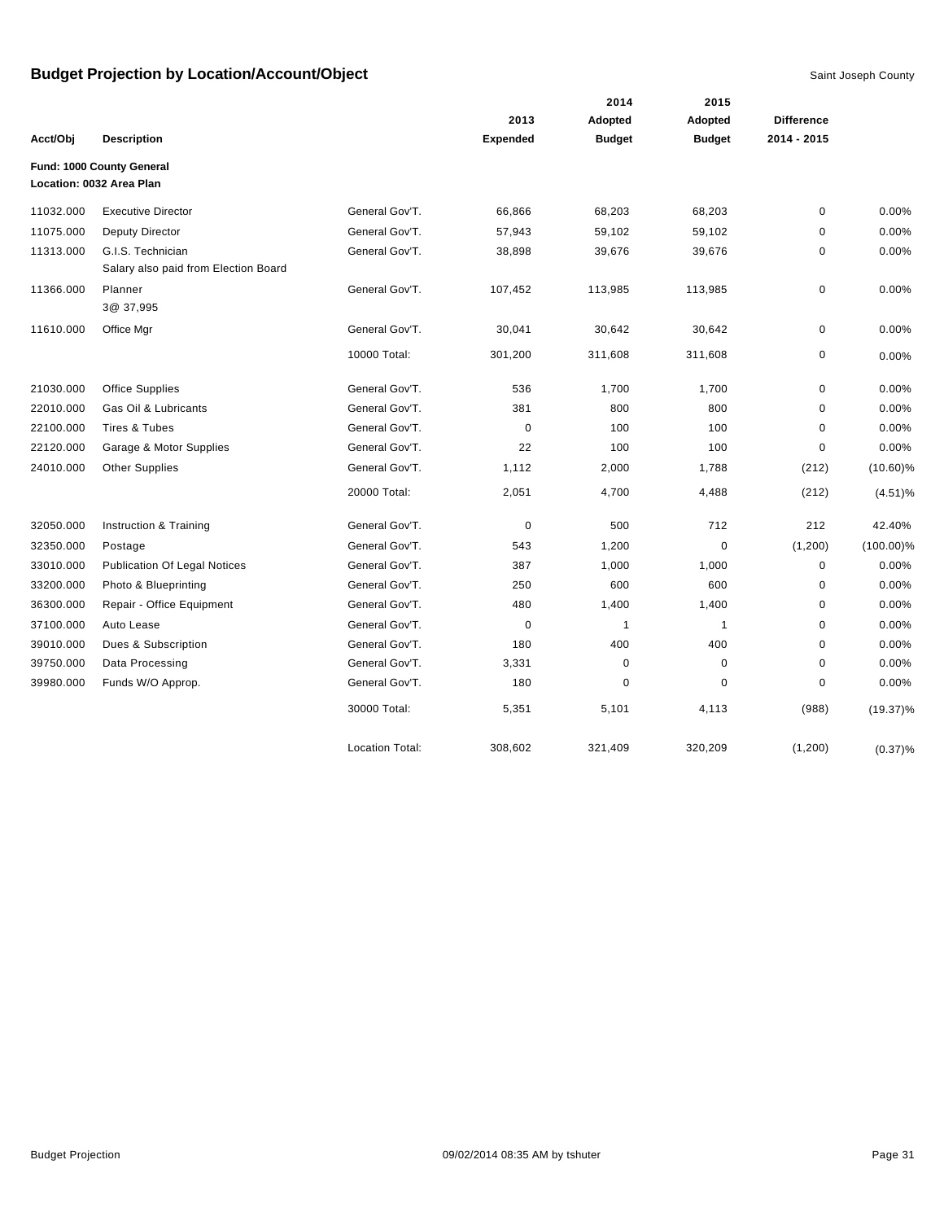# Budget Projection by Location/Account/Object

Saint Joseph County

| Acct/Obj | Description | | 2013 Expended | 2014 Adopted Budget | 2015 Adopted Budget | Difference 2014 - 2015 | |
|---|---|---|---|---|---|---|---|
| **Fund: 1000 County General** | | | | | | | |
| **Location: 0032 Area Plan** | | | | | | | |
| 11032.000 | Executive Director | General Gov'T. | 66,866 | 68,203 | 68,203 | 0 | 0.00% |
| 11075.000 | Deputy Director | General Gov'T. | 57,943 | 59,102 | 59,102 | 0 | 0.00% |
| 11313.000 | G.I.S. Technician<br>Salary also paid from Election Board | General Gov'T. | 38,898 | 39,676 | 39,676 | 0 | 0.00% |
| 11366.000 | Planner<br>3@ 37,995 | General Gov'T. | 107,452 | 113,985 | 113,985 | 0 | 0.00% |
| 11610.000 | Office Mgr | General Gov'T. | 30,041 | 30,642 | 30,642 | 0 | 0.00% |
| | | 10000 Total: | 301,200 | 311,608 | 311,608 | 0 | 0.00% |
| 21030.000 | Office Supplies | General Gov'T. | 536 | 1,700 | 1,700 | 0 | 0.00% |
| 22010.000 | Gas Oil & Lubricants | General Gov'T. | 381 | 800 | 800 | 0 | 0.00% |
| 22100.000 | Tires & Tubes | General Gov'T. | 0 | 100 | 100 | 0 | 0.00% |
| 22120.000 | Garage & Motor Supplies | General Gov'T. | 22 | 100 | 100 | 0 | 0.00% |
| 24010.000 | Other Supplies | General Gov'T. | 1,112 | 2,000 | 1,788 | (212) | (10.60)% |
| | | 20000 Total: | 2,051 | 4,700 | 4,488 | (212) | (4.51)% |
| 32050.000 | Instruction & Training | General Gov'T. | 0 | 500 | 712 | 212 | 42.40% |
| 32350.000 | Postage | General Gov'T. | 543 | 1,200 | 0 | (1,200) | (100.00)% |
| 33010.000 | Publication Of Legal Notices | General Gov'T. | 387 | 1,000 | 1,000 | 0 | 0.00% |
| 33200.000 | Photo & Blueprinting | General Gov'T. | 250 | 600 | 600 | 0 | 0.00% |
| 36300.000 | Repair - Office Equipment | General Gov'T. | 480 | 1,400 | 1,400 | 0 | 0.00% |
| 37100.000 | Auto Lease | General Gov'T. | 0 | 1 | 1 | 0 | 0.00% |
| 39010.000 | Dues & Subscription | General Gov'T. | 180 | 400 | 400 | 0 | 0.00% |
| 39750.000 | Data Processing | General Gov'T. | 3,331 | 0 | 0 | 0 | 0.00% |
| 39980.000 | Funds W/O Approp. | General Gov'T. | 180 | 0 | 0 | 0 | 0.00% |
| | | 30000 Total: | 5,351 | 5,101 | 4,113 | (988) | (19.37)% |
| | | Location Total: | 308,602 | 321,409 | 320,209 | (1,200) | (0.37)% |

Budget Projection 09/02/2014 08:35 AM by tshuter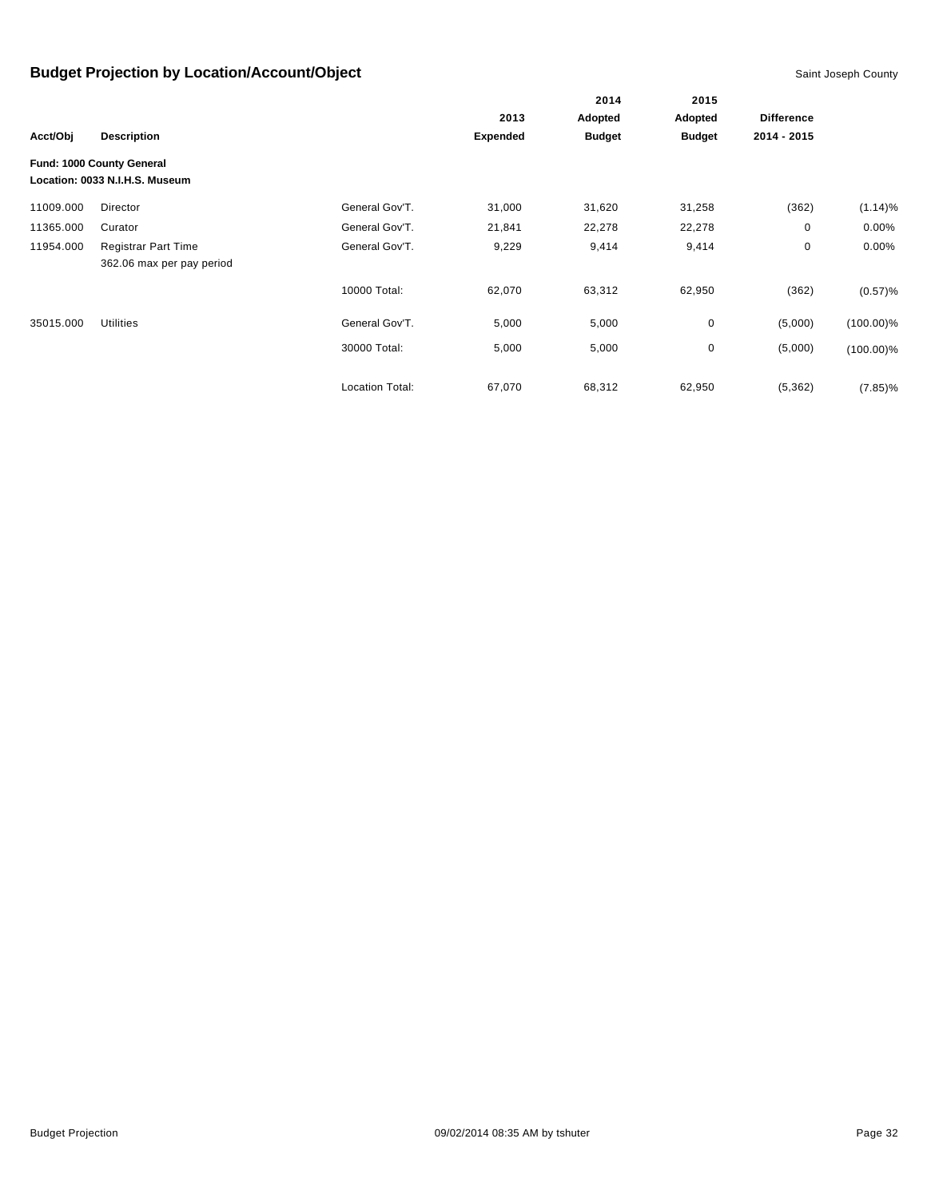# Budget Projection by Location/Account/Object

Saint Joseph County

| Acct/Obj | Description | | 2013 Expended | 2014 Adopted Budget | 2015 Adopted Budget | Difference 2014 - 2015 | |
|---|---|---|---|---|---|---|---|
| **Fund: 1000 County General** | | | | | | | |
| **Location: 0033 N.I.H.S. Museum** | | | | | | | |
| 11009.000 | Director | General Gov'T. | 31,000 | 31,620 | 31,258 | (362) | (1.14)% |
| 11365.000 | Curator | General Gov'T. | 21,841 | 22,278 | 22,278 | 0 | 0.00% |
| 11954.000 | Registrar Part Time<br>362.06 max per pay period | General Gov'T. | 9,229 | 9,414 | 9,414 | 0 | 0.00% |
| | | 10000 Total: | 62,070 | 63,312 | 62,950 | (362) | (0.57)% |
| 35015.000 | Utilities | General Gov'T. | 5,000 | 5,000 | 0 | (5,000) | (100.00)% |
| | | 30000 Total: | 5,000 | 5,000 | 0 | (5,000) | (100.00)% |
| | | Location Total: | 67,070 | 68,312 | 62,950 | (5,362) | (7.85)% |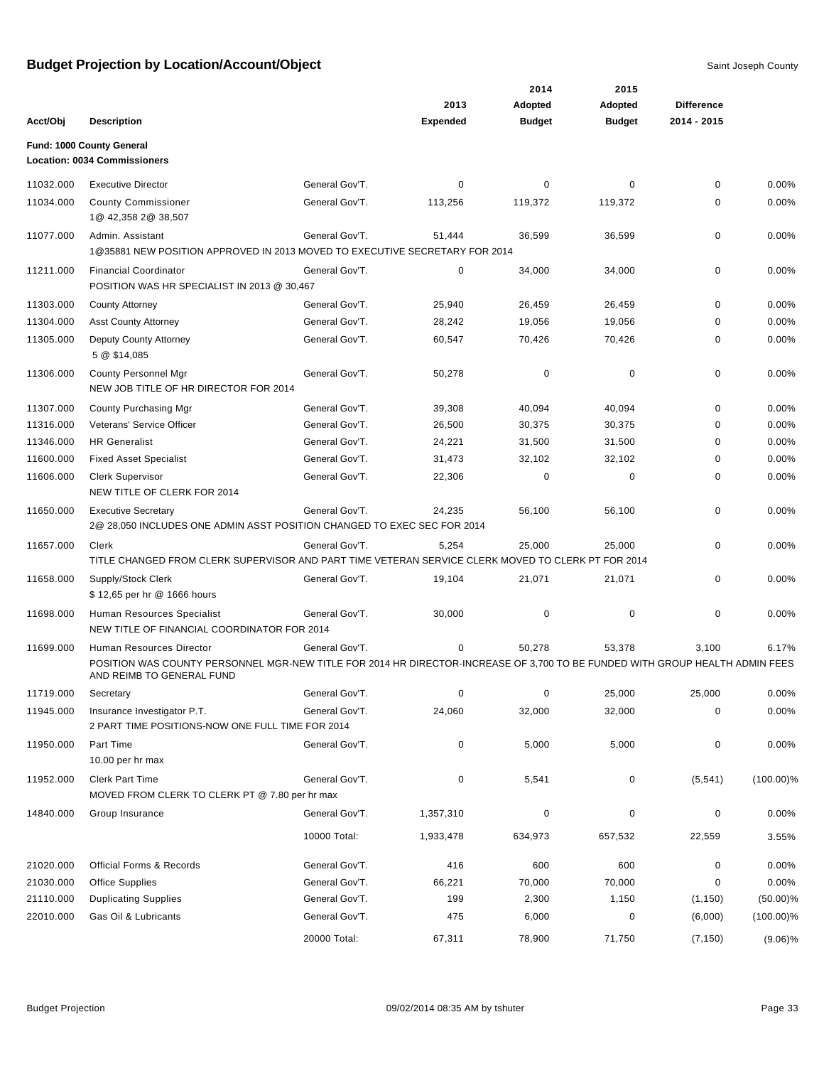# Budget Projection by Location/Account/Object

Saint Joseph County

**Fund: 1000 County General**
**Location: 0034 Commissioners**

| Acct/Obj | Description | | 2013 Expended | 2014 Adopted Budget | 2015 Adopted Budget | Difference 2014 - 2015 | |
|---|---|---|---|---|---|---|---|
| 11032.000 | Executive Director | General Gov'T. | 0 | 0 | 0 | 0 | 0.00% |
| 11034.000 | County Commissioner<br>1@ 42,358 2@ 38,507 | General Gov'T. | 113,256 | 119,372 | 119,372 | 0 | 0.00% |
| 11077.000 | Admin. Assistant<br>1@35881 NEW POSITION APPROVED IN 2013 MOVED TO EXECUTIVE SECRETARY FOR 2014 | General Gov'T. | 51,444 | 36,599 | 36,599 | 0 | 0.00% |
| 11211.000 | Financial Coordinator<br>POSITION WAS HR SPECIALIST IN 2013 @ 30,467 | General Gov'T. | 0 | 34,000 | 34,000 | 0 | 0.00% |
| 11303.000 | County Attorney | General Gov'T. | 25,940 | 26,459 | 26,459 | 0 | 0.00% |
| 11304.000 | Asst County Attorney | General Gov'T. | 28,242 | 19,056 | 19,056 | 0 | 0.00% |
| 11305.000 | Deputy County Attorney<br>5 @ $14,085 | General Gov'T. | 60,547 | 70,426 | 70,426 | 0 | 0.00% |
| 11306.000 | County Personnel Mgr<br>NEW JOB TITLE OF HR DIRECTOR FOR 2014 | General Gov'T. | 50,278 | 0 | 0 | 0 | 0.00% |
| 11307.000 | County Purchasing Mgr | General Gov'T. | 39,308 | 40,094 | 40,094 | 0 | 0.00% |
| 11316.000 | Veterans' Service Officer | General Gov'T. | 26,500 | 30,375 | 30,375 | 0 | 0.00% |
| 11346.000 | HR Generalist | General Gov'T. | 24,221 | 31,500 | 31,500 | 0 | 0.00% |
| 11600.000 | Fixed Asset Specialist | General Gov'T. | 31,473 | 32,102 | 32,102 | 0 | 0.00% |
| 11606.000 | Clerk Supervisor<br>NEW TITLE OF CLERK FOR 2014 | General Gov'T. | 22,306 | 0 | 0 | 0 | 0.00% |
| 11650.000 | Executive Secretary<br>2@ 28,050 INCLUDES ONE ADMIN ASST POSITION CHANGED TO EXEC SEC FOR 2014 | General Gov'T. | 24,235 | 56,100 | 56,100 | 0 | 0.00% |
| 11657.000 | Clerk<br>TITLE CHANGED FROM CLERK SUPERVISOR AND PART TIME VETERAN SERVICE CLERK MOVED TO CLERK PT FOR 2014 | General Gov'T. | 5,254 | 25,000 | 25,000 | 0 | 0.00% |
| 11658.000 | Supply/Stock Clerk<br>$ 12,65 per hr @ 1666 hours | General Gov'T. | 19,104 | 21,071 | 21,071 | 0 | 0.00% |
| 11698.000 | Human Resources Specialist<br>NEW TITLE OF FINANCIAL COORDINATOR FOR 2014 | General Gov'T. | 30,000 | 0 | 0 | 0 | 0.00% |
| 11699.000 | Human Resources Director<br>POSITION WAS COUNTY PERSONNEL MGR-NEW TITLE FOR 2014 HR DIRECTOR-INCREASE OF 3,700 TO BE FUNDED WITH GROUP HEALTH ADMIN FEES AND REIMB TO GENERAL FUND | General Gov'T. | 0 | 50,278 | 53,378 | 3,100 | 6.17% |
| 11719.000 | Secretary | General Gov'T. | 0 | 0 | 25,000 | 25,000 | 0.00% |
| 11945.000 | Insurance Investigator P.T.<br>2 PART TIME POSITIONS-NOW ONE FULL TIME FOR 2014 | General Gov'T. | 24,060 | 32,000 | 32,000 | 0 | 0.00% |
| 11950.000 | Part Time<br>10.00 per hr max | General Gov'T. | 0 | 5,000 | 5,000 | 0 | 0.00% |
| 11952.000 | Clerk Part Time<br>MOVED FROM CLERK TO CLERK PT @ 7.80 per hr max | General Gov'T. | 0 | 5,541 | 0 | (5,541) | (100.00)% |
| 14840.000 | Group Insurance | General Gov'T. | 1,357,310 | 0 | 0 | 0 | 0.00% |
| | | 10000 Total: | 1,933,478 | 634,973 | 657,532 | 22,559 | 3.55% |
| 21020.000 | Official Forms & Records | General Gov'T. | 416 | 600 | 600 | 0 | 0.00% |
| 21030.000 | Office Supplies | General Gov'T. | 66,221 | 70,000 | 70,000 | 0 | 0.00% |
| 21110.000 | Duplicating Supplies | General Gov'T. | 199 | 2,300 | 1,150 | (1,150) | (50.00)% |
| 22010.000 | Gas Oil & Lubricants | General Gov'T. | 475 | 6,000 | 0 | (6,000) | (100.00)% |
| | | 20000 Total: | 67,311 | 78,900 | 71,750 | (7,150) | (9.06)% |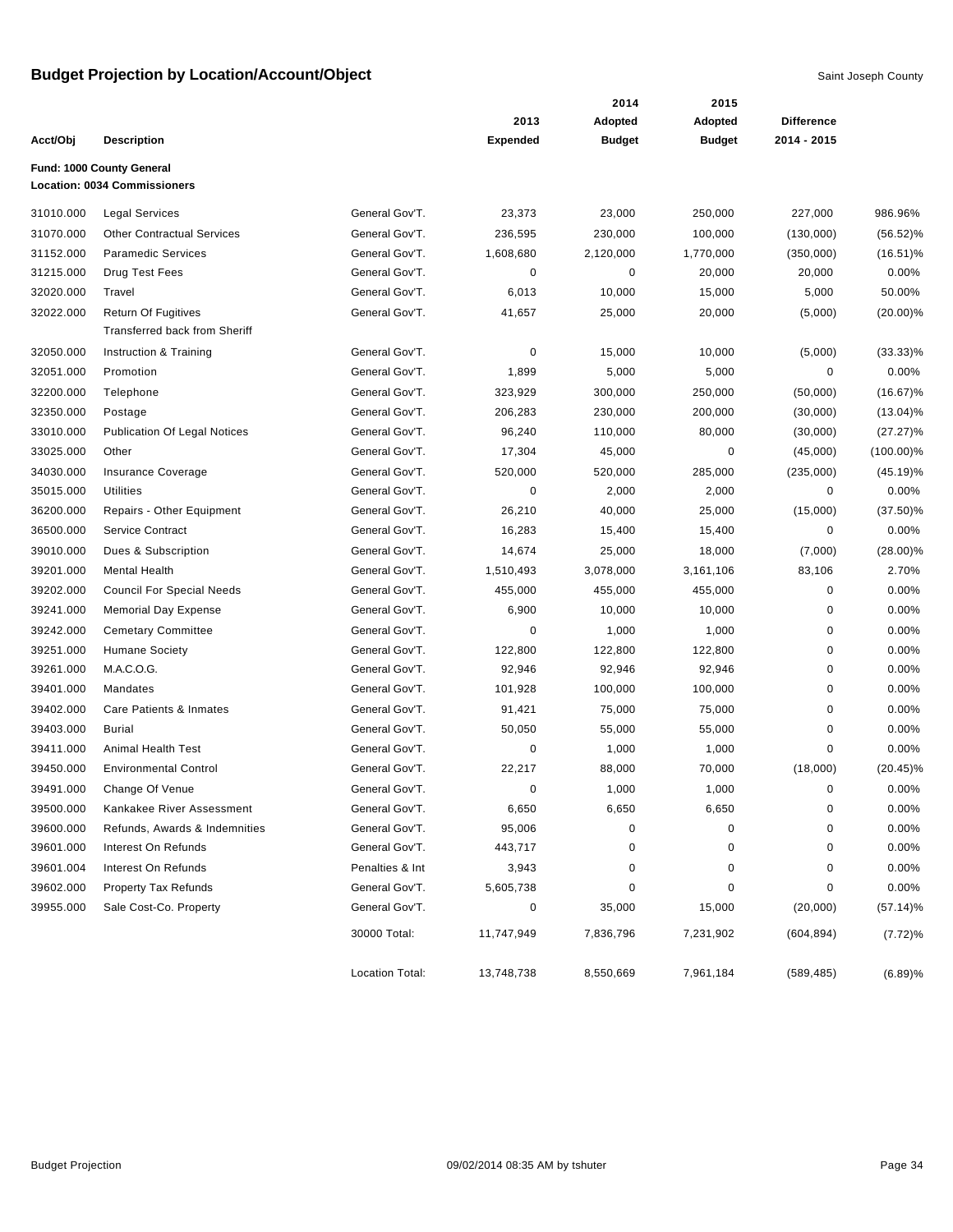# Budget Projection by Location/Account/Object

Saint Joseph County

| Acct/Obj | Description | | 2013 Expended | 2014 Adopted Budget | 2015 Adopted Budget | Difference 2014 - 2015 | |
|---|---|---|---|---|---|---|---|
| **Fund: 1000 County General** | | | | | | | |
| **Location: 0034 Commissioners** | | | | | | | |
| 31010.000 | Legal Services | General Gov'T. | 23,373 | 23,000 | 250,000 | 227,000 | 986.96% |
| 31070.000 | Other Contractual Services | General Gov'T. | 236,595 | 230,000 | 100,000 | (130,000) | (56.52)% |
| 31152.000 | Paramedic Services | General Gov'T. | 1,608,680 | 2,120,000 | 1,770,000 | (350,000) | (16.51)% |
| 31215.000 | Drug Test Fees | General Gov'T. | 0 | 0 | 20,000 | 20,000 | 0.00% |
| 32020.000 | Travel | General Gov'T. | 6,013 | 10,000 | 15,000 | 5,000 | 50.00% |
| 32022.000 | Return Of Fugitives<br>Transferred back from Sheriff | General Gov'T. | 41,657 | 25,000 | 20,000 | (5,000) | (20.00)% |
| 32050.000 | Instruction & Training | General Gov'T. | 0 | 15,000 | 10,000 | (5,000) | (33.33)% |
| 32051.000 | Promotion | General Gov'T. | 1,899 | 5,000 | 5,000 | 0 | 0.00% |
| 32200.000 | Telephone | General Gov'T. | 323,929 | 300,000 | 250,000 | (50,000) | (16.67)% |
| 32350.000 | Postage | General Gov'T. | 206,283 | 230,000 | 200,000 | (30,000) | (13.04)% |
| 33010.000 | Publication Of Legal Notices | General Gov'T. | 96,240 | 110,000 | 80,000 | (30,000) | (27.27)% |
| 33025.000 | Other | General Gov'T. | 17,304 | 45,000 | 0 | (45,000) | (100.00)% |
| 34030.000 | Insurance Coverage | General Gov'T. | 520,000 | 520,000 | 285,000 | (235,000) | (45.19)% |
| 35015.000 | Utilities | General Gov'T. | 0 | 2,000 | 2,000 | 0 | 0.00% |
| 36200.000 | Repairs - Other Equipment | General Gov'T. | 26,210 | 40,000 | 25,000 | (15,000) | (37.50)% |
| 36500.000 | Service Contract | General Gov'T. | 16,283 | 15,400 | 15,400 | 0 | 0.00% |
| 39010.000 | Dues & Subscription | General Gov'T. | 14,674 | 25,000 | 18,000 | (7,000) | (28.00)% |
| 39201.000 | Mental Health | General Gov'T. | 1,510,493 | 3,078,000 | 3,161,106 | 83,106 | 2.70% |
| 39202.000 | Council For Special Needs | General Gov'T. | 455,000 | 455,000 | 455,000 | 0 | 0.00% |
| 39241.000 | Memorial Day Expense | General Gov'T. | 6,900 | 10,000 | 10,000 | 0 | 0.00% |
| 39242.000 | Cemetary Committee | General Gov'T. | 0 | 1,000 | 1,000 | 0 | 0.00% |
| 39251.000 | Humane Society | General Gov'T. | 122,800 | 122,800 | 122,800 | 0 | 0.00% |
| 39261.000 | M.A.C.O.G. | General Gov'T. | 92,946 | 92,946 | 92,946 | 0 | 0.00% |
| 39401.000 | Mandates | General Gov'T. | 101,928 | 100,000 | 100,000 | 0 | 0.00% |
| 39402.000 | Care Patients & Inmates | General Gov'T. | 91,421 | 75,000 | 75,000 | 0 | 0.00% |
| 39403.000 | Burial | General Gov'T. | 50,050 | 55,000 | 55,000 | 0 | 0.00% |
| 39411.000 | Animal Health Test | General Gov'T. | 0 | 1,000 | 1,000 | 0 | 0.00% |
| 39450.000 | Environmental Control | General Gov'T. | 22,217 | 88,000 | 70,000 | (18,000) | (20.45)% |
| 39491.000 | Change Of Venue | General Gov'T. | 0 | 1,000 | 1,000 | 0 | 0.00% |
| 39500.000 | Kankakee River Assessment | General Gov'T. | 6,650 | 6,650 | 6,650 | 0 | 0.00% |
| 39600.000 | Refunds, Awards & Indemnities | General Gov'T. | 95,006 | 0 | 0 | 0 | 0.00% |
| 39601.000 | Interest On Refunds | General Gov'T. | 443,717 | 0 | 0 | 0 | 0.00% |
| 39601.004 | Interest On Refunds | Penalties & Int | 3,943 | 0 | 0 | 0 | 0.00% |
| 39602.000 | Property Tax Refunds | General Gov'T. | 5,605,738 | 0 | 0 | 0 | 0.00% |
| 39955.000 | Sale Cost-Co. Property | General Gov'T. | 0 | 35,000 | 15,000 | (20,000) | (57.14)% |
| | | 30000 Total: | 11,747,949 | 7,836,796 | 7,231,902 | (604,894) | (7.72)% |
| | | Location Total: | 13,748,738 | 8,550,669 | 7,961,184 | (589,485) | (6.89)% |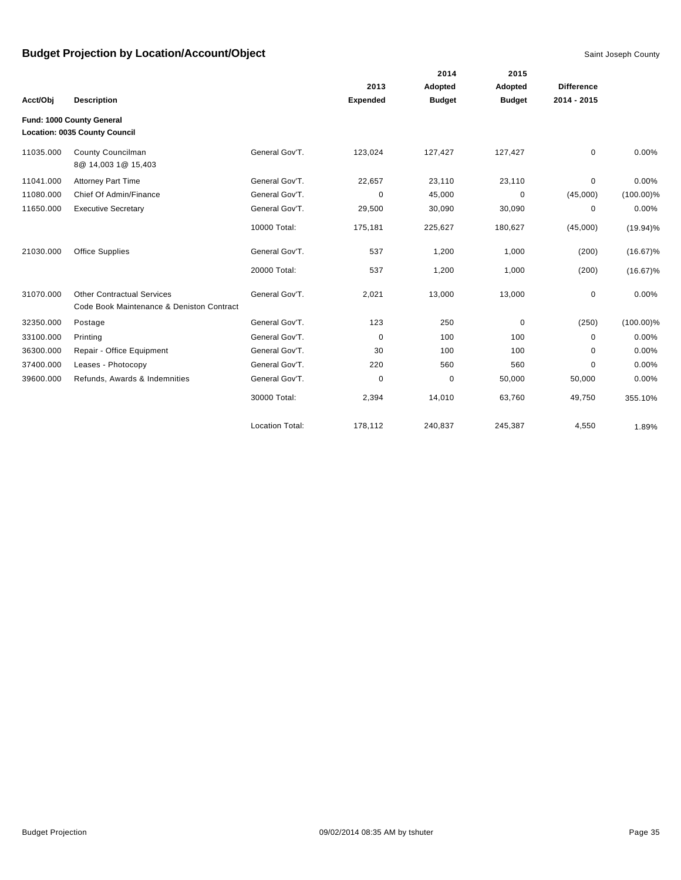# Budget Projection by Location/Account/Object

Saint Joseph County

| Acct/Obj | Description | | 2013 Expended | 2014 Adopted Budget | 2015 Adopted Budget | Difference 2014 - 2015 | |
|---|---|---|---|---|---|---|---|
| **Fund: 1000 County General** | | | | | | | |
| **Location: 0035 County Council** | | | | | | | |
| 11035.000 | County Councilman<br>8@ 14,003 1@ 15,403 | General Gov'T. | 123,024 | 127,427 | 127,427 | 0 | 0.00% |
| 11041.000 | Attorney Part Time | General Gov'T. | 22,657 | 23,110 | 23,110 | 0 | 0.00% |
| 11080.000 | Chief Of Admin/Finance | General Gov'T. | 0 | 45,000 | 0 | (45,000) | (100.00)% |
| 11650.000 | Executive Secretary | General Gov'T. | 29,500 | 30,090 | 30,090 | 0 | 0.00% |
| | | 10000 Total: | 175,181 | 225,627 | 180,627 | (45,000) | (19.94)% |
| 21030.000 | Office Supplies | General Gov'T. | 537 | 1,200 | 1,000 | (200) | (16.67)% |
| | | 20000 Total: | 537 | 1,200 | 1,000 | (200) | (16.67)% |
| 31070.000 | Other Contractual Services<br>Code Book Maintenance & Deniston Contract | General Gov'T. | 2,021 | 13,000 | 13,000 | 0 | 0.00% |
| 32350.000 | Postage | General Gov'T. | 123 | 250 | 0 | (250) | (100.00)% |
| 33100.000 | Printing | General Gov'T. | 0 | 100 | 100 | 0 | 0.00% |
| 36300.000 | Repair - Office Equipment | General Gov'T. | 30 | 100 | 100 | 0 | 0.00% |
| 37400.000 | Leases - Photocopy | General Gov'T. | 220 | 560 | 560 | 0 | 0.00% |
| 39600.000 | Refunds, Awards & Indemnities | General Gov'T. | 0 | 0 | 50,000 | 50,000 | 0.00% |
| | | 30000 Total: | 2,394 | 14,010 | 63,760 | 49,750 | 355.10% |
| | | Location Total: | 178,112 | 240,837 | 245,387 | 4,550 | 1.89% |

Budget Projection 09/02/2014 08:35 AM by tshuter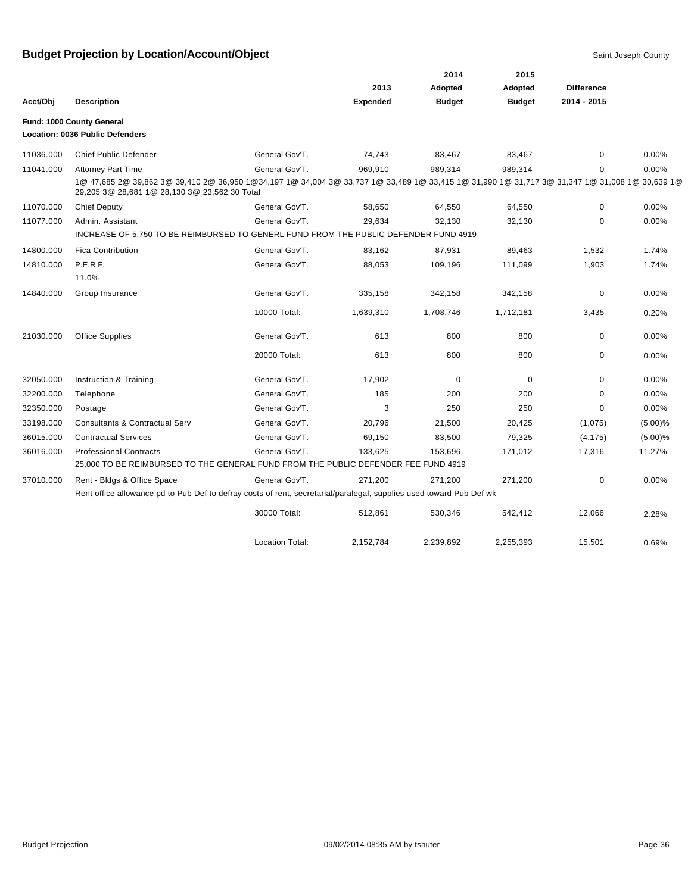# Budget Projection by Location/Account/Object

Saint Joseph County

| Acct/Obj | Description | | 2013 Expended | 2014 Adopted Budget | 2015 Adopted Budget | Difference 2014 - 2015 | |
|---|---|---|---|---|---|---|---|
| **Fund: 1000 County General** | | | | | | | |
| **Location: 0036 Public Defenders** | | | | | | | |
| 11036.000 | Chief Public Defender | General Gov'T. | 74,743 | 83,467 | 83,467 | 0 | 0.00% |
| 11041.000 | Attorney Part Time | General Gov'T. | 969,910 | 989,314 | 989,314 | 0 | 0.00% |
| | 1@ 47,685 2@ 39,862 3@ 39,410 2@ 36,950 1@34,197 1@ 34,004 3@ 33,737 1@ 33,489 1@ 33,415 1@ 31,990 1@ 31,717 3@ 31,347 1@ 31,008 1@ 30,639 1@ 29,205 3@ 28,681 1@ 28,130 3@ 23,562 30 Total | | | | | | |
| 11070.000 | Chief Deputy | General Gov'T. | 58,650 | 64,550 | 64,550 | 0 | 0.00% |
| 11077.000 | Admin. Assistant | General Gov'T. | 29,634 | 32,130 | 32,130 | 0 | 0.00% |
| | INCREASE OF 5,750 TO BE REIMBURSED TO GENERL FUND FROM THE PUBLIC DEFENDER FUND 4919 | | | | | | |
| 14800.000 | Fica Contribution | General Gov'T. | 83,162 | 87,931 | 89,463 | 1,532 | 1.74% |
| 14810.000 | P.E.R.F. | General Gov'T. | 88,053 | 109,196 | 111,099 | 1,903 | 1.74% |
| | 11.0% | | | | | | |
| 14840.000 | Group Insurance | General Gov'T. | 335,158 | 342,158 | 342,158 | 0 | 0.00% |
| | | 10000 Total: | 1,639,310 | 1,708,746 | 1,712,181 | 3,435 | 0.20% |
| 21030.000 | Office Supplies | General Gov'T. | 613 | 800 | 800 | 0 | 0.00% |
| | | 20000 Total: | 613 | 800 | 800 | 0 | 0.00% |
| 32050.000 | Instruction & Training | General Gov'T. | 17,902 | 0 | 0 | 0 | 0.00% |
| 32200.000 | Telephone | General Gov'T. | 185 | 200 | 200 | 0 | 0.00% |
| 32350.000 | Postage | General Gov'T. | 3 | 250 | 250 | 0 | 0.00% |
| 33198.000 | Consultants & Contractual Serv | General Gov'T. | 20,796 | 21,500 | 20,425 | (1,075) | (5.00)% |
| 36015.000 | Contractual Services | General Gov'T. | 69,150 | 83,500 | 79,325 | (4,175) | (5.00)% |
| 36016.000 | Professional Contracts | General Gov'T. | 133,625 | 153,696 | 171,012 | 17,316 | 11.27% |
| | 25,000 TO BE REIMBURSED TO THE GENERAL FUND FROM THE PUBLIC DEFENDER FEE FUND 4919 | | | | | | |
| 37010.000 | Rent - Bldgs & Office Space | General Gov'T. | 271,200 | 271,200 | 271,200 | 0 | 0.00% |
| | Rent office allowance pd to Pub Def to defray costs of rent, secretarial/paralegal, supplies used toward Pub Def wk | | | | | | |
| | | 30000 Total: | 512,861 | 530,346 | 542,412 | 12,066 | 2.28% |
| | | Location Total: | 2,152,784 | 2,239,892 | 2,255,393 | 15,501 | 0.69% |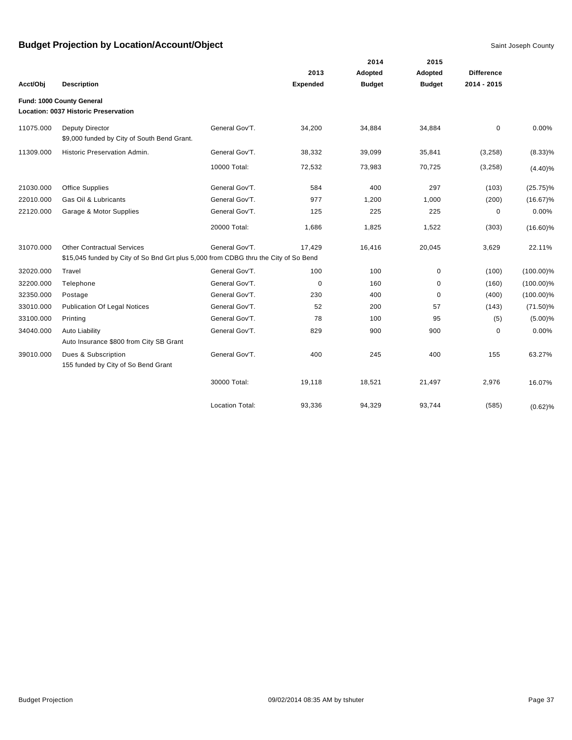# Budget Projection by Location/Account/Object

Saint Joseph County

| Acct/Obj | Description | | 2013 Expended | 2014 Adopted Budget | 2015 Adopted Budget | Difference 2014 - 2015 | |
|---|---|---|---|---|---|---|---|
| **Fund: 1000 County General** | | | | | | | |
| **Location: 0037 Historic Preservation** | | | | | | | |
| 11075.000 | Deputy Director<br>$9,000 funded by City of South Bend Grant. | General Gov'T. | 34,200 | 34,884 | 34,884 | 0 | 0.00% |
| 11309.000 | Historic Preservation Admin. | General Gov'T. | 38,332 | 39,099 | 35,841 | (3,258) | (8.33)% |
| | | 10000 Total: | 72,532 | 73,983 | 70,725 | (3,258) | (4.40)% |
| 21030.000 | Office Supplies | General Gov'T. | 584 | 400 | 297 | (103) | (25.75)% |
| 22010.000 | Gas Oil & Lubricants | General Gov'T. | 977 | 1,200 | 1,000 | (200) | (16.67)% |
| 22120.000 | Garage & Motor Supplies | General Gov'T. | 125 | 225 | 225 | 0 | 0.00% |
| | | 20000 Total: | 1,686 | 1,825 | 1,522 | (303) | (16.60)% |
| 31070.000 | Other Contractual Services<br>$15,045 funded by City of So Bnd Grt plus 5,000 from CDBG thru the City of So Bend | General Gov'T. | 17,429 | 16,416 | 20,045 | 3,629 | 22.11% |
| 32020.000 | Travel | General Gov'T. | 100 | 100 | 0 | (100) | (100.00)% |
| 32200.000 | Telephone | General Gov'T. | 0 | 160 | 0 | (160) | (100.00)% |
| 32350.000 | Postage | General Gov'T. | 230 | 400 | 0 | (400) | (100.00)% |
| 33010.000 | Publication Of Legal Notices | General Gov'T. | 52 | 200 | 57 | (143) | (71.50)% |
| 33100.000 | Printing | General Gov'T. | 78 | 100 | 95 | (5) | (5.00)% |
| 34040.000 | Auto Liability<br>Auto Insurance $800 from City SB Grant | General Gov'T. | 829 | 900 | 900 | 0 | 0.00% |
| 39010.000 | Dues & Subscription<br>155 funded by City of So Bend Grant | General Gov'T. | 400 | 245 | 400 | 155 | 63.27% |
| | | 30000 Total: | 19,118 | 18,521 | 21,497 | 2,976 | 16.07% |
| | | Location Total: | 93,336 | 94,329 | 93,744 | (585) | (0.62)% |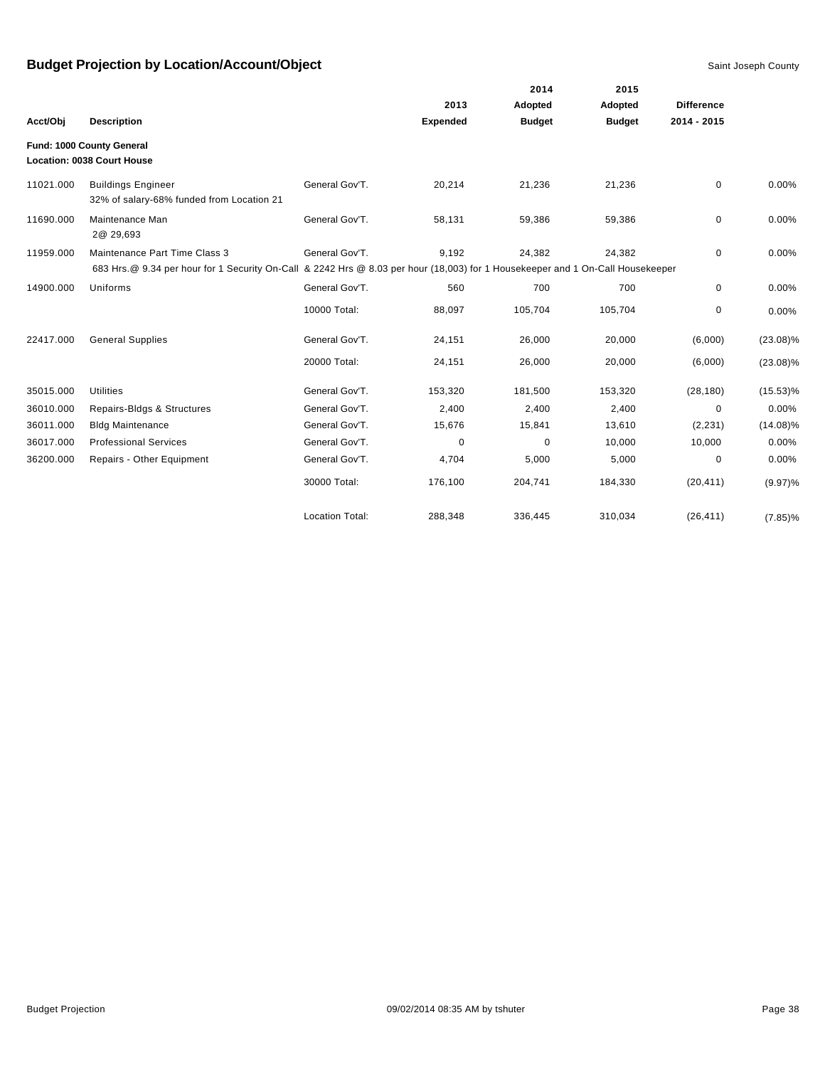# Budget Projection by Location/Account/Object

Saint Joseph County

| Acct/Obj | Description | | 2013 Expended | 2014 Adopted Budget | 2015 Adopted Budget | Difference 2014 - 2015 | |
|---|---|---|---|---|---|---|---|
| **Fund: 1000 County General** | | | | | | | |
| **Location: 0038 Court House** | | | | | | | |
| 11021.000 | Buildings Engineer<br>32% of salary-68% funded from Location 21 | General Gov'T. | 20,214 | 21,236 | 21,236 | 0 | 0.00% |
| 11690.000 | Maintenance Man<br>2@ 29,693 | General Gov'T. | 58,131 | 59,386 | 59,386 | 0 | 0.00% |
| 11959.000 | Maintenance Part Time Class 3<br>683 Hrs.@ 9.34 per hour for 1 Security On-Call & 2242 Hrs @ 8.03 per hour (18,003) for 1 Housekeeper and 1 On-Call Housekeeper | General Gov'T. | 9,192 | 24,382 | 24,382 | 0 | 0.00% |
| 14900.000 | Uniforms | General Gov'T. | 560 | 700 | 700 | 0 | 0.00% |
| | | 10000 Total: | 88,097 | 105,704 | 105,704 | 0 | 0.00% |
| 22417.000 | General Supplies | General Gov'T. | 24,151 | 26,000 | 20,000 | (6,000) | (23.08)% |
| | | 20000 Total: | 24,151 | 26,000 | 20,000 | (6,000) | (23.08)% |
| 35015.000 | Utilities | General Gov'T. | 153,320 | 181,500 | 153,320 | (28,180) | (15.53)% |
| 36010.000 | Repairs-Bldgs & Structures | General Gov'T. | 2,400 | 2,400 | 2,400 | 0 | 0.00% |
| 36011.000 | Bldg Maintenance | General Gov'T. | 15,676 | 15,841 | 13,610 | (2,231) | (14.08)% |
| 36017.000 | Professional Services | General Gov'T. | 0 | 0 | 10,000 | 10,000 | 0.00% |
| 36200.000 | Repairs - Other Equipment | General Gov'T. | 4,704 | 5,000 | 5,000 | 0 | 0.00% |
| | | 30000 Total: | 176,100 | 204,741 | 184,330 | (20,411) | (9.97)% |
| | | Location Total: | 288,348 | 336,445 | 310,034 | (26,411) | (7.85)% |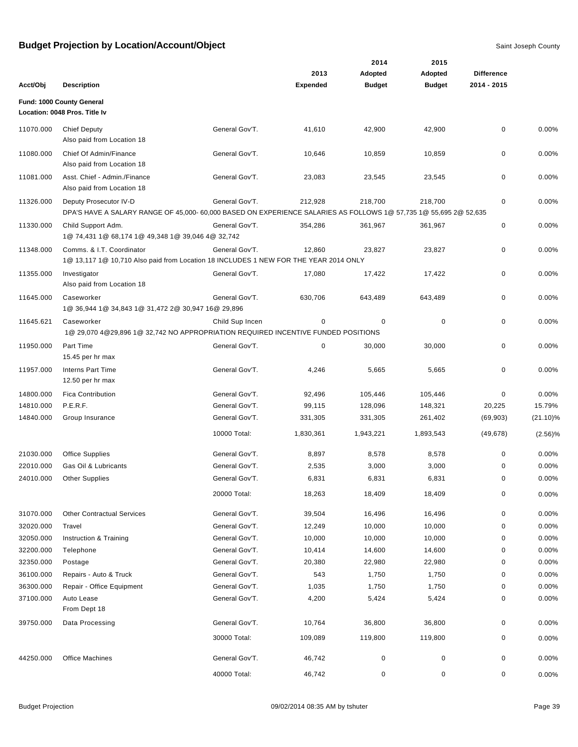# Budget Projection by Location/Account/Object

Saint Joseph County

| Acct/Obj | Description | | 2013 Expended | 2014 Adopted Budget | 2015 Adopted Budget | Difference 2014 - 2015 | |
|---|---|---|---|---|---|---|---|
| **Fund: 1000 County General** | | | | | | | |
| **Location: 0048 Pros. Title Iv** | | | | | | | |
| 11070.000 | Chief Deputy<br>Also paid from Location 18 | General Gov'T. | 41,610 | 42,900 | 42,900 | 0 | 0.00% |
| 11080.000 | Chief Of Admin/Finance<br>Also paid from Location 18 | General Gov'T. | 10,646 | 10,859 | 10,859 | 0 | 0.00% |
| 11081.000 | Asst. Chief - Admin./Finance<br>Also paid from Location 18 | General Gov'T. | 23,083 | 23,545 | 23,545 | 0 | 0.00% |
| 11326.000 | Deputy Prosecutor IV-D<br>DPA'S HAVE A SALARY RANGE OF 45,000- 60,000 BASED ON EXPERIENCE SALARIES AS FOLLOWS 1@ 57,735 1@ 55,695 2@ 52,635 | General Gov'T. | 212,928 | 218,700 | 218,700 | 0 | 0.00% |
| 11330.000 | Child Support Adm.<br>1@ 74,431 1@ 68,174 1@ 49,348 1@ 39,046 4@ 32,742 | General Gov'T. | 354,286 | 361,967 | 361,967 | 0 | 0.00% |
| 11348.000 | Comms. & I.T. Coordinator<br>1@ 13,117 1@ 10,710 Also paid from Location 18 INCLUDES 1 NEW FOR THE YEAR 2014 ONLY | General Gov'T. | 12,860 | 23,827 | 23,827 | 0 | 0.00% |
| 11355.000 | Investigator<br>Also paid from Location 18 | General Gov'T. | 17,080 | 17,422 | 17,422 | 0 | 0.00% |
| 11645.000 | Caseworker<br>1@ 36,944 1@ 34,843 1@ 31,472 2@ 30,947 16@ 29,896 | General Gov'T. | 630,706 | 643,489 | 643,489 | 0 | 0.00% |
| 11645.621 | Caseworker<br>1@ 29,070 4@29,896 1@ 32,742 NO APPROPRIATION REQUIRED INCENTIVE FUNDED POSITIONS | Child Sup Incen | 0 | 0 | 0 | 0 | 0.00% |
| 11950.000 | Part Time<br>15.45 per hr max | General Gov'T. | 0 | 30,000 | 30,000 | 0 | 0.00% |
| 11957.000 | Interns Part Time<br>12.50 per hr max | General Gov'T. | 4,246 | 5,665 | 5,665 | 0 | 0.00% |
| 14800.000 | Fica Contribution | General Gov'T. | 92,496 | 105,446 | 105,446 | 0 | 0.00% |
| 14810.000 | P.E.R.F. | General Gov'T. | 99,115 | 128,096 | 148,321 | 20,225 | 15.79% |
| 14840.000 | Group Insurance | General Gov'T. | 331,305 | 331,305 | 261,402 | (69,903) | (21.10)% |
| | | 10000 Total: | 1,830,361 | 1,943,221 | 1,893,543 | (49,678) | (2.56)% |
| 21030.000 | Office Supplies | General Gov'T. | 8,897 | 8,578 | 8,578 | 0 | 0.00% |
| 22010.000 | Gas Oil & Lubricants | General Gov'T. | 2,535 | 3,000 | 3,000 | 0 | 0.00% |
| 24010.000 | Other Supplies | General Gov'T. | 6,831 | 6,831 | 6,831 | 0 | 0.00% |
| | | 20000 Total: | 18,263 | 18,409 | 18,409 | 0 | 0.00% |
| 31070.000 | Other Contractual Services | General Gov'T. | 39,504 | 16,496 | 16,496 | 0 | 0.00% |
| 32020.000 | Travel | General Gov'T. | 12,249 | 10,000 | 10,000 | 0 | 0.00% |
| 32050.000 | Instruction & Training | General Gov'T. | 10,000 | 10,000 | 10,000 | 0 | 0.00% |
| 32200.000 | Telephone | General Gov'T. | 10,414 | 14,600 | 14,600 | 0 | 0.00% |
| 32350.000 | Postage | General Gov'T. | 20,380 | 22,980 | 22,980 | 0 | 0.00% |
| 36100.000 | Repairs - Auto & Truck | General Gov'T. | 543 | 1,750 | 1,750 | 0 | 0.00% |
| 36300.000 | Repair - Office Equipment | General Gov'T. | 1,035 | 1,750 | 1,750 | 0 | 0.00% |
| 37100.000 | Auto Lease<br>From Dept 18 | General Gov'T. | 4,200 | 5,424 | 5,424 | 0 | 0.00% |
| 39750.000 | Data Processing | General Gov'T. | 10,764 | 36,800 | 36,800 | 0 | 0.00% |
| | | 30000 Total: | 109,089 | 119,800 | 119,800 | 0 | 0.00% |
| 44250.000 | Office Machines | General Gov'T. | 46,742 | 0 | 0 | 0 | 0.00% |
| | | 40000 Total: | 46,742 | 0 | 0 | 0 | 0.00% |

Budget Projection 09/02/2014 08:35 AM by tshuter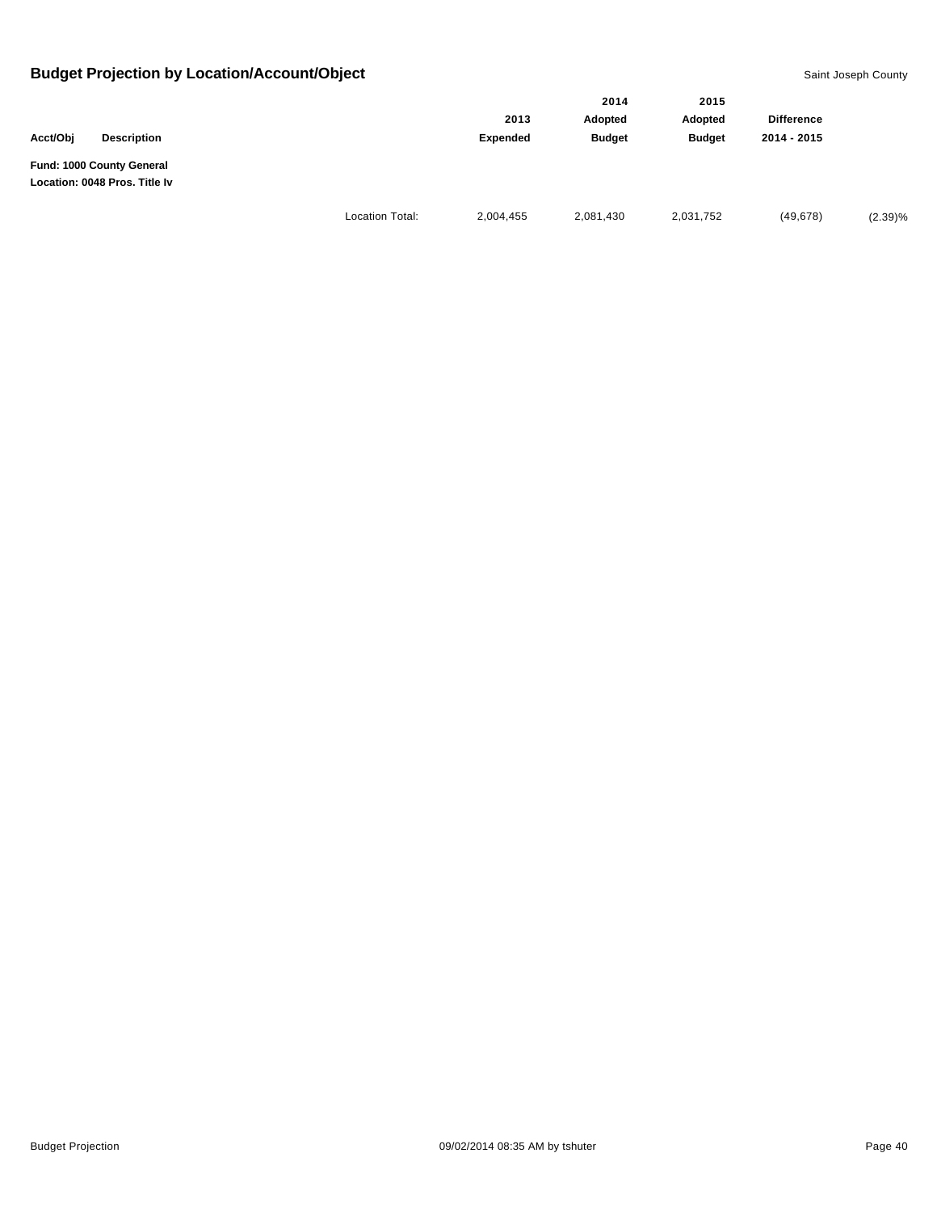## Budget Projection by Location/Account/Object

Saint Joseph County

| Acct/Obj | Description | | 2013 Expended | 2014 Adopted Budget | 2015 Adopted Budget | Difference 2014 - 2015 | |
|---|---|---|---|---|---|---|---|
| **Fund: 1000 County General** | | | | | | | |
| **Location: 0048 Pros. Title Iv** | | | | | | | |
| | | Location Total: | 2,004,455 | 2,081,430 | 2,031,752 | (49,678) | (2.39)% |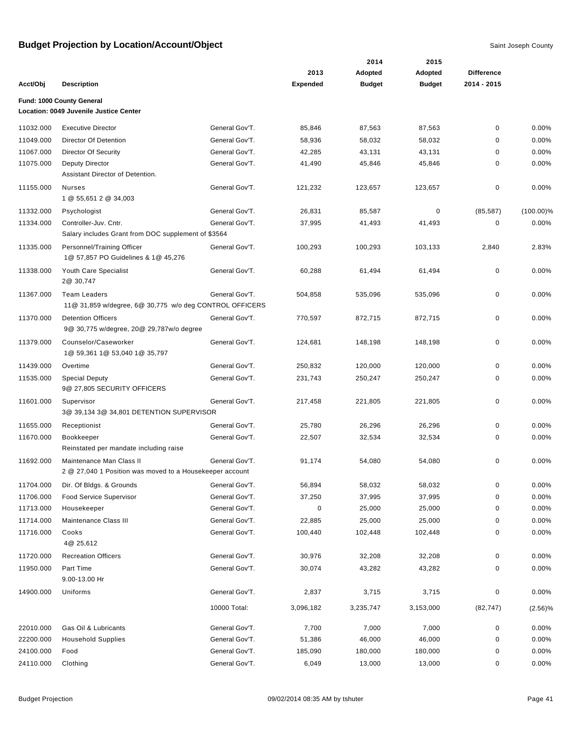# Budget Projection by Location/Account/Object

Saint Joseph County

| Acct/Obj | Description | | 2013 Expended | 2014 Adopted Budget | 2015 Adopted Budget | Difference 2014 - 2015 | |
|---|---|---|---|---|---|---|---|
| **Fund: 1000 County General** | | | | | | | |
| **Location: 0049 Juvenile Justice Center** | | | | | | | |
| 11032.000 | Executive Director | General Gov'T. | 85,846 | 87,563 | 87,563 | 0 | 0.00% |
| 11049.000 | Director Of Detention | General Gov'T. | 58,936 | 58,032 | 58,032 | 0 | 0.00% |
| 11067.000 | Director Of Security | General Gov'T. | 42,285 | 43,131 | 43,131 | 0 | 0.00% |
| 11075.000 | Deputy Director<br>Assistant Director of Detention. | General Gov'T. | 41,490 | 45,846 | 45,846 | 0 | 0.00% |
| 11155.000 | Nurses<br>1 @ 55,651 2 @ 34,003 | General Gov'T. | 121,232 | 123,657 | 123,657 | 0 | 0.00% |
| 11332.000 | Psychologist | General Gov'T. | 26,831 | 85,587 | 0 | (85,587) | (100.00)% |
| 11334.000 | Controller-Juv. Cntr.<br>Salary includes Grant from DOC supplement of $3564 | General Gov'T. | 37,995 | 41,493 | 41,493 | 0 | 0.00% |
| 11335.000 | Personnel/Training Officer<br>1@ 57,857 PO Guidelines & 1@ 45,276 | General Gov'T. | 100,293 | 100,293 | 103,133 | 2,840 | 2.83% |
| 11338.000 | Youth Care Specialist<br>2@ 30,747 | General Gov'T. | 60,288 | 61,494 | 61,494 | 0 | 0.00% |
| 11367.000 | Team Leaders<br>11@ 31,859 w/degree, 6@ 30,775 w/o deg CONTROL OFFICERS | General Gov'T. | 504,858 | 535,096 | 535,096 | 0 | 0.00% |
| 11370.000 | Detention Officers<br>9@ 30,775 w/degree, 20@ 29,787w/o degree | General Gov'T. | 770,597 | 872,715 | 872,715 | 0 | 0.00% |
| 11379.000 | Counselor/Caseworker<br>1@ 59,361 1@ 53,040 1@ 35,797 | General Gov'T. | 124,681 | 148,198 | 148,198 | 0 | 0.00% |
| 11439.000 | Overtime | General Gov'T. | 250,832 | 120,000 | 120,000 | 0 | 0.00% |
| 11535.000 | Special Deputy<br>9@ 27,805 SECURITY OFFICERS | General Gov'T. | 231,743 | 250,247 | 250,247 | 0 | 0.00% |
| 11601.000 | Supervisor<br>3@ 39,134 3@ 34,801 DETENTION SUPERVISOR | General Gov'T. | 217,458 | 221,805 | 221,805 | 0 | 0.00% |
| 11655.000 | Receptionist | General Gov'T. | 25,780 | 26,296 | 26,296 | 0 | 0.00% |
| 11670.000 | Bookkeeper<br>Reinstated per mandate including raise | General Gov'T. | 22,507 | 32,534 | 32,534 | 0 | 0.00% |
| 11692.000 | Maintenance Man Class II<br>2 @ 27,040 1 Position was moved to a Housekeeper account | General Gov'T. | 91,174 | 54,080 | 54,080 | 0 | 0.00% |
| 11704.000 | Dir. Of Bldgs. & Grounds | General Gov'T. | 56,894 | 58,032 | 58,032 | 0 | 0.00% |
| 11706.000 | Food Service Supervisor | General Gov'T. | 37,250 | 37,995 | 37,995 | 0 | 0.00% |
| 11713.000 | Housekeeper | General Gov'T. | 0 | 25,000 | 25,000 | 0 | 0.00% |
| 11714.000 | Maintenance Class III | General Gov'T. | 22,885 | 25,000 | 25,000 | 0 | 0.00% |
| 11716.000 | Cooks<br>4@ 25,612 | General Gov'T. | 100,440 | 102,448 | 102,448 | 0 | 0.00% |
| 11720.000 | Recreation Officers | General Gov'T. | 30,976 | 32,208 | 32,208 | 0 | 0.00% |
| 11950.000 | Part Time<br>9.00-13.00 Hr | General Gov'T. | 30,074 | 43,282 | 43,282 | 0 | 0.00% |
| 14900.000 | Uniforms | General Gov'T. | 2,837 | 3,715 | 3,715 | 0 | 0.00% |
| | | 10000 Total: | 3,096,182 | 3,235,747 | 3,153,000 | (82,747) | (2.56)% |
| 22010.000 | Gas Oil & Lubricants | General Gov'T. | 7,700 | 7,000 | 7,000 | 0 | 0.00% |
| 22200.000 | Household Supplies | General Gov'T. | 51,386 | 46,000 | 46,000 | 0 | 0.00% |
| 24100.000 | Food | General Gov'T. | 185,090 | 180,000 | 180,000 | 0 | 0.00% |
| 24110.000 | Clothing | General Gov'T. | 6,049 | 13,000 | 13,000 | 0 | 0.00% |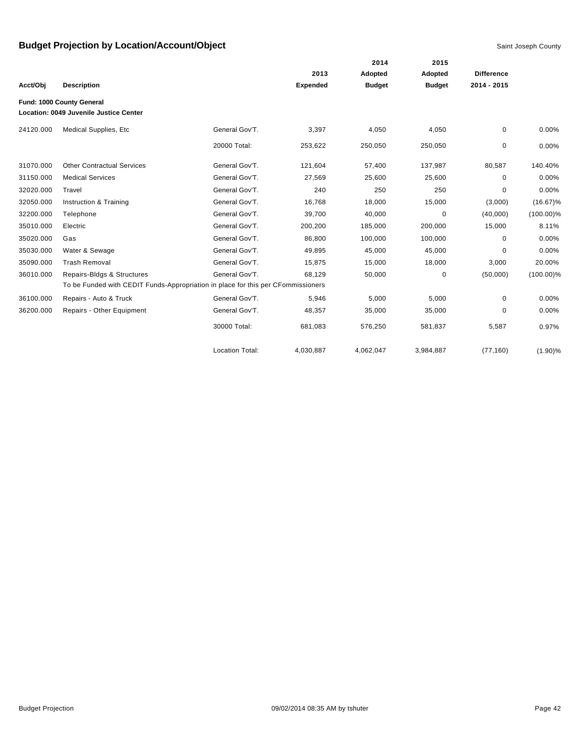# Budget Projection by Location/Account/Object

Saint Joseph County

| Acct/Obj | Description | | 2013 Expended | 2014 Adopted Budget | 2015 Adopted Budget | Difference 2014 - 2015 | |
|---|---|---|---|---|---|---|---|
| **Fund: 1000 County General** | | | | | | | |
| **Location: 0049 Juvenile Justice Center** | | | | | | | |
| 24120.000 | Medical Supplies, Etc | General Gov'T. | 3,397 | 4,050 | 4,050 | 0 | 0.00% |
| | | 20000 Total: | 253,622 | 250,050 | 250,050 | 0 | 0.00% |
| 31070.000 | Other Contractual Services | General Gov'T. | 121,604 | 57,400 | 137,987 | 80,587 | 140.40% |
| 31150.000 | Medical Services | General Gov'T. | 27,569 | 25,600 | 25,600 | 0 | 0.00% |
| 32020.000 | Travel | General Gov'T. | 240 | 250 | 250 | 0 | 0.00% |
| 32050.000 | Instruction & Training | General Gov'T. | 16,768 | 18,000 | 15,000 | (3,000) | (16.67)% |
| 32200.000 | Telephone | General Gov'T. | 39,700 | 40,000 | 0 | (40,000) | (100.00)% |
| 35010.000 | Electric | General Gov'T. | 200,200 | 185,000 | 200,000 | 15,000 | 8.11% |
| 35020.000 | Gas | General Gov'T. | 86,800 | 100,000 | 100,000 | 0 | 0.00% |
| 35030.000 | Water & Sewage | General Gov'T. | 49,895 | 45,000 | 45,000 | 0 | 0.00% |
| 35090.000 | Trash Removal | General Gov'T. | 15,875 | 15,000 | 18,000 | 3,000 | 20.00% |
| 36010.000 | Repairs-Bldgs & Structures | General Gov'T. | 68,129 | 50,000 | 0 | (50,000) | (100.00)% |
| | To be Funded with CEDIT Funds-Appropriation in place for this per CFommissioners | | | | | | |
| 36100.000 | Repairs - Auto & Truck | General Gov'T. | 5,946 | 5,000 | 5,000 | 0 | 0.00% |
| 36200.000 | Repairs - Other Equipment | General Gov'T. | 48,357 | 35,000 | 35,000 | 0 | 0.00% |
| | | 30000 Total: | 681,083 | 576,250 | 581,837 | 5,587 | 0.97% |
| | | Location Total: | 4,030,887 | 4,062,047 | 3,984,887 | (77,160) | (1.90)% |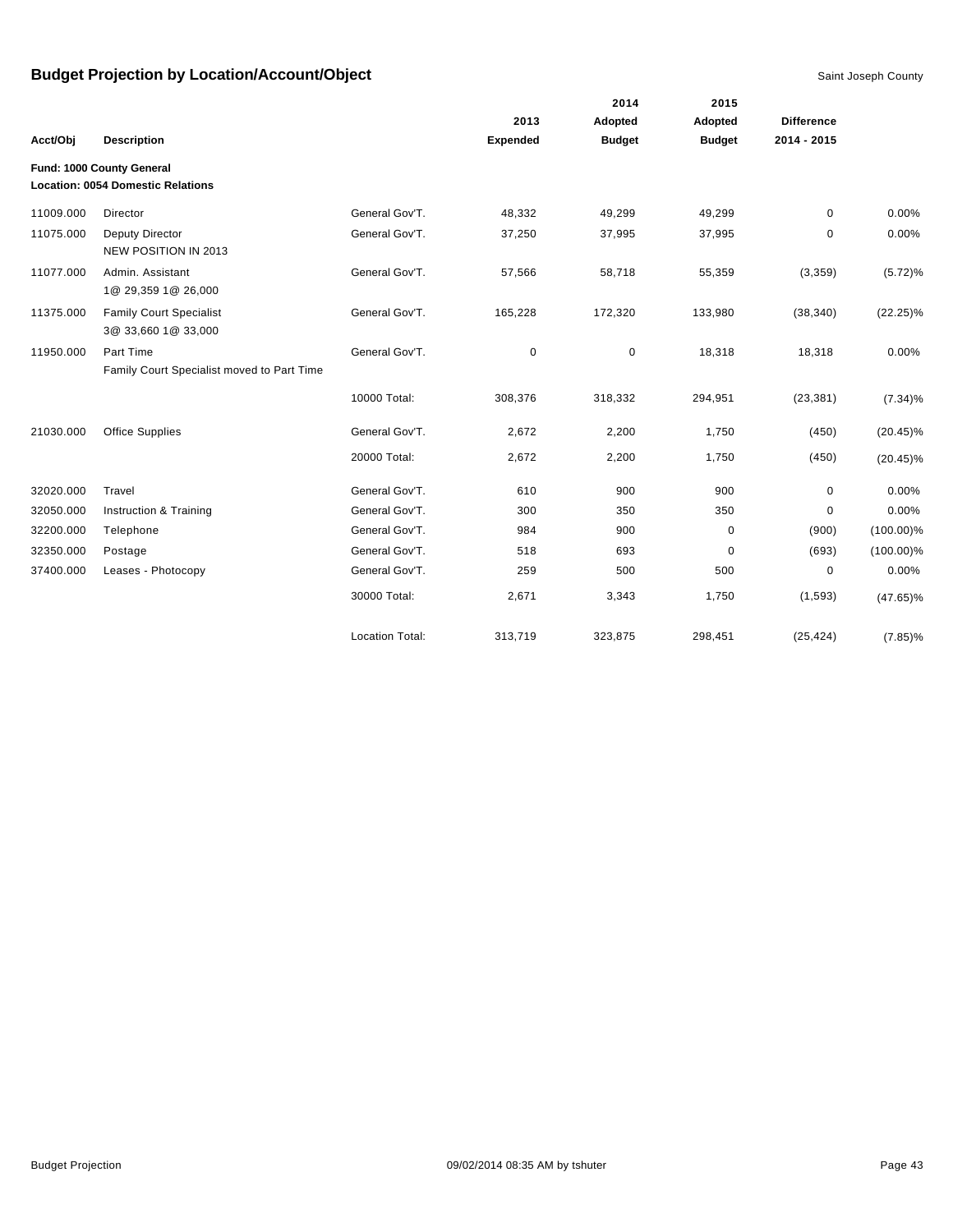# Budget Projection by Location/Account/Object

Saint Joseph County

| Acct/Obj | Description | | 2013 Expended | 2014 Adopted Budget | 2015 Adopted Budget | Difference 2014 - 2015 | |
|---|---|---|---|---|---|---|---|
| **Fund: 1000 County General** | | | | | | | |
| **Location: 0054 Domestic Relations** | | | | | | | |
| 11009.000 | Director | General Gov'T. | 48,332 | 49,299 | 49,299 | 0 | 0.00% |
| 11075.000 | Deputy Director<br>NEW POSITION IN 2013 | General Gov'T. | 37,250 | 37,995 | 37,995 | 0 | 0.00% |
| 11077.000 | Admin. Assistant<br>1@ 29,359 1@ 26,000 | General Gov'T. | 57,566 | 58,718 | 55,359 | (3,359) | (5.72)% |
| 11375.000 | Family Court Specialist<br>3@ 33,660 1@ 33,000 | General Gov'T. | 165,228 | 172,320 | 133,980 | (38,340) | (22.25)% |
| 11950.000 | Part Time<br>Family Court Specialist moved to Part Time | General Gov'T. | 0 | 0 | 18,318 | 18,318 | 0.00% |
| | | 10000 Total: | 308,376 | 318,332 | 294,951 | (23,381) | (7.34)% |
| 21030.000 | Office Supplies | General Gov'T. | 2,672 | 2,200 | 1,750 | (450) | (20.45)% |
| | | 20000 Total: | 2,672 | 2,200 | 1,750 | (450) | (20.45)% |
| 32020.000 | Travel | General Gov'T. | 610 | 900 | 900 | 0 | 0.00% |
| 32050.000 | Instruction & Training | General Gov'T. | 300 | 350 | 350 | 0 | 0.00% |
| 32200.000 | Telephone | General Gov'T. | 984 | 900 | 0 | (900) | (100.00)% |
| 32350.000 | Postage | General Gov'T. | 518 | 693 | 0 | (693) | (100.00)% |
| 37400.000 | Leases - Photocopy | General Gov'T. | 259 | 500 | 500 | 0 | 0.00% |
| | | 30000 Total: | 2,671 | 3,343 | 1,750 | (1,593) | (47.65)% |
| | | Location Total: | 313,719 | 323,875 | 298,451 | (25,424) | (7.85)% |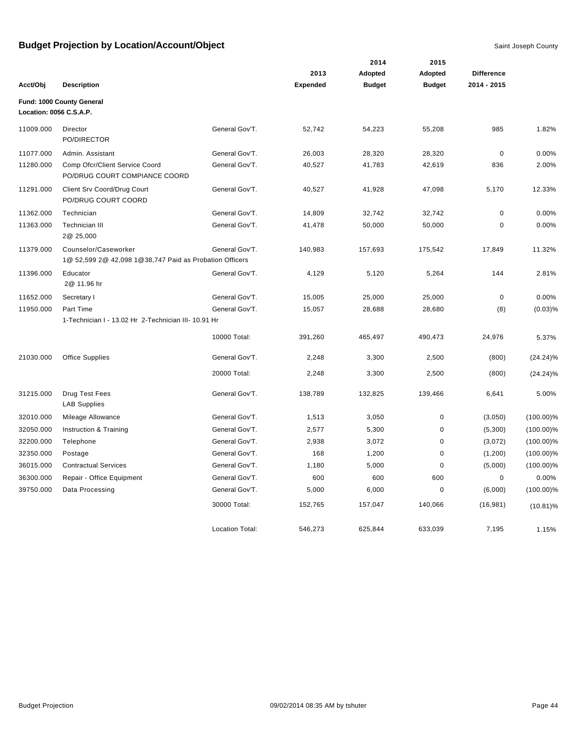# Budget Projection by Location/Account/Object

Saint Joseph County

| Acct/Obj | Description | | 2013 Expended | 2014 Adopted Budget | 2015 Adopted Budget | Difference 2014 - 2015 | |
|---|---|---|---|---|---|---|---|
| **Fund: 1000 County General** | | | | | | | |
| **Location: 0056 C.S.A.P.** | | | | | | | |
| 11009.000 | Director<br>PO/DIRECTOR | General Gov'T. | 52,742 | 54,223 | 55,208 | 985 | 1.82% |
| 11077.000 | Admin. Assistant | General Gov'T. | 26,003 | 28,320 | 28,320 | 0 | 0.00% |
| 11280.000 | Comp Ofcr/Client Service Coord<br>PO/DRUG COURT COMPIANCE COORD | General Gov'T. | 40,527 | 41,783 | 42,619 | 836 | 2.00% |
| 11291.000 | Client Srv Coord/Drug Court<br>PO/DRUG COURT COORD | General Gov'T. | 40,527 | 41,928 | 47,098 | 5,170 | 12.33% |
| 11362.000 | Technician | General Gov'T. | 14,809 | 32,742 | 32,742 | 0 | 0.00% |
| 11363.000 | Technician III<br>2@ 25,000 | General Gov'T. | 41,478 | 50,000 | 50,000 | 0 | 0.00% |
| 11379.000 | Counselor/Caseworker<br>1@ 52,599 2@ 42,098 1@38,747 Paid as Probation Officers | General Gov'T. | 140,983 | 157,693 | 175,542 | 17,849 | 11.32% |
| 11396.000 | Educator<br>2@ 11.96 hr | General Gov'T. | 4,129 | 5,120 | 5,264 | 144 | 2.81% |
| 11652.000 | Secretary I | General Gov'T. | 15,005 | 25,000 | 25,000 | 0 | 0.00% |
| 11950.000 | Part Time<br>1-Technician I - 13.02 Hr 2-Technician III- 10.91 Hr | General Gov'T. | 15,057 | 28,688 | 28,680 | (8) | (0.03)% |
| | | 10000 Total: | 391,260 | 465,497 | 490,473 | 24,976 | 5.37% |
| 21030.000 | Office Supplies | General Gov'T. | 2,248 | 3,300 | 2,500 | (800) | (24.24)% |
| | | 20000 Total: | 2,248 | 3,300 | 2,500 | (800) | (24.24)% |
| 31215.000 | Drug Test Fees<br>LAB Supplies | General Gov'T. | 138,789 | 132,825 | 139,466 | 6,641 | 5.00% |
| 32010.000 | Mileage Allowance | General Gov'T. | 1,513 | 3,050 | 0 | (3,050) | (100.00)% |
| 32050.000 | Instruction & Training | General Gov'T. | 2,577 | 5,300 | 0 | (5,300) | (100.00)% |
| 32200.000 | Telephone | General Gov'T. | 2,938 | 3,072 | 0 | (3,072) | (100.00)% |
| 32350.000 | Postage | General Gov'T. | 168 | 1,200 | 0 | (1,200) | (100.00)% |
| 36015.000 | Contractual Services | General Gov'T. | 1,180 | 5,000 | 0 | (5,000) | (100.00)% |
| 36300.000 | Repair - Office Equipment | General Gov'T. | 600 | 600 | 600 | 0 | 0.00% |
| 39750.000 | Data Processing | General Gov'T. | 5,000 | 6,000 | 0 | (6,000) | (100.00)% |
| | | 30000 Total: | 152,765 | 157,047 | 140,066 | (16,981) | (10.81)% |
| | | Location Total: | 546,273 | 625,844 | 633,039 | 7,195 | 1.15% |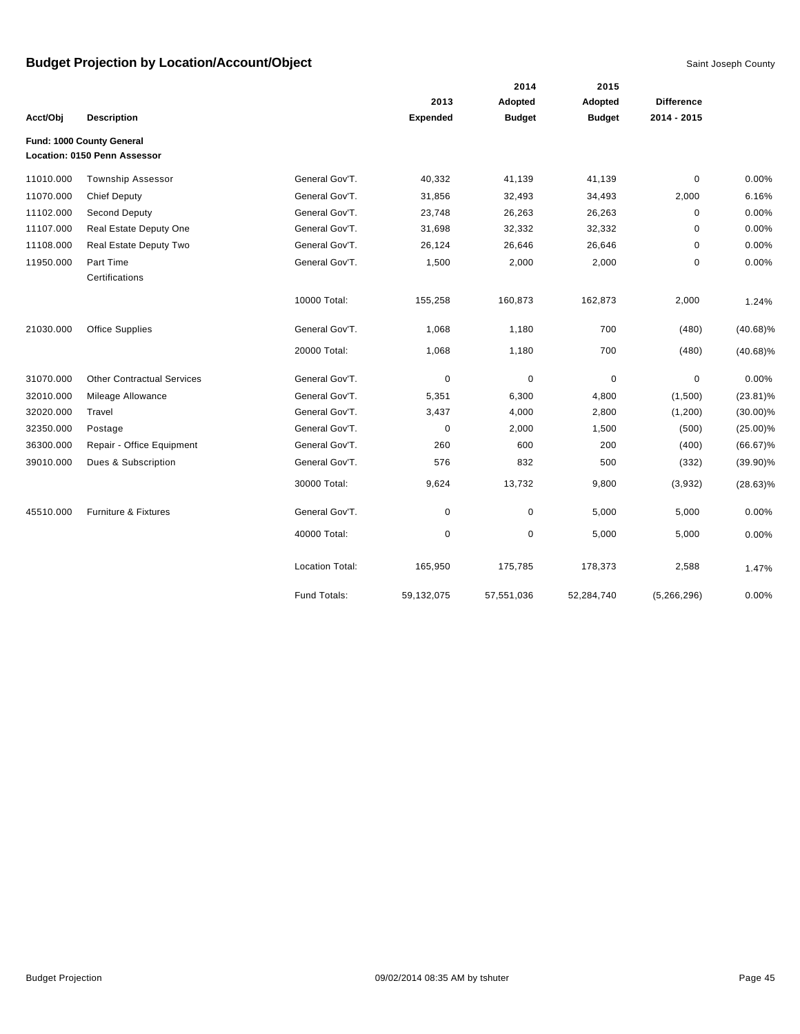## Budget Projection by Location/Account/Object

Saint Joseph County

| Acct/Obj | Description | | 2013 Expended | 2014 Adopted Budget | 2015 Adopted Budget | Difference 2014 - 2015 | |
|---|---|---|---|---|---|---|---|
| **Fund: 1000 County General** | | | | | | | |
| **Location: 0150 Penn Assessor** | | | | | | | |
| 11010.000 | Township Assessor | General Gov'T. | 40,332 | 41,139 | 41,139 | 0 | 0.00% |
| 11070.000 | Chief Deputy | General Gov'T. | 31,856 | 32,493 | 34,493 | 2,000 | 6.16% |
| 11102.000 | Second Deputy | General Gov'T. | 23,748 | 26,263 | 26,263 | 0 | 0.00% |
| 11107.000 | Real Estate Deputy One | General Gov'T. | 31,698 | 32,332 | 32,332 | 0 | 0.00% |
| 11108.000 | Real Estate Deputy Two | General Gov'T. | 26,124 | 26,646 | 26,646 | 0 | 0.00% |
| 11950.000 | Part Time Certifications | General Gov'T. | 1,500 | 2,000 | 2,000 | 0 | 0.00% |
| | | 10000 Total: | 155,258 | 160,873 | 162,873 | 2,000 | 1.24% |
| 21030.000 | Office Supplies | General Gov'T. | 1,068 | 1,180 | 700 | (480) | (40.68)% |
| | | 20000 Total: | 1,068 | 1,180 | 700 | (480) | (40.68)% |
| 31070.000 | Other Contractual Services | General Gov'T. | 0 | 0 | 0 | 0 | 0.00% |
| 32010.000 | Mileage Allowance | General Gov'T. | 5,351 | 6,300 | 4,800 | (1,500) | (23.81)% |
| 32020.000 | Travel | General Gov'T. | 3,437 | 4,000 | 2,800 | (1,200) | (30.00)% |
| 32350.000 | Postage | General Gov'T. | 0 | 2,000 | 1,500 | (500) | (25.00)% |
| 36300.000 | Repair - Office Equipment | General Gov'T. | 260 | 600 | 200 | (400) | (66.67)% |
| 39010.000 | Dues & Subscription | General Gov'T. | 576 | 832 | 500 | (332) | (39.90)% |
| | | 30000 Total: | 9,624 | 13,732 | 9,800 | (3,932) | (28.63)% |
| 45510.000 | Furniture & Fixtures | General Gov'T. | 0 | 0 | 5,000 | 5,000 | 0.00% |
| | | 40000 Total: | 0 | 0 | 5,000 | 5,000 | 0.00% |
| | | Location Total: | 165,950 | 175,785 | 178,373 | 2,588 | 1.47% |
| | | Fund Totals: | 59,132,075 | 57,551,036 | 52,284,740 | (5,266,296) | 0.00% |

Budget Projection 09/02/2014 08:35 AM by tshuter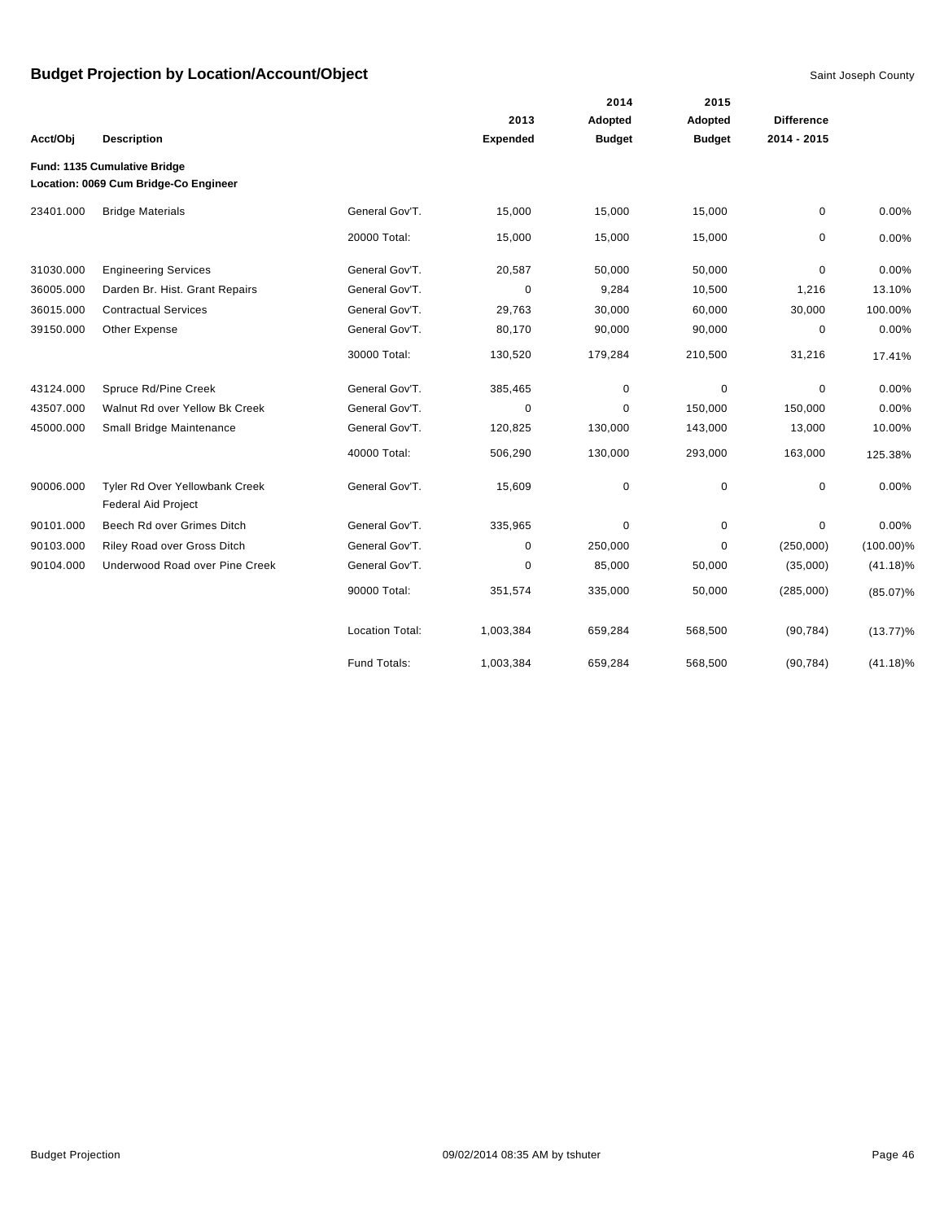## Budget Projection by Location/Account/Object

Saint Joseph County

| Acct/Obj | Description | | 2013 Expended | 2014 Adopted Budget | 2015 Adopted Budget | Difference 2014 - 2015 | |
|---|---|---|---|---|---|---|---|
| **Fund: 1135 Cumulative Bridge** | | | | | | | |
| **Location: 0069 Cum Bridge-Co Engineer** | | | | | | | |
| 23401.000 | Bridge Materials | General Gov'T. | 15,000 | 15,000 | 15,000 | 0 | 0.00% |
| | | 20000 Total: | 15,000 | 15,000 | 15,000 | 0 | 0.00% |
| 31030.000 | Engineering Services | General Gov'T. | 20,587 | 50,000 | 50,000 | 0 | 0.00% |
| 36005.000 | Darden Br. Hist. Grant Repairs | General Gov'T. | 0 | 9,284 | 10,500 | 1,216 | 13.10% |
| 36015.000 | Contractual Services | General Gov'T. | 29,763 | 30,000 | 60,000 | 30,000 | 100.00% |
| 39150.000 | Other Expense | General Gov'T. | 80,170 | 90,000 | 90,000 | 0 | 0.00% |
| | | 30000 Total: | 130,520 | 179,284 | 210,500 | 31,216 | 17.41% |
| 43124.000 | Spruce Rd/Pine Creek | General Gov'T. | 385,465 | 0 | 0 | 0 | 0.00% |
| 43507.000 | Walnut Rd over Yellow Bk Creek | General Gov'T. | 0 | 0 | 150,000 | 150,000 | 0.00% |
| 45000.000 | Small Bridge Maintenance | General Gov'T. | 120,825 | 130,000 | 143,000 | 13,000 | 10.00% |
| | | 40000 Total: | 506,290 | 130,000 | 293,000 | 163,000 | 125.38% |
| 90006.000 | Tyler Rd Over Yellowbank Creek Federal Aid Project | General Gov'T. | 15,609 | 0 | 0 | 0 | 0.00% |
| 90101.000 | Beech Rd over Grimes Ditch | General Gov'T. | 335,965 | 0 | 0 | 0 | 0.00% |
| 90103.000 | Riley Road over Gross Ditch | General Gov'T. | 0 | 250,000 | 0 | (250,000) | (100.00)% |
| 90104.000 | Underwood Road over Pine Creek | General Gov'T. | 0 | 85,000 | 50,000 | (35,000) | (41.18)% |
| | | 90000 Total: | 351,574 | 335,000 | 50,000 | (285,000) | (85.07)% |
| | | Location Total: | 1,003,384 | 659,284 | 568,500 | (90,784) | (13.77)% |
| | | Fund Totals: | 1,003,384 | 659,284 | 568,500 | (90,784) | (41.18)% |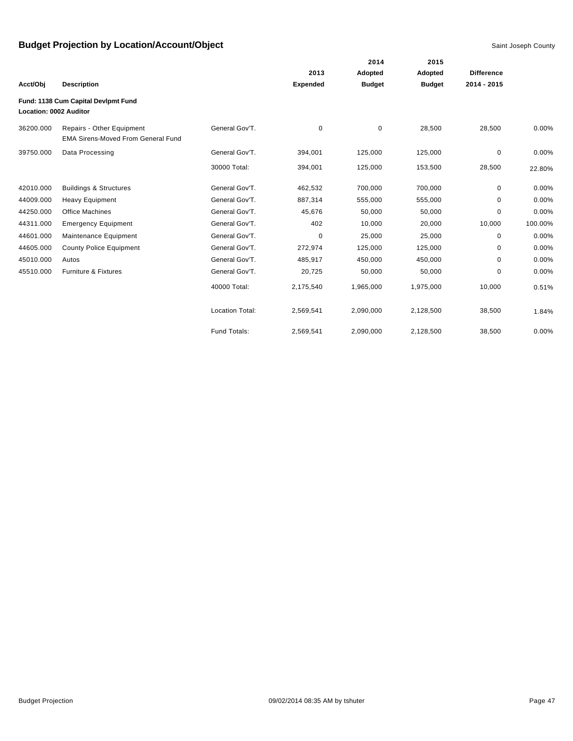# Budget Projection by Location/Account/Object

Saint Joseph County

| Acct/Obj | Description | | 2013 Expended | 2014 Adopted Budget | 2015 Adopted Budget | Difference 2014 - 2015 | |
|---|---|---|---|---|---|---|---|
| **Fund: 1138 Cum Capital Devlpmt Fund** | | | | | | | |
| **Location: 0002 Auditor** | | | | | | | |
| 36200.000 | Repairs - Other Equipment<br>EMA Sirens-Moved From General Fund | General Gov'T. | 0 | 0 | 28,500 | 28,500 | 0.00% |
| 39750.000 | Data Processing | General Gov'T. | 394,001 | 125,000 | 125,000 | 0 | 0.00% |
| | | 30000 Total: | 394,001 | 125,000 | 153,500 | 28,500 | 22.80% |
| 42010.000 | Buildings & Structures | General Gov'T. | 462,532 | 700,000 | 700,000 | 0 | 0.00% |
| 44009.000 | Heavy Equipment | General Gov'T. | 887,314 | 555,000 | 555,000 | 0 | 0.00% |
| 44250.000 | Office Machines | General Gov'T. | 45,676 | 50,000 | 50,000 | 0 | 0.00% |
| 44311.000 | Emergency Equipment | General Gov'T. | 402 | 10,000 | 20,000 | 10,000 | 100.00% |
| 44601.000 | Maintenance Equipment | General Gov'T. | 0 | 25,000 | 25,000 | 0 | 0.00% |
| 44605.000 | County Police Equipment | General Gov'T. | 272,974 | 125,000 | 125,000 | 0 | 0.00% |
| 45010.000 | Autos | General Gov'T. | 485,917 | 450,000 | 450,000 | 0 | 0.00% |
| 45510.000 | Furniture & Fixtures | General Gov'T. | 20,725 | 50,000 | 50,000 | 0 | 0.00% |
| | | 40000 Total: | 2,175,540 | 1,965,000 | 1,975,000 | 10,000 | 0.51% |
| | | Location Total: | 2,569,541 | 2,090,000 | 2,128,500 | 38,500 | 1.84% |
| | | Fund Totals: | 2,569,541 | 2,090,000 | 2,128,500 | 38,500 | 0.00% |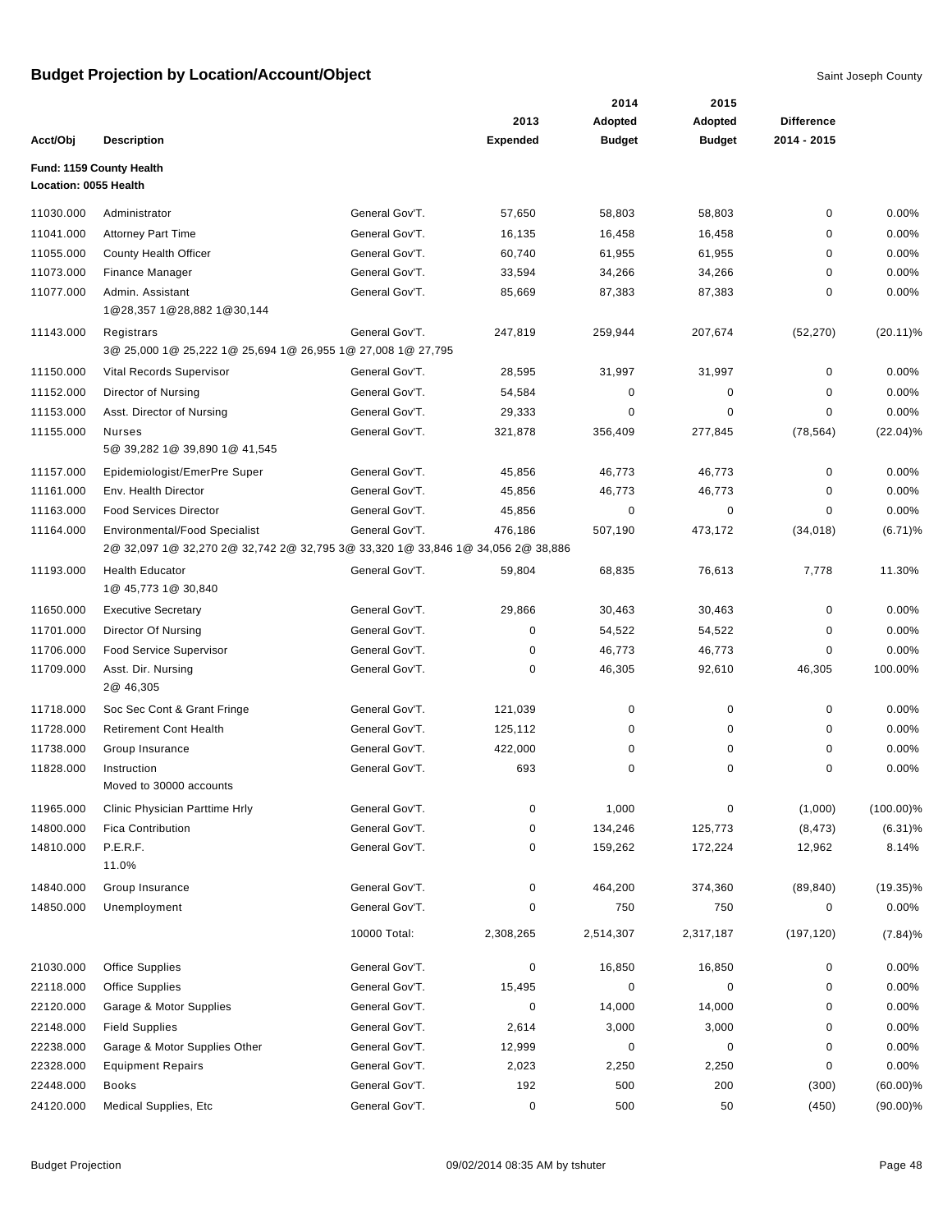# Budget Projection by Location/Account/Object

Saint Joseph County

| Acct/Obj | Description | | 2013 Expended | 2014 Adopted Budget | 2015 Adopted Budget | Difference 2014 - 2015 | |
|---|---|---|---|---|---|---|---|
| **Fund: 1159 County Health** | | | | | | | |
| **Location: 0055 Health** | | | | | | | |
| 11030.000 | Administrator | General Gov'T. | 57,650 | 58,803 | 58,803 | 0 | 0.00% |
| 11041.000 | Attorney Part Time | General Gov'T. | 16,135 | 16,458 | 16,458 | 0 | 0.00% |
| 11055.000 | County Health Officer | General Gov'T. | 60,740 | 61,955 | 61,955 | 0 | 0.00% |
| 11073.000 | Finance Manager | General Gov'T. | 33,594 | 34,266 | 34,266 | 0 | 0.00% |
| 11077.000 | Admin. Assistant<br>1@28,357 1@28,882 1@30,144 | General Gov'T. | 85,669 | 87,383 | 87,383 | 0 | 0.00% |
| 11143.000 | Registrars<br>3@ 25,000 1@ 25,222 1@ 25,694 1@ 26,955 1@ 27,008 1@ 27,795 | General Gov'T. | 247,819 | 259,944 | 207,674 | (52,270) | (20.11)% |
| 11150.000 | Vital Records Supervisor | General Gov'T. | 28,595 | 31,997 | 31,997 | 0 | 0.00% |
| 11152.000 | Director of Nursing | General Gov'T. | 54,584 | 0 | 0 | 0 | 0.00% |
| 11153.000 | Asst. Director of Nursing | General Gov'T. | 29,333 | 0 | 0 | 0 | 0.00% |
| 11155.000 | Nurses<br>5@ 39,282 1@ 39,890 1@ 41,545 | General Gov'T. | 321,878 | 356,409 | 277,845 | (78,564) | (22.04)% |
| 11157.000 | Epidemiologist/EmerPre Super | General Gov'T. | 45,856 | 46,773 | 46,773 | 0 | 0.00% |
| 11161.000 | Env. Health Director | General Gov'T. | 45,856 | 46,773 | 46,773 | 0 | 0.00% |
| 11163.000 | Food Services Director | General Gov'T. | 45,856 | 0 | 0 | 0 | 0.00% |
| 11164.000 | Environmental/Food Specialist<br>2@ 32,097 1@ 32,270 2@ 32,742 2@ 32,795 3@ 33,320 1@ 33,846 1@ 34,056 2@ 38,886 | General Gov'T. | 476,186 | 507,190 | 473,172 | (34,018) | (6.71)% |
| 11193.000 | Health Educator<br>1@ 45,773 1@ 30,840 | General Gov'T. | 59,804 | 68,835 | 76,613 | 7,778 | 11.30% |
| 11650.000 | Executive Secretary | General Gov'T. | 29,866 | 30,463 | 30,463 | 0 | 0.00% |
| 11701.000 | Director Of Nursing | General Gov'T. | 0 | 54,522 | 54,522 | 0 | 0.00% |
| 11706.000 | Food Service Supervisor | General Gov'T. | 0 | 46,773 | 46,773 | 0 | 0.00% |
| 11709.000 | Asst. Dir. Nursing<br>2@ 46,305 | General Gov'T. | 0 | 46,305 | 92,610 | 46,305 | 100.00% |
| 11718.000 | Soc Sec Cont & Grant Fringe | General Gov'T. | 121,039 | 0 | 0 | 0 | 0.00% |
| 11728.000 | Retirement Cont Health | General Gov'T. | 125,112 | 0 | 0 | 0 | 0.00% |
| 11738.000 | Group Insurance | General Gov'T. | 422,000 | 0 | 0 | 0 | 0.00% |
| 11828.000 | Instruction<br>Moved to 30000 accounts | General Gov'T. | 693 | 0 | 0 | 0 | 0.00% |
| 11965.000 | Clinic Physician Parttime Hrly | General Gov'T. | 0 | 1,000 | 0 | (1,000) | (100.00)% |
| 14800.000 | Fica Contribution | General Gov'T. | 0 | 134,246 | 125,773 | (8,473) | (6.31)% |
| 14810.000 | P.E.R.F.<br>11.0% | General Gov'T. | 0 | 159,262 | 172,224 | 12,962 | 8.14% |
| 14840.000 | Group Insurance | General Gov'T. | 0 | 464,200 | 374,360 | (89,840) | (19.35)% |
| 14850.000 | Unemployment | General Gov'T. | 0 | 750 | 750 | 0 | 0.00% |
| | | 10000 Total: | 2,308,265 | 2,514,307 | 2,317,187 | (197,120) | (7.84)% |
| 21030.000 | Office Supplies | General Gov'T. | 0 | 16,850 | 16,850 | 0 | 0.00% |
| 22118.000 | Office Supplies | General Gov'T. | 15,495 | 0 | 0 | 0 | 0.00% |
| 22120.000 | Garage & Motor Supplies | General Gov'T. | 0 | 14,000 | 14,000 | 0 | 0.00% |
| 22148.000 | Field Supplies | General Gov'T. | 2,614 | 3,000 | 3,000 | 0 | 0.00% |
| 22238.000 | Garage & Motor Supplies Other | General Gov'T. | 12,999 | 0 | 0 | 0 | 0.00% |
| 22328.000 | Equipment Repairs | General Gov'T. | 2,023 | 2,250 | 2,250 | 0 | 0.00% |
| 22448.000 | Books | General Gov'T. | 192 | 500 | 200 | (300) | (60.00)% |
| 24120.000 | Medical Supplies, Etc | General Gov'T. | 0 | 500 | 50 | (450) | (90.00)% |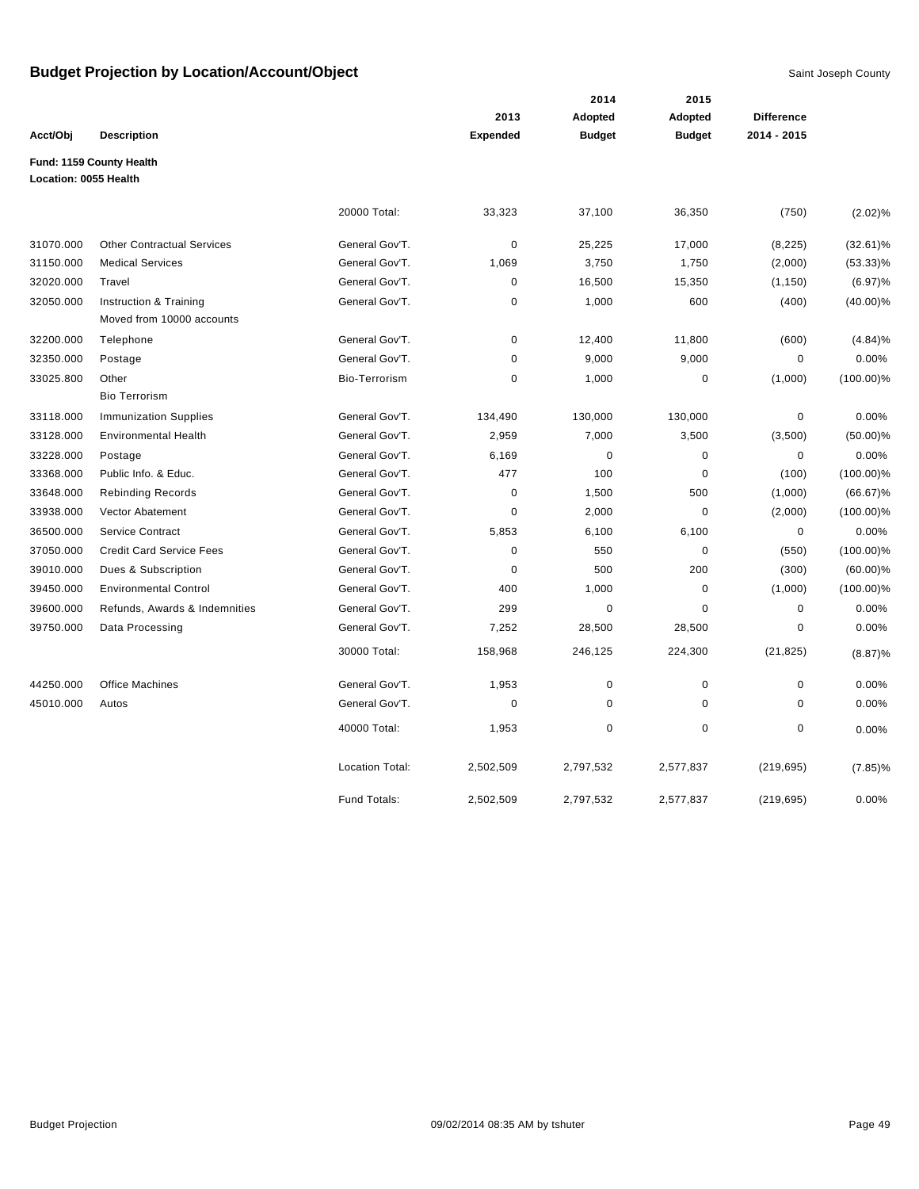# Budget Projection by Location/Account/Object

Saint Joseph County

**Fund: 1159 County Health**
**Location: 0055 Health**

| Acct/Obj | Description | | 2013 Expended | 2014 Adopted Budget | 2015 Adopted Budget | Difference 2014 - 2015 | |
|---|---|---|---|---|---|---|---|
| | | 20000 Total: | 33,323 | 37,100 | 36,350 | (750) | (2.02)% |
| 31070.000 | Other Contractual Services | General Gov'T. | 0 | 25,225 | 17,000 | (8,225) | (32.61)% |
| 31150.000 | Medical Services | General Gov'T. | 1,069 | 3,750 | 1,750 | (2,000) | (53.33)% |
| 32020.000 | Travel | General Gov'T. | 0 | 16,500 | 15,350 | (1,150) | (6.97)% |
| 32050.000 | Instruction & Training<br>Moved from 10000 accounts | General Gov'T. | 0 | 1,000 | 600 | (400) | (40.00)% |
| 32200.000 | Telephone | General Gov'T. | 0 | 12,400 | 11,800 | (600) | (4.84)% |
| 32350.000 | Postage | General Gov'T. | 0 | 9,000 | 9,000 | 0 | 0.00% |
| 33025.800 | Other<br>Bio Terrorism | Bio-Terrorism | 0 | 1,000 | 0 | (1,000) | (100.00)% |
| 33118.000 | Immunization Supplies | General Gov'T. | 134,490 | 130,000 | 130,000 | 0 | 0.00% |
| 33128.000 | Environmental Health | General Gov'T. | 2,959 | 7,000 | 3,500 | (3,500) | (50.00)% |
| 33228.000 | Postage | General Gov'T. | 6,169 | 0 | 0 | 0 | 0.00% |
| 33368.000 | Public Info. & Educ. | General Gov'T. | 477 | 100 | 0 | (100) | (100.00)% |
| 33648.000 | Rebinding Records | General Gov'T. | 0 | 1,500 | 500 | (1,000) | (66.67)% |
| 33938.000 | Vector Abatement | General Gov'T. | 0 | 2,000 | 0 | (2,000) | (100.00)% |
| 36500.000 | Service Contract | General Gov'T. | 5,853 | 6,100 | 6,100 | 0 | 0.00% |
| 37050.000 | Credit Card Service Fees | General Gov'T. | 0 | 550 | 0 | (550) | (100.00)% |
| 39010.000 | Dues & Subscription | General Gov'T. | 0 | 500 | 200 | (300) | (60.00)% |
| 39450.000 | Environmental Control | General Gov'T. | 400 | 1,000 | 0 | (1,000) | (100.00)% |
| 39600.000 | Refunds, Awards & Indemnities | General Gov'T. | 299 | 0 | 0 | 0 | 0.00% |
| 39750.000 | Data Processing | General Gov'T. | 7,252 | 28,500 | 28,500 | 0 | 0.00% |
| | | 30000 Total: | 158,968 | 246,125 | 224,300 | (21,825) | (8.87)% |
| 44250.000 | Office Machines | General Gov'T. | 1,953 | 0 | 0 | 0 | 0.00% |
| 45010.000 | Autos | General Gov'T. | 0 | 0 | 0 | 0 | 0.00% |
| | | 40000 Total: | 1,953 | 0 | 0 | 0 | 0.00% |
| | | Location Total: | 2,502,509 | 2,797,532 | 2,577,837 | (219,695) | (7.85)% |
| | | Fund Totals: | 2,502,509 | 2,797,532 | 2,577,837 | (219,695) | 0.00% |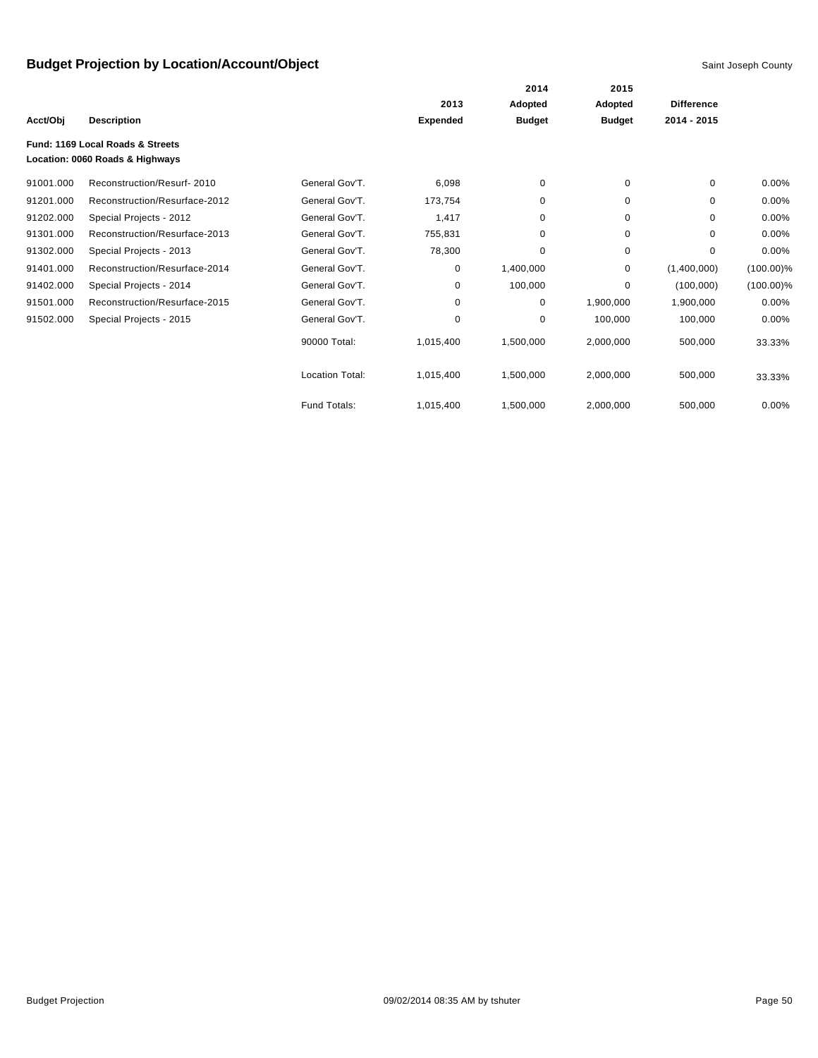# Budget Projection by Location/Account/Object

Saint Joseph County

| Acct/Obj | Description | | 2013 Expended | 2014 Adopted Budget | 2015 Adopted Budget | Difference 2014 - 2015 | |
|---|---|---|---|---|---|---|---|
| **Fund: 1169 Local Roads & Streets** | | | | | | | |
| **Location: 0060 Roads & Highways** | | | | | | | |
| 91001.000 | Reconstruction/Resurf- 2010 | General Gov'T. | 6,098 | 0 | 0 | 0 | 0.00% |
| 91201.000 | Reconstruction/Resurface-2012 | General Gov'T. | 173,754 | 0 | 0 | 0 | 0.00% |
| 91202.000 | Special Projects - 2012 | General Gov'T. | 1,417 | 0 | 0 | 0 | 0.00% |
| 91301.000 | Reconstruction/Resurface-2013 | General Gov'T. | 755,831 | 0 | 0 | 0 | 0.00% |
| 91302.000 | Special Projects - 2013 | General Gov'T. | 78,300 | 0 | 0 | 0 | 0.00% |
| 91401.000 | Reconstruction/Resurface-2014 | General Gov'T. | 0 | 1,400,000 | 0 | (1,400,000) | (100.00)% |
| 91402.000 | Special Projects - 2014 | General Gov'T. | 0 | 100,000 | 0 | (100,000) | (100.00)% |
| 91501.000 | Reconstruction/Resurface-2015 | General Gov'T. | 0 | 0 | 1,900,000 | 1,900,000 | 0.00% |
| 91502.000 | Special Projects - 2015 | General Gov'T. | 0 | 0 | 100,000 | 100,000 | 0.00% |
| | | 90000 Total: | 1,015,400 | 1,500,000 | 2,000,000 | 500,000 | 33.33% |
| | | Location Total: | 1,015,400 | 1,500,000 | 2,000,000 | 500,000 | 33.33% |
| | | Fund Totals: | 1,015,400 | 1,500,000 | 2,000,000 | 500,000 | 0.00% |

Budget Projection — 09/02/2014 08:35 AM by tshuter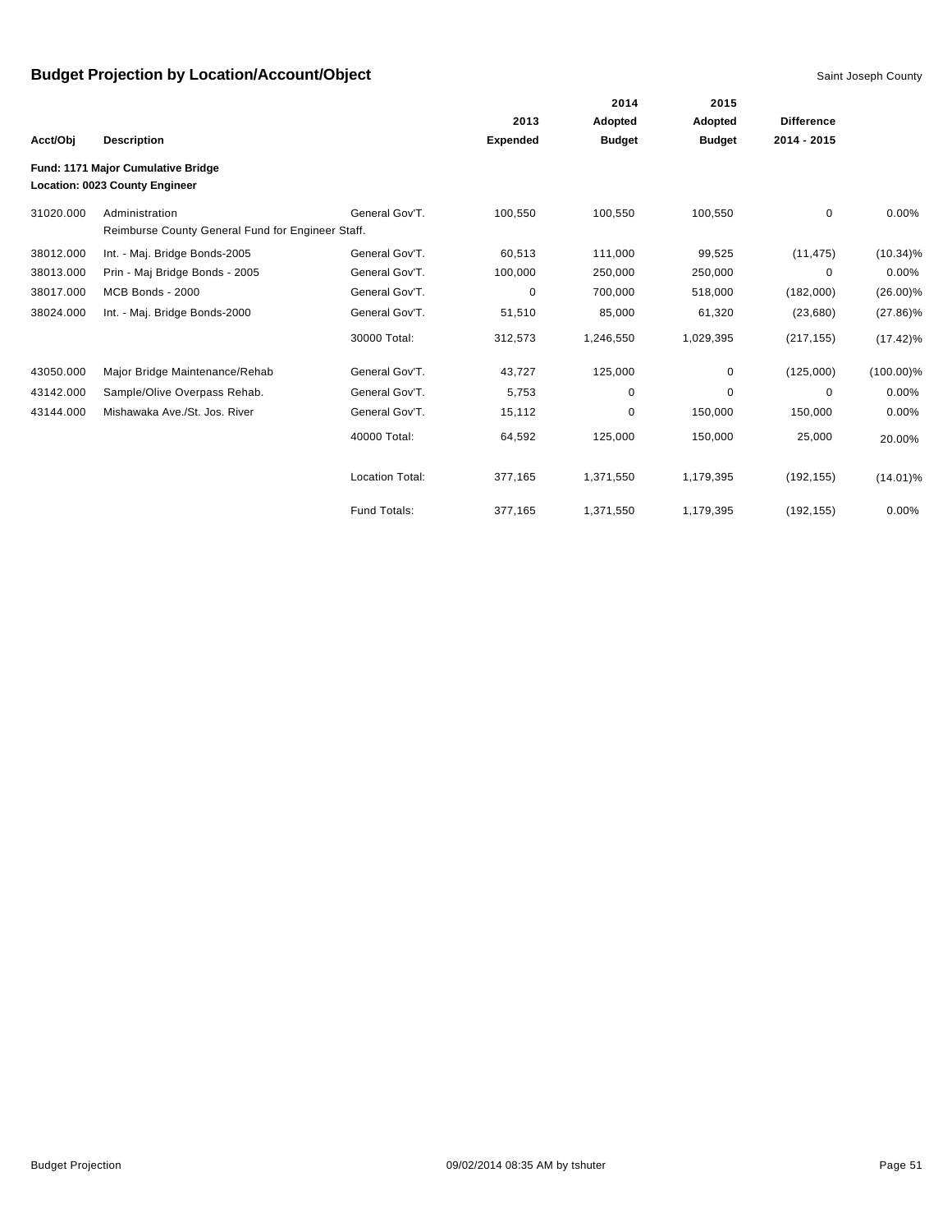# Budget Projection by Location/Account/Object

Saint Joseph County

| Acct/Obj | Description | | 2013 Expended | 2014 Adopted Budget | 2015 Adopted Budget | Difference 2014 - 2015 | |
|---|---|---|---|---|---|---|---|
| **Fund: 1171 Major Cumulative Bridge** | | | | | | | |
| **Location: 0023 County Engineer** | | | | | | | |
| 31020.000 | Administration<br>Reimburse County General Fund for Engineer Staff. | General Gov'T. | 100,550 | 100,550 | 100,550 | 0 | 0.00% |
| 38012.000 | Int. - Maj. Bridge Bonds-2005 | General Gov'T. | 60,513 | 111,000 | 99,525 | (11,475) | (10.34)% |
| 38013.000 | Prin - Maj Bridge Bonds - 2005 | General Gov'T. | 100,000 | 250,000 | 250,000 | 0 | 0.00% |
| 38017.000 | MCB Bonds - 2000 | General Gov'T. | 0 | 700,000 | 518,000 | (182,000) | (26.00)% |
| 38024.000 | Int. - Maj. Bridge Bonds-2000 | General Gov'T. | 51,510 | 85,000 | 61,320 | (23,680) | (27.86)% |
| | | 30000 Total: | 312,573 | 1,246,550 | 1,029,395 | (217,155) | (17.42)% |
| 43050.000 | Major Bridge Maintenance/Rehab | General Gov'T. | 43,727 | 125,000 | 0 | (125,000) | (100.00)% |
| 43142.000 | Sample/Olive Overpass Rehab. | General Gov'T. | 5,753 | 0 | 0 | 0 | 0.00% |
| 43144.000 | Mishawaka Ave./St. Jos. River | General Gov'T. | 15,112 | 0 | 150,000 | 150,000 | 0.00% |
| | | 40000 Total: | 64,592 | 125,000 | 150,000 | 25,000 | 20.00% |
| | | Location Total: | 377,165 | 1,371,550 | 1,179,395 | (192,155) | (14.01)% |
| | | Fund Totals: | 377,165 | 1,371,550 | 1,179,395 | (192,155) | 0.00% |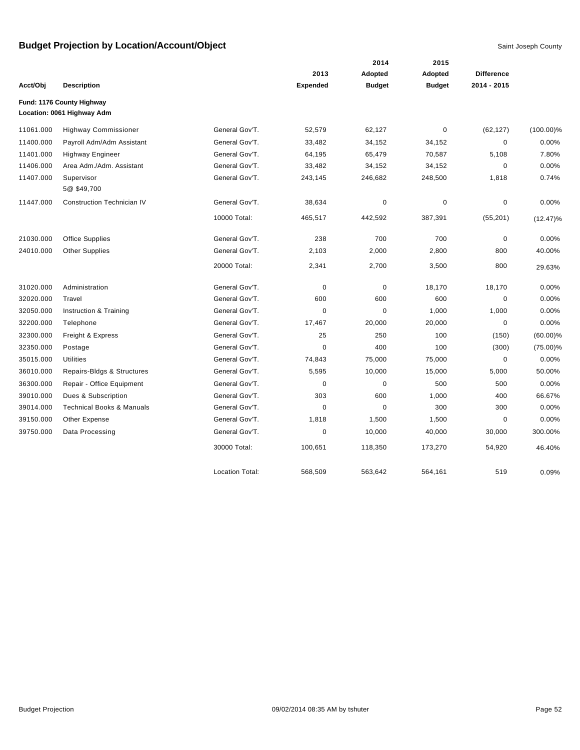# Budget Projection by Location/Account/Object

Saint Joseph County

| Acct/Obj | Description | | 2013 Expended | 2014 Adopted Budget | 2015 Adopted Budget | Difference 2014 - 2015 | |
|---|---|---|---|---|---|---|---|
| **Fund: 1176 County Highway** | | | | | | | |
| **Location: 0061 Highway Adm** | | | | | | | |
| 11061.000 | Highway Commissioner | General Gov'T. | 52,579 | 62,127 | 0 | (62,127) | (100.00)% |
| 11400.000 | Payroll Adm/Adm Assistant | General Gov'T. | 33,482 | 34,152 | 34,152 | 0 | 0.00% |
| 11401.000 | Highway Engineer | General Gov'T. | 64,195 | 65,479 | 70,587 | 5,108 | 7.80% |
| 11406.000 | Area Adm./Adm. Assistant | General Gov'T. | 33,482 | 34,152 | 34,152 | 0 | 0.00% |
| 11407.000 | Supervisor 5@ $49,700 | General Gov'T. | 243,145 | 246,682 | 248,500 | 1,818 | 0.74% |
| 11447.000 | Construction Technician IV | General Gov'T. | 38,634 | 0 | 0 | 0 | 0.00% |
| | | 10000 Total: | 465,517 | 442,592 | 387,391 | (55,201) | (12.47)% |
| 21030.000 | Office Supplies | General Gov'T. | 238 | 700 | 700 | 0 | 0.00% |
| 24010.000 | Other Supplies | General Gov'T. | 2,103 | 2,000 | 2,800 | 800 | 40.00% |
| | | 20000 Total: | 2,341 | 2,700 | 3,500 | 800 | 29.63% |
| 31020.000 | Administration | General Gov'T. | 0 | 0 | 18,170 | 18,170 | 0.00% |
| 32020.000 | Travel | General Gov'T. | 600 | 600 | 600 | 0 | 0.00% |
| 32050.000 | Instruction & Training | General Gov'T. | 0 | 0 | 1,000 | 1,000 | 0.00% |
| 32200.000 | Telephone | General Gov'T. | 17,467 | 20,000 | 20,000 | 0 | 0.00% |
| 32300.000 | Freight & Express | General Gov'T. | 25 | 250 | 100 | (150) | (60.00)% |
| 32350.000 | Postage | General Gov'T. | 0 | 400 | 100 | (300) | (75.00)% |
| 35015.000 | Utilities | General Gov'T. | 74,843 | 75,000 | 75,000 | 0 | 0.00% |
| 36010.000 | Repairs-Bldgs & Structures | General Gov'T. | 5,595 | 10,000 | 15,000 | 5,000 | 50.00% |
| 36300.000 | Repair - Office Equipment | General Gov'T. | 0 | 0 | 500 | 500 | 0.00% |
| 39010.000 | Dues & Subscription | General Gov'T. | 303 | 600 | 1,000 | 400 | 66.67% |
| 39014.000 | Technical Books & Manuals | General Gov'T. | 0 | 0 | 300 | 300 | 0.00% |
| 39150.000 | Other Expense | General Gov'T. | 1,818 | 1,500 | 1,500 | 0 | 0.00% |
| 39750.000 | Data Processing | General Gov'T. | 0 | 10,000 | 40,000 | 30,000 | 300.00% |
| | | 30000 Total: | 100,651 | 118,350 | 173,270 | 54,920 | 46.40% |
| | | Location Total: | 568,509 | 563,642 | 564,161 | 519 | 0.09% |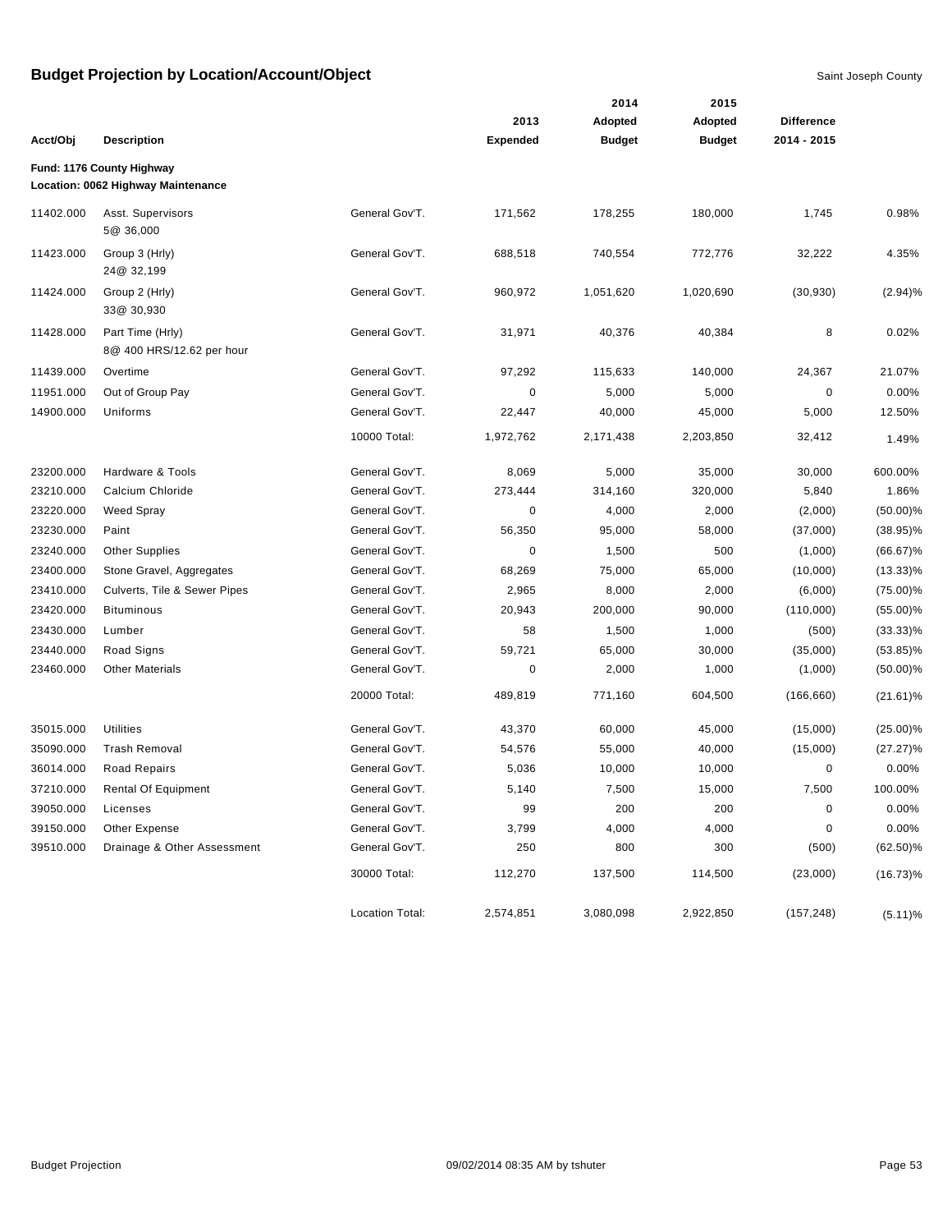# Budget Projection by Location/Account/Object

Saint Joseph County

| Acct/Obj | Description | | 2013 Expended | 2014 Adopted Budget | 2015 Adopted Budget | Difference 2014 - 2015 | |
|---|---|---|---|---|---|---|---|
| **Fund: 1176 County Highway** | | | | | | | |
| **Location: 0062 Highway Maintenance** | | | | | | | |
| 11402.000 | Asst. Supervisors 5@ 36,000 | General Gov'T. | 171,562 | 178,255 | 180,000 | 1,745 | 0.98% |
| 11423.000 | Group 3 (Hrly) 24@ 32,199 | General Gov'T. | 688,518 | 740,554 | 772,776 | 32,222 | 4.35% |
| 11424.000 | Group 2 (Hrly) 33@ 30,930 | General Gov'T. | 960,972 | 1,051,620 | 1,020,690 | (30,930) | (2.94)% |
| 11428.000 | Part Time (Hrly) 8@ 400 HRS/12.62 per hour | General Gov'T. | 31,971 | 40,376 | 40,384 | 8 | 0.02% |
| 11439.000 | Overtime | General Gov'T. | 97,292 | 115,633 | 140,000 | 24,367 | 21.07% |
| 11951.000 | Out of Group Pay | General Gov'T. | 0 | 5,000 | 5,000 | 0 | 0.00% |
| 14900.000 | Uniforms | General Gov'T. | 22,447 | 40,000 | 45,000 | 5,000 | 12.50% |
| | | 10000 Total: | 1,972,762 | 2,171,438 | 2,203,850 | 32,412 | 1.49% |
| 23200.000 | Hardware & Tools | General Gov'T. | 8,069 | 5,000 | 35,000 | 30,000 | 600.00% |
| 23210.000 | Calcium Chloride | General Gov'T. | 273,444 | 314,160 | 320,000 | 5,840 | 1.86% |
| 23220.000 | Weed Spray | General Gov'T. | 0 | 4,000 | 2,000 | (2,000) | (50.00)% |
| 23230.000 | Paint | General Gov'T. | 56,350 | 95,000 | 58,000 | (37,000) | (38.95)% |
| 23240.000 | Other Supplies | General Gov'T. | 0 | 1,500 | 500 | (1,000) | (66.67)% |
| 23400.000 | Stone Gravel, Aggregates | General Gov'T. | 68,269 | 75,000 | 65,000 | (10,000) | (13.33)% |
| 23410.000 | Culverts, Tile & Sewer Pipes | General Gov'T. | 2,965 | 8,000 | 2,000 | (6,000) | (75.00)% |
| 23420.000 | Bituminous | General Gov'T. | 20,943 | 200,000 | 90,000 | (110,000) | (55.00)% |
| 23430.000 | Lumber | General Gov'T. | 58 | 1,500 | 1,000 | (500) | (33.33)% |
| 23440.000 | Road Signs | General Gov'T. | 59,721 | 65,000 | 30,000 | (35,000) | (53.85)% |
| 23460.000 | Other Materials | General Gov'T. | 0 | 2,000 | 1,000 | (1,000) | (50.00)% |
| | | 20000 Total: | 489,819 | 771,160 | 604,500 | (166,660) | (21.61)% |
| 35015.000 | Utilities | General Gov'T. | 43,370 | 60,000 | 45,000 | (15,000) | (25.00)% |
| 35090.000 | Trash Removal | General Gov'T. | 54,576 | 55,000 | 40,000 | (15,000) | (27.27)% |
| 36014.000 | Road Repairs | General Gov'T. | 5,036 | 10,000 | 10,000 | 0 | 0.00% |
| 37210.000 | Rental Of Equipment | General Gov'T. | 5,140 | 7,500 | 15,000 | 7,500 | 100.00% |
| 39050.000 | Licenses | General Gov'T. | 99 | 200 | 200 | 0 | 0.00% |
| 39150.000 | Other Expense | General Gov'T. | 3,799 | 4,000 | 4,000 | 0 | 0.00% |
| 39510.000 | Drainage & Other Assessment | General Gov'T. | 250 | 800 | 300 | (500) | (62.50)% |
| | | 30000 Total: | 112,270 | 137,500 | 114,500 | (23,000) | (16.73)% |
| | | Location Total: | 2,574,851 | 3,080,098 | 2,922,850 | (157,248) | (5.11)% |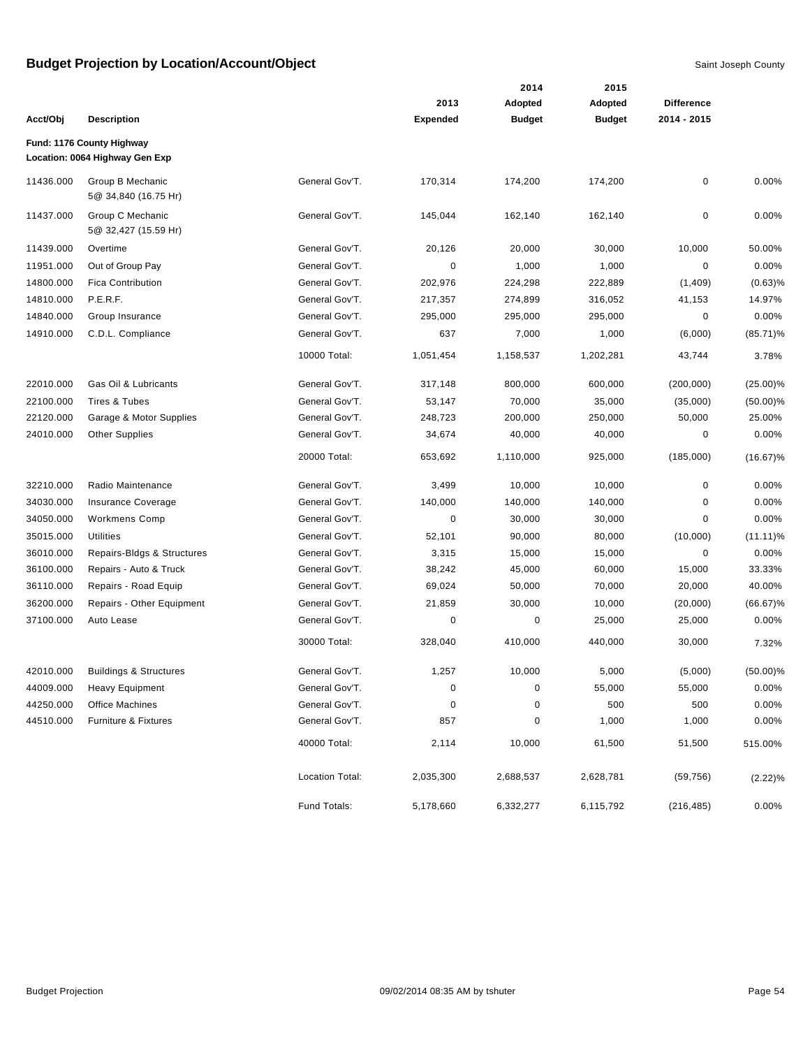# Budget Projection by Location/Account/Object

Saint Joseph County

| Acct/Obj | Description | | 2013 Expended | 2014 Adopted Budget | 2015 Adopted Budget | Difference 2014 - 2015 | |
|---|---|---|---|---|---|---|---|
| **Fund: 1176 County Highway** | | | | | | | |
| **Location: 0064 Highway Gen Exp** | | | | | | | |
| 11436.000 | Group B Mechanic<br>5@ 34,840 (16.75 Hr) | General Gov'T. | 170,314 | 174,200 | 174,200 | 0 | 0.00% |
| 11437.000 | Group C Mechanic<br>5@ 32,427 (15.59 Hr) | General Gov'T. | 145,044 | 162,140 | 162,140 | 0 | 0.00% |
| 11439.000 | Overtime | General Gov'T. | 20,126 | 20,000 | 30,000 | 10,000 | 50.00% |
| 11951.000 | Out of Group Pay | General Gov'T. | 0 | 1,000 | 1,000 | 0 | 0.00% |
| 14800.000 | Fica Contribution | General Gov'T. | 202,976 | 224,298 | 222,889 | (1,409) | (0.63)% |
| 14810.000 | P.E.R.F. | General Gov'T. | 217,357 | 274,899 | 316,052 | 41,153 | 14.97% |
| 14840.000 | Group Insurance | General Gov'T. | 295,000 | 295,000 | 295,000 | 0 | 0.00% |
| 14910.000 | C.D.L. Compliance | General Gov'T. | 637 | 7,000 | 1,000 | (6,000) | (85.71)% |
| | | 10000 Total: | 1,051,454 | 1,158,537 | 1,202,281 | 43,744 | 3.78% |
| 22010.000 | Gas Oil & Lubricants | General Gov'T. | 317,148 | 800,000 | 600,000 | (200,000) | (25.00)% |
| 22100.000 | Tires & Tubes | General Gov'T. | 53,147 | 70,000 | 35,000 | (35,000) | (50.00)% |
| 22120.000 | Garage & Motor Supplies | General Gov'T. | 248,723 | 200,000 | 250,000 | 50,000 | 25.00% |
| 24010.000 | Other Supplies | General Gov'T. | 34,674 | 40,000 | 40,000 | 0 | 0.00% |
| | | 20000 Total: | 653,692 | 1,110,000 | 925,000 | (185,000) | (16.67)% |
| 32210.000 | Radio Maintenance | General Gov'T. | 3,499 | 10,000 | 10,000 | 0 | 0.00% |
| 34030.000 | Insurance Coverage | General Gov'T. | 140,000 | 140,000 | 140,000 | 0 | 0.00% |
| 34050.000 | Workmens Comp | General Gov'T. | 0 | 30,000 | 30,000 | 0 | 0.00% |
| 35015.000 | Utilities | General Gov'T. | 52,101 | 90,000 | 80,000 | (10,000) | (11.11)% |
| 36010.000 | Repairs-Bldgs & Structures | General Gov'T. | 3,315 | 15,000 | 15,000 | 0 | 0.00% |
| 36100.000 | Repairs - Auto & Truck | General Gov'T. | 38,242 | 45,000 | 60,000 | 15,000 | 33.33% |
| 36110.000 | Repairs - Road Equip | General Gov'T. | 69,024 | 50,000 | 70,000 | 20,000 | 40.00% |
| 36200.000 | Repairs - Other Equipment | General Gov'T. | 21,859 | 30,000 | 10,000 | (20,000) | (66.67)% |
| 37100.000 | Auto Lease | General Gov'T. | 0 | 0 | 25,000 | 25,000 | 0.00% |
| | | 30000 Total: | 328,040 | 410,000 | 440,000 | 30,000 | 7.32% |
| 42010.000 | Buildings & Structures | General Gov'T. | 1,257 | 10,000 | 5,000 | (5,000) | (50.00)% |
| 44009.000 | Heavy Equipment | General Gov'T. | 0 | 0 | 55,000 | 55,000 | 0.00% |
| 44250.000 | Office Machines | General Gov'T. | 0 | 0 | 500 | 500 | 0.00% |
| 44510.000 | Furniture & Fixtures | General Gov'T. | 857 | 0 | 1,000 | 1,000 | 0.00% |
| | | 40000 Total: | 2,114 | 10,000 | 61,500 | 51,500 | 515.00% |
| | | Location Total: | 2,035,300 | 2,688,537 | 2,628,781 | (59,756) | (2.22)% |
| | | Fund Totals: | 5,178,660 | 6,332,277 | 6,115,792 | (216,485) | 0.00% |

Budget Projection 09/02/2014 08:35 AM by tshuter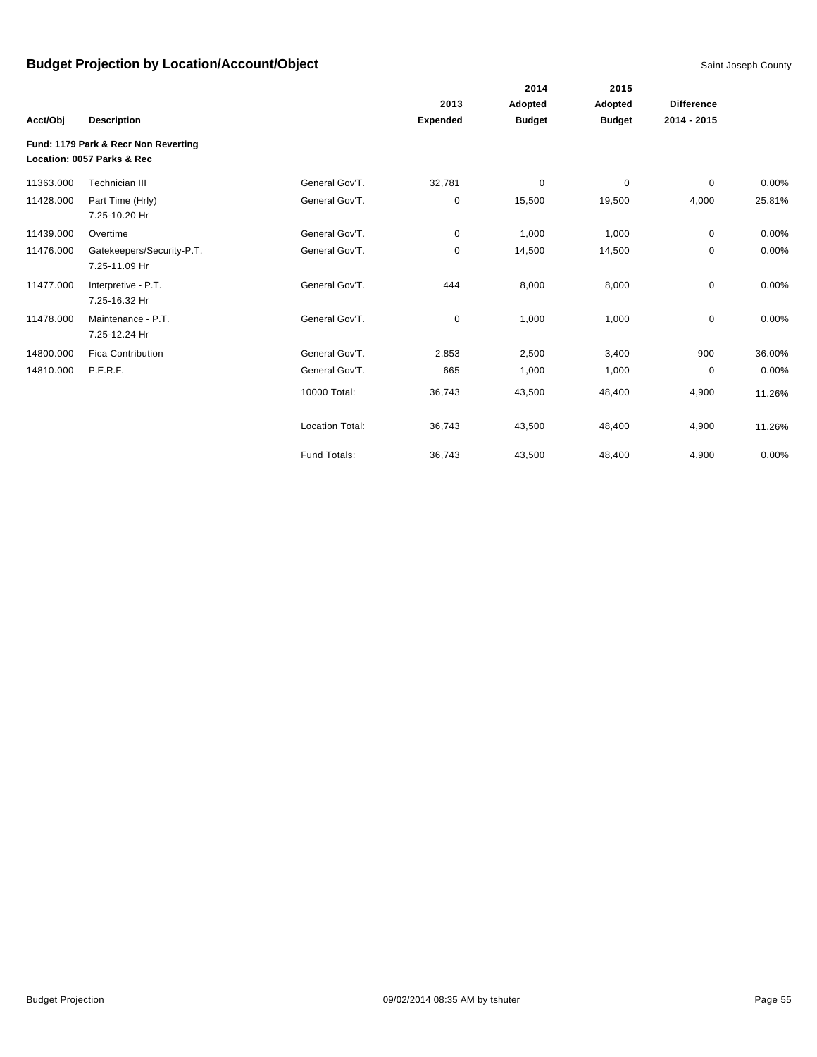# Budget Projection by Location/Account/Object

Saint Joseph County

| Acct/Obj | Description | | 2013 Expended | 2014 Adopted Budget | 2015 Adopted Budget | Difference 2014 - 2015 | |
|---|---|---|---|---|---|---|---|
| **Fund: 1179 Park & Recr Non Reverting** | | | | | | | |
| **Location: 0057 Parks & Rec** | | | | | | | |
| 11363.000 | Technician III | General Gov'T. | 32,781 | 0 | 0 | 0 | 0.00% |
| 11428.000 | Part Time (Hrly) 7.25-10.20 Hr | General Gov'T. | 0 | 15,500 | 19,500 | 4,000 | 25.81% |
| 11439.000 | Overtime | General Gov'T. | 0 | 1,000 | 1,000 | 0 | 0.00% |
| 11476.000 | Gatekeepers/Security-P.T. 7.25-11.09 Hr | General Gov'T. | 0 | 14,500 | 14,500 | 0 | 0.00% |
| 11477.000 | Interpretive - P.T. 7.25-16.32 Hr | General Gov'T. | 444 | 8,000 | 8,000 | 0 | 0.00% |
| 11478.000 | Maintenance - P.T. 7.25-12.24 Hr | General Gov'T. | 0 | 1,000 | 1,000 | 0 | 0.00% |
| 14800.000 | Fica Contribution | General Gov'T. | 2,853 | 2,500 | 3,400 | 900 | 36.00% |
| 14810.000 | P.E.R.F. | General Gov'T. | 665 | 1,000 | 1,000 | 0 | 0.00% |
| | | 10000 Total: | 36,743 | 43,500 | 48,400 | 4,900 | 11.26% |
| | | Location Total: | 36,743 | 43,500 | 48,400 | 4,900 | 11.26% |
| | | Fund Totals: | 36,743 | 43,500 | 48,400 | 4,900 | 0.00% |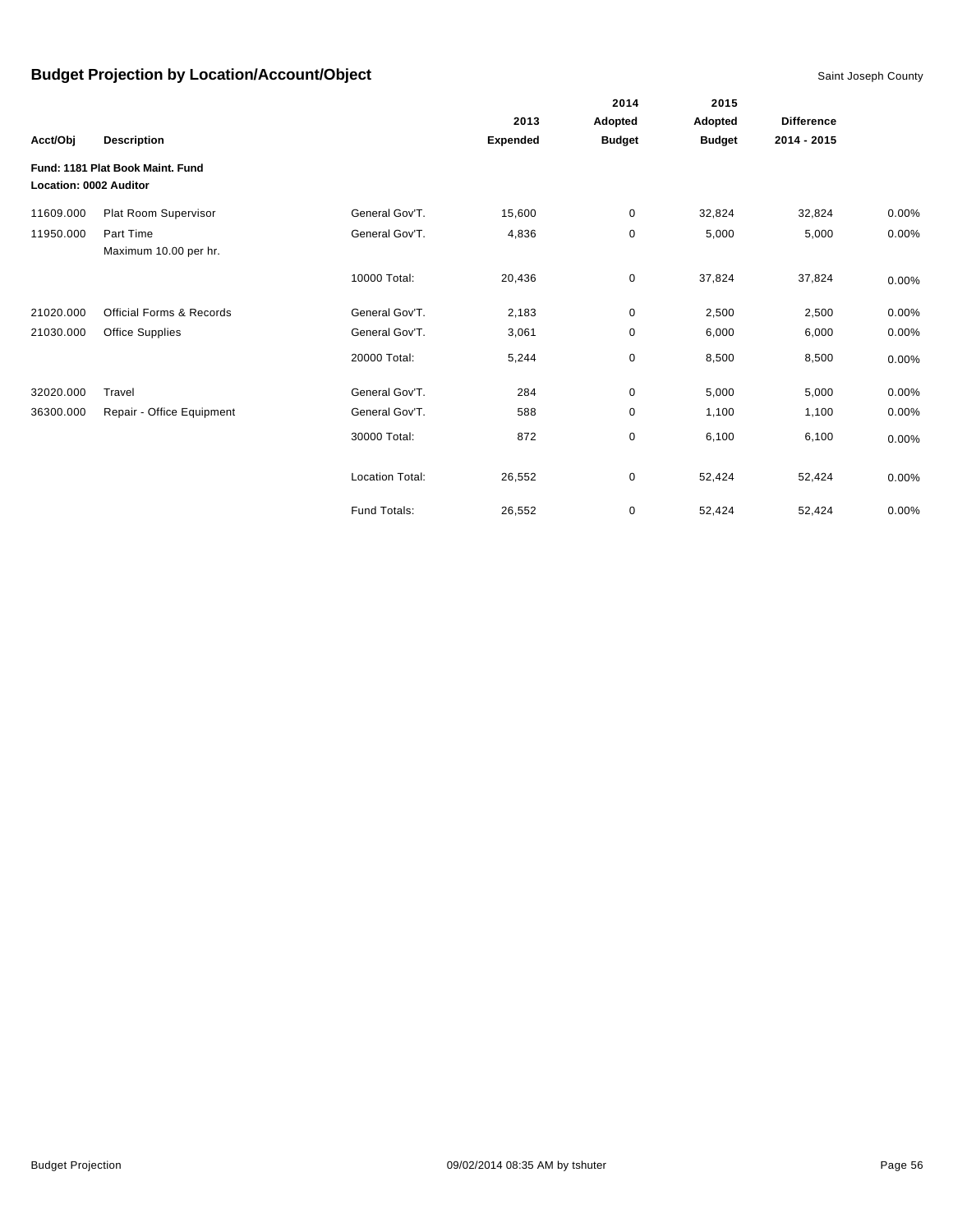## Budget Projection by Location/Account/Object

Saint Joseph County

| Acct/Obj | Description | | 2013 Expended | 2014 Adopted Budget | 2015 Adopted Budget | Difference 2014 - 2015 | |
|---|---|---|---|---|---|---|---|
| **Fund: 1181 Plat Book Maint. Fund** | | | | | | | |
| **Location: 0002 Auditor** | | | | | | | |
| 11609.000 | Plat Room Supervisor | General Gov'T. | 15,600 | 0 | 32,824 | 32,824 | 0.00% |
| 11950.000 | Part Time<br>Maximum 10.00 per hr. | General Gov'T. | 4,836 | 0 | 5,000 | 5,000 | 0.00% |
| | | 10000 Total: | 20,436 | 0 | 37,824 | 37,824 | 0.00% |
| 21020.000 | Official Forms & Records | General Gov'T. | 2,183 | 0 | 2,500 | 2,500 | 0.00% |
| 21030.000 | Office Supplies | General Gov'T. | 3,061 | 0 | 6,000 | 6,000 | 0.00% |
| | | 20000 Total: | 5,244 | 0 | 8,500 | 8,500 | 0.00% |
| 32020.000 | Travel | General Gov'T. | 284 | 0 | 5,000 | 5,000 | 0.00% |
| 36300.000 | Repair - Office Equipment | General Gov'T. | 588 | 0 | 1,100 | 1,100 | 0.00% |
| | | 30000 Total: | 872 | 0 | 6,100 | 6,100 | 0.00% |
| | | Location Total: | 26,552 | 0 | 52,424 | 52,424 | 0.00% |
| | | Fund Totals: | 26,552 | 0 | 52,424 | 52,424 | 0.00% |

Budget Projection 09/02/2014 08:35 AM by tshuter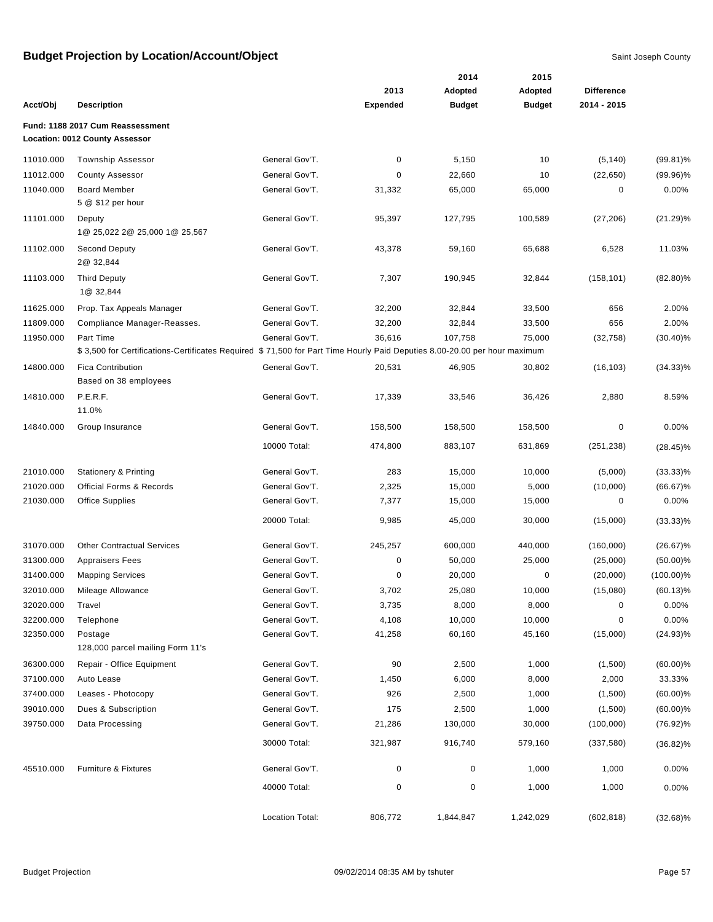# Budget Projection by Location/Account/Object

Saint Joseph County

| Acct/Obj | Description | | 2013 Expended | 2014 Adopted Budget | 2015 Adopted Budget | Difference 2014 - 2015 | |
|---|---|---|---|---|---|---|---|
| **Fund: 1188 2017 Cum Reassessment** | | | | | | | |
| **Location: 0012 County Assessor** | | | | | | | |
| 11010.000 | Township Assessor | General Gov'T. | 0 | 5,150 | 10 | (5,140) | (99.81)% |
| 11012.000 | County Assessor | General Gov'T. | 0 | 22,660 | 10 | (22,650) | (99.96)% |
| 11040.000 | Board Member<br>5 @ $12 per hour | General Gov'T. | 31,332 | 65,000 | 65,000 | 0 | 0.00% |
| 11101.000 | Deputy<br>1@ 25,022 2@ 25,000 1@ 25,567 | General Gov'T. | 95,397 | 127,795 | 100,589 | (27,206) | (21.29)% |
| 11102.000 | Second Deputy<br>2@ 32,844 | General Gov'T. | 43,378 | 59,160 | 65,688 | 6,528 | 11.03% |
| 11103.000 | Third Deputy<br>1@ 32,844 | General Gov'T. | 7,307 | 190,945 | 32,844 | (158,101) | (82.80)% |
| 11625.000 | Prop. Tax Appeals Manager | General Gov'T. | 32,200 | 32,844 | 33,500 | 656 | 2.00% |
| 11809.000 | Compliance Manager-Reasses. | General Gov'T. | 32,200 | 32,844 | 33,500 | 656 | 2.00% |
| 11950.000 | Part Time<br>$ 3,500 for Certifications-Certificates Required $ 71,500 for Part Time Hourly Paid Deputies 8.00-20.00 per hour maximum | General Gov'T. | 36,616 | 107,758 | 75,000 | (32,758) | (30.40)% |
| 14800.000 | Fica Contribution<br>Based on 38 employees | General Gov'T. | 20,531 | 46,905 | 30,802 | (16,103) | (34.33)% |
| 14810.000 | P.E.R.F.<br>11.0% | General Gov'T. | 17,339 | 33,546 | 36,426 | 2,880 | 8.59% |
| 14840.000 | Group Insurance | General Gov'T. | 158,500 | 158,500 | 158,500 | 0 | 0.00% |
| | | 10000 Total: | 474,800 | 883,107 | 631,869 | (251,238) | (28.45)% |
| 21010.000 | Stationery & Printing | General Gov'T. | 283 | 15,000 | 10,000 | (5,000) | (33.33)% |
| 21020.000 | Official Forms & Records | General Gov'T. | 2,325 | 15,000 | 5,000 | (10,000) | (66.67)% |
| 21030.000 | Office Supplies | General Gov'T. | 7,377 | 15,000 | 15,000 | 0 | 0.00% |
| | | 20000 Total: | 9,985 | 45,000 | 30,000 | (15,000) | (33.33)% |
| 31070.000 | Other Contractual Services | General Gov'T. | 245,257 | 600,000 | 440,000 | (160,000) | (26.67)% |
| 31300.000 | Appraisers Fees | General Gov'T. | 0 | 50,000 | 25,000 | (25,000) | (50.00)% |
| 31400.000 | Mapping Services | General Gov'T. | 0 | 20,000 | 0 | (20,000) | (100.00)% |
| 32010.000 | Mileage Allowance | General Gov'T. | 3,702 | 25,080 | 10,000 | (15,080) | (60.13)% |
| 32020.000 | Travel | General Gov'T. | 3,735 | 8,000 | 8,000 | 0 | 0.00% |
| 32200.000 | Telephone | General Gov'T. | 4,108 | 10,000 | 10,000 | 0 | 0.00% |
| 32350.000 | Postage<br>128,000 parcel mailing Form 11's | General Gov'T. | 41,258 | 60,160 | 45,160 | (15,000) | (24.93)% |
| 36300.000 | Repair - Office Equipment | General Gov'T. | 90 | 2,500 | 1,000 | (1,500) | (60.00)% |
| 37100.000 | Auto Lease | General Gov'T. | 1,450 | 6,000 | 8,000 | 2,000 | 33.33% |
| 37400.000 | Leases - Photocopy | General Gov'T. | 926 | 2,500 | 1,000 | (1,500) | (60.00)% |
| 39010.000 | Dues & Subscription | General Gov'T. | 175 | 2,500 | 1,000 | (1,500) | (60.00)% |
| 39750.000 | Data Processing | General Gov'T. | 21,286 | 130,000 | 30,000 | (100,000) | (76.92)% |
| | | 30000 Total: | 321,987 | 916,740 | 579,160 | (337,580) | (36.82)% |
| 45510.000 | Furniture & Fixtures | General Gov'T. | 0 | 0 | 1,000 | 1,000 | 0.00% |
| | | 40000 Total: | 0 | 0 | 1,000 | 1,000 | 0.00% |
| | | Location Total: | 806,772 | 1,844,847 | 1,242,029 | (602,818) | (32.68)% |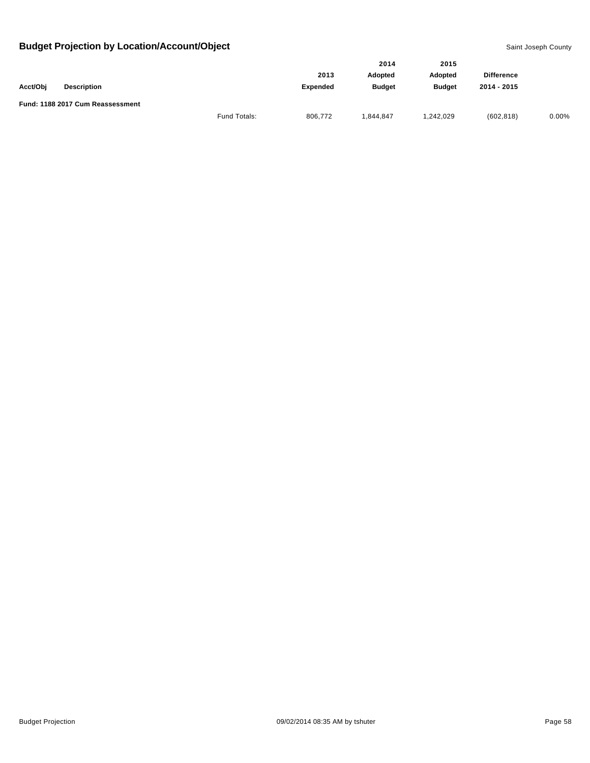# Budget Projection by Location/Account/Object

Saint Joseph County

| Acct/Obj | Description | | 2013 Expended | 2014 Adopted Budget | 2015 Adopted Budget | Difference 2014 - 2015 | |
|---|---|---|---|---|---|---|---|
| **Fund: 1188 2017 Cum Reassessment** | | | | | | | |
| | | Fund Totals: | 806,772 | 1,844,847 | 1,242,029 | (602,818) | 0.00% |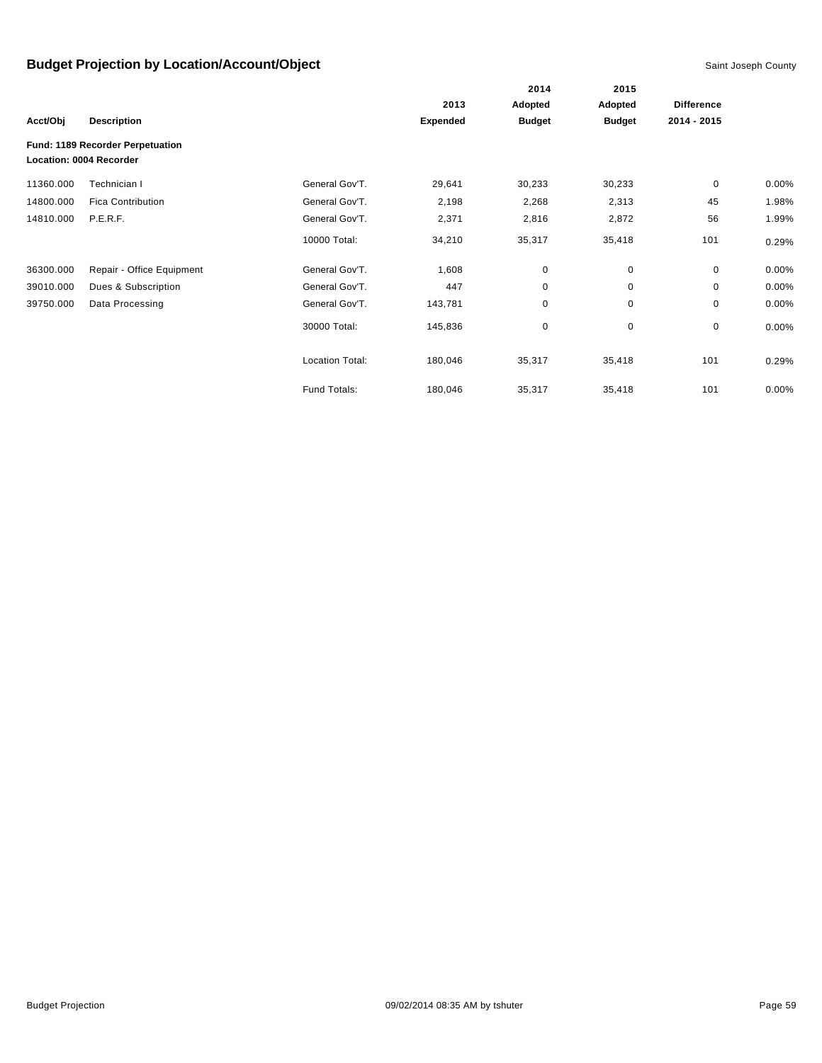# Budget Projection by Location/Account/Object

Saint Joseph County

| Acct/Obj | Description | | 2013 Expended | 2014 Adopted Budget | 2015 Adopted Budget | Difference 2014 - 2015 | |
|---|---|---|---|---|---|---|---|
| **Fund: 1189 Recorder Perpetuation** | | | | | | | |
| **Location: 0004 Recorder** | | | | | | | |
| 11360.000 | Technician I | General Gov'T. | 29,641 | 30,233 | 30,233 | 0 | 0.00% |
| 14800.000 | Fica Contribution | General Gov'T. | 2,198 | 2,268 | 2,313 | 45 | 1.98% |
| 14810.000 | P.E.R.F. | General Gov'T. | 2,371 | 2,816 | 2,872 | 56 | 1.99% |
| | | 10000 Total: | 34,210 | 35,317 | 35,418 | 101 | 0.29% |
| 36300.000 | Repair - Office Equipment | General Gov'T. | 1,608 | 0 | 0 | 0 | 0.00% |
| 39010.000 | Dues & Subscription | General Gov'T. | 447 | 0 | 0 | 0 | 0.00% |
| 39750.000 | Data Processing | General Gov'T. | 143,781 | 0 | 0 | 0 | 0.00% |
| | | 30000 Total: | 145,836 | 0 | 0 | 0 | 0.00% |
| | | Location Total: | 180,046 | 35,317 | 35,418 | 101 | 0.29% |
| | | Fund Totals: | 180,046 | 35,317 | 35,418 | 101 | 0.00% |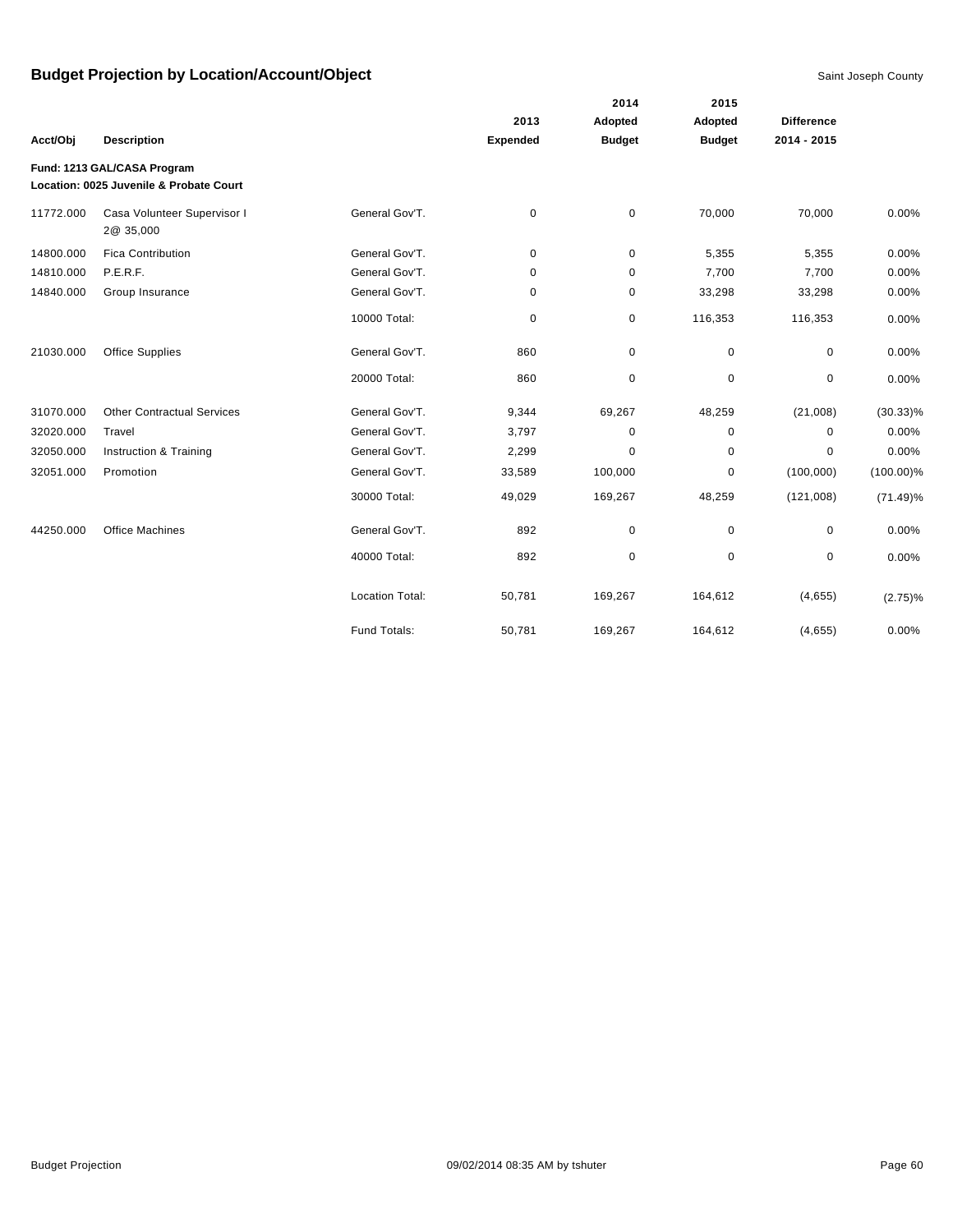# Budget Projection by Location/Account/Object

Saint Joseph County

| Acct/Obj | Description | | 2013 Expended | 2014 Adopted Budget | 2015 Adopted Budget | Difference 2014 - 2015 | |
|---|---|---|---|---|---|---|---|
| **Fund: 1213 GAL/CASA Program** | | | | | | | |
| **Location: 0025 Juvenile & Probate Court** | | | | | | | |
| 11772.000 | Casa Volunteer Supervisor I 2@ 35,000 | General Gov'T. | 0 | 0 | 70,000 | 70,000 | 0.00% |
| 14800.000 | Fica Contribution | General Gov'T. | 0 | 0 | 5,355 | 5,355 | 0.00% |
| 14810.000 | P.E.R.F. | General Gov'T. | 0 | 0 | 7,700 | 7,700 | 0.00% |
| 14840.000 | Group Insurance | General Gov'T. | 0 | 0 | 33,298 | 33,298 | 0.00% |
| | | 10000 Total: | 0 | 0 | 116,353 | 116,353 | 0.00% |
| 21030.000 | Office Supplies | General Gov'T. | 860 | 0 | 0 | 0 | 0.00% |
| | | 20000 Total: | 860 | 0 | 0 | 0 | 0.00% |
| 31070.000 | Other Contractual Services | General Gov'T. | 9,344 | 69,267 | 48,259 | (21,008) | (30.33)% |
| 32020.000 | Travel | General Gov'T. | 3,797 | 0 | 0 | 0 | 0.00% |
| 32050.000 | Instruction & Training | General Gov'T. | 2,299 | 0 | 0 | 0 | 0.00% |
| 32051.000 | Promotion | General Gov'T. | 33,589 | 100,000 | 0 | (100,000) | (100.00)% |
| | | 30000 Total: | 49,029 | 169,267 | 48,259 | (121,008) | (71.49)% |
| 44250.000 | Office Machines | General Gov'T. | 892 | 0 | 0 | 0 | 0.00% |
| | | 40000 Total: | 892 | 0 | 0 | 0 | 0.00% |
| | | Location Total: | 50,781 | 169,267 | 164,612 | (4,655) | (2.75)% |
| | | Fund Totals: | 50,781 | 169,267 | 164,612 | (4,655) | 0.00% |

Budget Projection 09/02/2014 08:35 AM by tshuter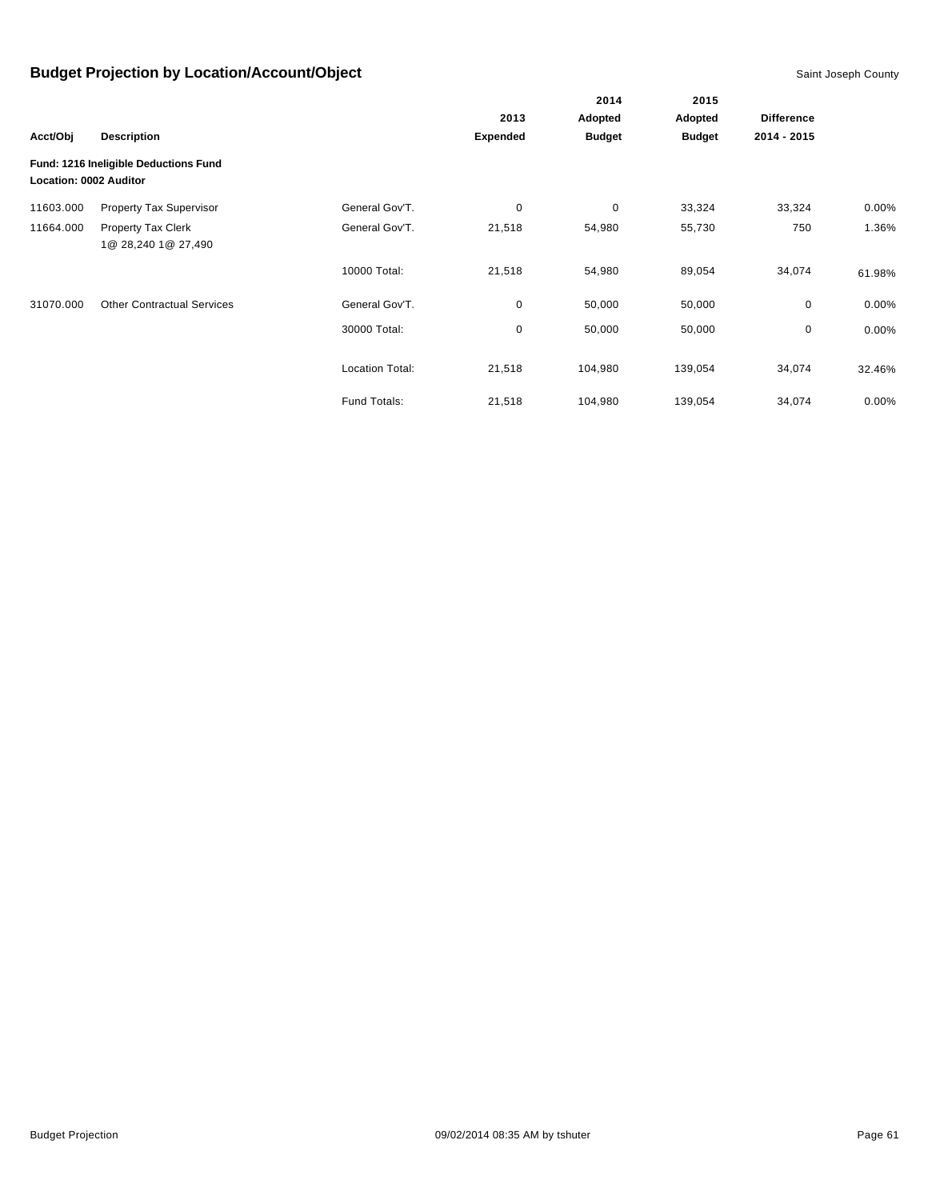## Budget Projection by Location/Account/Object

Saint Joseph County

| Acct/Obj | Description | | 2013 Expended | 2014 Adopted Budget | 2015 Adopted Budget | Difference 2014 - 2015 | |
|---|---|---|---|---|---|---|---|
| **Fund: 1216 Ineligible Deductions Fund** | | | | | | | |
| **Location: 0002 Auditor** | | | | | | | |
| 11603.000 | Property Tax Supervisor | General Gov'T. | 0 | 0 | 33,324 | 33,324 | 0.00% |
| 11664.000 | Property Tax Clerk<br>1@ 28,240 1@ 27,490 | General Gov'T. | 21,518 | 54,980 | 55,730 | 750 | 1.36% |
| | | 10000 Total: | 21,518 | 54,980 | 89,054 | 34,074 | 61.98% |
| 31070.000 | Other Contractual Services | General Gov'T. | 0 | 50,000 | 50,000 | 0 | 0.00% |
| | | 30000 Total: | 0 | 50,000 | 50,000 | 0 | 0.00% |
| | | Location Total: | 21,518 | 104,980 | 139,054 | 34,074 | 32.46% |
| | | Fund Totals: | 21,518 | 104,980 | 139,054 | 34,074 | 0.00% |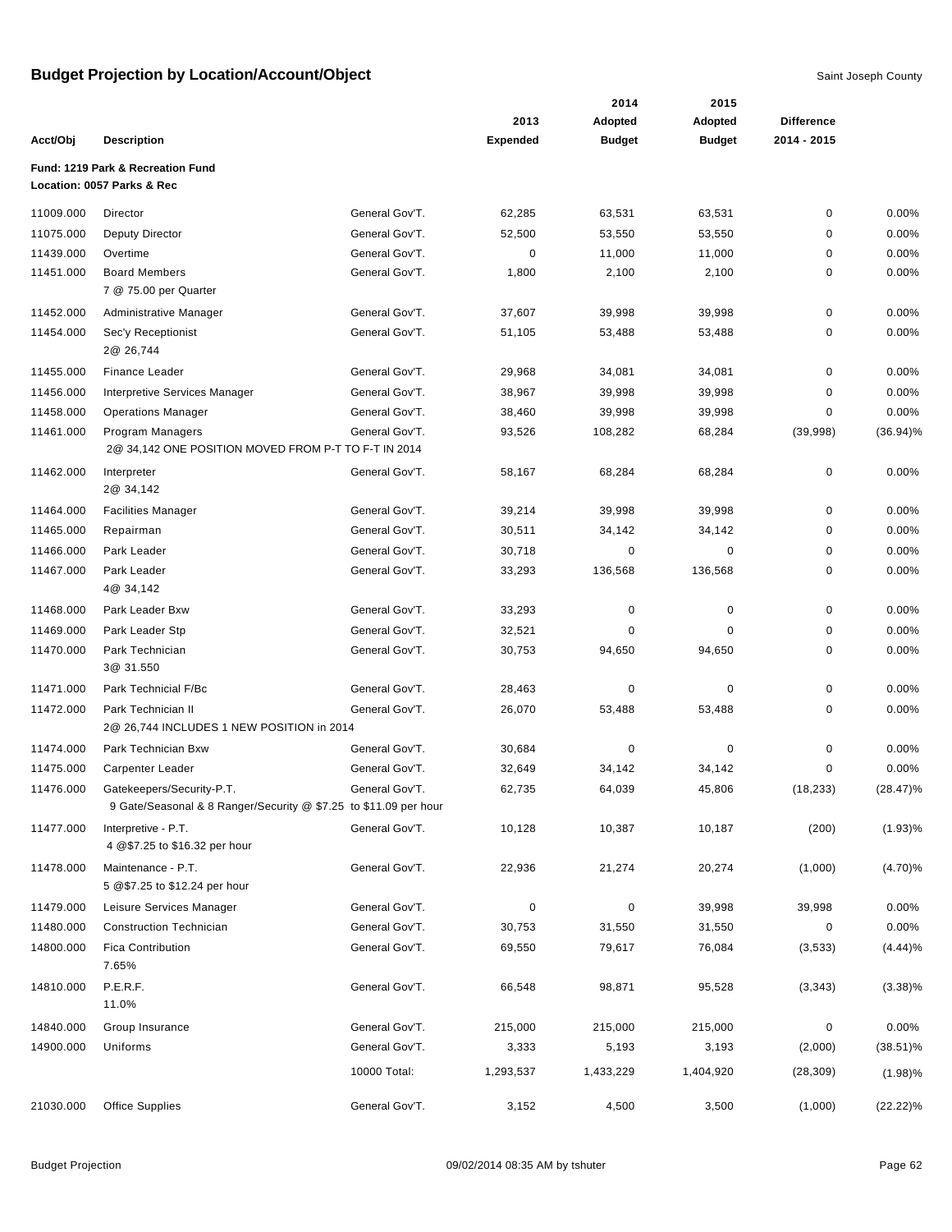# Budget Projection by Location/Account/Object

Saint Joseph County

| Acct/Obj | Description | | 2013 Expended | 2014 Adopted Budget | 2015 Adopted Budget | Difference 2014 - 2015 | |
|---|---|---|---|---|---|---|---|
| **Fund: 1219 Park & Recreation Fund** | | | | | | | |
| **Location: 0057 Parks & Rec** | | | | | | | |
| 11009.000 | Director | General Gov'T. | 62,285 | 63,531 | 63,531 | 0 | 0.00% |
| 11075.000 | Deputy Director | General Gov'T. | 52,500 | 53,550 | 53,550 | 0 | 0.00% |
| 11439.000 | Overtime | General Gov'T. | 0 | 11,000 | 11,000 | 0 | 0.00% |
| 11451.000 | Board Members<br>7 @ 75.00 per Quarter | General Gov'T. | 1,800 | 2,100 | 2,100 | 0 | 0.00% |
| 11452.000 | Administrative Manager | General Gov'T. | 37,607 | 39,998 | 39,998 | 0 | 0.00% |
| 11454.000 | Sec'y Receptionist<br>2@ 26,744 | General Gov'T. | 51,105 | 53,488 | 53,488 | 0 | 0.00% |
| 11455.000 | Finance Leader | General Gov'T. | 29,968 | 34,081 | 34,081 | 0 | 0.00% |
| 11456.000 | Interpretive Services Manager | General Gov'T. | 38,967 | 39,998 | 39,998 | 0 | 0.00% |
| 11458.000 | Operations Manager | General Gov'T. | 38,460 | 39,998 | 39,998 | 0 | 0.00% |
| 11461.000 | Program Managers<br>2@ 34,142 ONE POSITION MOVED FROM P-T TO F-T IN 2014 | General Gov'T. | 93,526 | 108,282 | 68,284 | (39,998) | (36.94)% |
| 11462.000 | Interpreter<br>2@ 34,142 | General Gov'T. | 58,167 | 68,284 | 68,284 | 0 | 0.00% |
| 11464.000 | Facilities Manager | General Gov'T. | 39,214 | 39,998 | 39,998 | 0 | 0.00% |
| 11465.000 | Repairman | General Gov'T. | 30,511 | 34,142 | 34,142 | 0 | 0.00% |
| 11466.000 | Park Leader | General Gov'T. | 30,718 | 0 | 0 | 0 | 0.00% |
| 11467.000 | Park Leader<br>4@ 34,142 | General Gov'T. | 33,293 | 136,568 | 136,568 | 0 | 0.00% |
| 11468.000 | Park Leader Bxw | General Gov'T. | 33,293 | 0 | 0 | 0 | 0.00% |
| 11469.000 | Park Leader Stp | General Gov'T. | 32,521 | 0 | 0 | 0 | 0.00% |
| 11470.000 | Park Technician<br>3@ 31.550 | General Gov'T. | 30,753 | 94,650 | 94,650 | 0 | 0.00% |
| 11471.000 | Park Technicial F/Bc | General Gov'T. | 28,463 | 0 | 0 | 0 | 0.00% |
| 11472.000 | Park Technician II<br>2@ 26,744 INCLUDES 1 NEW POSITION in 2014 | General Gov'T. | 26,070 | 53,488 | 53,488 | 0 | 0.00% |
| 11474.000 | Park Technician Bxw | General Gov'T. | 30,684 | 0 | 0 | 0 | 0.00% |
| 11475.000 | Carpenter Leader | General Gov'T. | 32,649 | 34,142 | 34,142 | 0 | 0.00% |
| 11476.000 | Gatekeepers/Security-P.T.<br>9 Gate/Seasonal & 8 Ranger/Security @ $7.25 to $11.09 per hour | General Gov'T. | 62,735 | 64,039 | 45,806 | (18,233) | (28.47)% |
| 11477.000 | Interpretive - P.T.<br>4 @$7.25 to $16.32 per hour | General Gov'T. | 10,128 | 10,387 | 10,187 | (200) | (1.93)% |
| 11478.000 | Maintenance - P.T.<br>5 @$7.25 to $12.24 per hour | General Gov'T. | 22,936 | 21,274 | 20,274 | (1,000) | (4.70)% |
| 11479.000 | Leisure Services Manager | General Gov'T. | 0 | 0 | 39,998 | 39,998 | 0.00% |
| 11480.000 | Construction Technician | General Gov'T. | 30,753 | 31,550 | 31,550 | 0 | 0.00% |
| 14800.000 | Fica Contribution<br>7.65% | General Gov'T. | 69,550 | 79,617 | 76,084 | (3,533) | (4.44)% |
| 14810.000 | P.E.R.F.<br>11.0% | General Gov'T. | 66,548 | 98,871 | 95,528 | (3,343) | (3.38)% |
| 14840.000 | Group Insurance | General Gov'T. | 215,000 | 215,000 | 215,000 | 0 | 0.00% |
| 14900.000 | Uniforms | General Gov'T. | 3,333 | 5,193 | 3,193 | (2,000) | (38.51)% |
| | | 10000 Total: | 1,293,537 | 1,433,229 | 1,404,920 | (28,309) | (1.98)% |
| 21030.000 | Office Supplies | General Gov'T. | 3,152 | 4,500 | 3,500 | (1,000) | (22.22)% |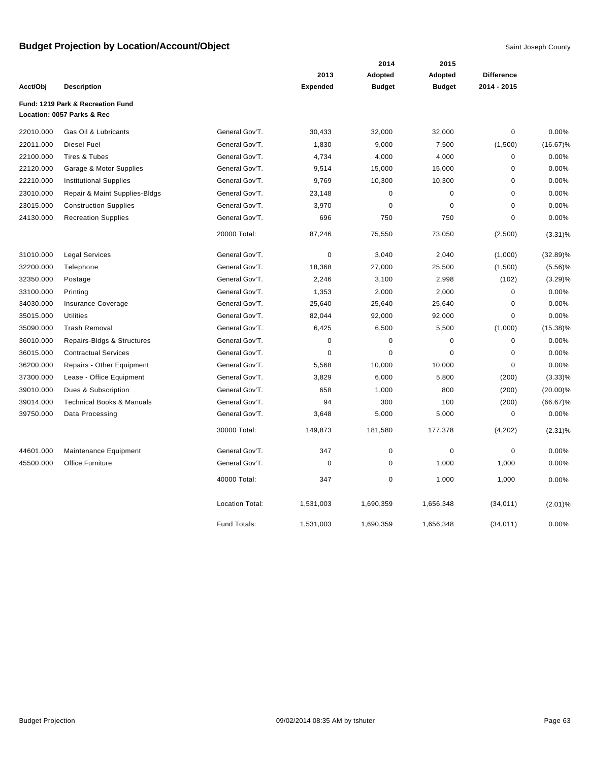# Budget Projection by Location/Account/Object

Saint Joseph County

| Acct/Obj | Description | | 2013 Expended | 2014 Adopted Budget | 2015 Adopted Budget | Difference 2014 - 2015 | |
|---|---|---|---|---|---|---|---|
| **Fund: 1219 Park & Recreation Fund** | | | | | | | |
| **Location: 0057 Parks & Rec** | | | | | | | |
| 22010.000 | Gas Oil & Lubricants | General Gov'T. | 30,433 | 32,000 | 32,000 | 0 | 0.00% |
| 22011.000 | Diesel Fuel | General Gov'T. | 1,830 | 9,000 | 7,500 | (1,500) | (16.67)% |
| 22100.000 | Tires & Tubes | General Gov'T. | 4,734 | 4,000 | 4,000 | 0 | 0.00% |
| 22120.000 | Garage & Motor Supplies | General Gov'T. | 9,514 | 15,000 | 15,000 | 0 | 0.00% |
| 22210.000 | Institutional Supplies | General Gov'T. | 9,769 | 10,300 | 10,300 | 0 | 0.00% |
| 23010.000 | Repair & Maint Supplies-Bldgs | General Gov'T. | 23,148 | 0 | 0 | 0 | 0.00% |
| 23015.000 | Construction Supplies | General Gov'T. | 3,970 | 0 | 0 | 0 | 0.00% |
| 24130.000 | Recreation Supplies | General Gov'T. | 696 | 750 | 750 | 0 | 0.00% |
| | | 20000 Total: | 87,246 | 75,550 | 73,050 | (2,500) | (3.31)% |
| 31010.000 | Legal Services | General Gov'T. | 0 | 3,040 | 2,040 | (1,000) | (32.89)% |
| 32200.000 | Telephone | General Gov'T. | 18,368 | 27,000 | 25,500 | (1,500) | (5.56)% |
| 32350.000 | Postage | General Gov'T. | 2,246 | 3,100 | 2,998 | (102) | (3.29)% |
| 33100.000 | Printing | General Gov'T. | 1,353 | 2,000 | 2,000 | 0 | 0.00% |
| 34030.000 | Insurance Coverage | General Gov'T. | 25,640 | 25,640 | 25,640 | 0 | 0.00% |
| 35015.000 | Utilities | General Gov'T. | 82,044 | 92,000 | 92,000 | 0 | 0.00% |
| 35090.000 | Trash Removal | General Gov'T. | 6,425 | 6,500 | 5,500 | (1,000) | (15.38)% |
| 36010.000 | Repairs-Bldgs & Structures | General Gov'T. | 0 | 0 | 0 | 0 | 0.00% |
| 36015.000 | Contractual Services | General Gov'T. | 0 | 0 | 0 | 0 | 0.00% |
| 36200.000 | Repairs - Other Equipment | General Gov'T. | 5,568 | 10,000 | 10,000 | 0 | 0.00% |
| 37300.000 | Lease - Office Equipment | General Gov'T. | 3,829 | 6,000 | 5,800 | (200) | (3.33)% |
| 39010.000 | Dues & Subscription | General Gov'T. | 658 | 1,000 | 800 | (200) | (20.00)% |
| 39014.000 | Technical Books & Manuals | General Gov'T. | 94 | 300 | 100 | (200) | (66.67)% |
| 39750.000 | Data Processing | General Gov'T. | 3,648 | 5,000 | 5,000 | 0 | 0.00% |
| | | 30000 Total: | 149,873 | 181,580 | 177,378 | (4,202) | (2.31)% |
| 44601.000 | Maintenance Equipment | General Gov'T. | 347 | 0 | 0 | 0 | 0.00% |
| 45500.000 | Office Furniture | General Gov'T. | 0 | 0 | 1,000 | 1,000 | 0.00% |
| | | 40000 Total: | 347 | 0 | 1,000 | 1,000 | 0.00% |
| | | Location Total: | 1,531,003 | 1,690,359 | 1,656,348 | (34,011) | (2.01)% |
| | | Fund Totals: | 1,531,003 | 1,690,359 | 1,656,348 | (34,011) | 0.00% |

Budget Projection 09/02/2014 08:35 AM by tshuter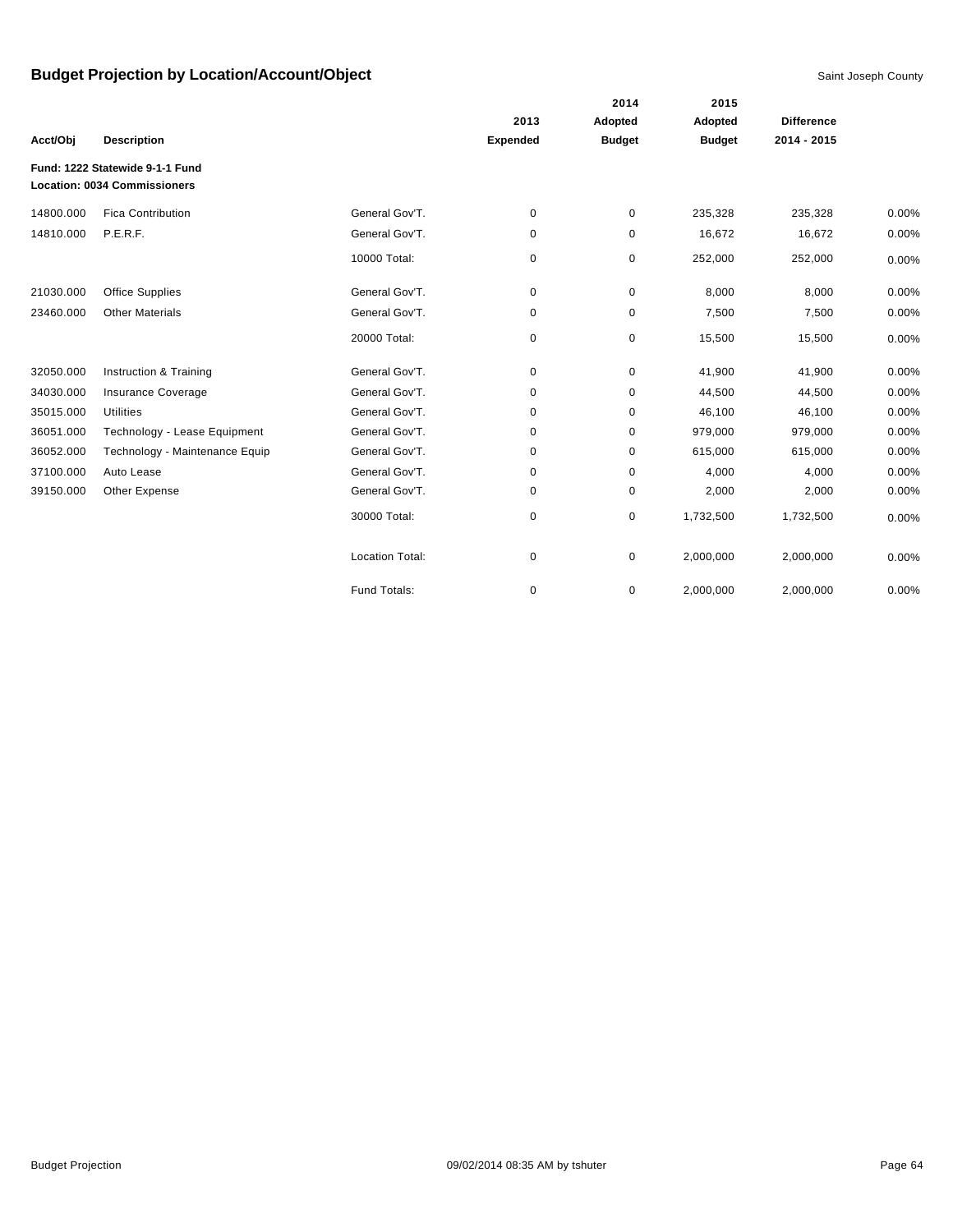# Budget Projection by Location/Account/Object

Saint Joseph County

| Acct/Obj | Description | | 2013 Expended | 2014 Adopted Budget | 2015 Adopted Budget | Difference 2014 - 2015 | |
|---|---|---|---|---|---|---|---|
| **Fund: 1222 Statewide 9-1-1 Fund** | | | | | | | |
| **Location: 0034 Commissioners** | | | | | | | |
| 14800.000 | Fica Contribution | General Gov'T. | 0 | 0 | 235,328 | 235,328 | 0.00% |
| 14810.000 | P.E.R.F. | General Gov'T. | 0 | 0 | 16,672 | 16,672 | 0.00% |
| | | 10000 Total: | 0 | 0 | 252,000 | 252,000 | 0.00% |
| 21030.000 | Office Supplies | General Gov'T. | 0 | 0 | 8,000 | 8,000 | 0.00% |
| 23460.000 | Other Materials | General Gov'T. | 0 | 0 | 7,500 | 7,500 | 0.00% |
| | | 20000 Total: | 0 | 0 | 15,500 | 15,500 | 0.00% |
| 32050.000 | Instruction & Training | General Gov'T. | 0 | 0 | 41,900 | 41,900 | 0.00% |
| 34030.000 | Insurance Coverage | General Gov'T. | 0 | 0 | 44,500 | 44,500 | 0.00% |
| 35015.000 | Utilities | General Gov'T. | 0 | 0 | 46,100 | 46,100 | 0.00% |
| 36051.000 | Technology - Lease Equipment | General Gov'T. | 0 | 0 | 979,000 | 979,000 | 0.00% |
| 36052.000 | Technology - Maintenance Equip | General Gov'T. | 0 | 0 | 615,000 | 615,000 | 0.00% |
| 37100.000 | Auto Lease | General Gov'T. | 0 | 0 | 4,000 | 4,000 | 0.00% |
| 39150.000 | Other Expense | General Gov'T. | 0 | 0 | 2,000 | 2,000 | 0.00% |
| | | 30000 Total: | 0 | 0 | 1,732,500 | 1,732,500 | 0.00% |
| | | Location Total: | 0 | 0 | 2,000,000 | 2,000,000 | 0.00% |
| | | Fund Totals: | 0 | 0 | 2,000,000 | 2,000,000 | 0.00% |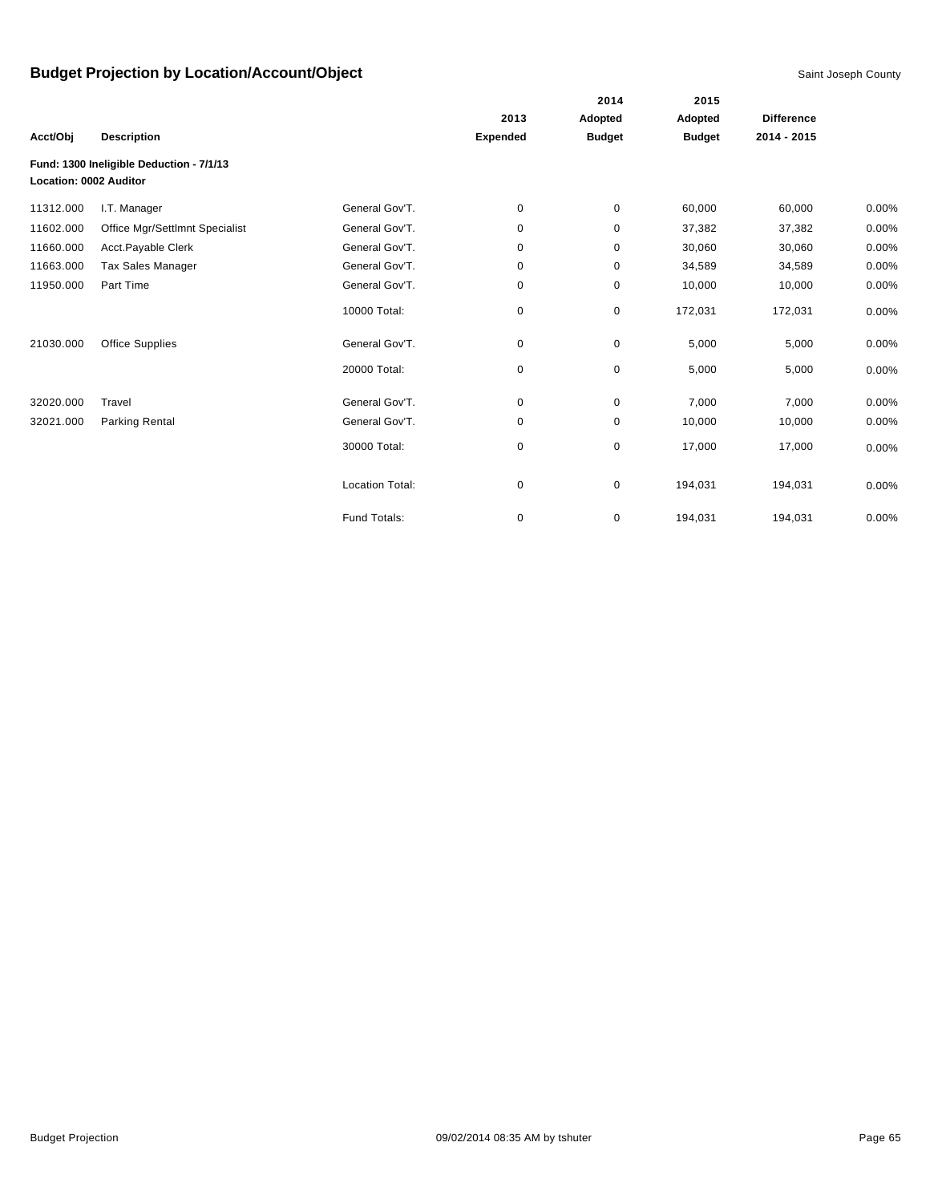# Budget Projection by Location/Account/Object

Saint Joseph County

| Acct/Obj | Description | | 2013 Expended | 2014 Adopted Budget | 2015 Adopted Budget | Difference 2014 - 2015 | |
|---|---|---|---|---|---|---|---|
| **Fund: 1300 Ineligible Deduction - 7/1/13** | | | | | | | |
| **Location: 0002 Auditor** | | | | | | | |
| 11312.000 | I.T. Manager | General Gov'T. | 0 | 0 | 60,000 | 60,000 | 0.00% |
| 11602.000 | Office Mgr/Settlmnt Specialist | General Gov'T. | 0 | 0 | 37,382 | 37,382 | 0.00% |
| 11660.000 | Acct.Payable Clerk | General Gov'T. | 0 | 0 | 30,060 | 30,060 | 0.00% |
| 11663.000 | Tax Sales Manager | General Gov'T. | 0 | 0 | 34,589 | 34,589 | 0.00% |
| 11950.000 | Part Time | General Gov'T. | 0 | 0 | 10,000 | 10,000 | 0.00% |
| | | 10000 Total: | 0 | 0 | 172,031 | 172,031 | 0.00% |
| 21030.000 | Office Supplies | General Gov'T. | 0 | 0 | 5,000 | 5,000 | 0.00% |
| | | 20000 Total: | 0 | 0 | 5,000 | 5,000 | 0.00% |
| 32020.000 | Travel | General Gov'T. | 0 | 0 | 7,000 | 7,000 | 0.00% |
| 32021.000 | Parking Rental | General Gov'T. | 0 | 0 | 10,000 | 10,000 | 0.00% |
| | | 30000 Total: | 0 | 0 | 17,000 | 17,000 | 0.00% |
| | | Location Total: | 0 | 0 | 194,031 | 194,031 | 0.00% |
| | | Fund Totals: | 0 | 0 | 194,031 | 194,031 | 0.00% |

Budget Projection 09/02/2014 08:35 AM by tshuter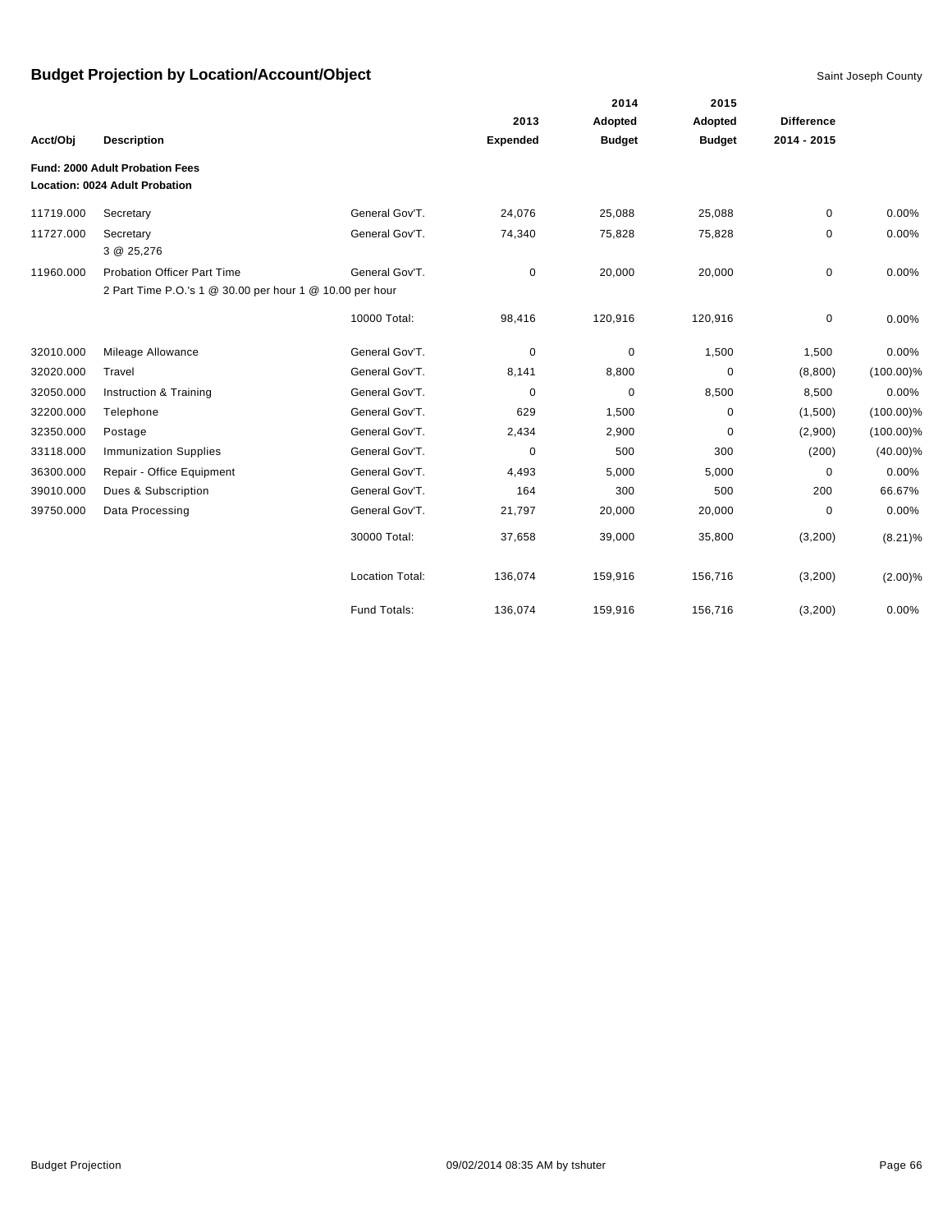# Budget Projection by Location/Account/Object

Saint Joseph County

| Acct/Obj | Description | | 2013 Expended | 2014 Adopted Budget | 2015 Adopted Budget | Difference 2014 - 2015 | |
|---|---|---|---|---|---|---|---|
| **Fund: 2000 Adult Probation Fees** | | | | | | | |
| **Location: 0024 Adult Probation** | | | | | | | |
| 11719.000 | Secretary | General Gov'T. | 24,076 | 25,088 | 25,088 | 0 | 0.00% |
| 11727.000 | Secretary<br>3 @ 25,276 | General Gov'T. | 74,340 | 75,828 | 75,828 | 0 | 0.00% |
| 11960.000 | Probation Officer Part Time<br>2 Part Time P.O.'s 1 @ 30.00 per hour 1 @ 10.00 per hour | General Gov'T. | 0 | 20,000 | 20,000 | 0 | 0.00% |
| | | 10000 Total: | 98,416 | 120,916 | 120,916 | 0 | 0.00% |
| 32010.000 | Mileage Allowance | General Gov'T. | 0 | 0 | 1,500 | 1,500 | 0.00% |
| 32020.000 | Travel | General Gov'T. | 8,141 | 8,800 | 0 | (8,800) | (100.00)% |
| 32050.000 | Instruction & Training | General Gov'T. | 0 | 0 | 8,500 | 8,500 | 0.00% |
| 32200.000 | Telephone | General Gov'T. | 629 | 1,500 | 0 | (1,500) | (100.00)% |
| 32350.000 | Postage | General Gov'T. | 2,434 | 2,900 | 0 | (2,900) | (100.00)% |
| 33118.000 | Immunization Supplies | General Gov'T. | 0 | 500 | 300 | (200) | (40.00)% |
| 36300.000 | Repair - Office Equipment | General Gov'T. | 4,493 | 5,000 | 5,000 | 0 | 0.00% |
| 39010.000 | Dues & Subscription | General Gov'T. | 164 | 300 | 500 | 200 | 66.67% |
| 39750.000 | Data Processing | General Gov'T. | 21,797 | 20,000 | 20,000 | 0 | 0.00% |
| | | 30000 Total: | 37,658 | 39,000 | 35,800 | (3,200) | (8.21)% |
| | | Location Total: | 136,074 | 159,916 | 156,716 | (3,200) | (2.00)% |
| | | Fund Totals: | 136,074 | 159,916 | 156,716 | (3,200) | 0.00% |

Budget Projection 09/02/2014 08:35 AM by tshuter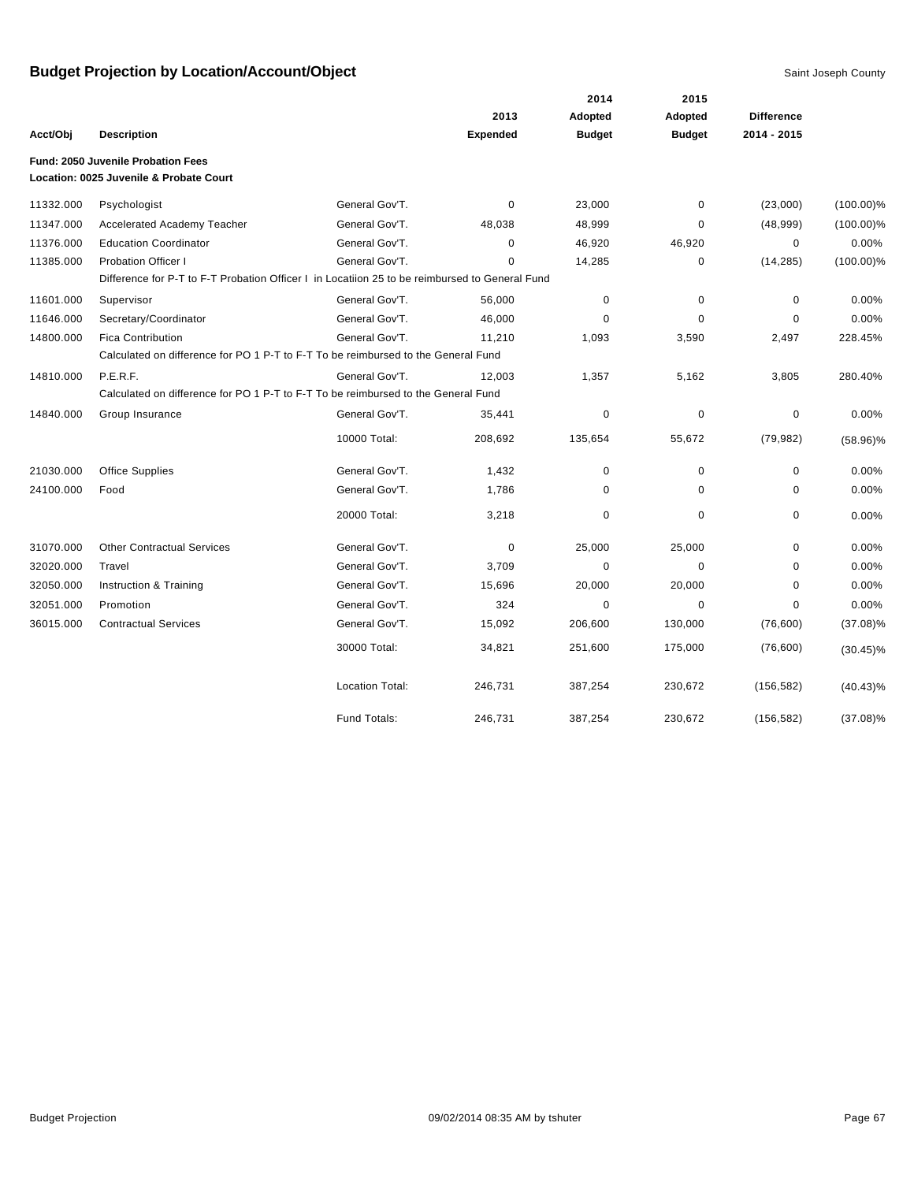# Budget Projection by Location/Account/Object

Saint Joseph County

| Acct/Obj | Description | | 2013 Expended | 2014 Adopted Budget | 2015 Adopted Budget | Difference 2014 - 2015 | |
|---|---|---|---|---|---|---|---|
| **Fund: 2050 Juvenile Probation Fees** | | | | | | | |
| **Location: 0025 Juvenile & Probate Court** | | | | | | | |
| 11332.000 | Psychologist | General Gov'T. | 0 | 23,000 | 0 | (23,000) | (100.00)% |
| 11347.000 | Accelerated Academy Teacher | General Gov'T. | 48,038 | 48,999 | 0 | (48,999) | (100.00)% |
| 11376.000 | Education Coordinator | General Gov'T. | 0 | 46,920 | 46,920 | 0 | 0.00% |
| 11385.000 | Probation Officer I | General Gov'T. | 0 | 14,285 | 0 | (14,285) | (100.00)% |
| | Difference for P-T to F-T Probation Officer I in Locatiion 25 to be reimbursed to General Fund | | | | | | |
| 11601.000 | Supervisor | General Gov'T. | 56,000 | 0 | 0 | 0 | 0.00% |
| 11646.000 | Secretary/Coordinator | General Gov'T. | 46,000 | 0 | 0 | 0 | 0.00% |
| 14800.000 | Fica Contribution | General Gov'T. | 11,210 | 1,093 | 3,590 | 2,497 | 228.45% |
| | Calculated on difference for PO 1 P-T to F-T To be reimbursed to the General Fund | | | | | | |
| 14810.000 | P.E.R.F. | General Gov'T. | 12,003 | 1,357 | 5,162 | 3,805 | 280.40% |
| | Calculated on difference for PO 1 P-T to F-T To be reimbursed to the General Fund | | | | | | |
| 14840.000 | Group Insurance | General Gov'T. | 35,441 | 0 | 0 | 0 | 0.00% |
| | | 10000 Total: | 208,692 | 135,654 | 55,672 | (79,982) | (58.96)% |
| 21030.000 | Office Supplies | General Gov'T. | 1,432 | 0 | 0 | 0 | 0.00% |
| 24100.000 | Food | General Gov'T. | 1,786 | 0 | 0 | 0 | 0.00% |
| | | 20000 Total: | 3,218 | 0 | 0 | 0 | 0.00% |
| 31070.000 | Other Contractual Services | General Gov'T. | 0 | 25,000 | 25,000 | 0 | 0.00% |
| 32020.000 | Travel | General Gov'T. | 3,709 | 0 | 0 | 0 | 0.00% |
| 32050.000 | Instruction & Training | General Gov'T. | 15,696 | 20,000 | 20,000 | 0 | 0.00% |
| 32051.000 | Promotion | General Gov'T. | 324 | 0 | 0 | 0 | 0.00% |
| 36015.000 | Contractual Services | General Gov'T. | 15,092 | 206,600 | 130,000 | (76,600) | (37.08)% |
| | | 30000 Total: | 34,821 | 251,600 | 175,000 | (76,600) | (30.45)% |
| | | Location Total: | 246,731 | 387,254 | 230,672 | (156,582) | (40.43)% |
| | | Fund Totals: | 246,731 | 387,254 | 230,672 | (156,582) | (37.08)% |

Budget Projection 09/02/2014 08:35 AM by tshuter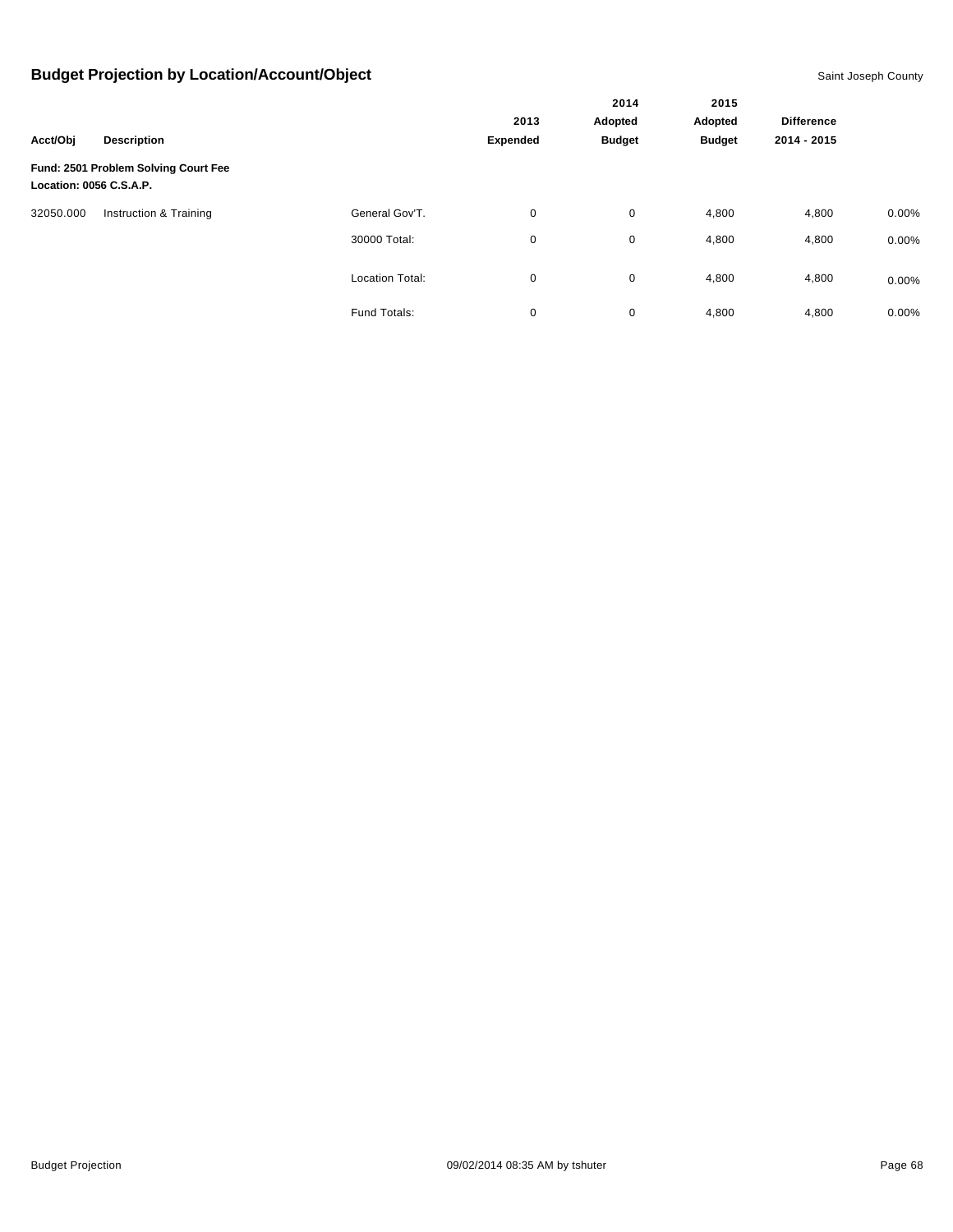## Budget Projection by Location/Account/Object

Saint Joseph County

| Acct/Obj | Description | | 2013 Expended | 2014 Adopted Budget | 2015 Adopted Budget | Difference 2014 - 2015 | |
|---|---|---|---|---|---|---|---|
| **Fund: 2501 Problem Solving Court Fee** | | | | | | | |
| **Location: 0056 C.S.A.P.** | | | | | | | |
| 32050.000 | Instruction & Training | General Gov'T. | 0 | 0 | 4,800 | 4,800 | 0.00% |
| | | 30000 Total: | 0 | 0 | 4,800 | 4,800 | 0.00% |
| | | Location Total: | 0 | 0 | 4,800 | 4,800 | 0.00% |
| | | Fund Totals: | 0 | 0 | 4,800 | 4,800 | 0.00% |

Budget Projection 09/02/2014 08:35 AM by tshuter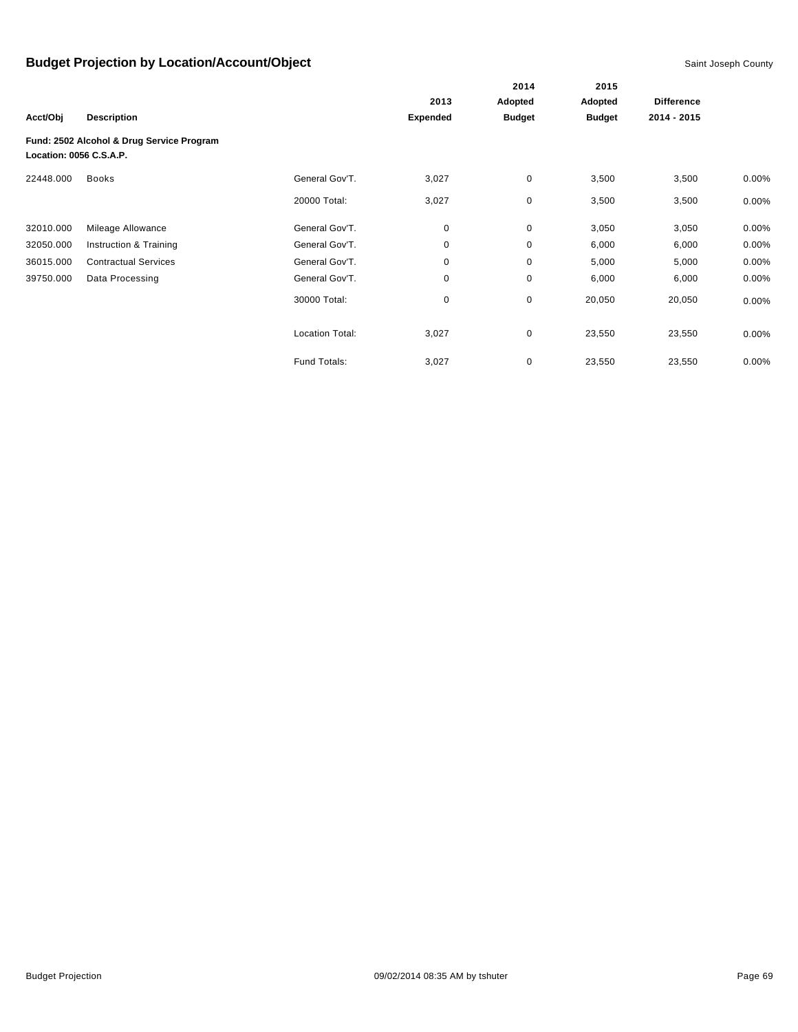# Budget Projection by Location/Account/Object

Saint Joseph County

| Acct/Obj | Description | | 2013 Expended | 2014 Adopted Budget | 2015 Adopted Budget | Difference 2014 - 2015 | |
|---|---|---|---|---|---|---|---|
| **Fund: 2502 Alcohol & Drug Service Program** | | | | | | | |
| **Location: 0056 C.S.A.P.** | | | | | | | |
| 22448.000 | Books | General Gov'T. | 3,027 | 0 | 3,500 | 3,500 | 0.00% |
| | | 20000 Total: | 3,027 | 0 | 3,500 | 3,500 | 0.00% |
| 32010.000 | Mileage Allowance | General Gov'T. | 0 | 0 | 3,050 | 3,050 | 0.00% |
| 32050.000 | Instruction & Training | General Gov'T. | 0 | 0 | 6,000 | 6,000 | 0.00% |
| 36015.000 | Contractual Services | General Gov'T. | 0 | 0 | 5,000 | 5,000 | 0.00% |
| 39750.000 | Data Processing | General Gov'T. | 0 | 0 | 6,000 | 6,000 | 0.00% |
| | | 30000 Total: | 0 | 0 | 20,050 | 20,050 | 0.00% |
| | | Location Total: | 3,027 | 0 | 23,550 | 23,550 | 0.00% |
| | | Fund Totals: | 3,027 | 0 | 23,550 | 23,550 | 0.00% |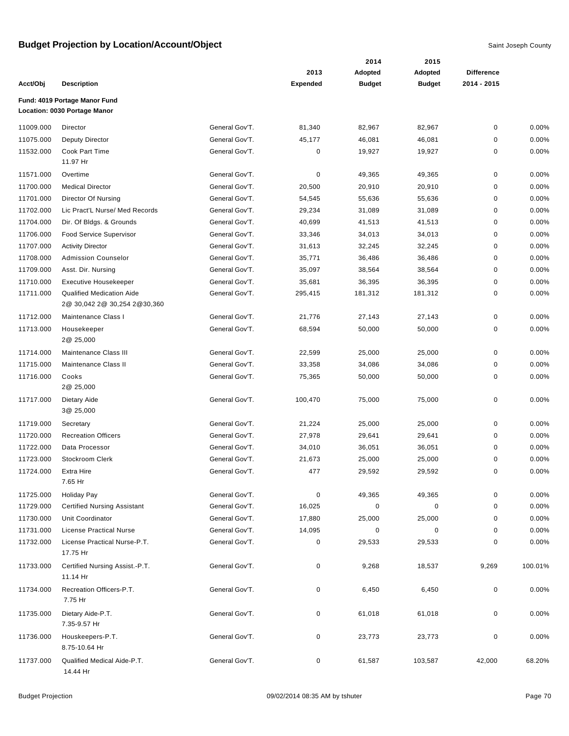# Budget Projection by Location/Account/Object

Saint Joseph County

| Acct/Obj | Description | | 2013 Expended | 2014 Adopted Budget | 2015 Adopted Budget | Difference 2014 - 2015 | |
|---|---|---|---|---|---|---|---|
| **Fund: 4019 Portage Manor Fund** | | | | | | | |
| **Location: 0030 Portage Manor** | | | | | | | |
| 11009.000 | Director | General Gov'T. | 81,340 | 82,967 | 82,967 | 0 | 0.00% |
| 11075.000 | Deputy Director | General Gov'T. | 45,177 | 46,081 | 46,081 | 0 | 0.00% |
| 11532.000 | Cook Part Time<br>11.97 Hr | General Gov'T. | 0 | 19,927 | 19,927 | 0 | 0.00% |
| 11571.000 | Overtime | General Gov'T. | 0 | 49,365 | 49,365 | 0 | 0.00% |
| 11700.000 | Medical Director | General Gov'T. | 20,500 | 20,910 | 20,910 | 0 | 0.00% |
| 11701.000 | Director Of Nursing | General Gov'T. | 54,545 | 55,636 | 55,636 | 0 | 0.00% |
| 11702.000 | Lic Pract'L Nurse/ Med Records | General Gov'T. | 29,234 | 31,089 | 31,089 | 0 | 0.00% |
| 11704.000 | Dir. Of Bldgs. & Grounds | General Gov'T. | 40,699 | 41,513 | 41,513 | 0 | 0.00% |
| 11706.000 | Food Service Supervisor | General Gov'T. | 33,346 | 34,013 | 34,013 | 0 | 0.00% |
| 11707.000 | Activity Director | General Gov'T. | 31,613 | 32,245 | 32,245 | 0 | 0.00% |
| 11708.000 | Admission Counselor | General Gov'T. | 35,771 | 36,486 | 36,486 | 0 | 0.00% |
| 11709.000 | Asst. Dir. Nursing | General Gov'T. | 35,097 | 38,564 | 38,564 | 0 | 0.00% |
| 11710.000 | Executive Housekeeper | General Gov'T. | 35,681 | 36,395 | 36,395 | 0 | 0.00% |
| 11711.000 | Qualified Medication Aide<br>2@ 30,042 2@ 30,254 2@30,360 | General Gov'T. | 295,415 | 181,312 | 181,312 | 0 | 0.00% |
| 11712.000 | Maintenance Class I | General Gov'T. | 21,776 | 27,143 | 27,143 | 0 | 0.00% |
| 11713.000 | Housekeeper<br>2@ 25,000 | General Gov'T. | 68,594 | 50,000 | 50,000 | 0 | 0.00% |
| 11714.000 | Maintenance Class III | General Gov'T. | 22,599 | 25,000 | 25,000 | 0 | 0.00% |
| 11715.000 | Maintenance Class II | General Gov'T. | 33,358 | 34,086 | 34,086 | 0 | 0.00% |
| 11716.000 | Cooks<br>2@ 25,000 | General Gov'T. | 75,365 | 50,000 | 50,000 | 0 | 0.00% |
| 11717.000 | Dietary Aide<br>3@ 25,000 | General Gov'T. | 100,470 | 75,000 | 75,000 | 0 | 0.00% |
| 11719.000 | Secretary | General Gov'T. | 21,224 | 25,000 | 25,000 | 0 | 0.00% |
| 11720.000 | Recreation Officers | General Gov'T. | 27,978 | 29,641 | 29,641 | 0 | 0.00% |
| 11722.000 | Data Processor | General Gov'T. | 34,010 | 36,051 | 36,051 | 0 | 0.00% |
| 11723.000 | Stockroom Clerk | General Gov'T. | 21,673 | 25,000 | 25,000 | 0 | 0.00% |
| 11724.000 | Extra Hire<br>7.65 Hr | General Gov'T. | 477 | 29,592 | 29,592 | 0 | 0.00% |
| 11725.000 | Holiday Pay | General Gov'T. | 0 | 49,365 | 49,365 | 0 | 0.00% |
| 11729.000 | Certified Nursing Assistant | General Gov'T. | 16,025 | 0 | 0 | 0 | 0.00% |
| 11730.000 | Unit Coordinator | General Gov'T. | 17,880 | 25,000 | 25,000 | 0 | 0.00% |
| 11731.000 | License Practical Nurse | General Gov'T. | 14,095 | 0 | 0 | 0 | 0.00% |
| 11732.000 | License Practical Nurse-P.T.<br>17.75 Hr | General Gov'T. | 0 | 29,533 | 29,533 | 0 | 0.00% |
| 11733.000 | Certified Nursing Assist.-P.T.<br>11.14 Hr | General Gov'T. | 0 | 9,268 | 18,537 | 9,269 | 100.01% |
| 11734.000 | Recreation Officers-P.T.<br>7.75 Hr | General Gov'T. | 0 | 6,450 | 6,450 | 0 | 0.00% |
| 11735.000 | Dietary Aide-P.T.<br>7.35-9.57 Hr | General Gov'T. | 0 | 61,018 | 61,018 | 0 | 0.00% |
| 11736.000 | Houskeepers-P.T.<br>8.75-10.64 Hr | General Gov'T. | 0 | 23,773 | 23,773 | 0 | 0.00% |
| 11737.000 | Qualified Medical Aide-P.T.<br>14.44 Hr | General Gov'T. | 0 | 61,587 | 103,587 | 42,000 | 68.20% |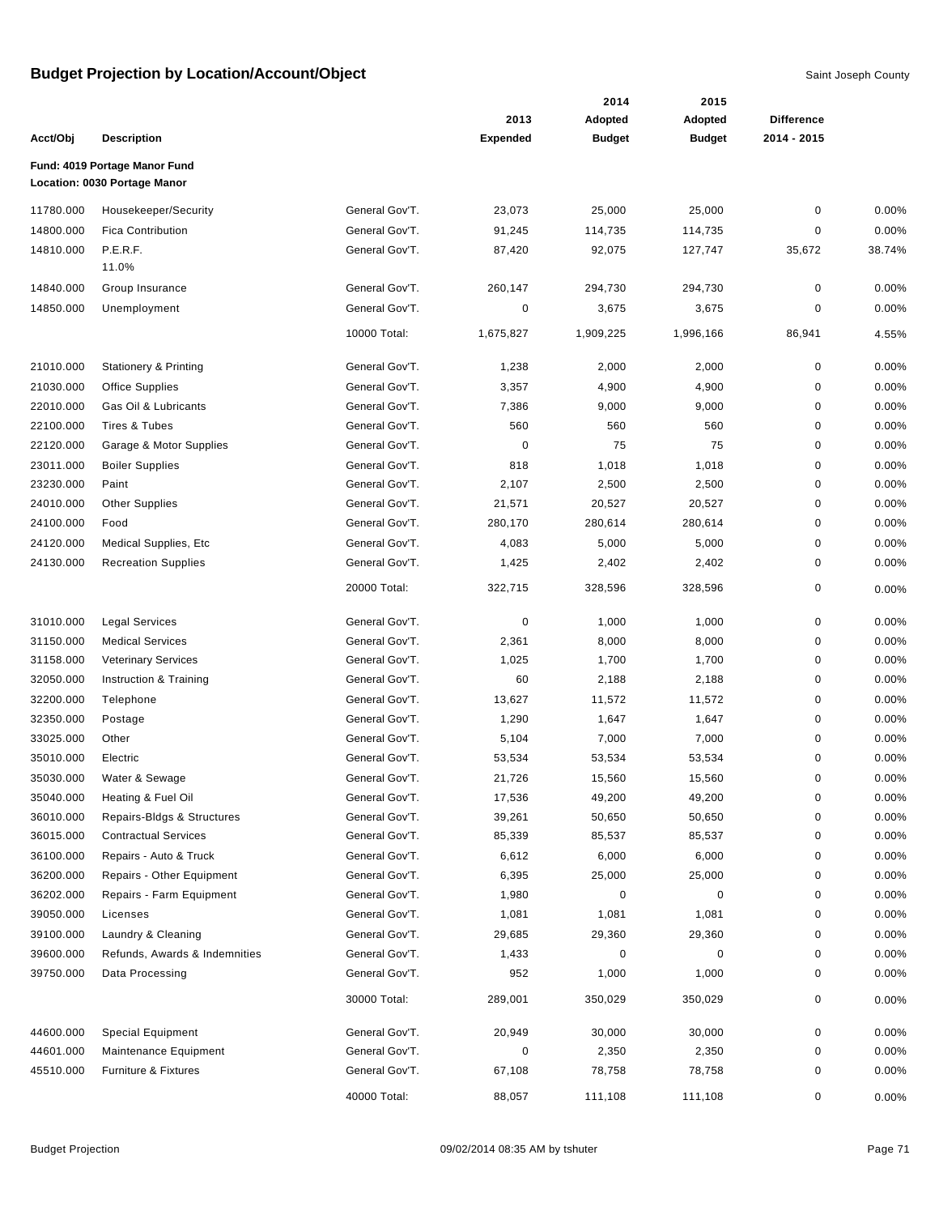# Budget Projection by Location/Account/Object

Saint Joseph County

| Acct/Obj | Description | | 2013 Expended | 2014 Adopted Budget | 2015 Adopted Budget | Difference 2014 - 2015 | |
|---|---|---|---|---|---|---|---|
| **Fund: 4019 Portage Manor Fund** | | | | | | | |
| **Location: 0030 Portage Manor** | | | | | | | |
| 11780.000 | Housekeeper/Security | General Gov'T. | 23,073 | 25,000 | 25,000 | 0 | 0.00% |
| 14800.000 | Fica Contribution | General Gov'T. | 91,245 | 114,735 | 114,735 | 0 | 0.00% |
| 14810.000 | P.E.R.F. 11.0% | General Gov'T. | 87,420 | 92,075 | 127,747 | 35,672 | 38.74% |
| 14840.000 | Group Insurance | General Gov'T. | 260,147 | 294,730 | 294,730 | 0 | 0.00% |
| 14850.000 | Unemployment | General Gov'T. | 0 | 3,675 | 3,675 | 0 | 0.00% |
| | | 10000 Total: | 1,675,827 | 1,909,225 | 1,996,166 | 86,941 | 4.55% |
| 21010.000 | Stationery & Printing | General Gov'T. | 1,238 | 2,000 | 2,000 | 0 | 0.00% |
| 21030.000 | Office Supplies | General Gov'T. | 3,357 | 4,900 | 4,900 | 0 | 0.00% |
| 22010.000 | Gas Oil & Lubricants | General Gov'T. | 7,386 | 9,000 | 9,000 | 0 | 0.00% |
| 22100.000 | Tires & Tubes | General Gov'T. | 560 | 560 | 560 | 0 | 0.00% |
| 22120.000 | Garage & Motor Supplies | General Gov'T. | 0 | 75 | 75 | 0 | 0.00% |
| 23011.000 | Boiler Supplies | General Gov'T. | 818 | 1,018 | 1,018 | 0 | 0.00% |
| 23230.000 | Paint | General Gov'T. | 2,107 | 2,500 | 2,500 | 0 | 0.00% |
| 24010.000 | Other Supplies | General Gov'T. | 21,571 | 20,527 | 20,527 | 0 | 0.00% |
| 24100.000 | Food | General Gov'T. | 280,170 | 280,614 | 280,614 | 0 | 0.00% |
| 24120.000 | Medical Supplies, Etc | General Gov'T. | 4,083 | 5,000 | 5,000 | 0 | 0.00% |
| 24130.000 | Recreation Supplies | General Gov'T. | 1,425 | 2,402 | 2,402 | 0 | 0.00% |
| | | 20000 Total: | 322,715 | 328,596 | 328,596 | 0 | 0.00% |
| 31010.000 | Legal Services | General Gov'T. | 0 | 1,000 | 1,000 | 0 | 0.00% |
| 31150.000 | Medical Services | General Gov'T. | 2,361 | 8,000 | 8,000 | 0 | 0.00% |
| 31158.000 | Veterinary Services | General Gov'T. | 1,025 | 1,700 | 1,700 | 0 | 0.00% |
| 32050.000 | Instruction & Training | General Gov'T. | 60 | 2,188 | 2,188 | 0 | 0.00% |
| 32200.000 | Telephone | General Gov'T. | 13,627 | 11,572 | 11,572 | 0 | 0.00% |
| 32350.000 | Postage | General Gov'T. | 1,290 | 1,647 | 1,647 | 0 | 0.00% |
| 33025.000 | Other | General Gov'T. | 5,104 | 7,000 | 7,000 | 0 | 0.00% |
| 35010.000 | Electric | General Gov'T. | 53,534 | 53,534 | 53,534 | 0 | 0.00% |
| 35030.000 | Water & Sewage | General Gov'T. | 21,726 | 15,560 | 15,560 | 0 | 0.00% |
| 35040.000 | Heating & Fuel Oil | General Gov'T. | 17,536 | 49,200 | 49,200 | 0 | 0.00% |
| 36010.000 | Repairs-Bldgs & Structures | General Gov'T. | 39,261 | 50,650 | 50,650 | 0 | 0.00% |
| 36015.000 | Contractual Services | General Gov'T. | 85,339 | 85,537 | 85,537 | 0 | 0.00% |
| 36100.000 | Repairs - Auto & Truck | General Gov'T. | 6,612 | 6,000 | 6,000 | 0 | 0.00% |
| 36200.000 | Repairs - Other Equipment | General Gov'T. | 6,395 | 25,000 | 25,000 | 0 | 0.00% |
| 36202.000 | Repairs - Farm Equipment | General Gov'T. | 1,980 | 0 | 0 | 0 | 0.00% |
| 39050.000 | Licenses | General Gov'T. | 1,081 | 1,081 | 1,081 | 0 | 0.00% |
| 39100.000 | Laundry & Cleaning | General Gov'T. | 29,685 | 29,360 | 29,360 | 0 | 0.00% |
| 39600.000 | Refunds, Awards & Indemnities | General Gov'T. | 1,433 | 0 | 0 | 0 | 0.00% |
| 39750.000 | Data Processing | General Gov'T. | 952 | 1,000 | 1,000 | 0 | 0.00% |
| | | 30000 Total: | 289,001 | 350,029 | 350,029 | 0 | 0.00% |
| 44600.000 | Special Equipment | General Gov'T. | 20,949 | 30,000 | 30,000 | 0 | 0.00% |
| 44601.000 | Maintenance Equipment | General Gov'T. | 0 | 2,350 | 2,350 | 0 | 0.00% |
| 45510.000 | Furniture & Fixtures | General Gov'T. | 67,108 | 78,758 | 78,758 | 0 | 0.00% |
| | | 40000 Total: | 88,057 | 111,108 | 111,108 | 0 | 0.00% |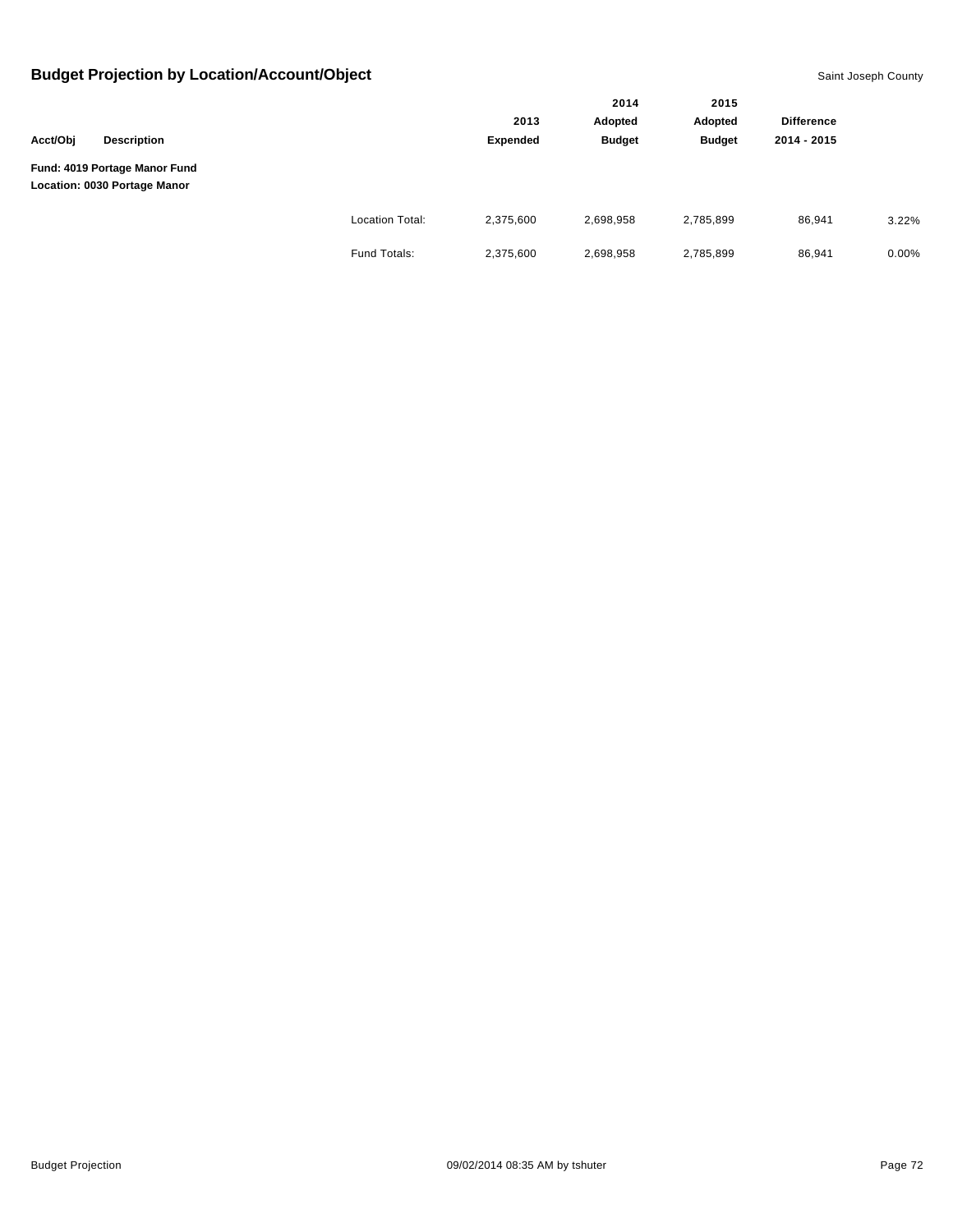## Budget Projection by Location/Account/Object

Saint Joseph County

| Acct/Obj | Description | | 2013 Expended | 2014 Adopted Budget | 2015 Adopted Budget | Difference 2014 - 2015 | |
|---|---|---|---|---|---|---|---|
| **Fund: 4019 Portage Manor Fund** | | | | | | | |
| **Location: 0030 Portage Manor** | | | | | | | |
| | | Location Total: | 2,375,600 | 2,698,958 | 2,785,899 | 86,941 | 3.22% |
| | | Fund Totals: | 2,375,600 | 2,698,958 | 2,785,899 | 86,941 | 0.00% |

Budget Projection — 09/02/2014 08:35 AM by tshuter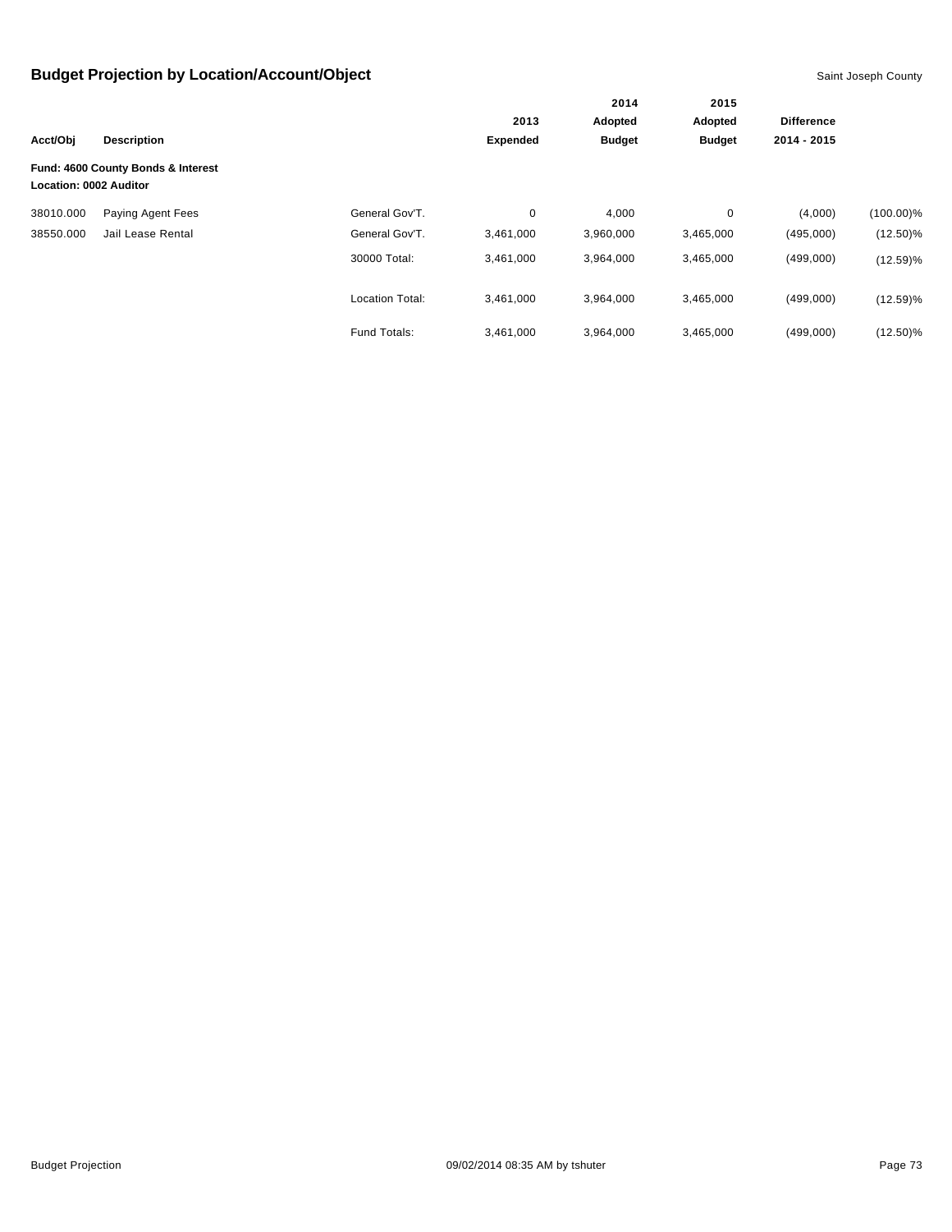## Budget Projection by Location/Account/Object

Saint Joseph County

| Acct/Obj | Description | | 2013 Expended | 2014 Adopted Budget | 2015 Adopted Budget | Difference 2014 - 2015 | |
|---|---|---|---|---|---|---|---|
| **Fund: 4600 County Bonds & Interest** | | | | | | | |
| **Location: 0002 Auditor** | | | | | | | |
| 38010.000 | Paying Agent Fees | General Gov'T. | 0 | 4,000 | 0 | (4,000) | (100.00)% |
| 38550.000 | Jail Lease Rental | General Gov'T. | 3,461,000 | 3,960,000 | 3,465,000 | (495,000) | (12.50)% |
| | | 30000 Total: | 3,461,000 | 3,964,000 | 3,465,000 | (499,000) | (12.59)% |
| | | Location Total: | 3,461,000 | 3,964,000 | 3,465,000 | (499,000) | (12.59)% |
| | | Fund Totals: | 3,461,000 | 3,964,000 | 3,465,000 | (499,000) | (12.50)% |

Budget Projection 09/02/2014 08:35 AM by tshuter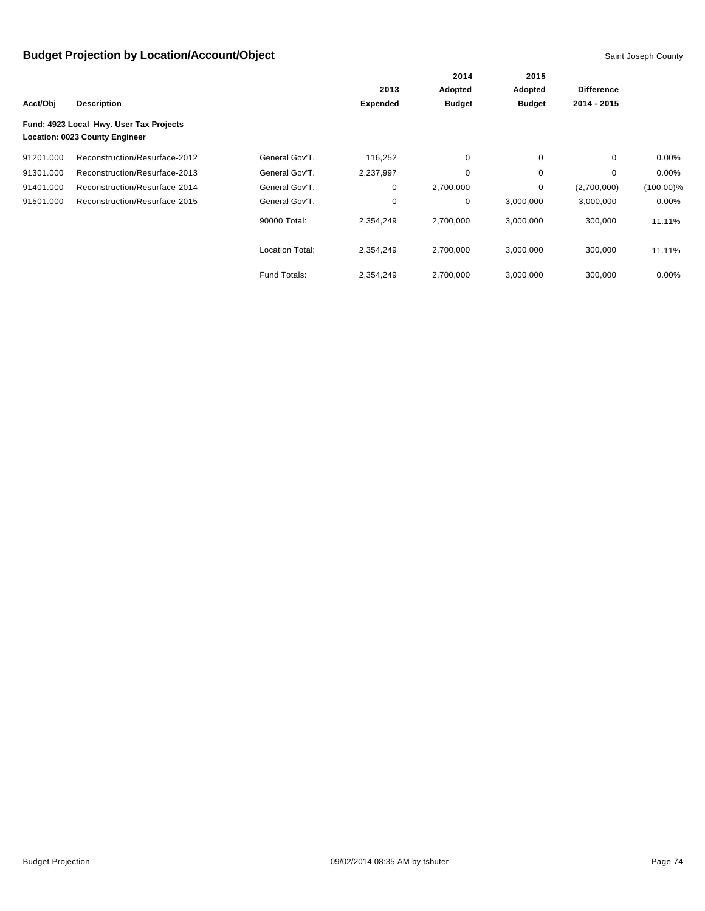# Budget Projection by Location/Account/Object

Saint Joseph County

**Fund: 4923 Local Hwy. User Tax Projects**
**Location: 0023 County Engineer**

| Acct/Obj | Description | | 2013 Expended | 2014 Adopted Budget | 2015 Adopted Budget | Difference 2014 - 2015 | |
|---|---|---|---|---|---|---|---|
| 91201.000 | Reconstruction/Resurface-2012 | General Gov'T. | 116,252 | 0 | 0 | 0 | 0.00% |
| 91301.000 | Reconstruction/Resurface-2013 | General Gov'T. | 2,237,997 | 0 | 0 | 0 | 0.00% |
| 91401.000 | Reconstruction/Resurface-2014 | General Gov'T. | 0 | 2,700,000 | 0 | (2,700,000) | (100.00)% |
| 91501.000 | Reconstruction/Resurface-2015 | General Gov'T. | 0 | 0 | 3,000,000 | 3,000,000 | 0.00% |
| | | 90000 Total: | 2,354,249 | 2,700,000 | 3,000,000 | 300,000 | 11.11% |
| | | Location Total: | 2,354,249 | 2,700,000 | 3,000,000 | 300,000 | 11.11% |
| | | Fund Totals: | 2,354,249 | 2,700,000 | 3,000,000 | 300,000 | 0.00% |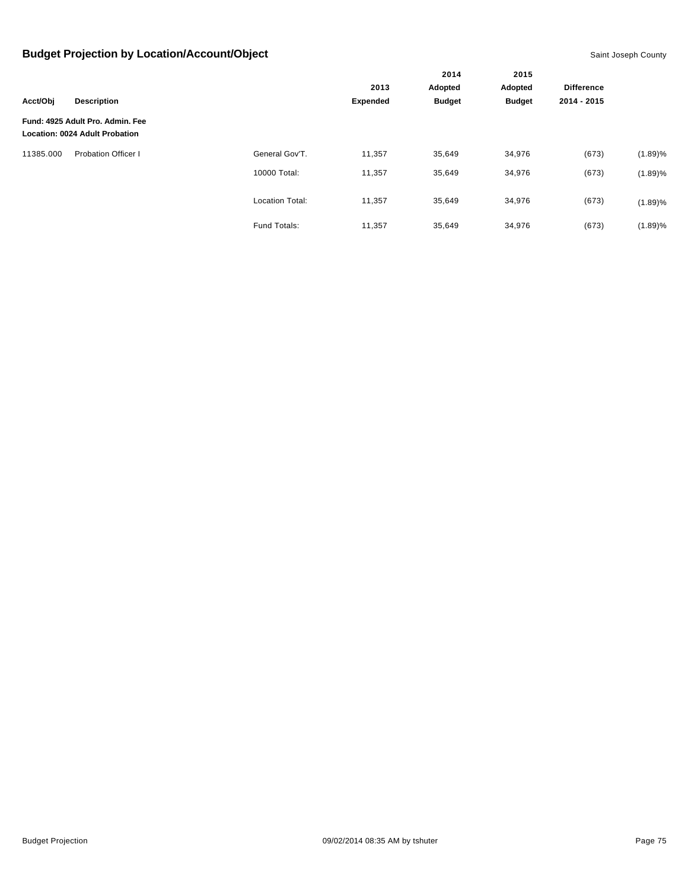# Budget Projection by Location/Account/Object

Saint Joseph County

| Acct/Obj | Description | | 2013 Expended | 2014 Adopted Budget | 2015 Adopted Budget | Difference 2014 - 2015 | |
|---|---|---|---|---|---|---|---|
| **Fund: 4925 Adult Pro. Admin. Fee** | | | | | | | |
| **Location: 0024 Adult Probation** | | | | | | | |
| 11385.000 | Probation Officer I | General Gov'T. | 11,357 | 35,649 | 34,976 | (673) | (1.89)% |
| | | 10000 Total: | 11,357 | 35,649 | 34,976 | (673) | (1.89)% |
| | | Location Total: | 11,357 | 35,649 | 34,976 | (673) | (1.89)% |
| | | Fund Totals: | 11,357 | 35,649 | 34,976 | (673) | (1.89)% |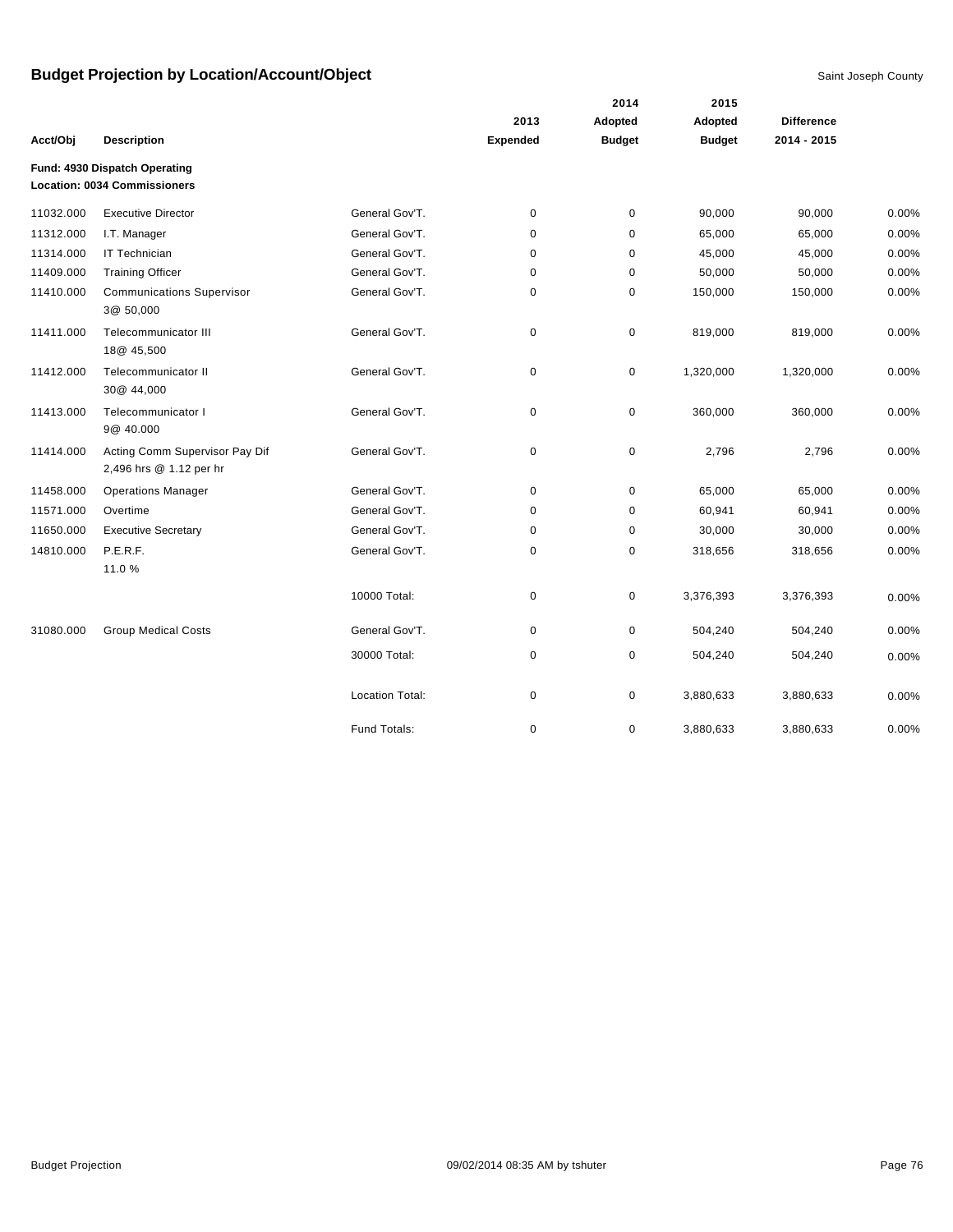## Budget Projection by Location/Account/Object

Saint Joseph County

| Acct/Obj | Description | | 2013 Expended | 2014 Adopted Budget | 2015 Adopted Budget | Difference 2014 - 2015 | |
|---|---|---|---|---|---|---|---|
| **Fund: 4930 Dispatch Operating** | | | | | | | |
| **Location: 0034 Commissioners** | | | | | | | |
| 11032.000 | Executive Director | General Gov'T. | 0 | 0 | 90,000 | 90,000 | 0.00% |
| 11312.000 | I.T. Manager | General Gov'T. | 0 | 0 | 65,000 | 65,000 | 0.00% |
| 11314.000 | IT Technician | General Gov'T. | 0 | 0 | 45,000 | 45,000 | 0.00% |
| 11409.000 | Training Officer | General Gov'T. | 0 | 0 | 50,000 | 50,000 | 0.00% |
| 11410.000 | Communications Supervisor 3@ 50,000 | General Gov'T. | 0 | 0 | 150,000 | 150,000 | 0.00% |
| 11411.000 | Telecommunicator III 18@ 45,500 | General Gov'T. | 0 | 0 | 819,000 | 819,000 | 0.00% |
| 11412.000 | Telecommunicator II 30@ 44,000 | General Gov'T. | 0 | 0 | 1,320,000 | 1,320,000 | 0.00% |
| 11413.000 | Telecommunicator I 9@ 40.000 | General Gov'T. | 0 | 0 | 360,000 | 360,000 | 0.00% |
| 11414.000 | Acting Comm Supervisor Pay Dif 2,496 hrs @ 1.12 per hr | General Gov'T. | 0 | 0 | 2,796 | 2,796 | 0.00% |
| 11458.000 | Operations Manager | General Gov'T. | 0 | 0 | 65,000 | 65,000 | 0.00% |
| 11571.000 | Overtime | General Gov'T. | 0 | 0 | 60,941 | 60,941 | 0.00% |
| 11650.000 | Executive Secretary | General Gov'T. | 0 | 0 | 30,000 | 30,000 | 0.00% |
| 14810.000 | P.E.R.F. 11.0 % | General Gov'T. | 0 | 0 | 318,656 | 318,656 | 0.00% |
| | | 10000 Total: | 0 | 0 | 3,376,393 | 3,376,393 | 0.00% |
| 31080.000 | Group Medical Costs | General Gov'T. | 0 | 0 | 504,240 | 504,240 | 0.00% |
| | | 30000 Total: | 0 | 0 | 504,240 | 504,240 | 0.00% |
| | | Location Total: | 0 | 0 | 3,880,633 | 3,880,633 | 0.00% |
| | | Fund Totals: | 0 | 0 | 3,880,633 | 3,880,633 | 0.00% |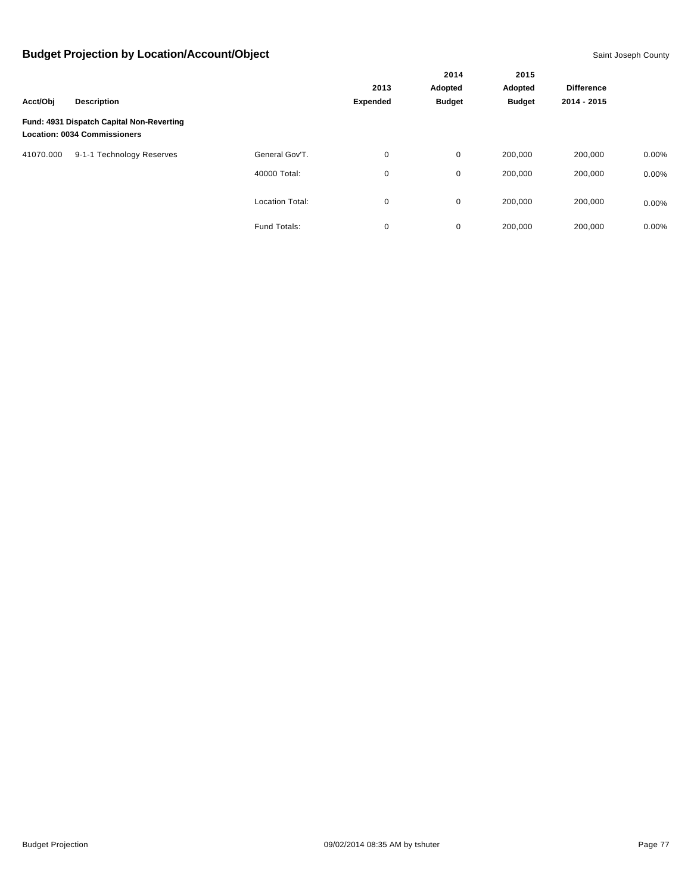## Budget Projection by Location/Account/Object

Saint Joseph County

| Acct/Obj | Description | | 2013 Expended | 2014 Adopted Budget | 2015 Adopted Budget | Difference 2014 - 2015 | |
|---|---|---|---|---|---|---|---|
| **Fund: 4931 Dispatch Capital Non-Reverting** | | | | | | | |
| **Location: 0034 Commissioners** | | | | | | | |
| 41070.000 | 9-1-1 Technology Reserves | General Gov'T. | 0 | 0 | 200,000 | 200,000 | 0.00% |
| | | 40000 Total: | 0 | 0 | 200,000 | 200,000 | 0.00% |
| | | Location Total: | 0 | 0 | 200,000 | 200,000 | 0.00% |
| | | Fund Totals: | 0 | 0 | 200,000 | 200,000 | 0.00% |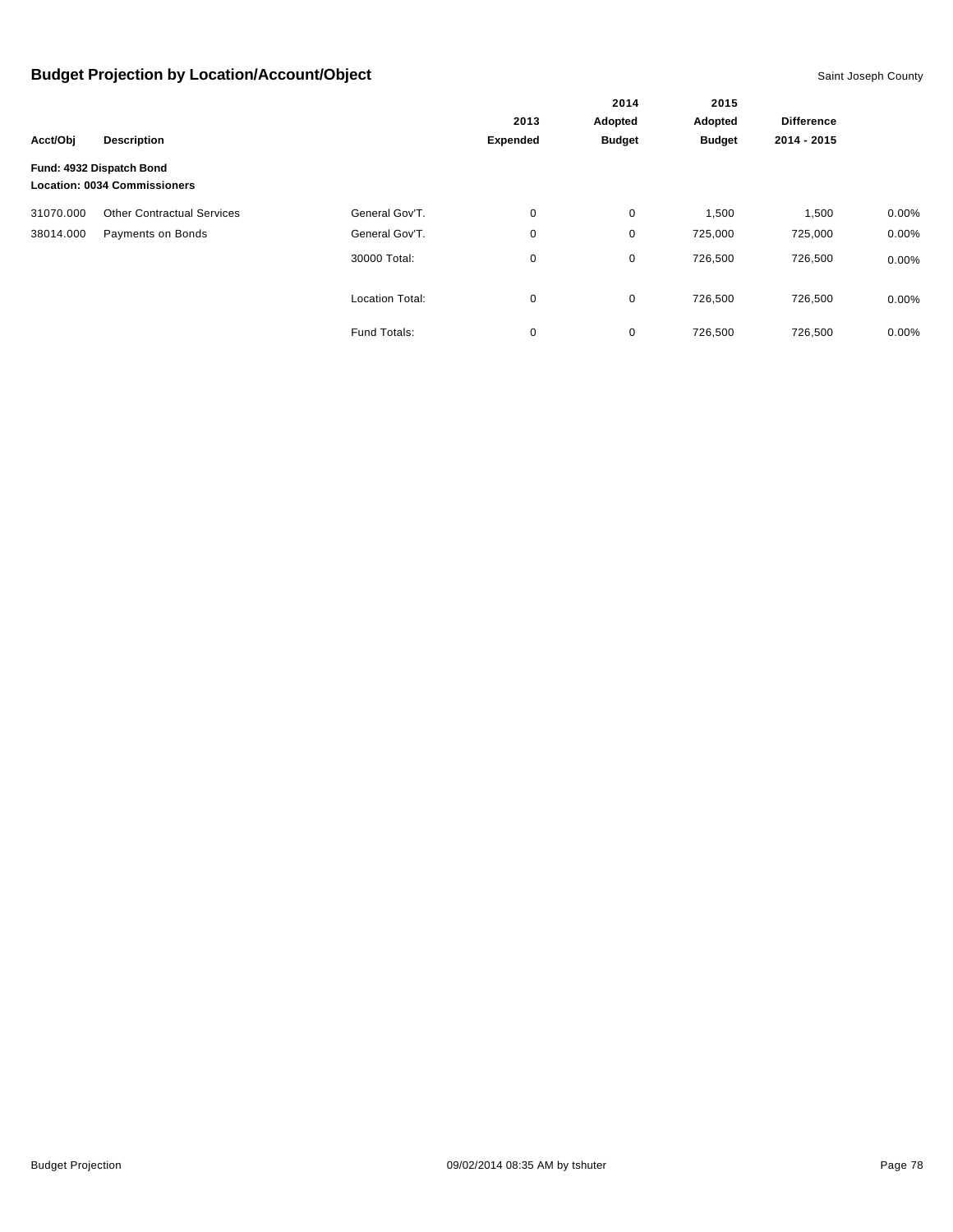## Budget Projection by Location/Account/Object

Saint Joseph County

| Acct/Obj | Description | | 2013 Expended | 2014 Adopted Budget | 2015 Adopted Budget | Difference 2014 - 2015 | |
|---|---|---|---|---|---|---|---|
| **Fund: 4932 Dispatch Bond** | | | | | | | |
| **Location: 0034 Commissioners** | | | | | | | |
| 31070.000 | Other Contractual Services | General Gov'T. | 0 | 0 | 1,500 | 1,500 | 0.00% |
| 38014.000 | Payments on Bonds | General Gov'T. | 0 | 0 | 725,000 | 725,000 | 0.00% |
| | | 30000 Total: | 0 | 0 | 726,500 | 726,500 | 0.00% |
| | | Location Total: | 0 | 0 | 726,500 | 726,500 | 0.00% |
| | | Fund Totals: | 0 | 0 | 726,500 | 726,500 | 0.00% |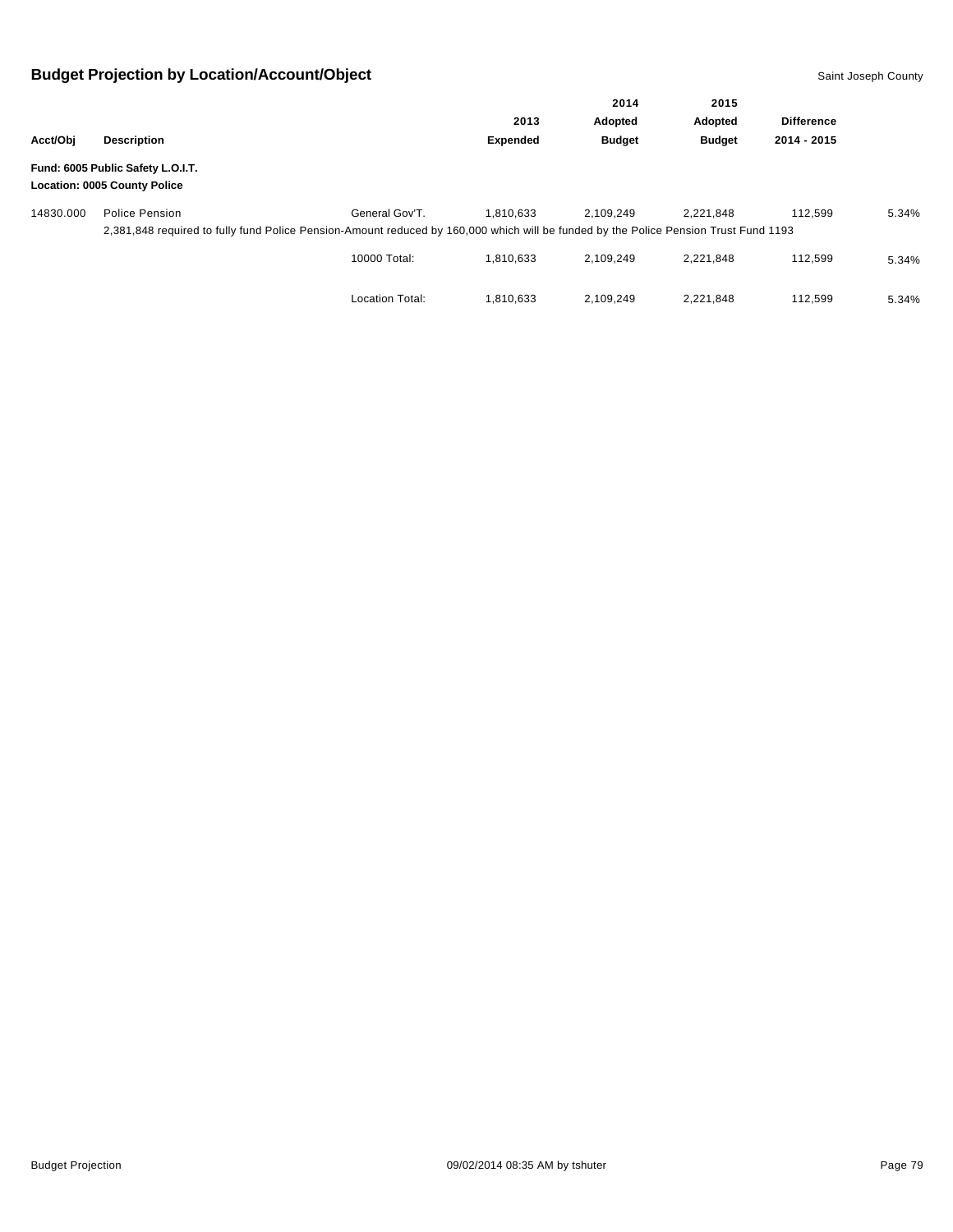## Budget Projection by Location/Account/Object

Saint Joseph County

| Acct/Obj | Description | | 2013 Expended | 2014 Adopted Budget | 2015 Adopted Budget | Difference 2014 - 2015 | |
|---|---|---|---|---|---|---|---|
| **Fund: 6005 Public Safety L.O.I.T.** | | | | | | | |
| **Location: 0005 County Police** | | | | | | | |
| 14830.000 | Police Pension | General Gov'T. | 1,810,633 | 2,109,249 | 2,221,848 | 112,599 | 5.34% |
| | 2,381,848 required to fully fund Police Pension-Amount reduced by 160,000 which will be funded by the Police Pension Trust Fund 1193 | | | | | | |
| | | 10000 Total: | 1,810,633 | 2,109,249 | 2,221,848 | 112,599 | 5.34% |
| | | Location Total: | 1,810,633 | 2,109,249 | 2,221,848 | 112,599 | 5.34% |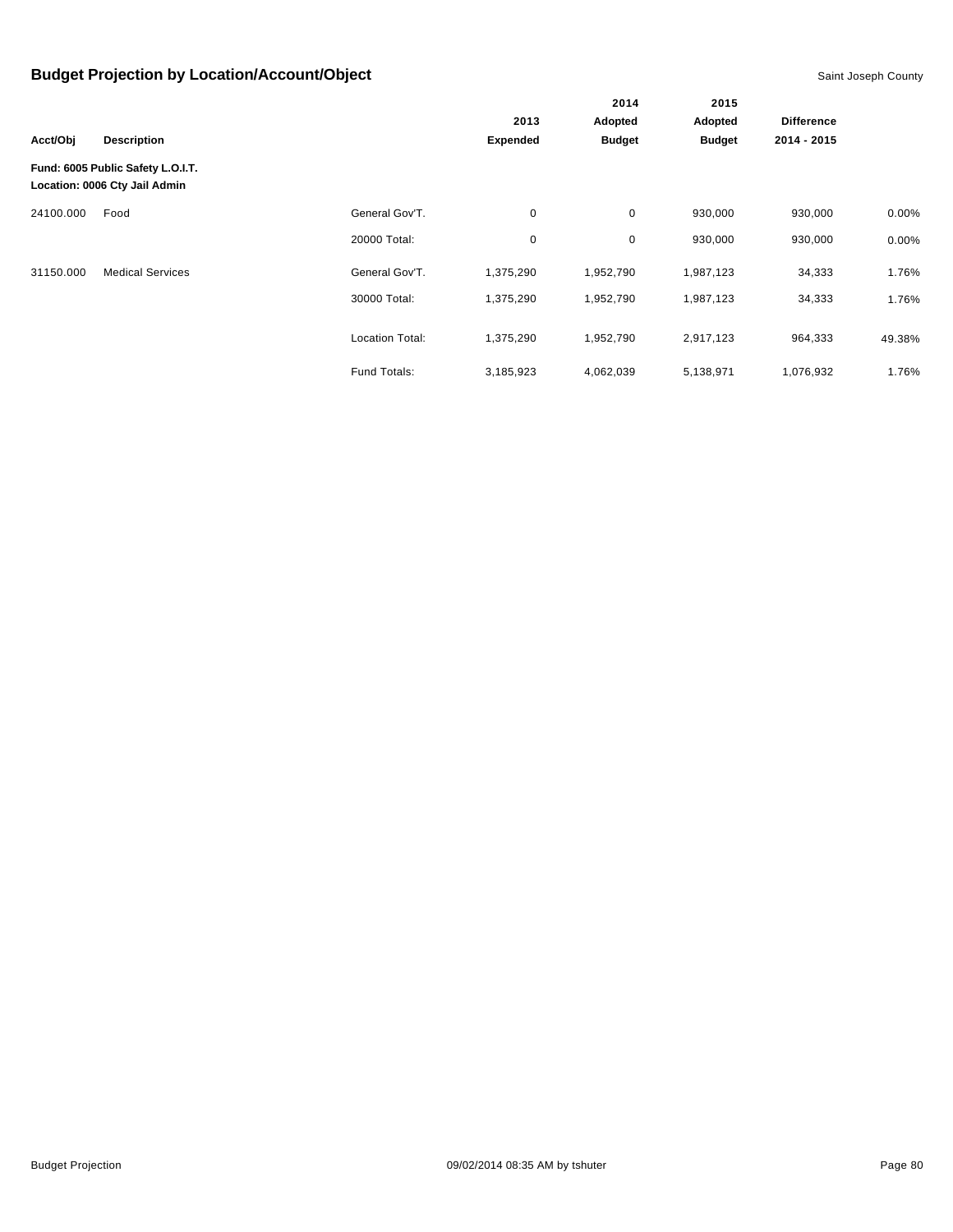# Budget Projection by Location/Account/Object

Saint Joseph County

| Acct/Obj | Description | | 2013 Expended | 2014 Adopted Budget | 2015 Adopted Budget | Difference 2014 - 2015 | |
|---|---|---|---|---|---|---|---|
| **Fund: 6005 Public Safety L.O.I.T.** | | | | | | | |
| **Location: 0006 Cty Jail Admin** | | | | | | | |
| 24100.000 | Food | General Gov'T. | 0 | 0 | 930,000 | 930,000 | 0.00% |
| | | 20000 Total: | 0 | 0 | 930,000 | 930,000 | 0.00% |
| 31150.000 | Medical Services | General Gov'T. | 1,375,290 | 1,952,790 | 1,987,123 | 34,333 | 1.76% |
| | | 30000 Total: | 1,375,290 | 1,952,790 | 1,987,123 | 34,333 | 1.76% |
| | | Location Total: | 1,375,290 | 1,952,790 | 2,917,123 | 964,333 | 49.38% |
| | | Fund Totals: | 3,185,923 | 4,062,039 | 5,138,971 | 1,076,932 | 1.76% |

Budget Projection 09/02/2014 08:35 AM by tshuter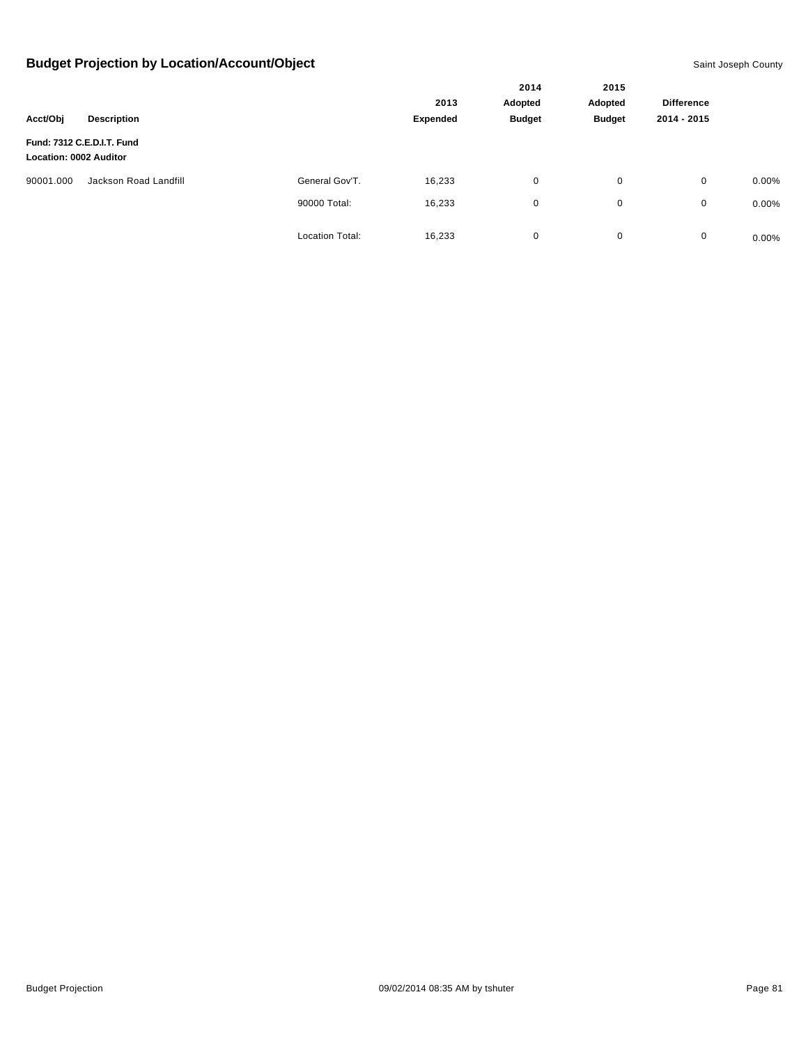## Budget Projection by Location/Account/Object

Saint Joseph County

| Acct/Obj | Description | | 2013 Expended | 2014 Adopted Budget | 2015 Adopted Budget | Difference 2014 - 2015 | |
|---|---|---|---|---|---|---|---|
| **Fund: 7312 C.E.D.I.T. Fund** | | | | | | | |
| **Location: 0002 Auditor** | | | | | | | |
| 90001.000 | Jackson Road Landfill | General Gov'T. | 16,233 | 0 | 0 | 0 | 0.00% |
| | | 90000 Total: | 16,233 | 0 | 0 | 0 | 0.00% |
| | | Location Total: | 16,233 | 0 | 0 | 0 | 0.00% |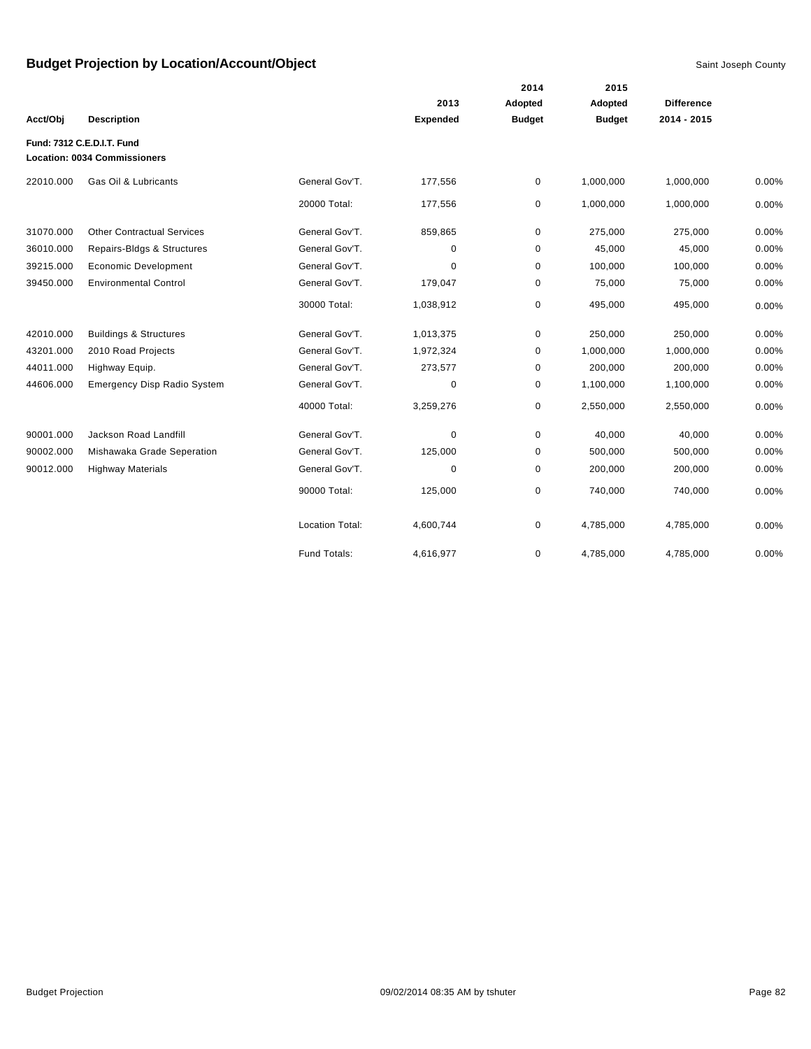# Budget Projection by Location/Account/Object

Saint Joseph County

| Acct/Obj | Description | | 2013 Expended | 2014 Adopted Budget | 2015 Adopted Budget | Difference 2014 - 2015 | |
|---|---|---|---|---|---|---|---|
| **Fund: 7312 C.E.D.I.T. Fund** | | | | | | | |
| **Location: 0034 Commissioners** | | | | | | | |
| 22010.000 | Gas Oil & Lubricants | General Gov'T. | 177,556 | 0 | 1,000,000 | 1,000,000 | 0.00% |
| | | 20000 Total: | 177,556 | 0 | 1,000,000 | 1,000,000 | 0.00% |
| 31070.000 | Other Contractual Services | General Gov'T. | 859,865 | 0 | 275,000 | 275,000 | 0.00% |
| 36010.000 | Repairs-Bldgs & Structures | General Gov'T. | 0 | 0 | 45,000 | 45,000 | 0.00% |
| 39215.000 | Economic Development | General Gov'T. | 0 | 0 | 100,000 | 100,000 | 0.00% |
| 39450.000 | Environmental Control | General Gov'T. | 179,047 | 0 | 75,000 | 75,000 | 0.00% |
| | | 30000 Total: | 1,038,912 | 0 | 495,000 | 495,000 | 0.00% |
| 42010.000 | Buildings & Structures | General Gov'T. | 1,013,375 | 0 | 250,000 | 250,000 | 0.00% |
| 43201.000 | 2010 Road Projects | General Gov'T. | 1,972,324 | 0 | 1,000,000 | 1,000,000 | 0.00% |
| 44011.000 | Highway Equip. | General Gov'T. | 273,577 | 0 | 200,000 | 200,000 | 0.00% |
| 44606.000 | Emergency Disp Radio System | General Gov'T. | 0 | 0 | 1,100,000 | 1,100,000 | 0.00% |
| | | 40000 Total: | 3,259,276 | 0 | 2,550,000 | 2,550,000 | 0.00% |
| 90001.000 | Jackson Road Landfill | General Gov'T. | 0 | 0 | 40,000 | 40,000 | 0.00% |
| 90002.000 | Mishawaka Grade Seperation | General Gov'T. | 125,000 | 0 | 500,000 | 500,000 | 0.00% |
| 90012.000 | Highway Materials | General Gov'T. | 0 | 0 | 200,000 | 200,000 | 0.00% |
| | | 90000 Total: | 125,000 | 0 | 740,000 | 740,000 | 0.00% |
| | | Location Total: | 4,600,744 | 0 | 4,785,000 | 4,785,000 | 0.00% |
| | | Fund Totals: | 4,616,977 | 0 | 4,785,000 | 4,785,000 | 0.00% |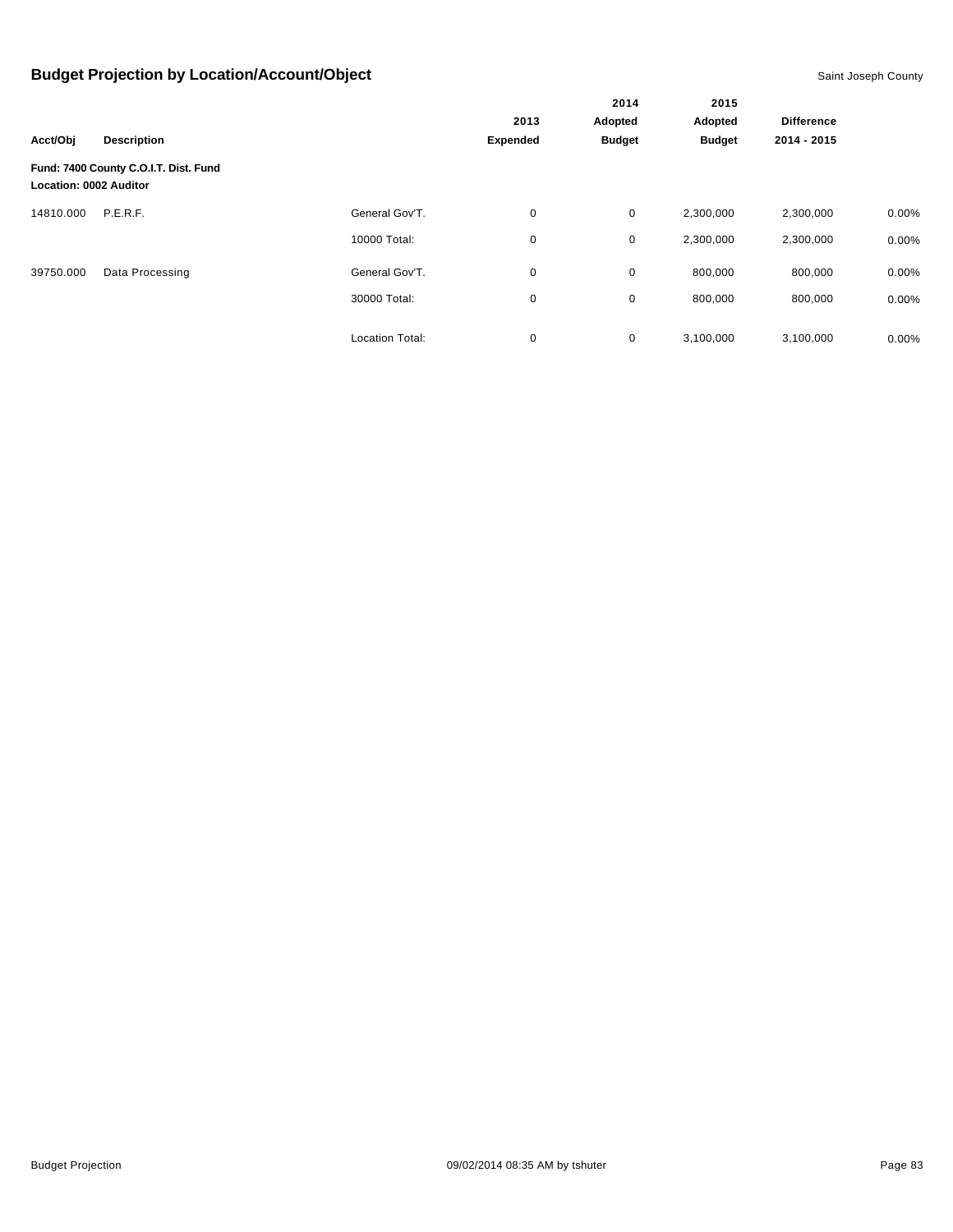## Budget Projection by Location/Account/Object

Saint Joseph County

| Acct/Obj | Description | | 2013 Expended | 2014 Adopted Budget | 2015 Adopted Budget | Difference 2014 - 2015 | |
|---|---|---|---|---|---|---|---|
| **Fund: 7400 County C.O.I.T. Dist. Fund** | | | | | | | |
| **Location: 0002 Auditor** | | | | | | | |
| 14810.000 | P.E.R.F. | General Gov'T. | 0 | 0 | 2,300,000 | 2,300,000 | 0.00% |
| | | 10000 Total: | 0 | 0 | 2,300,000 | 2,300,000 | 0.00% |
| 39750.000 | Data Processing | General Gov'T. | 0 | 0 | 800,000 | 800,000 | 0.00% |
| | | 30000 Total: | 0 | 0 | 800,000 | 800,000 | 0.00% |
| | | Location Total: | 0 | 0 | 3,100,000 | 3,100,000 | 0.00% |

Budget Projection 09/02/2014 08:35 AM by tshuter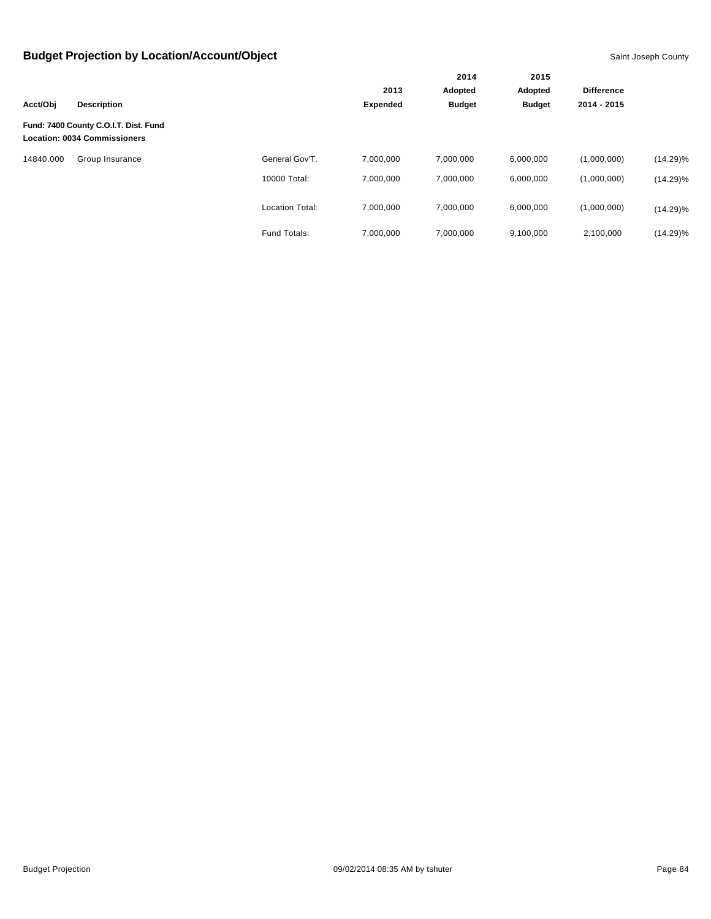## Budget Projection by Location/Account/Object

Saint Joseph County

| Acct/Obj | Description | | 2013 Expended | 2014 Adopted Budget | 2015 Adopted Budget | Difference 2014 - 2015 | |
|---|---|---|---|---|---|---|---|
| **Fund: 7400 County C.O.I.T. Dist. Fund** | | | | | | | |
| **Location: 0034 Commissioners** | | | | | | | |
| 14840.000 | Group Insurance | General Gov'T. | 7,000,000 | 7,000,000 | 6,000,000 | (1,000,000) | (14.29)% |
| | | 10000 Total: | 7,000,000 | 7,000,000 | 6,000,000 | (1,000,000) | (14.29)% |
| | | Location Total: | 7,000,000 | 7,000,000 | 6,000,000 | (1,000,000) | (14.29)% |
| | | Fund Totals: | 7,000,000 | 7,000,000 | 9,100,000 | 2,100,000 | (14.29)% |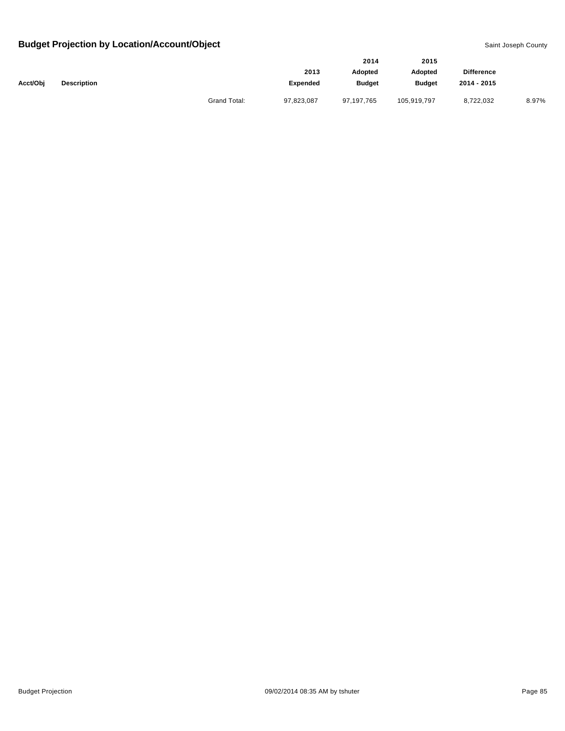## Budget Projection by Location/Account/Object

Saint Joseph County

| Acct/Obj | Description | | 2013 Expended | 2014 Adopted Budget | 2015 Adopted Budget | Difference 2014 - 2015 | |
|---|---|---|---|---|---|---|---|
| | | Grand Total: | 97,823,087 | 97,197,765 | 105,919,797 | 8,722,032 | 8.97% |